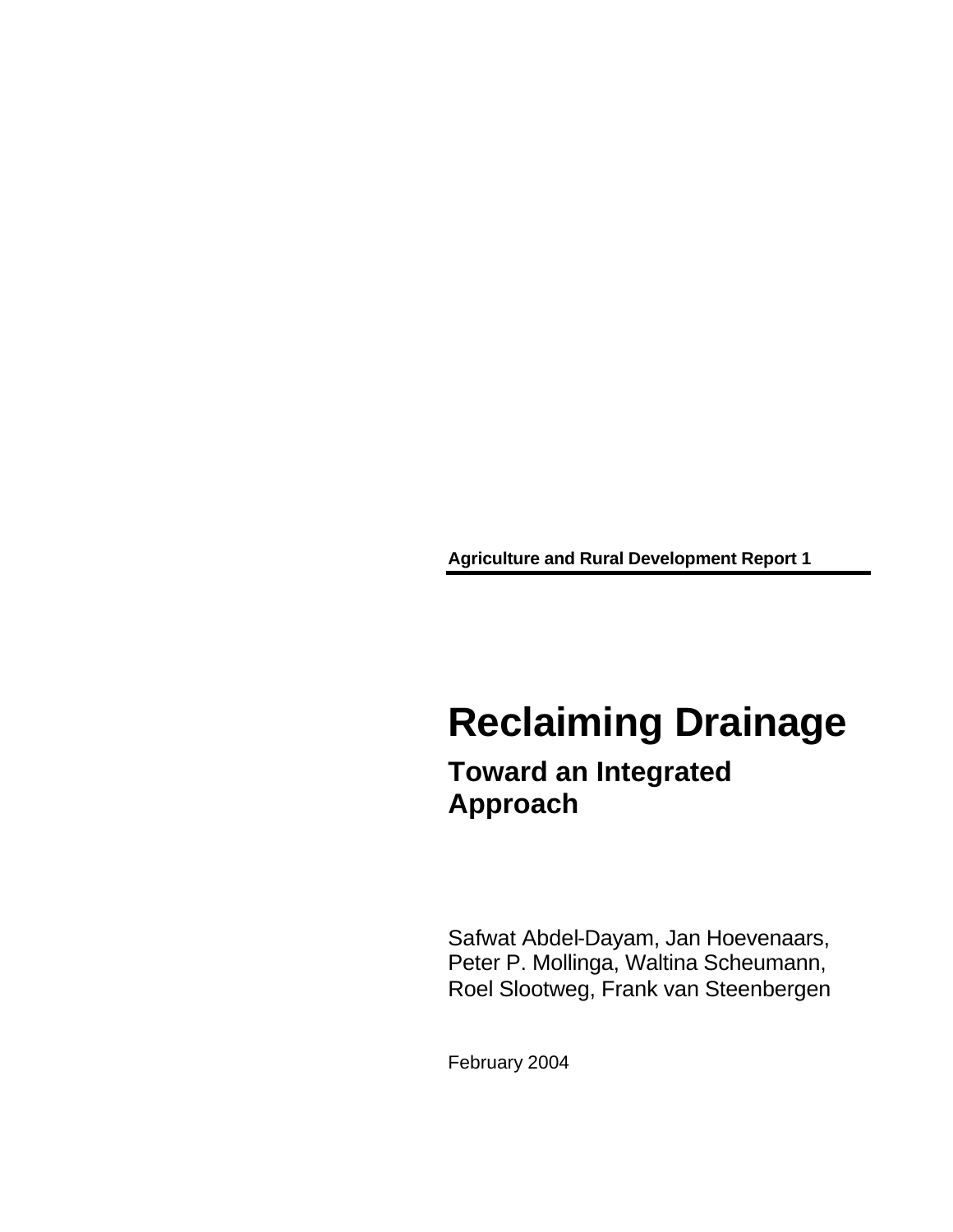**Agriculture and Rural Development Report 1**

# Reclaiming Drainage

## Toward an Integrated Approach

Safwat Abdel-Dayam, Jan Hoevenaars, Peter P. Mollinga, Waltina Scheumann, Roel Slootweg, Frank van Steenbergen

February 2004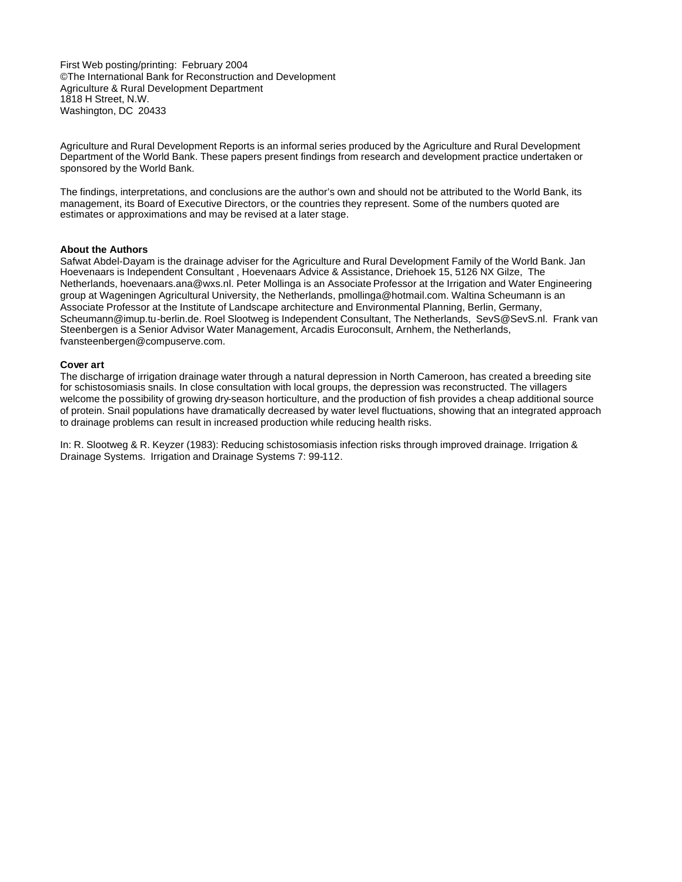First Web posting/printing: February 2004
©The International Bank for Reconstruction and Development
Agriculture & Rural Development Department
1818 H Street, N.W.
Washington, DC 20433

Agriculture and Rural Development Reports is an informal series produced by the Agriculture and Rural Development Department of the World Bank. These papers present findings from research and development practice undertaken or sponsored by the World Bank.

The findings, interpretations, and conclusions are the author's own and should not be attributed to the World Bank, its management, its Board of Executive Directors, or the countries they represent. Some of the numbers quoted are estimates or approximations and may be revised at a later stage.

**About the Authors**
Safwat Abdel-Dayam is the drainage adviser for the Agriculture and Rural Development Family of the World Bank. Jan Hoevenaars is Independent Consultant , Hoevenaars Advice & Assistance, Driehoek 15, 5126 NX Gilze, The Netherlands, hoevenaars.ana@wxs.nl. Peter Mollinga is an Associate Professor at the Irrigation and Water Engineering group at Wageningen Agricultural University, the Netherlands, pmollinga@hotmail.com. Waltina Scheumann is an Associate Professor at the Institute of Landscape architecture and Environmental Planning, Berlin, Germany, Scheumann@imup.tu-berlin.de. Roel Slootweg is Independent Consultant, The Netherlands, SevS@SevS.nl. Frank van Steenbergen is a Senior Advisor Water Management, Arcadis Euroconsult, Arnhem, the Netherlands, fvansteenbergen@compuserve.com.

**Cover art**
The discharge of irrigation drainage water through a natural depression in North Cameroon, has created a breeding site for schistosomiasis snails. In close consultation with local groups, the depression was reconstructed. The villagers welcome the possibility of growing dry-season horticulture, and the production of fish provides a cheap additional source of protein. Snail populations have dramatically decreased by water level fluctuations, showing that an integrated approach to drainage problems can result in increased production while reducing health risks.

In: R. Slootweg & R. Keyzer (1983): Reducing schistosomiasis infection risks through improved drainage. Irrigation & Drainage Systems. Irrigation and Drainage Systems 7: 99-112.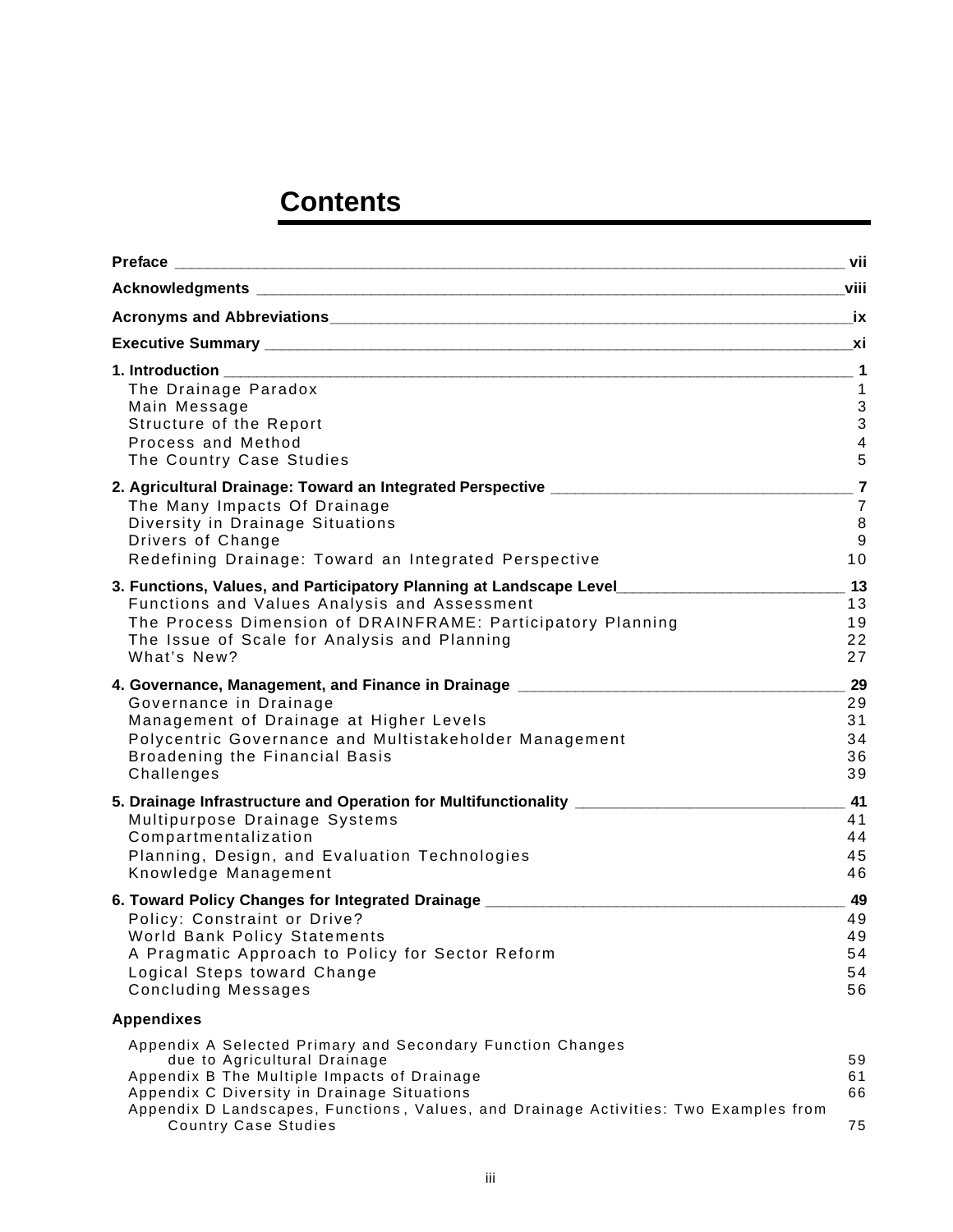# Contents

| | |
|---|---|
| **Preface** | **vii** |
| **Acknowledgments** | **viii** |
| **Acronyms and Abbreviations** | **ix** |
| **Executive Summary** | **xi** |
| **1. Introduction** | **1** |
| The Drainage Paradox | 1 |
| Main Message | 3 |
| Structure of the Report | 3 |
| Process and Method | 4 |
| The Country Case Studies | 5 |
| **2. Agricultural Drainage: Toward an Integrated Perspective** | **7** |
| The Many Impacts Of Drainage | 7 |
| Diversity in Drainage Situations | 8 |
| Drivers of Change | 9 |
| Redefining Drainage: Toward an Integrated Perspective | 10 |
| **3. Functions, Values, and Participatory Planning at Landscape Level** | **13** |
| Functions and Values Analysis and Assessment | 13 |
| The Process Dimension of DRAINFRAME: Participatory Planning | 19 |
| The Issue of Scale for Analysis and Planning | 22 |
| What's New? | 27 |
| **4. Governance, Management, and Finance in Drainage** | **29** |
| Governance in Drainage | 29 |
| Management of Drainage at Higher Levels | 31 |
| Polycentric Governance and Multistakeholder Management | 34 |
| Broadening the Financial Basis | 36 |
| Challenges | 39 |
| **5. Drainage Infrastructure and Operation for Multifunctionality** | **41** |
| Multipurpose Drainage Systems | 41 |
| Compartmentalization | 44 |
| Planning, Design, and Evaluation Technologies | 45 |
| Knowledge Management | 46 |
| **6. Toward Policy Changes for Integrated Drainage** | **49** |
| Policy: Constraint or Drive? | 49 |
| World Bank Policy Statements | 49 |
| A Pragmatic Approach to Policy for Sector Reform | 54 |
| Logical Steps toward Change | 54 |
| Concluding Messages | 56 |
| **Appendixes** | |
| Appendix A Selected Primary and Secondary Function Changes due to Agricultural Drainage | 59 |
| Appendix B The Multiple Impacts of Drainage | 61 |
| Appendix C Diversity in Drainage Situations | 66 |
| Appendix D Landscapes, Functions, Values, and Drainage Activities: Two Examples from Country Case Studies | 75 |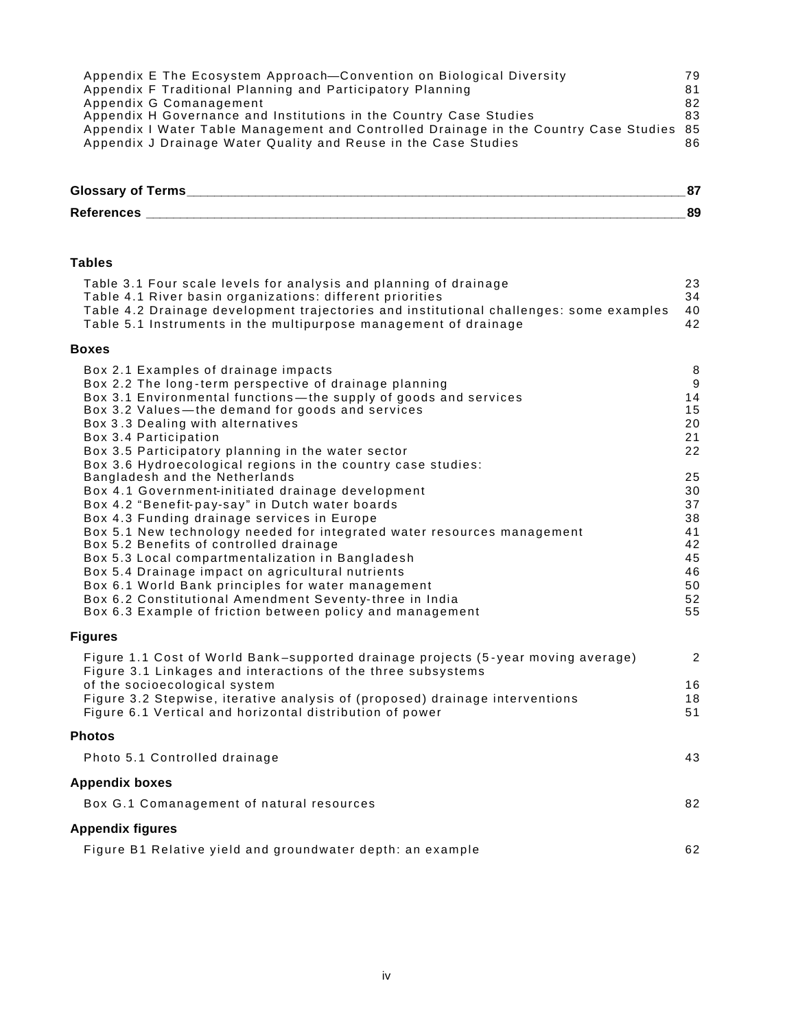Appendix E The Ecosystem Approach—Convention on Biological Diversity 79
Appendix F Traditional Planning and Participatory Planning 81
Appendix G Comanagement 82
Appendix H Governance and Institutions in the Country Case Studies 83
Appendix I Water Table Management and Controlled Drainage in the Country Case Studies 85
Appendix J Drainage Water Quality and Reuse in the Case Studies 86

**Glossary of Terms** **87**

**References** **89**

**Tables**

Table 3.1 Four scale levels for analysis and planning of drainage 23
Table 4.1 River basin organizations: different priorities 34
Table 4.2 Drainage development trajectories and institutional challenges: some examples 40
Table 5.1 Instruments in the multipurpose management of drainage 42

**Boxes**

Box 2.1 Examples of drainage impacts 8
Box 2.2 The long-term perspective of drainage planning 9
Box 3.1 Environmental functions—the supply of goods and services 14
Box 3.2 Values—the demand for goods and services 15
Box 3.3 Dealing with alternatives 20
Box 3.4 Participation 21
Box 3.5 Participatory planning in the water sector 22
Box 3.6 Hydroecological regions in the country case studies: Bangladesh and the Netherlands 25
Box 4.1 Government-initiated drainage development 30
Box 4.2 "Benefit-pay-say" in Dutch water boards 37
Box 4.3 Funding drainage services in Europe 38
Box 5.1 New technology needed for integrated water resources management 41
Box 5.2 Benefits of controlled drainage 42
Box 5.3 Local compartmentalization in Bangladesh 45
Box 5.4 Drainage impact on agricultural nutrients 46
Box 6.1 World Bank principles for water management 50
Box 6.2 Constitutional Amendment Seventy-three in India 52
Box 6.3 Example of friction between policy and management 55

**Figures**

Figure 1.1 Cost of World Bank–supported drainage projects (5-year moving average) 2
Figure 3.1 Linkages and interactions of the three subsystems of the socioecological system 16
Figure 3.2 Stepwise, iterative analysis of (proposed) drainage interventions 18
Figure 6.1 Vertical and horizontal distribution of power 51

**Photos**

Photo 5.1 Controlled drainage 43

**Appendix boxes**

Box G.1 Comanagement of natural resources 82

**Appendix figures**

Figure B1 Relative yield and groundwater depth: an example 62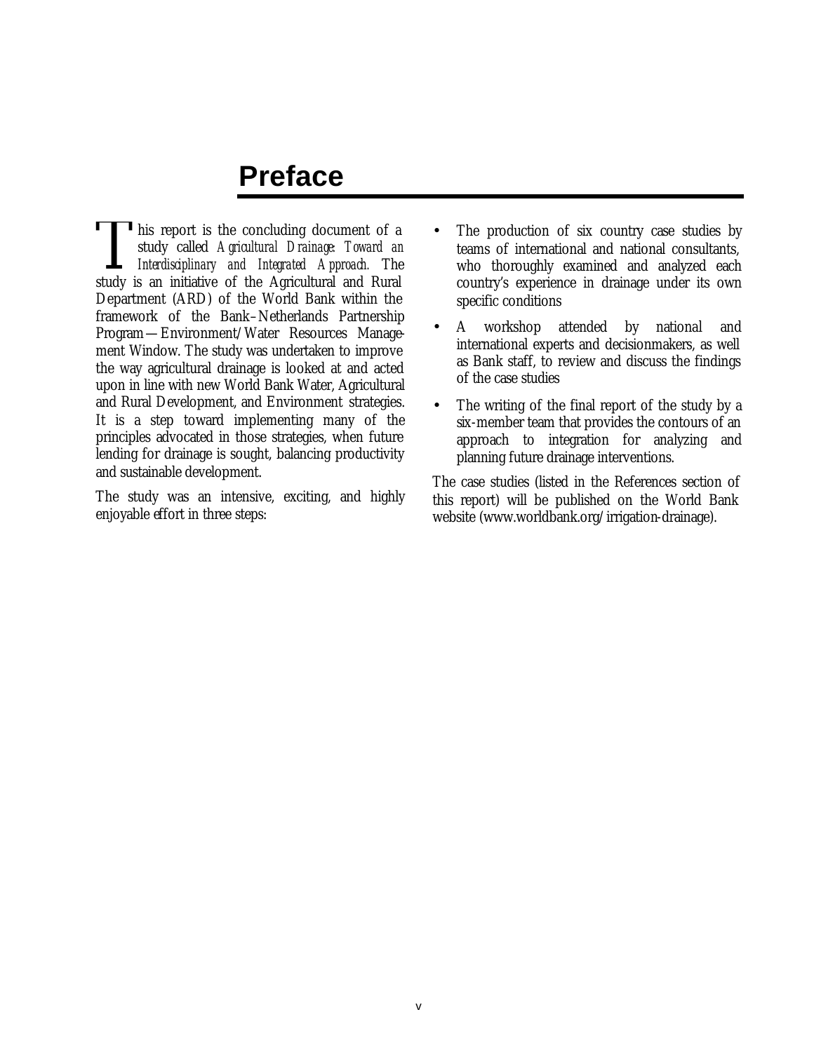# Preface

This report is the concluding document of a study called *Agricultural Drainage: Toward an Interdisciplinary and Integrated Approach.* The study is an initiative of the Agricultural and Rural Department (ARD) of the World Bank within the framework of the Bank–Netherlands Partnership Program—Environment/Water Resources Management Window. The study was undertaken to improve the way agricultural drainage is looked at and acted upon in line with new World Bank Water, Agricultural and Rural Development, and Environment strategies. It is a step toward implementing many of the principles advocated in those strategies, when future lending for drainage is sought, balancing productivity and sustainable development.

The study was an intensive, exciting, and highly enjoyable effort in three steps:

- The production of six country case studies by teams of international and national consultants, who thoroughly examined and analyzed each country's experience in drainage under its own specific conditions
- A workshop attended by national and international experts and decisionmakers, as well as Bank staff, to review and discuss the findings of the case studies
- The writing of the final report of the study by a six-member team that provides the contours of an approach to integration for analyzing and planning future drainage interventions.

The case studies (listed in the References section of this report) will be published on the World Bank website (www.worldbank.org/irrigation-drainage).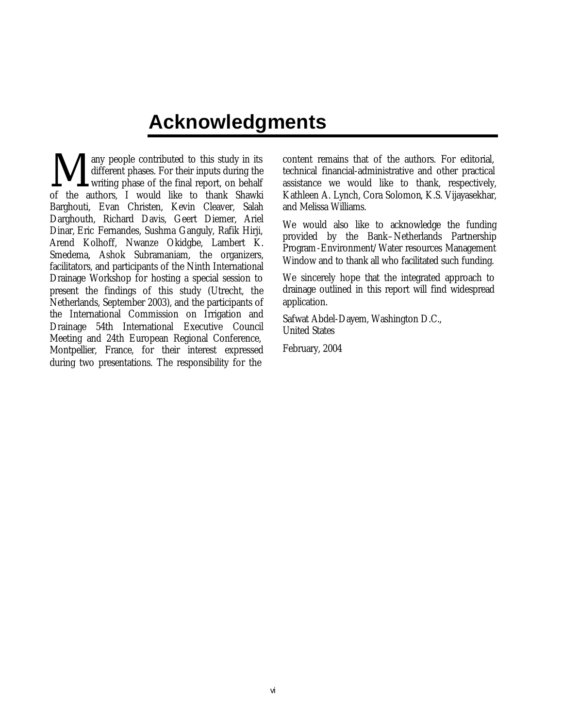# Acknowledgments

Many people contributed to this study in its different phases. For their inputs during the writing phase of the final report, on behalf of the authors, I would like to thank Shawki Barghouti, Evan Christen, Kevin Cleaver, Salah Darghouth, Richard Davis, Geert Diemer, Ariel Dinar, Eric Fernandes, Sushma Ganguly, Rafik Hirji, Arend Kolhoff, Nwanze Okidgbe, Lambert K. Smedema, Ashok Subramaniam, the organizers, facilitators, and participants of the Ninth International Drainage Workshop for hosting a special session to present the findings of this study (Utrecht, the Netherlands, September 2003), and the participants of the International Commission on Irrigation and Drainage 54th International Executive Council Meeting and 24th European Regional Conference, Montpellier, France, for their interest expressed during two presentations. The responsibility for the content remains that of the authors. For editorial, technical financial-administrative and other practical assistance we would like to thank, respectively, Kathleen A. Lynch, Cora Solomon, K.S. Vijayasekhar, and Melissa Williams.

We would also like to acknowledge the funding provided by the Bank–Netherlands Partnership Program-Environment/Water resources Management Window and to thank all who facilitated such funding.

We sincerely hope that the integrated approach to drainage outlined in this report will find widespread application.

Safwat Abdel-Dayem, Washington D.C., United States

February, 2004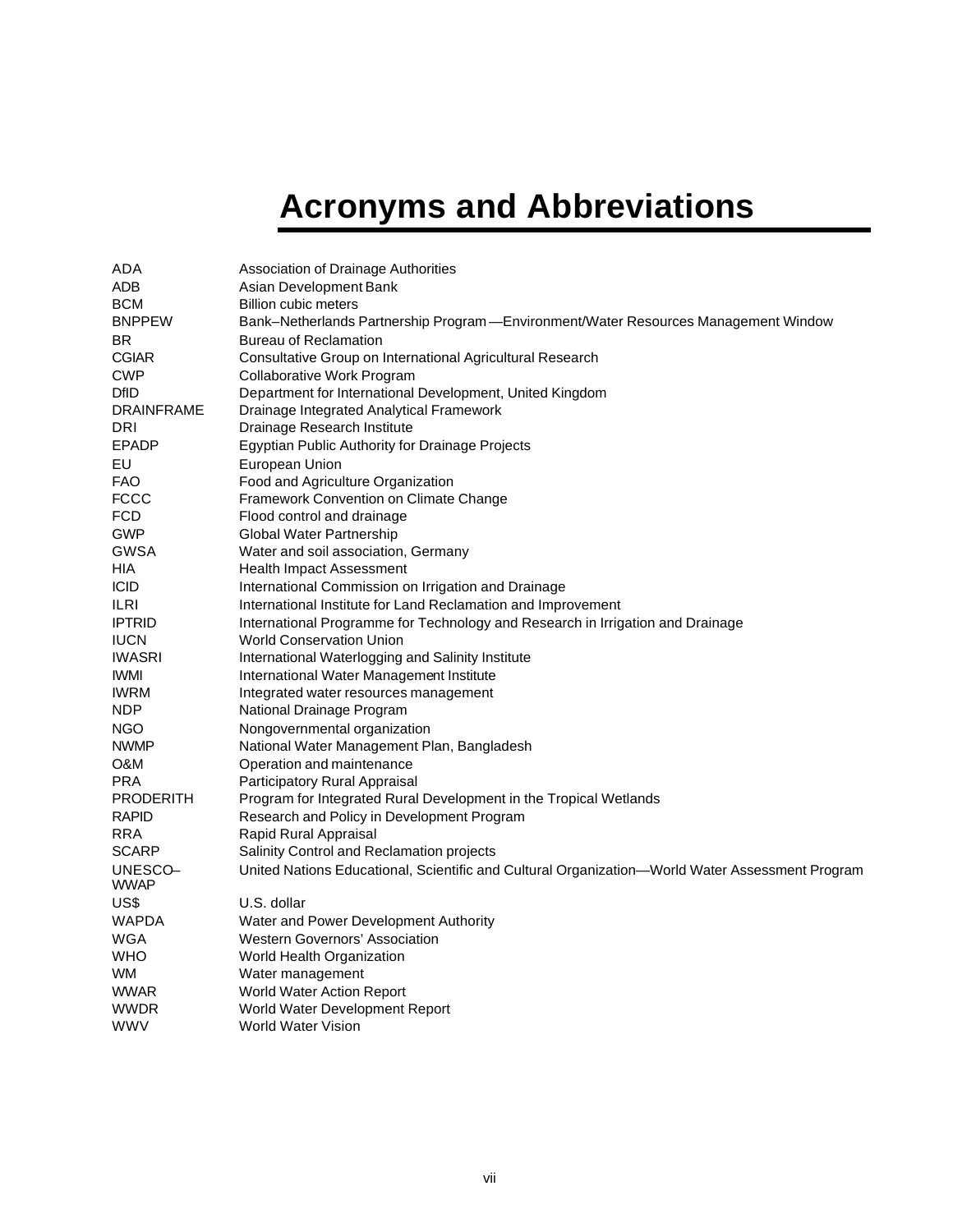# Acronyms and Abbreviations

| | |
|---|---|
| ADA | Association of Drainage Authorities |
| ADB | Asian Development Bank |
| BCM | Billion cubic meters |
| BNPPEW | Bank–Netherlands Partnership Program—Environment/Water Resources Management Window |
| BR | Bureau of Reclamation |
| CGIAR | Consultative Group on International Agricultural Research |
| CWP | Collaborative Work Program |
| DfID | Department for International Development, United Kingdom |
| DRAINFRAME | Drainage Integrated Analytical Framework |
| DRI | Drainage Research Institute |
| EPADP | Egyptian Public Authority for Drainage Projects |
| EU | European Union |
| FAO | Food and Agriculture Organization |
| FCCC | Framework Convention on Climate Change |
| FCD | Flood control and drainage |
| GWP | Global Water Partnership |
| GWSA | Water and soil association, Germany |
| HIA | Health Impact Assessment |
| ICID | International Commission on Irrigation and Drainage |
| ILRI | International Institute for Land Reclamation and Improvement |
| IPTRID | International Programme for Technology and Research in Irrigation and Drainage |
| IUCN | World Conservation Union |
| IWASRI | International Waterlogging and Salinity Institute |
| IWMI | International Water Management Institute |
| IWRM | Integrated water resources management |
| NDP | National Drainage Program |
| NGO | Nongovernmental organization |
| NWMP | National Water Management Plan, Bangladesh |
| O&M | Operation and maintenance |
| PRA | Participatory Rural Appraisal |
| PRODERITH | Program for Integrated Rural Development in the Tropical Wetlands |
| RAPID | Research and Policy in Development Program |
| RRA | Rapid Rural Appraisal |
| SCARP | Salinity Control and Reclamation projects |
| UNESCO–WWAP | United Nations Educational, Scientific and Cultural Organization—World Water Assessment Program |
| US$ | U.S. dollar |
| WAPDA | Water and Power Development Authority |
| WGA | Western Governors' Association |
| WHO | World Health Organization |
| WM | Water management |
| WWAR | World Water Action Report |
| WWDR | World Water Development Report |
| WWV | World Water Vision |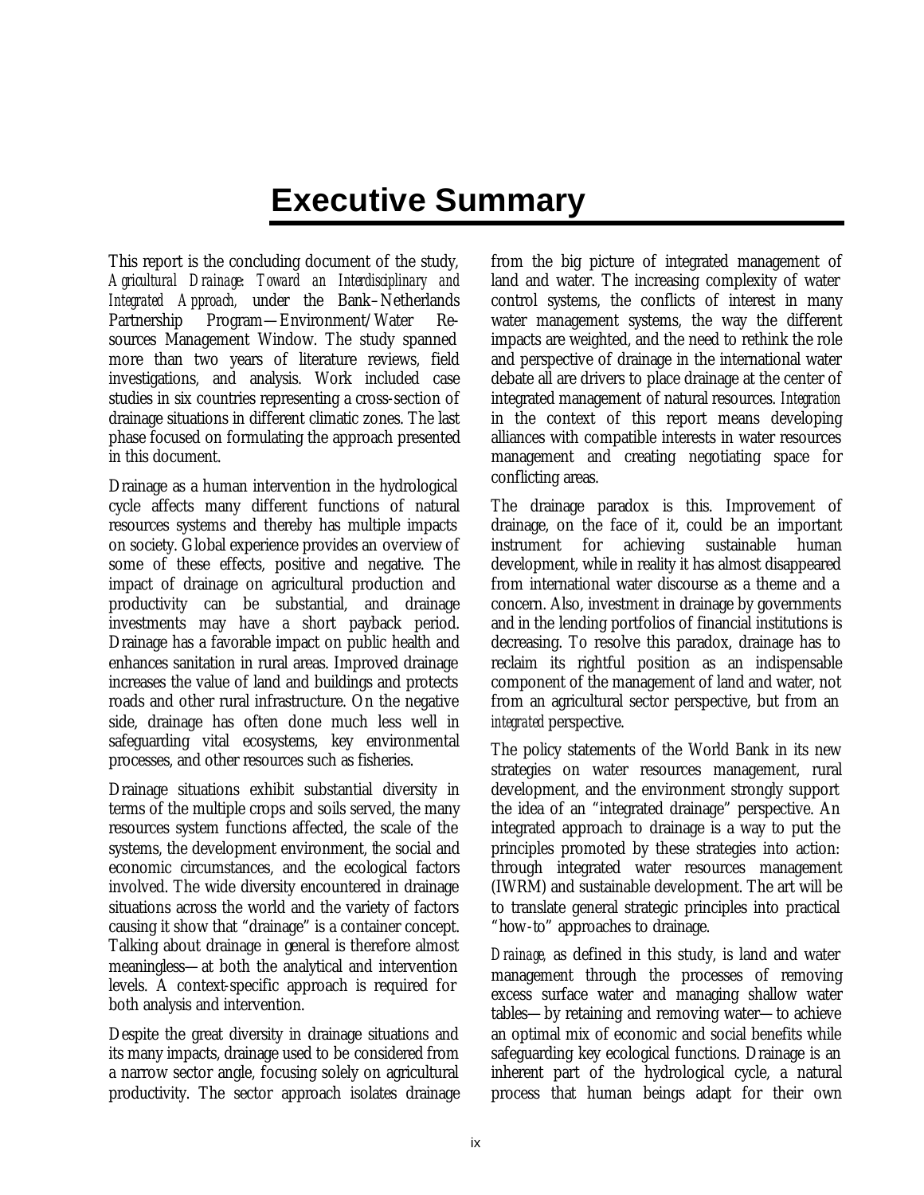# Executive Summary

This report is the concluding document of the study, *Agricultural Drainage: Toward an Interdisciplinary and Integrated Approach,* under the Bank–Netherlands Partnership Program—Environment/Water Resources Management Window. The study spanned more than two years of literature reviews, field investigations, and analysis. Work included case studies in six countries representing a cross-section of drainage situations in different climatic zones. The last phase focused on formulating the approach presented in this document.

Drainage as a human intervention in the hydrological cycle affects many different functions of natural resources systems and thereby has multiple impacts on society. Global experience provides an overview of some of these effects, positive and negative. The impact of drainage on agricultural production and productivity can be substantial, and drainage investments may have a short payback period. Drainage has a favorable impact on public health and enhances sanitation in rural areas. Improved drainage increases the value of land and buildings and protects roads and other rural infrastructure. On the negative side, drainage has often done much less well in safeguarding vital ecosystems, key environmental processes, and other resources such as fisheries.

Drainage situations exhibit substantial diversity in terms of the multiple crops and soils served, the many resources system functions affected, the scale of the systems, the development environment, the social and economic circumstances, and the ecological factors involved. The wide diversity encountered in drainage situations across the world and the variety of factors causing it show that "drainage" is a container concept. Talking about drainage in general is therefore almost meaningless—at both the analytical and intervention levels. A context-specific approach is required for both analysis and intervention.

Despite the great diversity in drainage situations and its many impacts, drainage used to be considered from a narrow sector angle, focusing solely on agricultural productivity. The sector approach isolates drainage from the big picture of integrated management of land and water. The increasing complexity of water control systems, the conflicts of interest in many water management systems, the way the different impacts are weighted, and the need to rethink the role and perspective of drainage in the international water debate all are drivers to place drainage at the center of integrated management of natural resources. *Integration* in the context of this report means developing alliances with compatible interests in water resources management and creating negotiating space for conflicting areas.

The drainage paradox is this. Improvement of drainage, on the face of it, could be an important instrument for achieving sustainable human development, while in reality it has almost disappeared from international water discourse as a theme and a concern. Also, investment in drainage by governments and in the lending portfolios of financial institutions is decreasing. To resolve this paradox, drainage has to reclaim its rightful position as an indispensable component of the management of land and water, not from an agricultural sector perspective, but from an *integrated* perspective.

The policy statements of the World Bank in its new strategies on water resources management, rural development, and the environment strongly support the idea of an "integrated drainage" perspective. An integrated approach to drainage is a way to put the principles promoted by these strategies into action: through integrated water resources management (IWRM) and sustainable development. The art will be to translate general strategic principles into practical "how-to" approaches to drainage.

*Drainage,* as defined in this study, is land and water management through the processes of removing excess surface water and managing shallow water tables—by retaining and removing water—to achieve an optimal mix of economic and social benefits while safeguarding key ecological functions. Drainage is an inherent part of the hydrological cycle, a natural process that human beings adapt for their own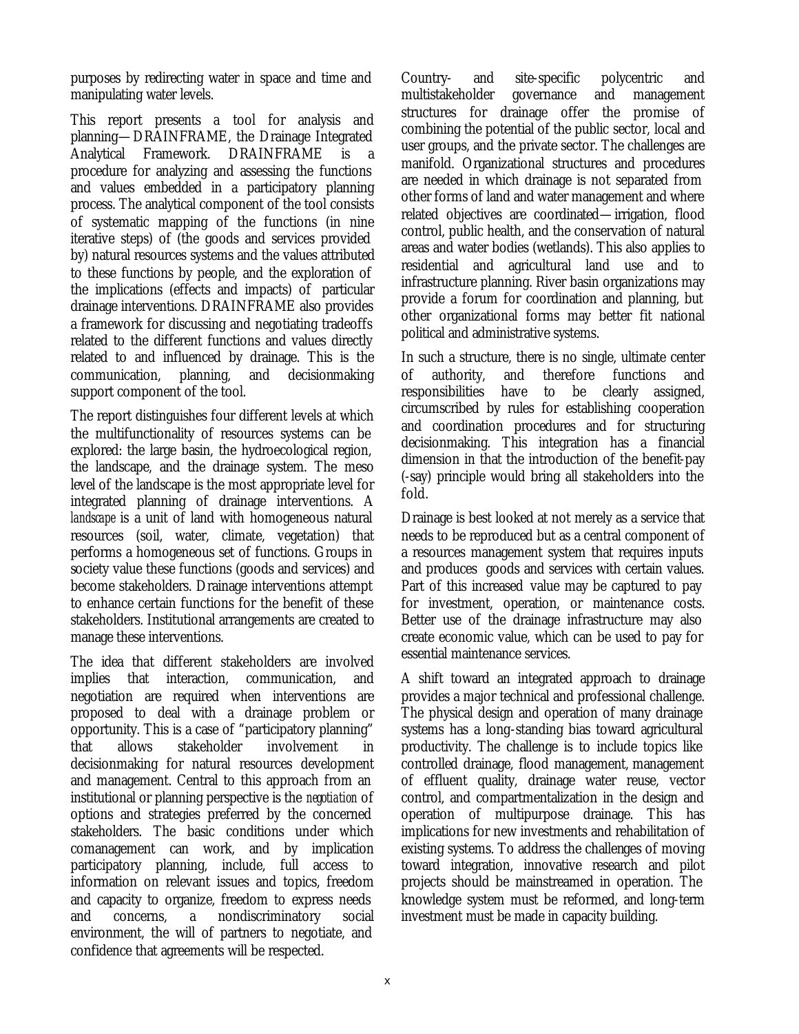purposes by redirecting water in space and time and manipulating water levels.

This report presents a tool for analysis and planning—DRAINFRAME, the Drainage Integrated Analytical Framework. DRAINFRAME is a procedure for analyzing and assessing the functions and values embedded in a participatory planning process. The analytical component of the tool consists of systematic mapping of the functions (in nine iterative steps) of (the goods and services provided by) natural resources systems and the values attributed to these functions by people, and the exploration of the implications (effects and impacts) of particular drainage interventions. DRAINFRAME also provides a framework for discussing and negotiating tradeoffs related to the different functions and values directly related to and influenced by drainage. This is the communication, planning, and decisionmaking support component of the tool.

The report distinguishes four different levels at which the multifunctionality of resources systems can be explored: the large basin, the hydroecological region, the landscape, and the drainage system. The meso level of the landscape is the most appropriate level for integrated planning of drainage interventions. A *landscape* is a unit of land with homogeneous natural resources (soil, water, climate, vegetation) that performs a homogeneous set of functions. Groups in society value these functions (goods and services) and become stakeholders. Drainage interventions attempt to enhance certain functions for the benefit of these stakeholders. Institutional arrangements are created to manage these interventions.

The idea that different stakeholders are involved implies that interaction, communication, and negotiation are required when interventions are proposed to deal with a drainage problem or opportunity. This is a case of "participatory planning" that allows stakeholder involvement in decisionmaking for natural resources development and management. Central to this approach from an institutional or planning perspective is the *negotiation* of options and strategies preferred by the concerned stakeholders. The basic conditions under which comanagement can work, and by implication participatory planning, include, full access to information on relevant issues and topics, freedom and capacity to organize, freedom to express needs and concerns, a nondiscriminatory social environment, the will of partners to negotiate, and confidence that agreements will be respected.

Country- and site-specific polycentric and multistakeholder governance and management structures for drainage offer the promise of combining the potential of the public sector, local and user groups, and the private sector. The challenges are manifold. Organizational structures and procedures are needed in which drainage is not separated from other forms of land and water management and where related objectives are coordinated—irrigation, flood control, public health, and the conservation of natural areas and water bodies (wetlands). This also applies to residential and agricultural land use and to infrastructure planning. River basin organizations may provide a forum for coordination and planning, but other organizational forms may better fit national political and administrative systems.

In such a structure, there is no single, ultimate center of authority, and therefore functions and responsibilities have to be clearly assigned, circumscribed by rules for establishing cooperation and coordination procedures and for structuring decisionmaking. This integration has a financial dimension in that the introduction of the benefit-pay (-say) principle would bring all stakeholders into the fold.

Drainage is best looked at not merely as a service that needs to be reproduced but as a central component of a resources management system that requires inputs and produces goods and services with certain values. Part of this increased value may be captured to pay for investment, operation, or maintenance costs. Better use of the drainage infrastructure may also create economic value, which can be used to pay for essential maintenance services.

A shift toward an integrated approach to drainage provides a major technical and professional challenge. The physical design and operation of many drainage systems has a long-standing bias toward agricultural productivity. The challenge is to include topics like controlled drainage, flood management, management of effluent quality, drainage water reuse, vector control, and compartmentalization in the design and operation of multipurpose drainage. This has implications for new investments and rehabilitation of existing systems. To address the challenges of moving toward integration, innovative research and pilot projects should be mainstreamed in operation. The knowledge system must be reformed, and long-term investment must be made in capacity building.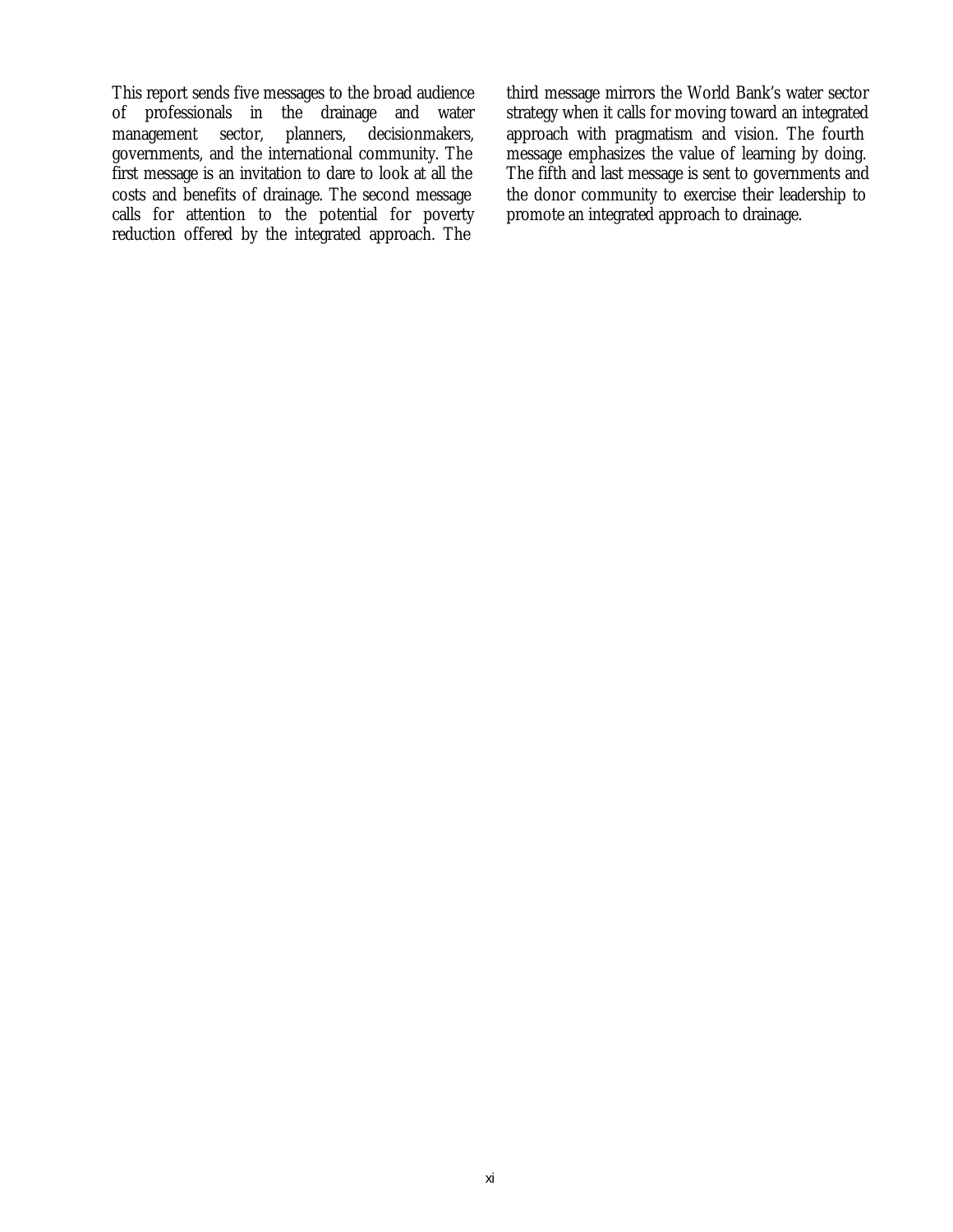This report sends five messages to the broad audience of professionals in the drainage and water management sector, planners, decisionmakers, governments, and the international community. The first message is an invitation to dare to look at all the costs and benefits of drainage. The second message calls for attention to the potential for poverty reduction offered by the integrated approach. The third message mirrors the World Bank's water sector strategy when it calls for moving toward an integrated approach with pragmatism and vision. The fourth message emphasizes the value of learning by doing. The fifth and last message is sent to governments and the donor community to exercise their leadership to promote an integrated approach to drainage.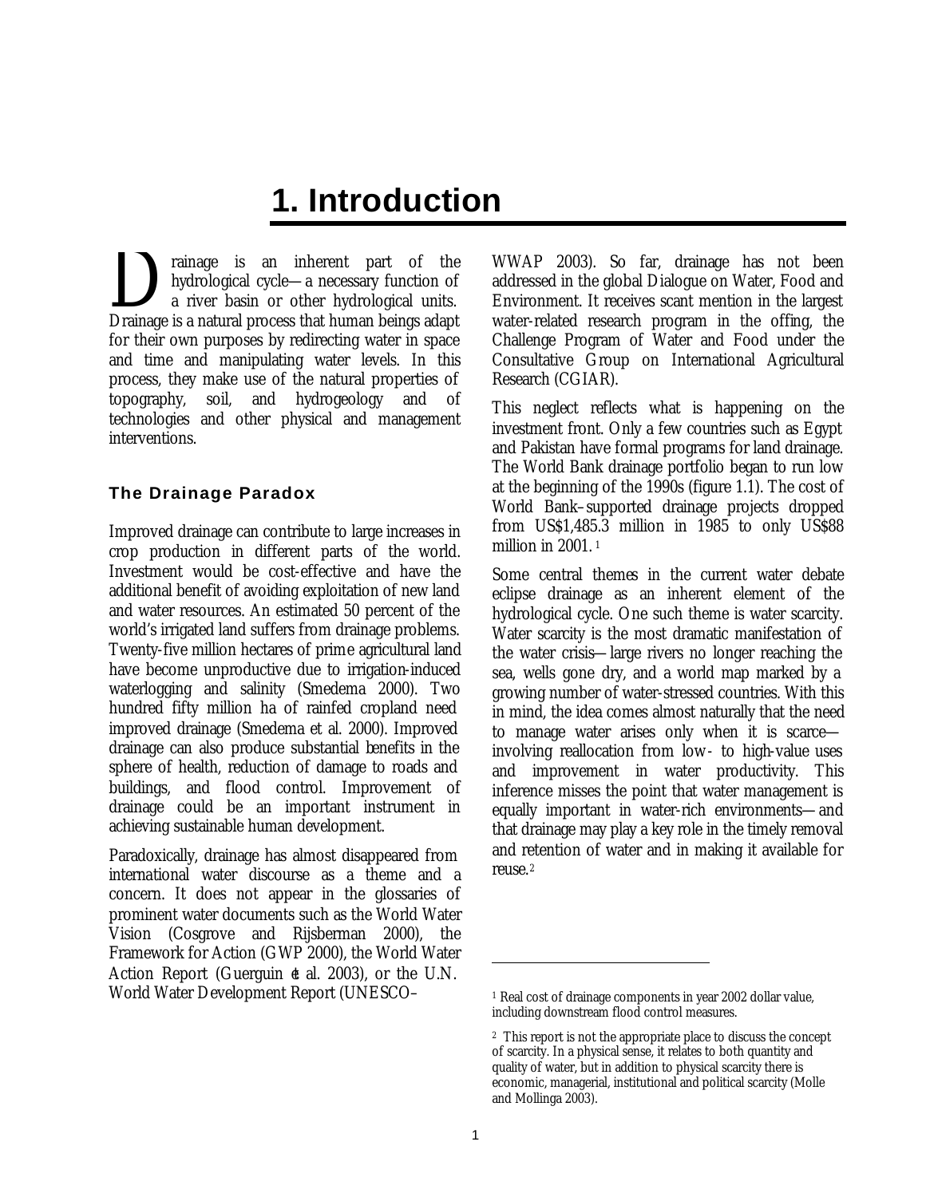# 1. Introduction

Drainage is an inherent part of the hydrological cycle—a necessary function of a river basin or other hydrological units. Drainage is a natural process that human beings adapt for their own purposes by redirecting water in space and time and manipulating water levels. In this process, they make use of the natural properties of topography, soil, and hydrogeology and of technologies and other physical and management interventions.

### The Drainage Paradox

Improved drainage can contribute to large increases in crop production in different parts of the world. Investment would be cost-effective and have the additional benefit of avoiding exploitation of new land and water resources. An estimated 50 percent of the world's irrigated land suffers from drainage problems. Twenty-five million hectares of prime agricultural land have become unproductive due to irrigation-induced waterlogging and salinity (Smedema 2000). Two hundred fifty million ha of rainfed cropland need improved drainage (Smedema et al. 2000). Improved drainage can also produce substantial benefits in the sphere of health, reduction of damage to roads and buildings, and flood control. Improvement of drainage could be an important instrument in achieving sustainable human development.

Paradoxically, drainage has almost disappeared from international water discourse as a theme and a concern. It does not appear in the glossaries of prominent water documents such as the World Water Vision (Cosgrove and Rijsberman 2000), the Framework for Action (GWP 2000), the World Water Action Report (Guerguin et al. 2003), or the U.N. World Water Development Report (UNESCO–WWAP 2003). So far, drainage has not been addressed in the global Dialogue on Water, Food and Environment. It receives scant mention in the largest water-related research program in the offing, the Challenge Program of Water and Food under the Consultative Group on International Agricultural Research (CGIAR).

This neglect reflects what is happening on the investment front. Only a few countries such as Egypt and Pakistan have formal programs for land drainage. The World Bank drainage portfolio began to run low at the beginning of the 1990s (figure 1.1). The cost of World Bank–supported drainage projects dropped from US$1,485.3 million in 1985 to only US$88 million in 2001.[1]

Some central themes in the current water debate eclipse drainage as an inherent element of the hydrological cycle. One such theme is water scarcity. Water scarcity is the most dramatic manifestation of the water crisis—large rivers no longer reaching the sea, wells gone dry, and a world map marked by a growing number of water-stressed countries. With this in mind, the idea comes almost naturally that the need to manage water arises only when it is scarce—involving reallocation from low- to high-value uses and improvement in water productivity. This inference misses the point that water management is equally important in water-rich environments—and that drainage may play a key role in the timely removal and retention of water and in making it available for reuse.[2]

---

[1] Real cost of drainage components in year 2002 dollar value, including downstream flood control measures.

[2] This report is not the appropriate place to discuss the concept of scarcity. In a physical sense, it relates to both quantity and quality of water, but in addition to physical scarcity there is economic, managerial, institutional and political scarcity (Molle and Mollinga 2003).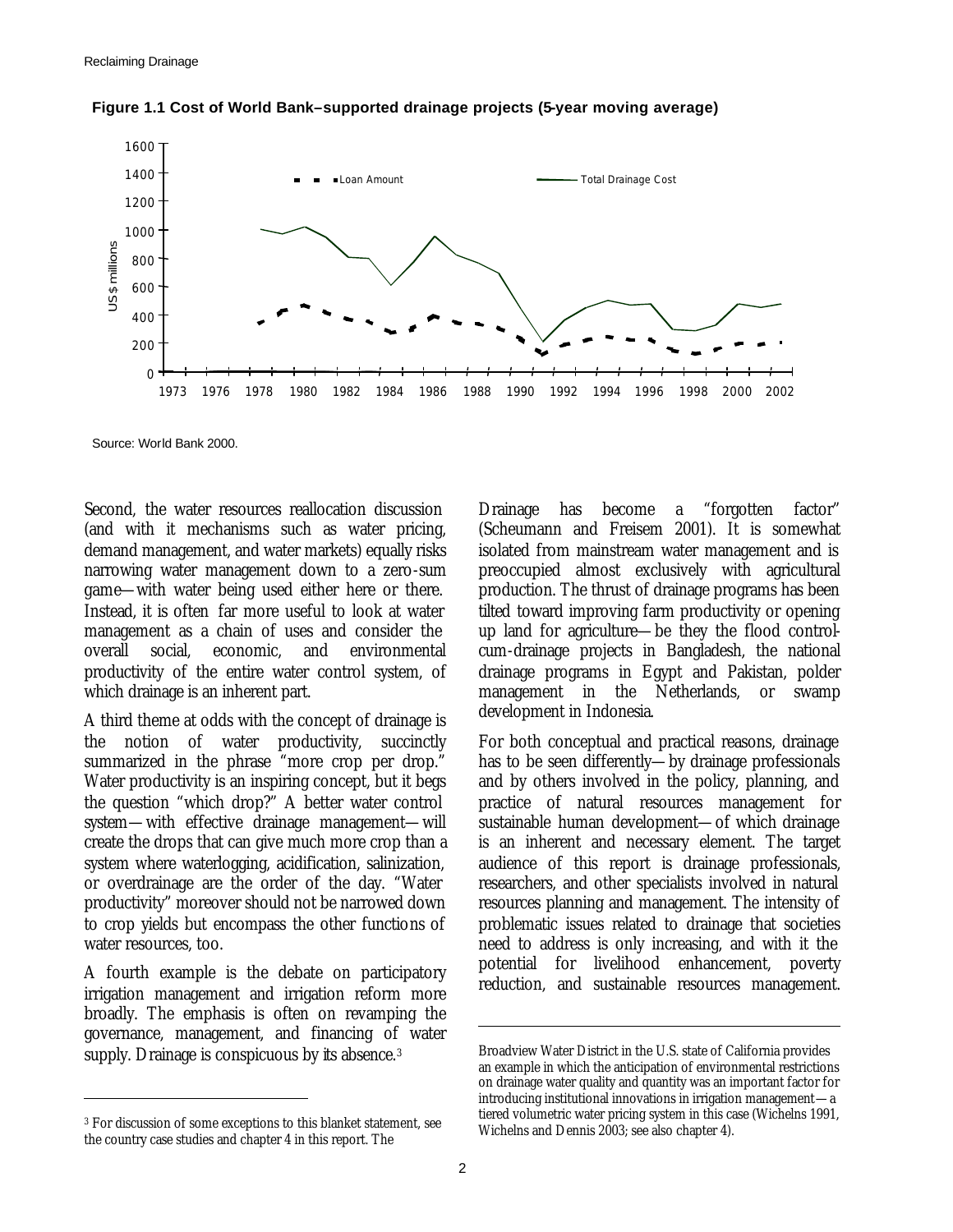**Figure 1.1 Cost of World Bank–supported drainage projects (5-year moving average)**

Source: World Bank 2000.

Second, the water resources reallocation discussion (and with it mechanisms such as water pricing, demand management, and water markets) equally risks narrowing water management down to a zero-sum game—with water being used either here or there. Instead, it is often far more useful to look at water management as a chain of uses and consider the overall social, economic, and environmental productivity of the entire water control system, of which drainage is an inherent part.

A third theme at odds with the concept of drainage is the notion of water productivity, succinctly summarized in the phrase "more crop per drop." Water productivity is an inspiring concept, but it begs the question "which drop?" A better water control system—with effective drainage management—will create the drops that can give much more crop than a system where waterlogging, acidification, salinization, or overdrainage are the order of the day. "Water productivity" moreover should not be narrowed down to crop yields but encompass the other functions of water resources, too.

A fourth example is the debate on participatory irrigation management and irrigation reform more broadly. The emphasis is often on revamping the governance, management, and financing of water supply. Drainage is conspicuous by its absence.[3]

Drainage has become a "forgotten factor" (Scheumann and Freisem 2001). It is somewhat isolated from mainstream water management and is preoccupied almost exclusively with agricultural production. The thrust of drainage programs has been tilted toward improving farm productivity or opening up land for agriculture—be they the flood control-cum-drainage projects in Bangladesh, the national drainage programs in Egypt and Pakistan, polder management in the Netherlands, or swamp development in Indonesia.

For both conceptual and practical reasons, drainage has to be seen differently—by drainage professionals and by others involved in the policy, planning, and practice of natural resources management for sustainable human development—of which drainage is an inherent and necessary element. The target audience of this report is drainage professionals, researchers, and other specialists involved in natural resources planning and management. The intensity of problematic issues related to drainage that societies need to address is only increasing, and with it the potential for livelihood enhancement, poverty reduction, and sustainable resources management.

---

[3] For discussion of some exceptions to this blanket statement, see the country case studies and chapter 4 in this report. The Broadview Water District in the U.S. state of California provides an example in which the anticipation of environmental restrictions on drainage water quality and quantity was an important factor for introducing institutional innovations in irrigation management—a tiered volumetric water pricing system in this case (Wichelns 1991, Wichelns and Dennis 2003; see also chapter 4).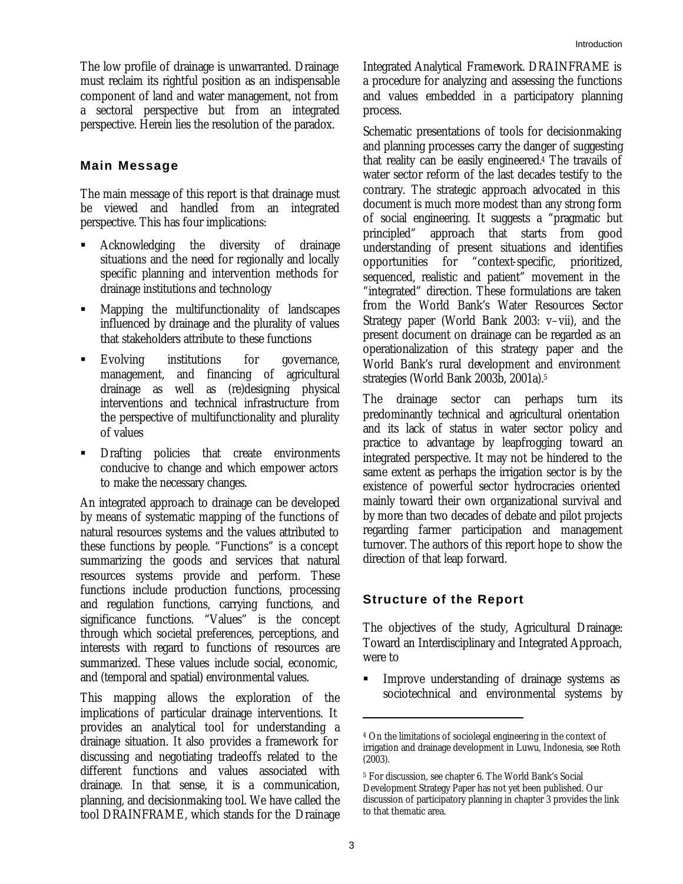The low profile of drainage is unwarranted. Drainage must reclaim its rightful position as an indispensable component of land and water management, not from a sectoral perspective but from an integrated perspective. Herein lies the resolution of the paradox.

## Main Message

The main message of this report is that drainage must be viewed and handled from an integrated perspective. This has four implications:

- Acknowledging the diversity of drainage situations and the need for regionally and locally specific planning and intervention methods for drainage institutions and technology
- Mapping the multifunctionality of landscapes influenced by drainage and the plurality of values that stakeholders attribute to these functions
- Evolving institutions for governance, management, and financing of agricultural drainage as well as (re)designing physical interventions and technical infrastructure from the perspective of multifunctionality and plurality of values
- Drafting policies that create environments conducive to change and which empower actors to make the necessary changes.

An integrated approach to drainage can be developed by means of systematic mapping of the functions of natural resources systems and the values attributed to these functions by people. "Functions" is a concept summarizing the goods and services that natural resources systems provide and perform. These functions include production functions, processing and regulation functions, carrying functions, and significance functions. "Values" is the concept through which societal preferences, perceptions, and interests with regard to functions of resources are summarized. These values include social, economic, and (temporal and spatial) environmental values.

This mapping allows the exploration of the implications of particular drainage interventions. It provides an analytical tool for understanding a drainage situation. It also provides a framework for discussing and negotiating tradeoffs related to the different functions and values associated with drainage. In that sense, it is a communication, planning, and decisionmaking tool. We have called the tool DRAINFRAME, which stands for the Drainage Integrated Analytical Framework. DRAINFRAME is a procedure for analyzing and assessing the functions and values embedded in a participatory planning process.

Schematic presentations of tools for decisionmaking and planning processes carry the danger of suggesting that reality can be easily engineered.[4] The travails of water sector reform of the last decades testify to the contrary. The strategic approach advocated in this document is much more modest than any strong form of social engineering. It suggests a "pragmatic but principled" approach that starts from good understanding of present situations and identifies opportunities for "context-specific, prioritized, sequenced, realistic and patient" movement in the "integrated" direction. These formulations are taken from the World Bank's Water Resources Sector Strategy paper (World Bank 2003: v–vii), and the present document on drainage can be regarded as an operationalization of this strategy paper and the World Bank's rural development and environment strategies (World Bank 2003b, 2001a).[5]

The drainage sector can perhaps turn its predominantly technical and agricultural orientation and its lack of status in water sector policy and practice to advantage by leapfrogging toward an integrated perspective. It may not be hindered to the same extent as perhaps the irrigation sector is by the existence of powerful sector hydrocracies oriented mainly toward their own organizational survival and by more than two decades of debate and pilot projects regarding farmer participation and management turnover. The authors of this report hope to show the direction of that leap forward.

## Structure of the Report

The objectives of the study, Agricultural Drainage: Toward an Interdisciplinary and Integrated Approach, were to

- Improve understanding of drainage systems as sociotechnical and environmental systems by

---

[4] On the limitations of sociolegal engineering in the context of irrigation and drainage development in Luwu, Indonesia, see Roth (2003).

[5] For discussion, see chapter 6. The World Bank's Social Development Strategy Paper has not yet been published. Our discussion of participatory planning in chapter 3 provides the link to that thematic area.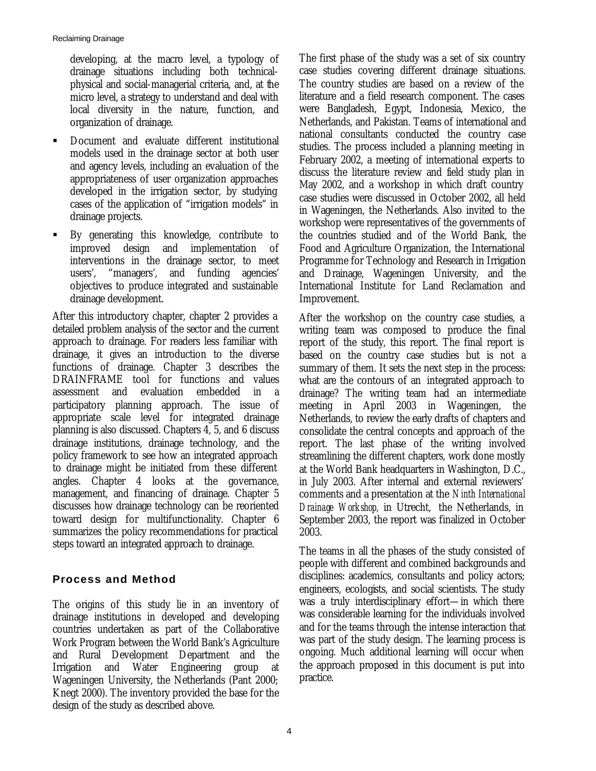developing, at the macro level, a typology of drainage situations including both technical-physical and social-managerial criteria, and, at the micro level, a strategy to understand and deal with local diversity in the nature, function, and organization of drainage.

- Document and evaluate different institutional models used in the drainage sector at both user and agency levels, including an evaluation of the appropriateness of user organization approaches developed in the irrigation sector, by studying cases of the application of "irrigation models" in drainage projects.
- By generating this knowledge, contribute to improved design and implementation of interventions in the drainage sector, to meet users', "managers', and funding agencies' objectives to produce integrated and sustainable drainage development.

After this introductory chapter, chapter 2 provides a detailed problem analysis of the sector and the current approach to drainage. For readers less familiar with drainage, it gives an introduction to the diverse functions of drainage. Chapter 3 describes the DRAINFRAME tool for functions and values assessment and evaluation embedded in a participatory planning approach. The issue of appropriate scale level for integrated drainage planning is also discussed. Chapters 4, 5, and 6 discuss drainage institutions, drainage technology, and the policy framework to see how an integrated approach to drainage might be initiated from these different angles. Chapter 4 looks at the governance, management, and financing of drainage. Chapter 5 discusses how drainage technology can be reoriented toward design for multifunctionality. Chapter 6 summarizes the policy recommendations for practical steps toward an integrated approach to drainage.

## Process and Method

The origins of this study lie in an inventory of drainage institutions in developed and developing countries undertaken as part of the Collaborative Work Program between the World Bank's Agriculture and Rural Development Department and the Irrigation and Water Engineering group at Wageningen University, the Netherlands (Pant 2000; Knegt 2000). The inventory provided the base for the design of the study as described above.

The first phase of the study was a set of six country case studies covering different drainage situations. The country studies are based on a review of the literature and a field research component. The cases were Bangladesh, Egypt, Indonesia, Mexico, the Netherlands, and Pakistan. Teams of international and national consultants conducted the country case studies. The process included a planning meeting in February 2002, a meeting of international experts to discuss the literature review and field study plan in May 2002, and a workshop in which draft country case studies were discussed in October 2002, all held in Wageningen, the Netherlands. Also invited to the workshop were representatives of the governments of the countries studied and of the World Bank, the Food and Agriculture Organization, the International Programme for Technology and Research in Irrigation and Drainage, Wageningen University, and the International Institute for Land Reclamation and Improvement.

After the workshop on the country case studies, a writing team was composed to produce the final report of the study, this report. The final report is based on the country case studies but is not a summary of them. It sets the next step in the process: what are the contours of an integrated approach to drainage? The writing team had an intermediate meeting in April 2003 in Wageningen, the Netherlands, to review the early drafts of chapters and consolidate the central concepts and approach of the report. The last phase of the writing involved streamlining the different chapters, work done mostly at the World Bank headquarters in Washington, D.C., in July 2003. After internal and external reviewers' comments and a presentation at the *Ninth International Drainage Workshop*, in Utrecht, the Netherlands, in September 2003, the report was finalized in October 2003.

The teams in all the phases of the study consisted of people with different and combined backgrounds and disciplines: academics, consultants and policy actors; engineers, ecologists, and social scientists. The study was a truly interdisciplinary effort—in which there was considerable learning for the individuals involved and for the teams through the intense interaction that was part of the study design. The learning process is ongoing. Much additional learning will occur when the approach proposed in this document is put into practice.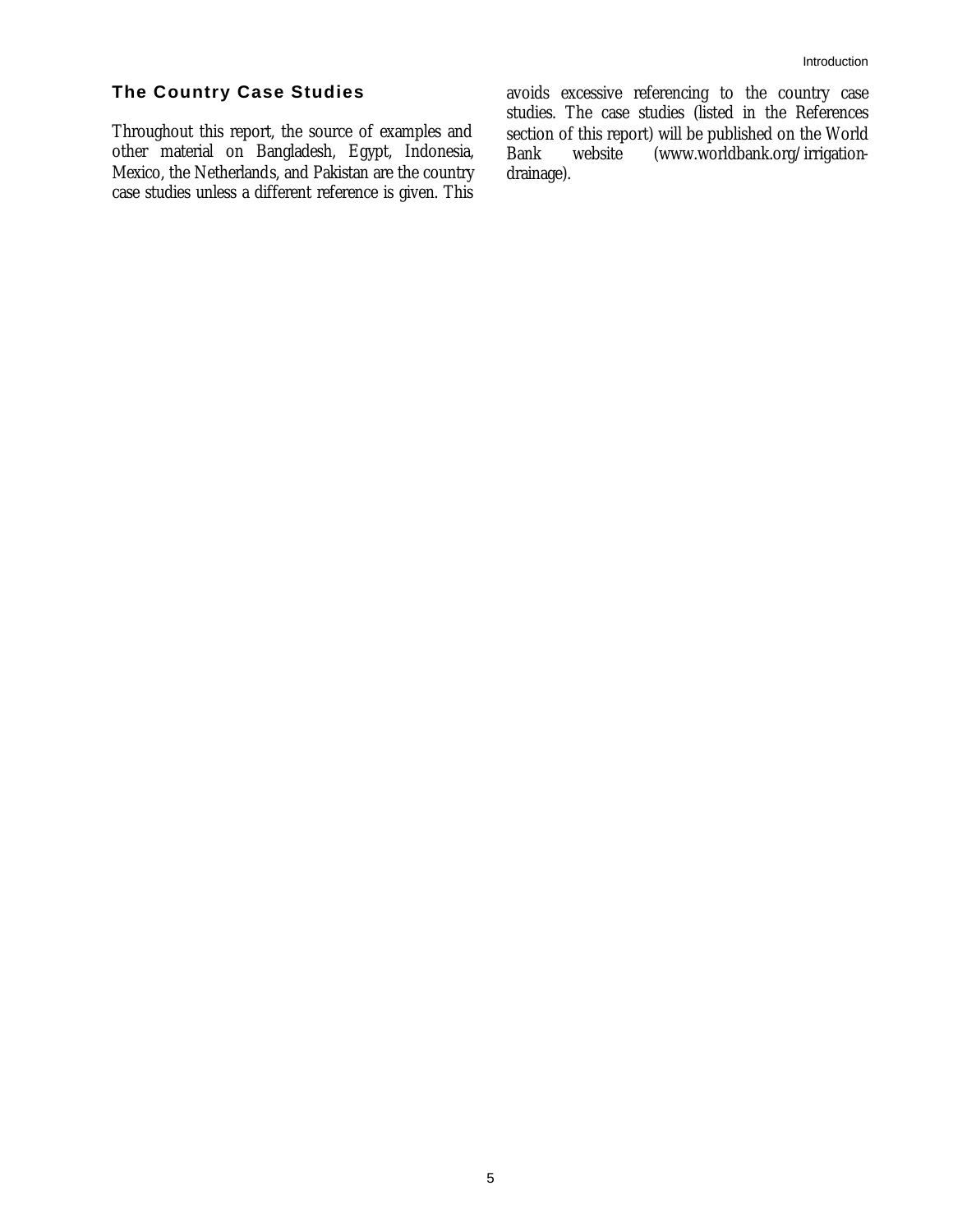## The Country Case Studies

Throughout this report, the source of examples and other material on Bangladesh, Egypt, Indonesia, Mexico, the Netherlands, and Pakistan are the country case studies unless a different reference is given. This avoids excessive referencing to the country case studies. The case studies (listed in the References section of this report) will be published on the World Bank website (www.worldbank.org/irrigation-drainage).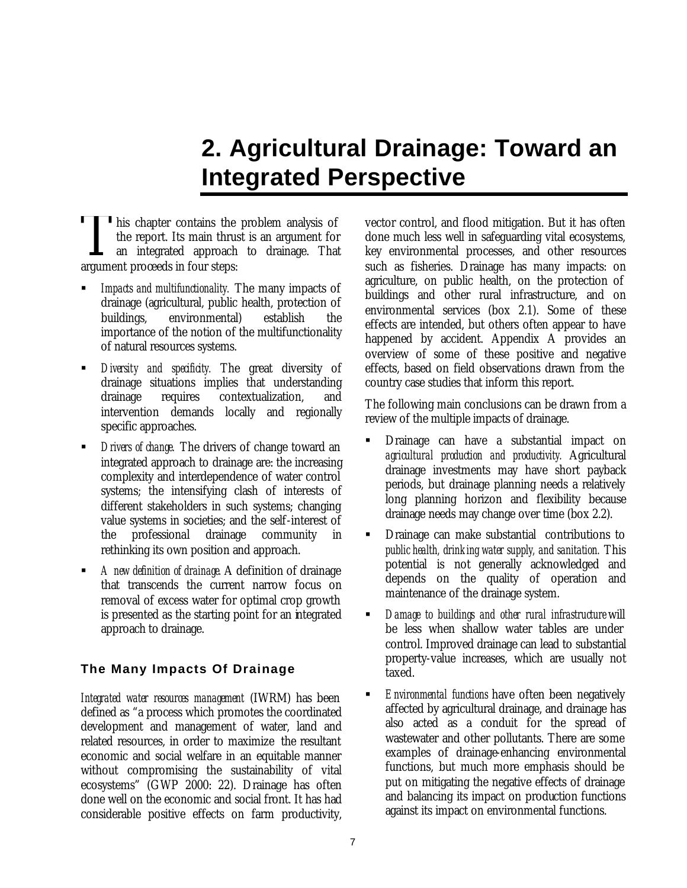# 2. Agricultural Drainage: Toward an Integrated Perspective

This chapter contains the problem analysis of the report. Its main thrust is an argument for an integrated approach to drainage. That argument proceeds in four steps:

- *Impacts and multifunctionality.* The many impacts of drainage (agricultural, public health, protection of buildings, environmental) establish the importance of the notion of the multifunctionality of natural resources systems.
- *Diversity and specificity.* The great diversity of drainage situations implies that understanding drainage requires contextualization, and intervention demands locally and regionally specific approaches.
- *Drivers of change.* The drivers of change toward an integrated approach to drainage are: the increasing complexity and interdependence of water control systems; the intensifying clash of interests of different stakeholders in such systems; changing value systems in societies; and the self-interest of the professional drainage community in rethinking its own position and approach.
- *A new definition of drainage.* A definition of drainage that transcends the current narrow focus on removal of excess water for optimal crop growth is presented as the starting point for an integrated approach to drainage.

## The Many Impacts Of Drainage

*Integrated water resources management* (IWRM) has been defined as "a process which promotes the coordinated development and management of water, land and related resources, in order to maximize the resultant economic and social welfare in an equitable manner without compromising the sustainability of vital ecosystems" (GWP 2000: 22). Drainage has often done well on the economic and social front. It has had considerable positive effects on farm productivity, vector control, and flood mitigation. But it has often done much less well in safeguarding vital ecosystems, key environmental processes, and other resources such as fisheries. Drainage has many impacts: on agriculture, on public health, on the protection of buildings and other rural infrastructure, and on environmental services (box 2.1). Some of these effects are intended, but others often appear to have happened by accident. Appendix A provides an overview of some of these positive and negative effects, based on field observations drawn from the country case studies that inform this report.

The following main conclusions can be drawn from a review of the multiple impacts of drainage.

- Drainage can have a substantial impact on *agricultural production and productivity.* Agricultural drainage investments may have short payback periods, but drainage planning needs a relatively long planning horizon and flexibility because drainage needs may change over time (box 2.2).
- Drainage can make substantial contributions to *public health, drinking water supply, and sanitation.* This potential is not generally acknowledged and depends on the quality of operation and maintenance of the drainage system.
- *Damage to buildings and other rural infrastructure* will be less when shallow water tables are under control. Improved drainage can lead to substantial property-value increases, which are usually not taxed.
- *Environmental functions* have often been negatively affected by agricultural drainage, and drainage has also acted as a conduit for the spread of wastewater and other pollutants. There are some examples of drainage-enhancing environmental functions, but much more emphasis should be put on mitigating the negative effects of drainage and balancing its impact on production functions against its impact on environmental functions.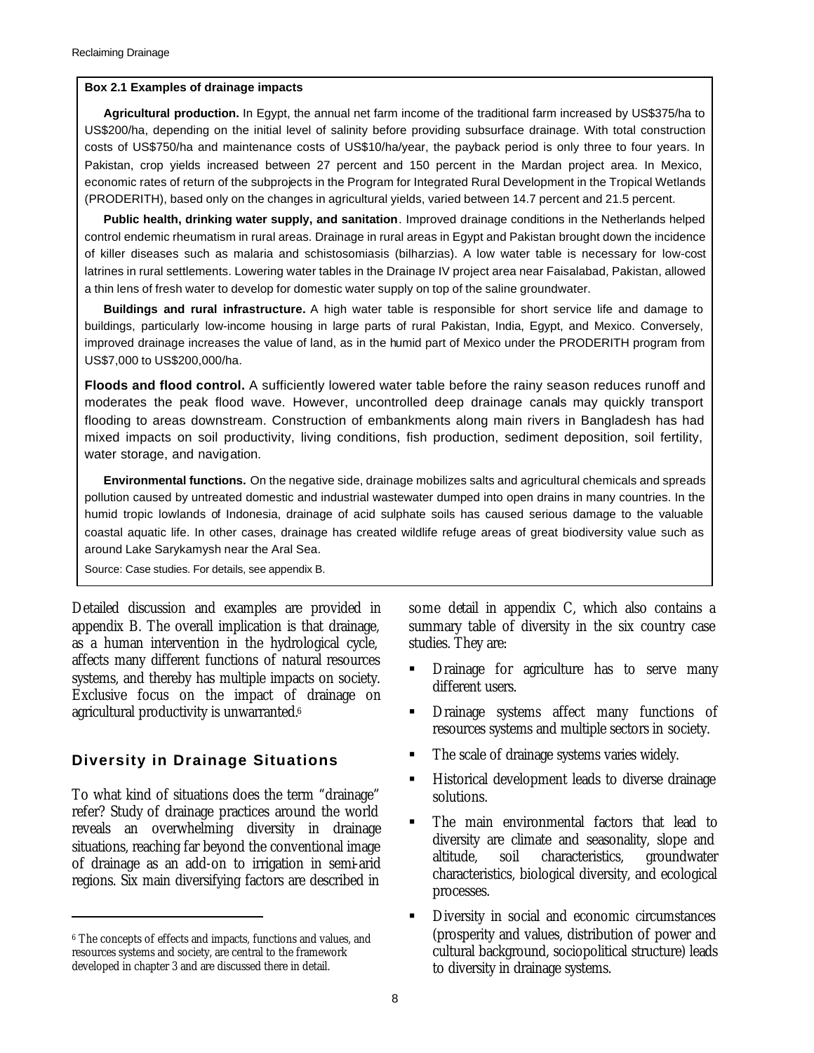**Box 2.1 Examples of drainage impacts**

**Agricultural production.** In Egypt, the annual net farm income of the traditional farm increased by US$375/ha to US$200/ha, depending on the initial level of salinity before providing subsurface drainage. With total construction costs of US$750/ha and maintenance costs of US$10/ha/year, the payback period is only three to four years. In Pakistan, crop yields increased between 27 percent and 150 percent in the Mardan project area. In Mexico, economic rates of return of the subprojects in the Program for Integrated Rural Development in the Tropical Wetlands (PRODERITH), based only on the changes in agricultural yields, varied between 14.7 percent and 21.5 percent.

**Public health, drinking water supply, and sanitation**. Improved drainage conditions in the Netherlands helped control endemic rheumatism in rural areas. Drainage in rural areas in Egypt and Pakistan brought down the incidence of killer diseases such as malaria and schistosomiasis (bilharzias). A low water table is necessary for low-cost latrines in rural settlements. Lowering water tables in the Drainage IV project area near Faisalabad, Pakistan, allowed a thin lens of fresh water to develop for domestic water supply on top of the saline groundwater.

**Buildings and rural infrastructure.** A high water table is responsible for short service life and damage to buildings, particularly low-income housing in large parts of rural Pakistan, India, Egypt, and Mexico. Conversely, improved drainage increases the value of land, as in the humid part of Mexico under the PRODERITH program from US$7,000 to US$200,000/ha.

**Floods and flood control.** A sufficiently lowered water table before the rainy season reduces runoff and moderates the peak flood wave. However, uncontrolled deep drainage canals may quickly transport flooding to areas downstream. Construction of embankments along main rivers in Bangladesh has had mixed impacts on soil productivity, living conditions, fish production, sediment deposition, soil fertility, water storage, and navigation.

**Environmental functions.** On the negative side, drainage mobilizes salts and agricultural chemicals and spreads pollution caused by untreated domestic and industrial wastewater dumped into open drains in many countries. In the humid tropic lowlands of Indonesia, drainage of acid sulphate soils has caused serious damage to the valuable coastal aquatic life. In other cases, drainage has created wildlife refuge areas of great biodiversity value such as around Lake Sarykamysh near the Aral Sea.

Source: Case studies. For details, see appendix B.

Detailed discussion and examples are provided in appendix B. The overall implication is that drainage, as a human intervention in the hydrological cycle, affects many different functions of natural resources systems, and thereby has multiple impacts on society. Exclusive focus on the impact of drainage on agricultural productivity is unwarranted.[6]

## Diversity in Drainage Situations

To what kind of situations does the term "drainage" refer? Study of drainage practices around the world reveals an overwhelming diversity in drainage situations, reaching far beyond the conventional image of drainage as an add-on to irrigation in semi-arid regions. Six main diversifying factors are described in some detail in appendix C, which also contains a summary table of diversity in the six country case studies. They are:

- Drainage for agriculture has to serve many different users.
- Drainage systems affect many functions of resources systems and multiple sectors in society.
- The scale of drainage systems varies widely.
- Historical development leads to diverse drainage solutions.
- The main environmental factors that lead to diversity are climate and seasonality, slope and altitude, soil characteristics, groundwater characteristics, biological diversity, and ecological processes.
- Diversity in social and economic circumstances (prosperity and values, distribution of power and cultural background, sociopolitical structure) leads to diversity in drainage systems.

[6] The concepts of effects and impacts, functions and values, and resources systems and society, are central to the framework developed in chapter 3 and are discussed there in detail.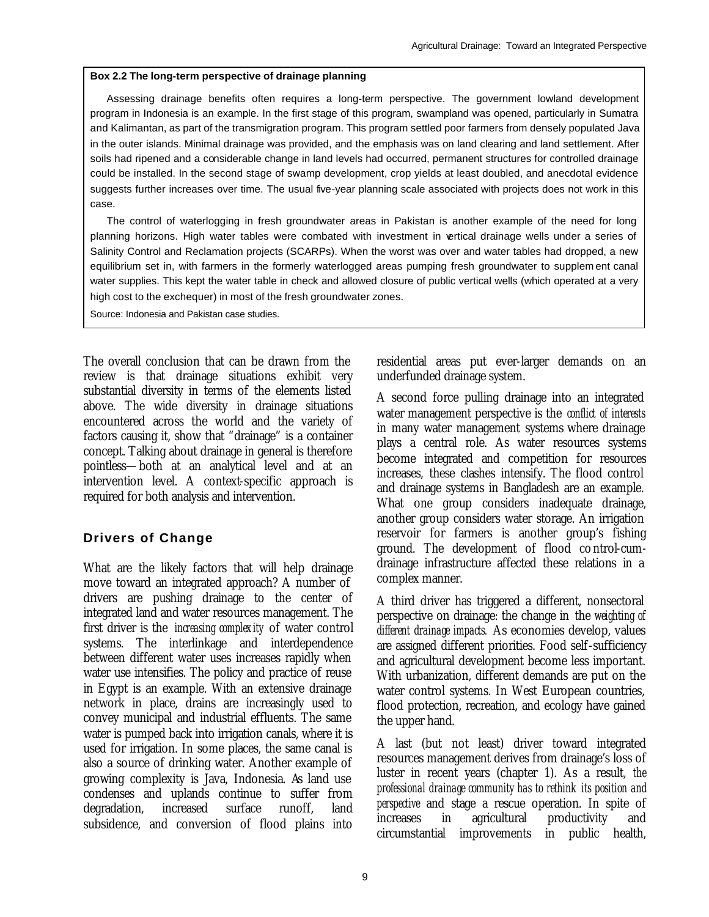**Box 2.2 The long-term perspective of drainage planning**

Assessing drainage benefits often requires a long-term perspective. The government lowland development program in Indonesia is an example. In the first stage of this program, swampland was opened, particularly in Sumatra and Kalimantan, as part of the transmigration program. This program settled poor farmers from densely populated Java in the outer islands. Minimal drainage was provided, and the emphasis was on land clearing and land settlement. After soils had ripened and a considerable change in land levels had occurred, permanent structures for controlled drainage could be installed. In the second stage of swamp development, crop yields at least doubled, and anecdotal evidence suggests further increases over time. The usual five-year planning scale associated with projects does not work in this case.

The control of waterlogging in fresh groundwater areas in Pakistan is another example of the need for long planning horizons. High water tables were combated with investment in vertical drainage wells under a series of Salinity Control and Reclamation projects (SCARPs). When the worst was over and water tables had dropped, a new equilibrium set in, with farmers in the formerly waterlogged areas pumping fresh groundwater to supplement canal water supplies. This kept the water table in check and allowed closure of public vertical wells (which operated at a very high cost to the exchequer) in most of the fresh groundwater zones.

Source: Indonesia and Pakistan case studies.

The overall conclusion that can be drawn from the review is that drainage situations exhibit very substantial diversity in terms of the elements listed above. The wide diversity in drainage situations encountered across the world and the variety of factors causing it, show that "drainage" is a container concept. Talking about drainage in general is therefore pointless—both at an analytical level and at an intervention level. A context-specific approach is required for both analysis and intervention.

## Drivers of Change

What are the likely factors that will help drainage move toward an integrated approach? A number of drivers are pushing drainage to the center of integrated land and water resources management. The first driver is the *increasing complexity* of water control systems. The interlinkage and interdependence between different water uses increases rapidly when water use intensifies. The policy and practice of reuse in Egypt is an example. With an extensive drainage network in place, drains are increasingly used to convey municipal and industrial effluents. The same water is pumped back into irrigation canals, where it is used for irrigation. In some places, the same canal is also a source of drinking water. Another example of growing complexity is Java, Indonesia. As land use condenses and uplands continue to suffer from degradation, increased surface runoff, land subsidence, and conversion of flood plains into residential areas put ever-larger demands on an underfunded drainage system.

A second force pulling drainage into an integrated water management perspective is the *conflict of interests* in many water management systems where drainage plays a central role. As water resources systems become integrated and competition for resources increases, these clashes intensify. The flood control and drainage systems in Bangladesh are an example. What one group considers inadequate drainage, another group considers water storage. An irrigation reservoir for farmers is another group's fishing ground. The development of flood control-cum-drainage infrastructure affected these relations in a complex manner.

A third driver has triggered a different, nonsectoral perspective on drainage: the change in the *weighting of different drainage impacts.* As economies develop, values are assigned different priorities. Food self-sufficiency and agricultural development become less important. With urbanization, different demands are put on the water control systems. In West European countries, flood protection, recreation, and ecology have gained the upper hand.

A last (but not least) driver toward integrated resources management derives from drainage's loss of luster in recent years (chapter 1). As a result, *the professional drainage community has to rethink its position and perspective* and stage a rescue operation. In spite of increases in agricultural productivity and circumstantial improvements in public health,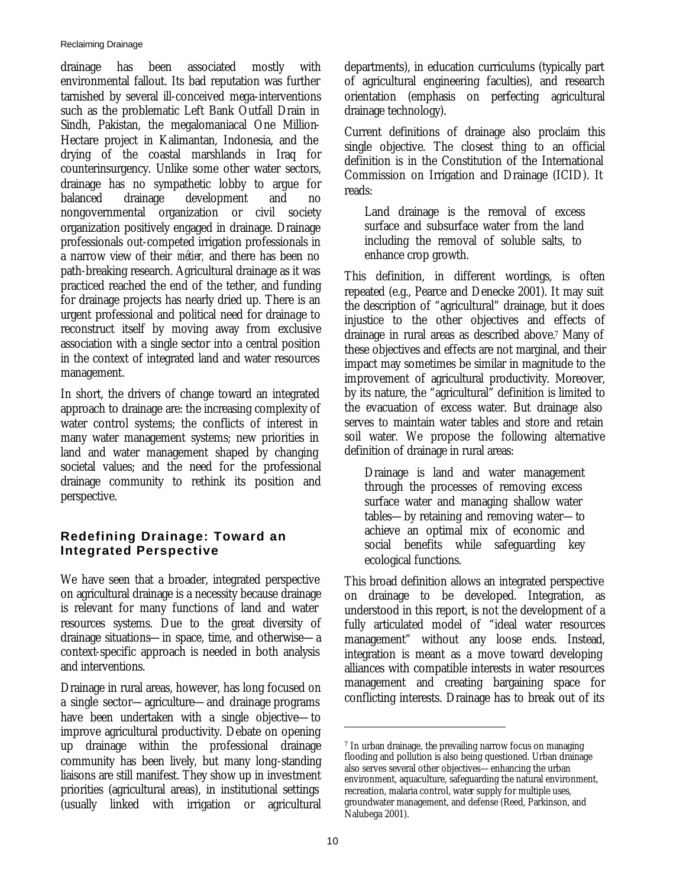drainage has been associated mostly with environmental fallout. Its bad reputation was further tarnished by several ill-conceived mega-interventions such as the problematic Left Bank Outfall Drain in Sindh, Pakistan, the megalomaniacal One Million-Hectare project in Kalimantan, Indonesia, and the drying of the coastal marshlands in Iraq for counterinsurgency. Unlike some other water sectors, drainage has no sympathetic lobby to argue for balanced drainage development and no nongovernmental organization or civil society organization positively engaged in drainage. Drainage professionals out-competed irrigation professionals in a narrow view of their *métier*, and there has been no path-breaking research. Agricultural drainage as it was practiced reached the end of the tether, and funding for drainage projects has nearly dried up. There is an urgent professional and political need for drainage to reconstruct itself by moving away from exclusive association with a single sector into a central position in the context of integrated land and water resources management.

In short, the drivers of change toward an integrated approach to drainage are: the increasing complexity of water control systems; the conflicts of interest in many water management systems; new priorities in land and water management shaped by changing societal values; and the need for the professional drainage community to rethink its position and perspective.

## Redefining Drainage: Toward an Integrated Perspective

We have seen that a broader, integrated perspective on agricultural drainage is a necessity because drainage is relevant for many functions of land and water resources systems. Due to the great diversity of drainage situations—in space, time, and otherwise—a context-specific approach is needed in both analysis and interventions.

Drainage in rural areas, however, has long focused on a single sector—agriculture—and drainage programs have been undertaken with a single objective—to improve agricultural productivity. Debate on opening up drainage within the professional drainage community has been lively, but many long-standing liaisons are still manifest. They show up in investment priorities (agricultural areas), in institutional settings (usually linked with irrigation or agricultural departments), in education curriculums (typically part of agricultural engineering faculties), and research orientation (emphasis on perfecting agricultural drainage technology).

Current definitions of drainage also proclaim this single objective. The closest thing to an official definition is in the Constitution of the International Commission on Irrigation and Drainage (ICID). It reads:

> Land drainage is the removal of excess surface and subsurface water from the land including the removal of soluble salts, to enhance crop growth.

This definition, in different wordings, is often repeated (e.g., Pearce and Denecke 2001). It may suit the description of "agricultural" drainage, but it does injustice to the other objectives and effects of drainage in rural areas as described above.[7] Many of these objectives and effects are not marginal, and their impact may sometimes be similar in magnitude to the improvement of agricultural productivity. Moreover, by its nature, the "agricultural" definition is limited to the evacuation of excess water. But drainage also serves to maintain water tables and store and retain soil water. We propose the following alternative definition of drainage in rural areas:

> Drainage is land and water management through the processes of removing excess surface water and managing shallow water tables—by retaining and removing water—to achieve an optimal mix of economic and social benefits while safeguarding key ecological functions.

This broad definition allows an integrated perspective on drainage to be developed. Integration, as understood in this report, is not the development of a fully articulated model of "ideal water resources management" without any loose ends. Instead, integration is meant as a move toward developing alliances with compatible interests in water resources management and creating bargaining space for conflicting interests. Drainage has to break out of its

[7] In urban drainage, the prevailing narrow focus on managing flooding and pollution is also being questioned. Urban drainage also serves several other objectives—enhancing the urban environment, aquaculture, safeguarding the natural environment, recreation, malaria control, water supply for multiple uses, groundwater management, and defense (Reed, Parkinson, and Nalubega 2001).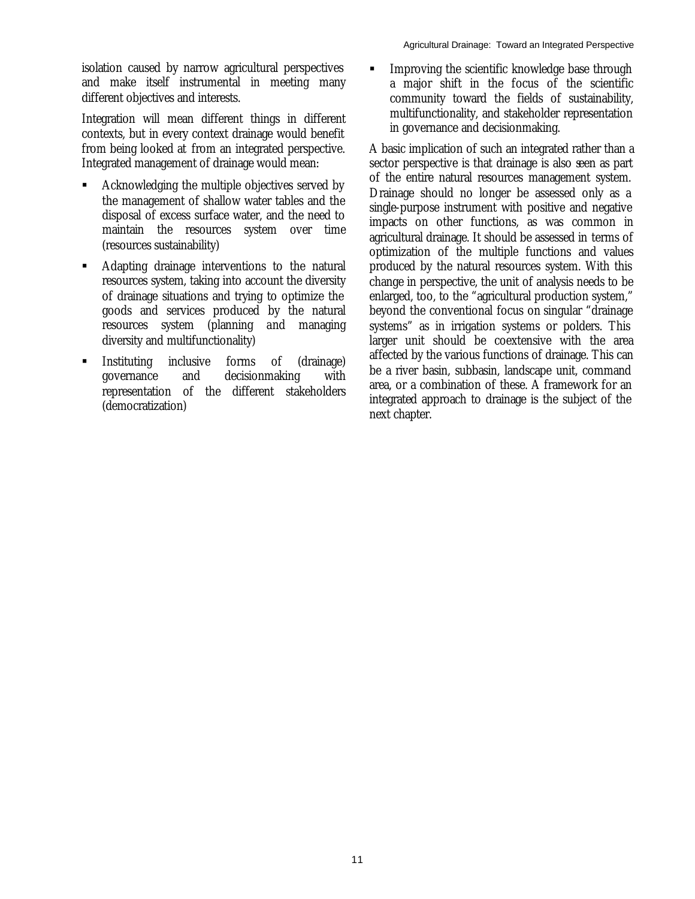isolation caused by narrow agricultural perspectives and make itself instrumental in meeting many different objectives and interests.

Integration will mean different things in different contexts, but in every context drainage would benefit from being looked at from an integrated perspective. Integrated management of drainage would mean:

- Acknowledging the multiple objectives served by the management of shallow water tables and the disposal of excess surface water, and the need to maintain the resources system over time (resources sustainability)
- Adapting drainage interventions to the natural resources system, taking into account the diversity of drainage situations and trying to optimize the goods and services produced by the natural resources system (planning and managing diversity and multifunctionality)
- Instituting inclusive forms of (drainage) governance and decisionmaking with representation of the different stakeholders (democratization)
- Improving the scientific knowledge base through a major shift in the focus of the scientific community toward the fields of sustainability, multifunctionality, and stakeholder representation in governance and decisionmaking.

A basic implication of such an integrated rather than a sector perspective is that drainage is also seen as part of the entire natural resources management system. Drainage should no longer be assessed only as a single-purpose instrument with positive and negative impacts on other functions, as was common in agricultural drainage. It should be assessed in terms of optimization of the multiple functions and values produced by the natural resources system. With this change in perspective, the unit of analysis needs to be enlarged, too, to the "agricultural production system," beyond the conventional focus on singular "drainage systems" as in irrigation systems or polders. This larger unit should be coextensive with the area affected by the various functions of drainage. This can be a river basin, subbasin, landscape unit, command area, or a combination of these. A framework for an integrated approach to drainage is the subject of the next chapter.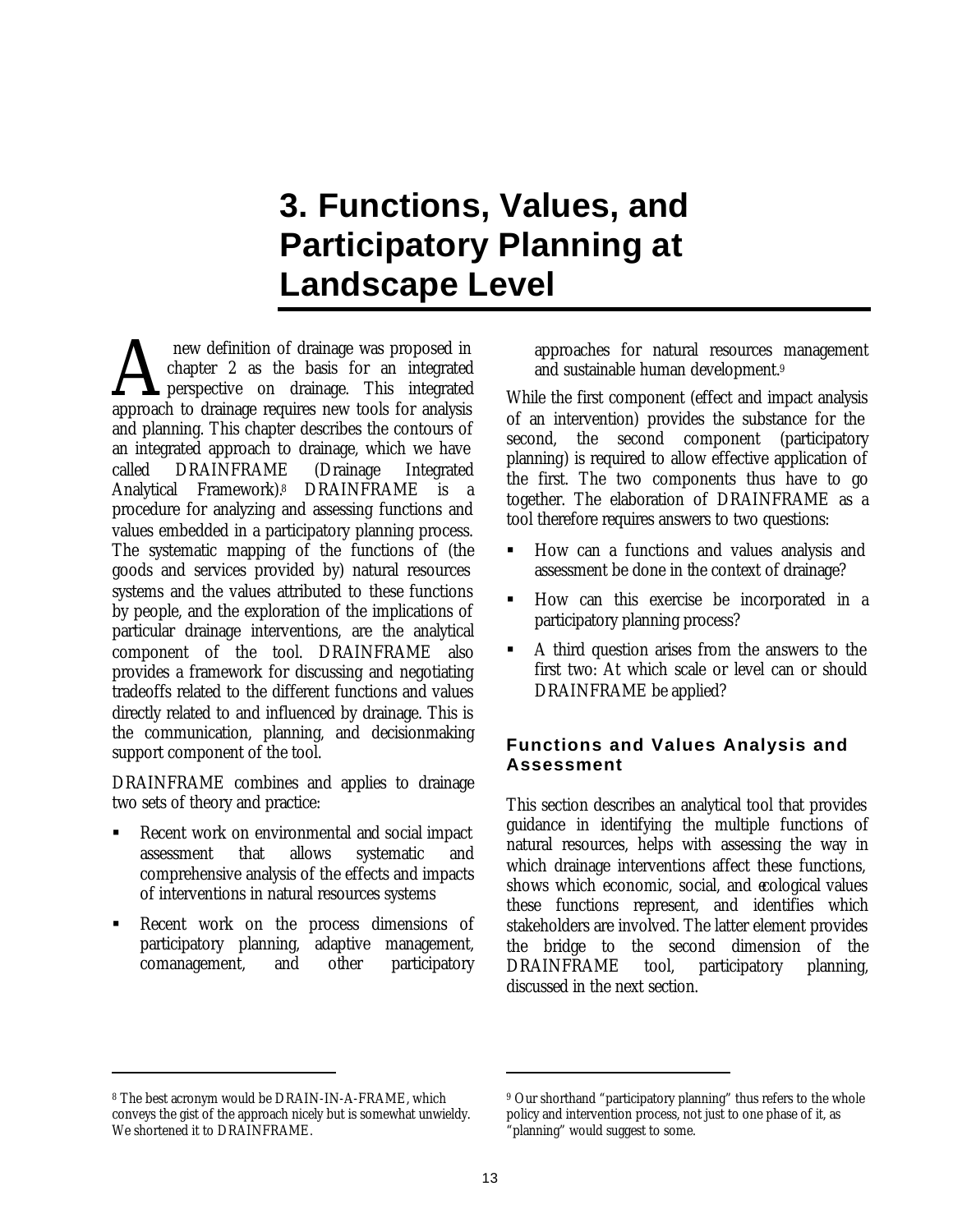# 3. Functions, Values, and Participatory Planning at Landscape Level

A new definition of drainage was proposed in chapter 2 as the basis for an integrated perspective on drainage. This integrated approach to drainage requires new tools for analysis and planning. This chapter describes the contours of an integrated approach to drainage, which we have called DRAINFRAME (Drainage Integrated Analytical Framework).[8] DRAINFRAME is a procedure for analyzing and assessing functions and values embedded in a participatory planning process. The systematic mapping of the functions of (the goods and services provided by) natural resources systems and the values attributed to these functions by people, and the exploration of the implications of particular drainage interventions, are the analytical component of the tool. DRAINFRAME also provides a framework for discussing and negotiating tradeoffs related to the different functions and values directly related to and influenced by drainage. This is the communication, planning, and decisionmaking support component of the tool.

DRAINFRAME combines and applies to drainage two sets of theory and practice:

- Recent work on environmental and social impact assessment that allows systematic and comprehensive analysis of the effects and impacts of interventions in natural resources systems
- Recent work on the process dimensions of participatory planning, adaptive management, comanagement, and other participatory approaches for natural resources management and sustainable human development.[9]

While the first component (effect and impact analysis of an intervention) provides the substance for the second, the second component (participatory planning) is required to allow effective application of the first. The two components thus have to go together. The elaboration of DRAINFRAME as a tool therefore requires answers to two questions:

- How can a functions and values analysis and assessment be done in the context of drainage?
- How can this exercise be incorporated in a participatory planning process?
- A third question arises from the answers to the first two: At which scale or level can or should DRAINFRAME be applied?

## Functions and Values Analysis and Assessment

This section describes an analytical tool that provides guidance in identifying the multiple functions of natural resources, helps with assessing the way in which drainage interventions affect these functions, shows which economic, social, and ecological values these functions represent, and identifies which stakeholders are involved. The latter element provides the bridge to the second dimension of the DRAINFRAME tool, participatory planning, discussed in the next section.

---

[8] The best acronym would be DRAIN-IN-A-FRAME, which conveys the gist of the approach nicely but is somewhat unwieldy. We shortened it to DRAINFRAME.

[9] Our shorthand "participatory planning" thus refers to the whole policy and intervention process, not just to one phase of it, as "planning" would suggest to some.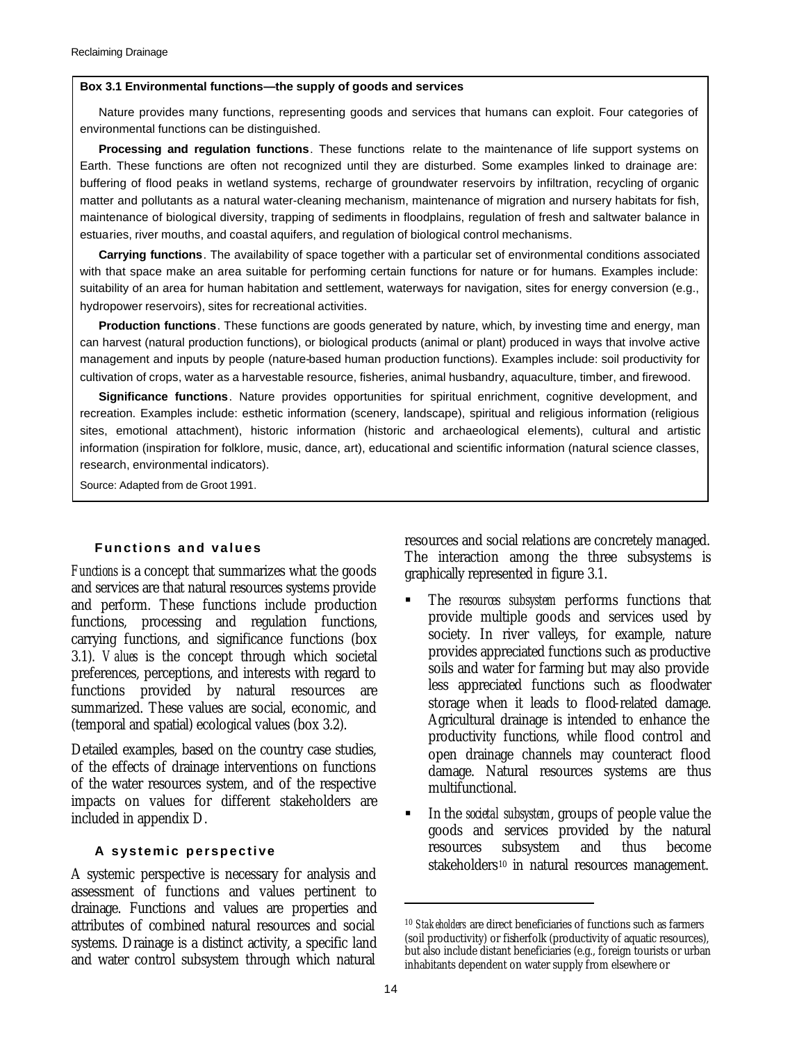**Box 3.1 Environmental functions—the supply of goods and services**

Nature provides many functions, representing goods and services that humans can exploit. Four categories of environmental functions can be distinguished.

**Processing and regulation functions**. These functions relate to the maintenance of life support systems on Earth. These functions are often not recognized until they are disturbed. Some examples linked to drainage are: buffering of flood peaks in wetland systems, recharge of groundwater reservoirs by infiltration, recycling of organic matter and pollutants as a natural water-cleaning mechanism, maintenance of migration and nursery habitats for fish, maintenance of biological diversity, trapping of sediments in floodplains, regulation of fresh and saltwater balance in estuaries, river mouths, and coastal aquifers, and regulation of biological control mechanisms.

**Carrying functions**. The availability of space together with a particular set of environmental conditions associated with that space make an area suitable for performing certain functions for nature or for humans. Examples include: suitability of an area for human habitation and settlement, waterways for navigation, sites for energy conversion (e.g., hydropower reservoirs), sites for recreational activities.

**Production functions**. These functions are goods generated by nature, which, by investing time and energy, man can harvest (natural production functions), or biological products (animal or plant) produced in ways that involve active management and inputs by people (nature-based human production functions). Examples include: soil productivity for cultivation of crops, water as a harvestable resource, fisheries, animal husbandry, aquaculture, timber, and firewood.

**Significance functions**. Nature provides opportunities for spiritual enrichment, cognitive development, and recreation. Examples include: esthetic information (scenery, landscape), spiritual and religious information (religious sites, emotional attachment), historic information (historic and archaeological elements), cultural and artistic information (inspiration for folklore, music, dance, art), educational and scientific information (natural science classes, research, environmental indicators).

Source: Adapted from de Groot 1991.

### Functions and values

*Functions* is a concept that summarizes what the goods and services are that natural resources systems provide and perform. These functions include production functions, processing and regulation functions, carrying functions, and significance functions (box 3.1). *Values* is the concept through which societal preferences, perceptions, and interests with regard to functions provided by natural resources are summarized. These values are social, economic, and (temporal and spatial) ecological values (box 3.2).

Detailed examples, based on the country case studies, of the effects of drainage interventions on functions of the water resources system, and of the respective impacts on values for different stakeholders are included in appendix D.

### A systemic perspective

A systemic perspective is necessary for analysis and assessment of functions and values pertinent to drainage. Functions and values are properties and attributes of combined natural resources and social systems. Drainage is a distinct activity, a specific land and water control subsystem through which natural resources and social relations are concretely managed. The interaction among the three subsystems is graphically represented in figure 3.1.

- The *resources subsystem* performs functions that provide multiple goods and services used by society. In river valleys, for example, nature provides appreciated functions such as productive soils and water for farming but may also provide less appreciated functions such as floodwater storage when it leads to flood-related damage. Agricultural drainage is intended to enhance the productivity functions, while flood control and open drainage channels may counteract flood damage. Natural resources systems are thus multifunctional.
- In the *societal subsystem*, groups of people value the goods and services provided by the natural resources subsystem and thus become stakeholders[10] in natural resources management.

[10] *Stakeholders* are direct beneficiaries of functions such as farmers (soil productivity) or fisherfolk (productivity of aquatic resources), but also include distant beneficiaries (e.g., foreign tourists or urban inhabitants dependent on water supply from elsewhere or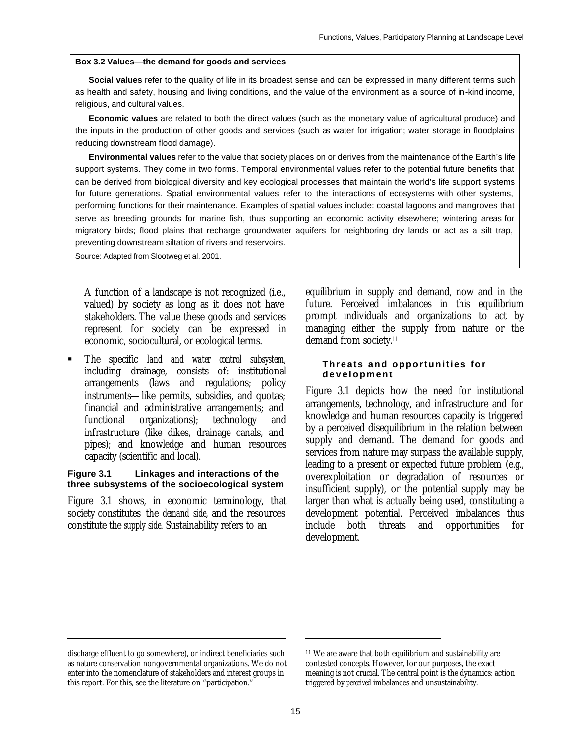**Box 3.2 Values—the demand for goods and services**

**Social values** refer to the quality of life in its broadest sense and can be expressed in many different terms such as health and safety, housing and living conditions, and the value of the environment as a source of in-kind income, religious, and cultural values.

**Economic values** are related to both the direct values (such as the monetary value of agricultural produce) and the inputs in the production of other goods and services (such as water for irrigation; water storage in floodplains reducing downstream flood damage).

**Environmental values** refer to the value that society places on or derives from the maintenance of the Earth's life support systems. They come in two forms. Temporal environmental values refer to the potential future benefits that can be derived from biological diversity and key ecological processes that maintain the world's life support systems for future generations. Spatial environmental values refer to the interactions of ecosystems with other systems, performing functions for their maintenance. Examples of spatial values include: coastal lagoons and mangroves that serve as breeding grounds for marine fish, thus supporting an economic activity elsewhere; wintering areas for migratory birds; flood plains that recharge groundwater aquifers for neighboring dry lands or act as a silt trap, preventing downstream siltation of rivers and reservoirs.

Source: Adapted from Slootweg et al. 2001.

A function of a landscape is not recognized (i.e., valued) by society as long as it does not have stakeholders. The value these goods and services represent for society can be expressed in economic, sociocultural, or ecological terms.

- The specific *land and water control subsystem*, including drainage, consists of: institutional arrangements (laws and regulations; policy instruments—like permits, subsidies, and quotas; financial and administrative arrangements; and functional organizations); technology and infrastructure (like dikes, drainage canals, and pipes); and knowledge and human resources capacity (scientific and local).

**Figure 3.1 Linkages and interactions of the three subsystems of the socioecological system**

Figure 3.1 shows, in economic terminology, that society constitutes the *demand side*, and the resources constitute the *supply side*. Sustainability refers to an equilibrium in supply and demand, now and in the future. Perceived imbalances in this equilibrium prompt individuals and organizations to act by managing either the supply from nature or the demand from society.[11]

#### Threats and opportunities for development

Figure 3.1 depicts how the need for institutional arrangements, technology, and infrastructure and for knowledge and human resources capacity is triggered by a perceived disequilibrium in the relation between supply and demand. The demand for goods and services from nature may surpass the available supply, leading to a present or expected future problem (e.g., overexploitation or degradation of resources or insufficient supply), or the potential supply may be larger than what is actually being used, constituting a development potential. Perceived imbalances thus include both threats and opportunities for development.

---

discharge effluent to go somewhere), or indirect beneficiaries such as nature conservation nongovernmental organizations. We do not enter into the nomenclature of stakeholders and interest groups in this report. For this, see the literature on "participation."

[11] We are aware that both equilibrium and sustainability are contested concepts. However, for our purposes, the exact meaning is not crucial. The central point is the dynamics: action triggered by *perceived* imbalances and unsustainability.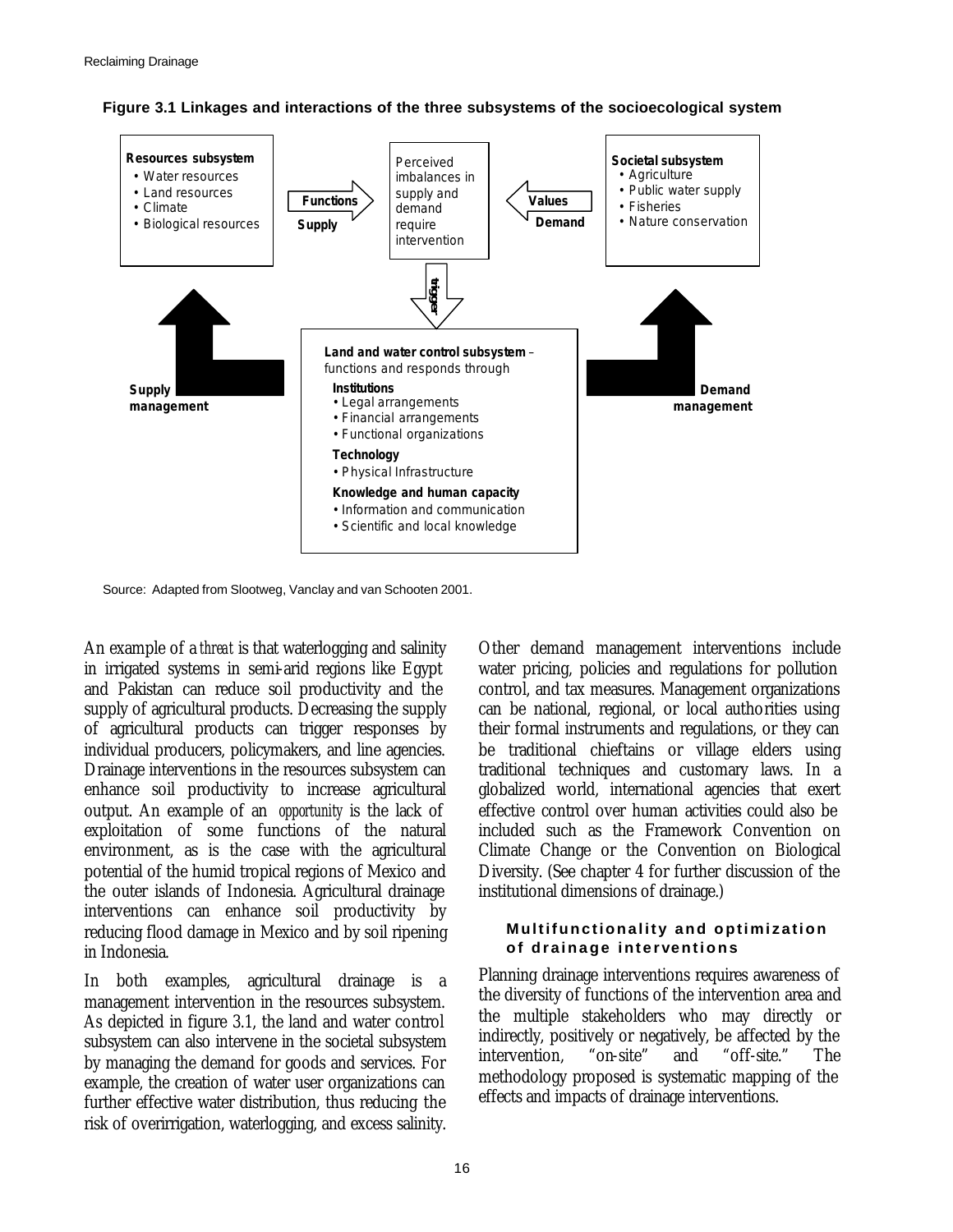**Figure 3.1 Linkages and interactions of the three subsystems of the socioecological system**

**Resources subsystem**
- Water resources
- Land resources
- Climate
- Biological resources

**Functions** / **Supply** →

Perceived imbalances in supply and demand require intervention

← **Values** / **Demand**

**Societal subsystem**
- Agriculture
- Public water supply
- Fisheries
- Nature conservation

**trigger**

**Supply management**

**Land and water control subsystem** – functions and responds through

**Institutions**
- Legal arrangements
- Financial arrangements
- Functional organizations

**Technology**
- Physical Infrastructure

**Knowledge and human capacity**
- Information and communication
- Scientific and local knowledge

**Demand management**

Source: Adapted from Slootweg, Vanclay and van Schooten 2001.

An example of a *threat* is that waterlogging and salinity in irrigated systems in semi-arid regions like Egypt and Pakistan can reduce soil productivity and the supply of agricultural products. Decreasing the supply of agricultural products can trigger responses by individual producers, policymakers, and line agencies. Drainage interventions in the resources subsystem can enhance soil productivity to increase agricultural output. An example of an *opportunity* is the lack of exploitation of some functions of the natural environment, as is the case with the agricultural potential of the humid tropical regions of Mexico and the outer islands of Indonesia. Agricultural drainage interventions can enhance soil productivity by reducing flood damage in Mexico and by soil ripening in Indonesia.

In both examples, agricultural drainage is a management intervention in the resources subsystem. As depicted in figure 3.1, the land and water control subsystem can also intervene in the societal subsystem by managing the demand for goods and services. For example, the creation of water user organizations can further effective water distribution, thus reducing the risk of overirrigation, waterlogging, and excess salinity.

Other demand management interventions include water pricing, policies and regulations for pollution control, and tax measures. Management organizations can be national, regional, or local authorities using their formal instruments and regulations, or they can be traditional chieftains or village elders using traditional techniques and customary laws. In a globalized world, international agencies that exert effective control over human activities could also be included such as the Framework Convention on Climate Change or the Convention on Biological Diversity. (See chapter 4 for further discussion of the institutional dimensions of drainage.)

### Multifunctionality and optimization of drainage interventions

Planning drainage interventions requires awareness of the diversity of functions of the intervention area and the multiple stakeholders who may directly or indirectly, positively or negatively, be affected by the intervention, "on-site" and "off-site." The methodology proposed is systematic mapping of the effects and impacts of drainage interventions.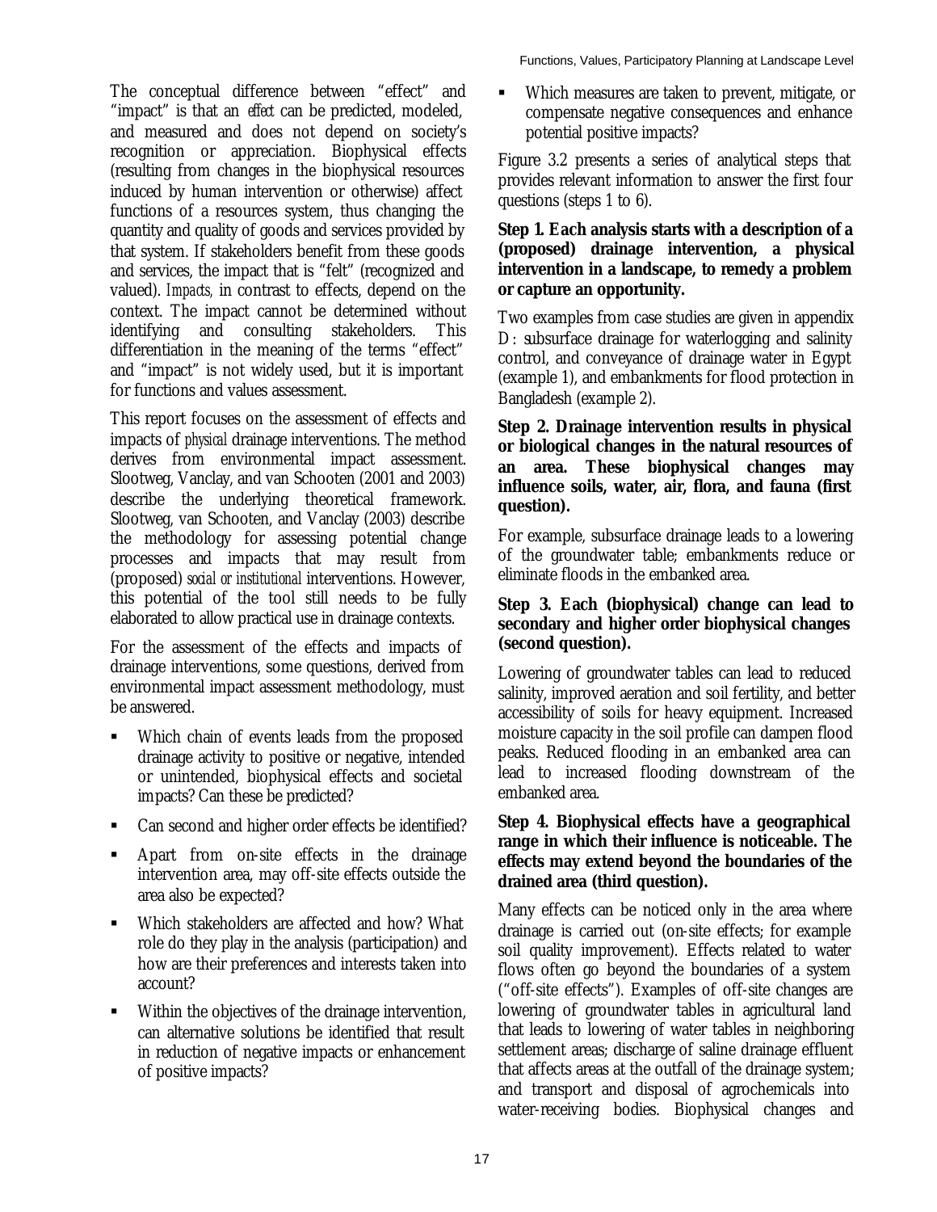The conceptual difference between "effect" and "impact" is that an *effect* can be predicted, modeled, and measured and does not depend on society's recognition or appreciation. Biophysical effects (resulting from changes in the biophysical resources induced by human intervention or otherwise) affect functions of a resources system, thus changing the quantity and quality of goods and services provided by that system. If stakeholders benefit from these goods and services, the impact that is "felt" (recognized and valued). *Impacts*, in contrast to effects, depend on the context. The impact cannot be determined without identifying and consulting stakeholders. This differentiation in the meaning of the terms "effect" and "impact" is not widely used, but it is important for functions and values assessment.

This report focuses on the assessment of effects and impacts of *physical* drainage interventions. The method derives from environmental impact assessment. Slootweg, Vanclay, and van Schooten (2001 and 2003) describe the underlying theoretical framework. Slootweg, van Schooten, and Vanclay (2003) describe the methodology for assessing potential change processes and impacts that may result from (proposed) *social or institutional* interventions. However, this potential of the tool still needs to be fully elaborated to allow practical use in drainage contexts.

For the assessment of the effects and impacts of drainage interventions, some questions, derived from environmental impact assessment methodology, must be answered.

- Which chain of events leads from the proposed drainage activity to positive or negative, intended or unintended, biophysical effects and societal impacts? Can these be predicted?
- Can second and higher order effects be identified?
- Apart from on-site effects in the drainage intervention area, may off-site effects outside the area also be expected?
- Which stakeholders are affected and how? What role do they play in the analysis (participation) and how are their preferences and interests taken into account?
- Within the objectives of the drainage intervention, can alternative solutions be identified that result in reduction of negative impacts or enhancement of positive impacts?
- Which measures are taken to prevent, mitigate, or compensate negative consequences and enhance potential positive impacts?

Figure 3.2 presents a series of analytical steps that provides relevant information to answer the first four questions (steps 1 to 6).

**Step 1. Each analysis starts with a description of a (proposed) drainage intervention, a physical intervention in a landscape, to remedy a problem or capture an opportunity.**

Two examples from case studies are given in appendix D: subsurface drainage for waterlogging and salinity control, and conveyance of drainage water in Egypt (example 1), and embankments for flood protection in Bangladesh (example 2).

**Step 2. Drainage intervention results in physical or biological changes in the natural resources of an area. These biophysical changes may influence soils, water, air, flora, and fauna (first question).**

For example, subsurface drainage leads to a lowering of the groundwater table; embankments reduce or eliminate floods in the embanked area.

**Step 3. Each (biophysical) change can lead to secondary and higher order biophysical changes (second question).**

Lowering of groundwater tables can lead to reduced salinity, improved aeration and soil fertility, and better accessibility of soils for heavy equipment. Increased moisture capacity in the soil profile can dampen flood peaks. Reduced flooding in an embanked area can lead to increased flooding downstream of the embanked area.

**Step 4. Biophysical effects have a geographical range in which their influence is noticeable. The effects may extend beyond the boundaries of the drained area (third question).**

Many effects can be noticed only in the area where drainage is carried out (on-site effects; for example soil quality improvement). Effects related to water flows often go beyond the boundaries of a system ("off-site effects"). Examples of off-site changes are lowering of groundwater tables in agricultural land that leads to lowering of water tables in neighboring settlement areas; discharge of saline drainage effluent that affects areas at the outfall of the drainage system; and transport and disposal of agrochemicals into water-receiving bodies. Biophysical changes and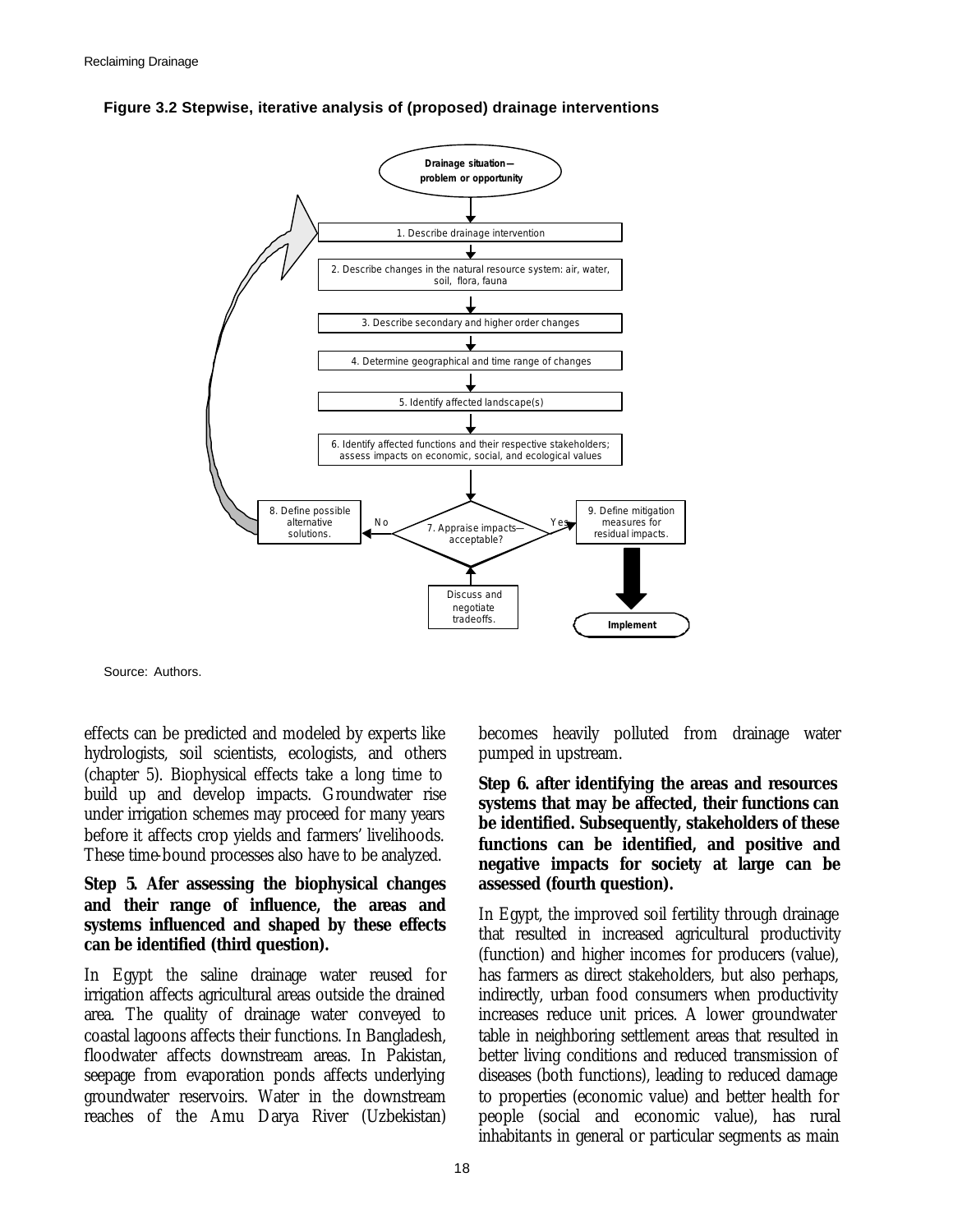**Figure 3.2 Stepwise, iterative analysis of (proposed) drainage interventions**

Drainage situation—problem or opportunity

1. Describe drainage intervention
2. Describe changes in the natural resource system: air, water, soil, flora, fauna
3. Describe secondary and higher order changes
4. Determine geographical and time range of changes
5. Identify affected landscape(s)
6. Identify affected functions and their respective stakeholders; assess impacts on economic, social, and ecological values
7. Appraise impacts—acceptable?
   - No → 8. Define possible alternative solutions.
   - Yes → 9. Define mitigation measures for residual impacts. → Implement

Discuss and negotiate tradeoffs.

Source: Authors.

effects can be predicted and modeled by experts like hydrologists, soil scientists, ecologists, and others (chapter 5). Biophysical effects take a long time to build up and develop impacts. Groundwater rise under irrigation schemes may proceed for many years before it affects crop yields and farmers' livelihoods. These time-bound processes also have to be analyzed.

**Step 5. Afer assessing the biophysical changes and their range of influence, the areas and systems influenced and shaped by these effects can be identified (third question).**

In Egypt the saline drainage water reused for irrigation affects agricultural areas outside the drained area. The quality of drainage water conveyed to coastal lagoons affects their functions. In Bangladesh, floodwater affects downstream areas. In Pakistan, seepage from evaporation ponds affects underlying groundwater reservoirs. Water in the downstream reaches of the Amu Darya River (Uzbekistan) becomes heavily polluted from drainage water pumped in upstream.

**Step 6. after identifying the areas and resources systems that may be affected, their functions can be identified. Subsequently, stakeholders of these functions can be identified, and positive and negative impacts for society at large can be assessed (fourth question).**

In Egypt, the improved soil fertility through drainage that resulted in increased agricultural productivity (function) and higher incomes for producers (value), has farmers as direct stakeholders, but also perhaps, indirectly, urban food consumers when productivity increases reduce unit prices. A lower groundwater table in neighboring settlement areas that resulted in better living conditions and reduced transmission of diseases (both functions), leading to reduced damage to properties (economic value) and better health for people (social and economic value), has rural inhabitants in general or particular segments as main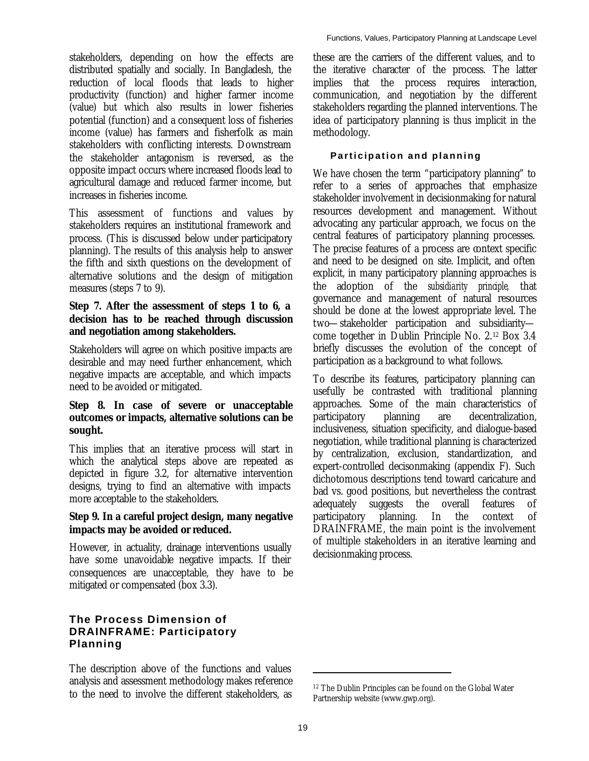stakeholders, depending on how the effects are distributed spatially and socially. In Bangladesh, the reduction of local floods that leads to higher productivity (function) and higher farmer income (value) but which also results in lower fisheries potential (function) and a consequent loss of fisheries income (value) has farmers and fisherfolk as main stakeholders with conflicting interests. Downstream the stakeholder antagonism is reversed, as the opposite impact occurs where increased floods lead to agricultural damage and reduced farmer income, but increases in fisheries income.

This assessment of functions and values by stakeholders requires an institutional framework and process. (This is discussed below under participatory planning). The results of this analysis help to answer the fifth and sixth questions on the development of alternative solutions and the design of mitigation measures (steps 7 to 9).

**Step 7. After the assessment of steps 1 to 6, a decision has to be reached through discussion and negotiation among stakeholders.**

Stakeholders will agree on which positive impacts are desirable and may need further enhancement, which negative impacts are acceptable, and which impacts need to be avoided or mitigated.

**Step 8. In case of severe or unacceptable outcomes or impacts, alternative solutions can be sought.**

This implies that an iterative process will start in which the analytical steps above are repeated as depicted in figure 3.2, for alternative intervention designs, trying to find an alternative with impacts more acceptable to the stakeholders.

**Step 9. In a careful project design, many negative impacts may be avoided or reduced.**

However, in actuality, drainage interventions usually have some unavoidable negative impacts. If their consequences are unacceptable, they have to be mitigated or compensated (box 3.3).

## The Process Dimension of DRAINFRAME: Participatory Planning

The description above of the functions and values analysis and assessment methodology makes reference to the need to involve the different stakeholders, as these are the carriers of the different values, and to the iterative character of the process. The latter implies that the process requires interaction, communication, and negotiation by the different stakeholders regarding the planned interventions. The idea of participatory planning is thus implicit in the methodology.

### Participation and planning

We have chosen the term "participatory planning" to refer to a series of approaches that emphasize stakeholder involvement in decisionmaking for natural resources development and management. Without advocating any particular approach, we focus on the central features of participatory planning processes. The precise features of a process are context specific and need to be designed on site. Implicit, and often explicit, in many participatory planning approaches is the adoption of the *subsidiarity principle*, that governance and management of natural resources should be done at the lowest appropriate level. The two—stakeholder participation and subsidiarity—come together in Dublin Principle No. 2.[12] Box 3.4 briefly discusses the evolution of the concept of participation as a background to what follows.

To describe its features, participatory planning can usefully be contrasted with traditional planning approaches. Some of the main characteristics of participatory planning are decentralization, inclusiveness, situation specificity, and dialogue-based negotiation, while traditional planning is characterized by centralization, exclusion, standardization, and expert-controlled decisonmaking (appendix F). Such dichotomous descriptions tend toward caricature and bad vs. good positions, but nevertheless the contrast adequately suggests the overall features of participatory planning. In the context of DRAINFRAME, the main point is the involvement of multiple stakeholders in an iterative learning and decisionmaking process.

[12] The Dublin Principles can be found on the Global Water Partnership website (www.gwp.org).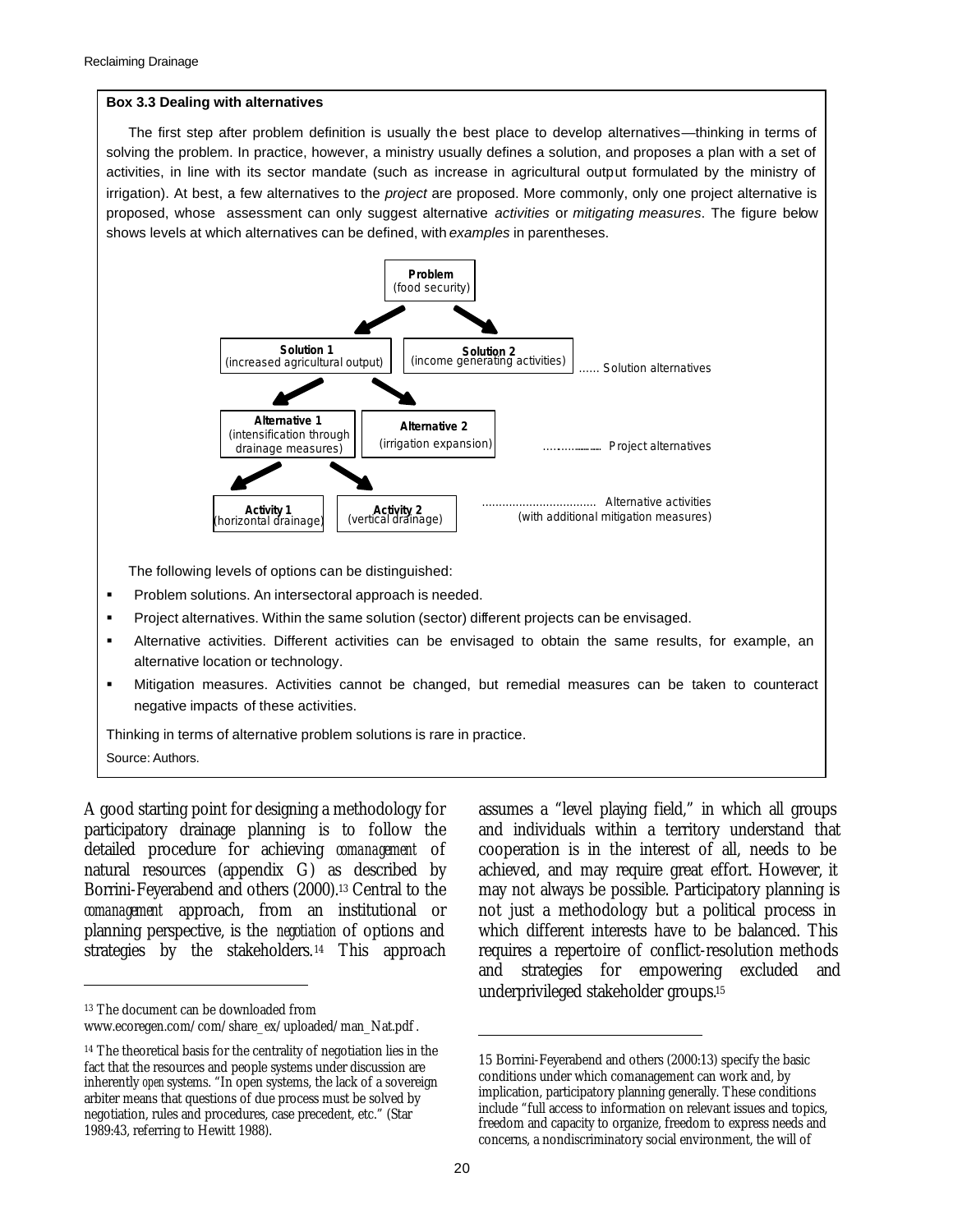**Box 3.3 Dealing with alternatives**

The first step after problem definition is usually the best place to develop alternatives—thinking in terms of solving the problem. In practice, however, a ministry usually defines a solution, and proposes a plan with a set of activities, in line with its sector mandate (such as increase in agricultural output formulated by the ministry of irrigation). At best, a few alternatives to the *project* are proposed. More commonly, only one project alternative is proposed, whose assessment can only suggest alternative *activities* or *mitigating measures*. The figure below shows levels at which alternatives can be defined, with *examples* in parentheses.

**Problem** (food security)

**Solution 1** (increased agricultural output) | **Solution 2** (income generating activities) ...... Solution alternatives

**Alternative 1** (intensification through drainage measures) | **Alternative 2** (irrigation expansion) ........... Project alternatives

**Activity 1** (horizontal drainage) | **Activity 2** (vertical drainage) ................................. Alternative activities (with additional mitigation measures)

The following levels of options can be distinguished:

- Problem solutions. An intersectoral approach is needed.
- Project alternatives. Within the same solution (sector) different projects can be envisaged.
- Alternative activities. Different activities can be envisaged to obtain the same results, for example, an alternative location or technology.
- Mitigation measures. Activities cannot be changed, but remedial measures can be taken to counteract negative impacts of these activities.

Thinking in terms of alternative problem solutions is rare in practice.

Source: Authors.

A good starting point for designing a methodology for participatory drainage planning is to follow the detailed procedure for achieving *comanagement* of natural resources (appendix G) as described by Borrini-Feyerabend and others (2000).[13] Central to the *comanagement* approach, from an institutional or planning perspective, is the *negotiation* of options and strategies by the stakeholders.[14] This approach assumes a "level playing field," in which all groups and individuals within a territory understand that cooperation is in the interest of all, needs to be achieved, and may require great effort. However, it may not always be possible. Participatory planning is not just a methodology but a political process in which different interests have to be balanced. This requires a repertoire of conflict-resolution methods and strategies for empowering excluded and underprivileged stakeholder groups.[15]

[13] The document can be downloaded from www.ecoregen.com/com/share_ex/uploaded/man_Nat.pdf .

[14] The theoretical basis for the centrality of negotiation lies in the fact that the resources and people systems under discussion are inherently *open* systems. "In open systems, the lack of a sovereign arbiter means that questions of due process must be solved by negotiation, rules and procedures, case precedent, etc." (Star 1989:43, referring to Hewitt 1988).

15 Borrini-Feyerabend and others (2000:13) specify the basic conditions under which comanagement can work and, by implication, participatory planning generally. These conditions include "full access to information on relevant issues and topics, freedom and capacity to organize, freedom to express needs and concerns, a nondiscriminatory social environment, the will of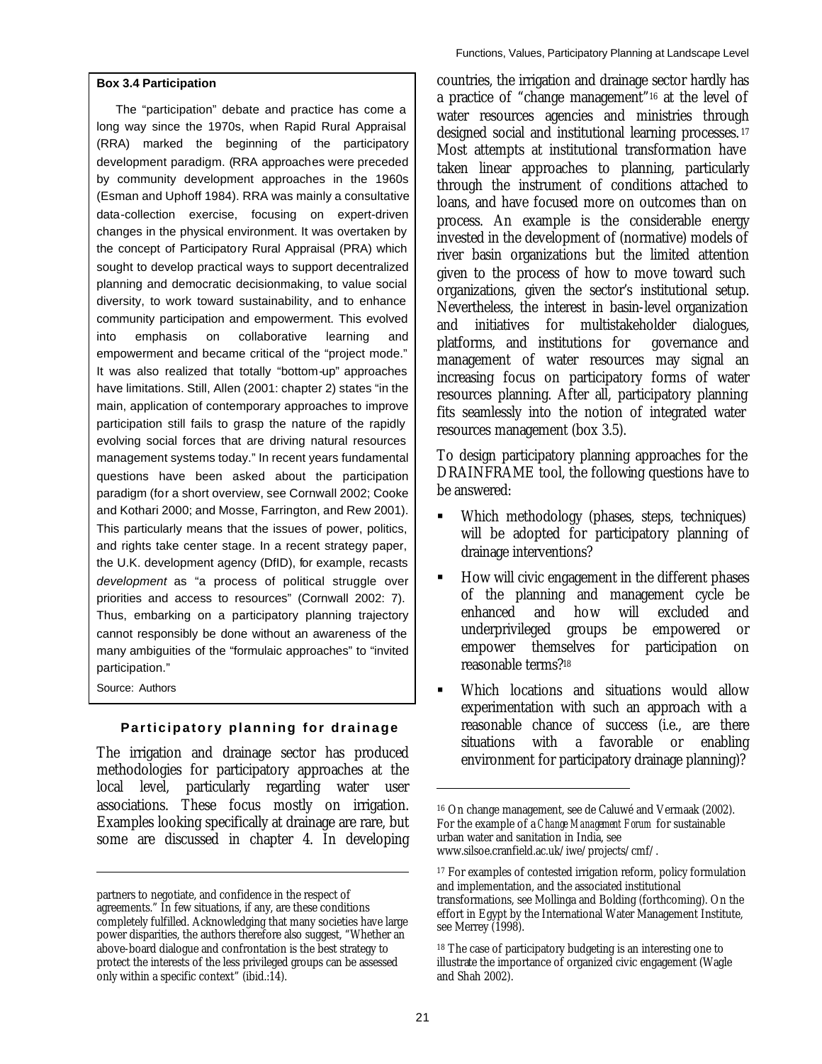**Box 3.4 Participation**

The "participation" debate and practice has come a long way since the 1970s, when Rapid Rural Appraisal (RRA) marked the beginning of the participatory development paradigm. (RRA approaches were preceded by community development approaches in the 1960s (Esman and Uphoff 1984). RRA was mainly a consultative data-collection exercise, focusing on expert-driven changes in the physical environment. It was overtaken by the concept of Participatory Rural Appraisal (PRA) which sought to develop practical ways to support decentralized planning and democratic decisionmaking, to value social diversity, to work toward sustainability, and to enhance community participation and empowerment. This evolved into emphasis on collaborative learning and empowerment and became critical of the "project mode." It was also realized that totally "bottom-up" approaches have limitations. Still, Allen (2001: chapter 2) states "in the main, application of contemporary approaches to improve participation still fails to grasp the nature of the rapidly evolving social forces that are driving natural resources management systems today." In recent years fundamental questions have been asked about the participation paradigm (for a short overview, see Cornwall 2002; Cooke and Kothari 2000; and Mosse, Farrington, and Rew 2001). This particularly means that the issues of power, politics, and rights take center stage. In a recent strategy paper, the U.K. development agency (DfID), for example, recasts *development* as "a process of political struggle over priorities and access to resources" (Cornwall 2002: 7). Thus, embarking on a participatory planning trajectory cannot responsibly be done without an awareness of the many ambiguities of the "formulaic approaches" to "invited participation."

Source: Authors

### Participatory planning for drainage

The irrigation and drainage sector has produced methodologies for participatory approaches at the local level, particularly regarding water user associations. These focus mostly on irrigation. Examples looking specifically at drainage are rare, but some are discussed in chapter 4. In developing countries, the irrigation and drainage sector hardly has a practice of "change management"[16] at the level of water resources agencies and ministries through designed social and institutional learning processes.[17] Most attempts at institutional transformation have taken linear approaches to planning, particularly through the instrument of conditions attached to loans, and have focused more on outcomes than on process. An example is the considerable energy invested in the development of (normative) models of river basin organizations but the limited attention given to the process of how to move toward such organizations, given the sector's institutional setup. Nevertheless, the interest in basin-level organization and initiatives for multistakeholder dialogues, platforms, and institutions for governance and management of water resources may signal an increasing focus on participatory forms of water resources planning. After all, participatory planning fits seamlessly into the notion of integrated water resources management (box 3.5).

To design participatory planning approaches for the DRAINFRAME tool, the following questions have to be answered:

- Which methodology (phases, steps, techniques) will be adopted for participatory planning of drainage interventions?
- How will civic engagement in the different phases of the planning and management cycle be enhanced and how will excluded and underprivileged groups be empowered or empower themselves for participation on reasonable terms?[18]
- Which locations and situations would allow experimentation with such an approach with a reasonable chance of success (i.e., are there situations with a favorable or enabling environment for participatory drainage planning)?

---

partners to negotiate, and confidence in the respect of agreements." In few situations, if any, are these conditions completely fulfilled. Acknowledging that many societies have large power disparities, the authors therefore also suggest, "Whether an above-board dialogue and confrontation is the best strategy to protect the interests of the less privileged groups can be assessed only within a specific context" (ibid.:14).

[16] On change management, see de Caluwé and Vermaak (2002). For the example of a *Change Management Forum* for sustainable urban water and sanitation in India, see www.silsoe.cranfield.ac.uk/iwe/projects/cmf/.

[17] For examples of contested irrigation reform, policy formulation and implementation, and the associated institutional transformations, see Mollinga and Bolding (forthcoming). On the effort in Egypt by the International Water Management Institute, see Merrey (1998).

[18] The case of participatory budgeting is an interesting one to illustrate the importance of organized civic engagement (Wagle and Shah 2002).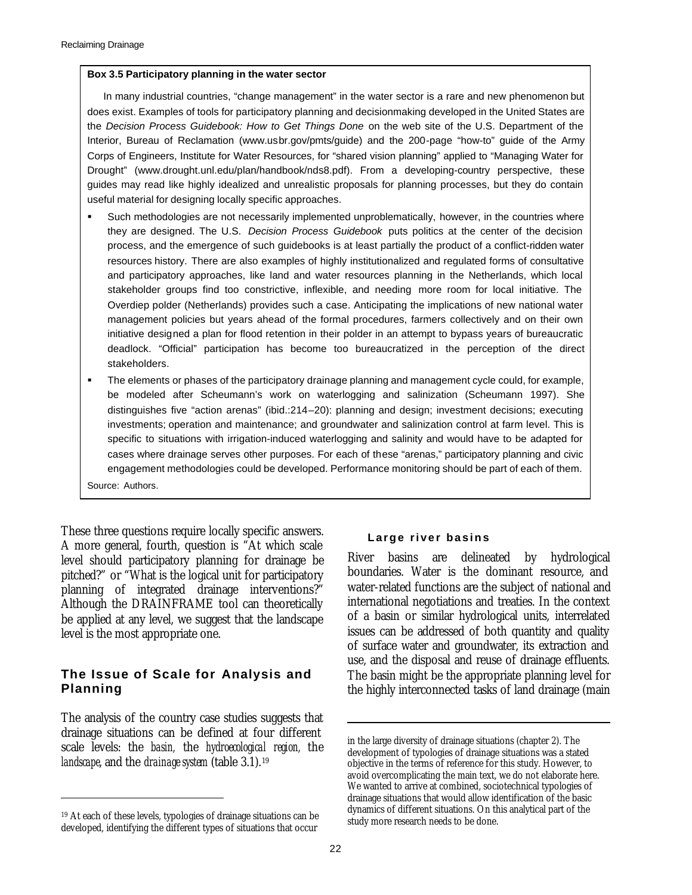**Box 3.5 Participatory planning in the water sector**

In many industrial countries, "change management" in the water sector is a rare and new phenomenon but does exist. Examples of tools for participatory planning and decisionmaking developed in the United States are the *Decision Process Guidebook: How to Get Things Done* on the web site of the U.S. Department of the Interior, Bureau of Reclamation (www.usbr.gov/pmts/guide) and the 200-page "how-to" guide of the Army Corps of Engineers, Institute for Water Resources, for "shared vision planning" applied to "Managing Water for Drought" (www.drought.unl.edu/plan/handbook/nds8.pdf). From a developing-country perspective, these guides may read like highly idealized and unrealistic proposals for planning processes, but they do contain useful material for designing locally specific approaches.

- Such methodologies are not necessarily implemented unproblematically, however, in the countries where they are designed. The U.S. *Decision Process Guidebook* puts politics at the center of the decision process, and the emergence of such guidebooks is at least partially the product of a conflict-ridden water resources history. There are also examples of highly institutionalized and regulated forms of consultative and participatory approaches, like land and water resources planning in the Netherlands, which local stakeholder groups find too constrictive, inflexible, and needing more room for local initiative. The Overdiep polder (Netherlands) provides such a case. Anticipating the implications of new national water management policies but years ahead of the formal procedures, farmers collectively and on their own initiative designed a plan for flood retention in their polder in an attempt to bypass years of bureaucratic deadlock. "Official" participation has become too bureaucratized in the perception of the direct stakeholders.
- The elements or phases of the participatory drainage planning and management cycle could, for example, be modeled after Scheumann's work on waterlogging and salinization (Scheumann 1997). She distinguishes five "action arenas" (ibid.:214–20): planning and design; investment decisions; executing investments; operation and maintenance; and groundwater and salinization control at farm level. This is specific to situations with irrigation-induced waterlogging and salinity and would have to be adapted for cases where drainage serves other purposes. For each of these "arenas," participatory planning and civic engagement methodologies could be developed. Performance monitoring should be part of each of them.

Source: Authors.

These three questions require locally specific answers. A more general, fourth, question is "At which scale level should participatory planning for drainage be pitched?" or "What is the logical unit for participatory planning of integrated drainage interventions?" Although the DRAINFRAME tool can theoretically be applied at any level, we suggest that the landscape level is the most appropriate one.

## The Issue of Scale for Analysis and Planning

The analysis of the country case studies suggests that drainage situations can be defined at four different scale levels: the *basin*, the *hydroecological region*, the *landscape*, and the *drainage system* (table 3.1).[19]

### Large river basins

River basins are delineated by hydrological boundaries. Water is the dominant resource, and water-related functions are the subject of national and international negotiations and treaties. In the context of a basin or similar hydrological units, interrelated issues can be addressed of both quantity and quality of surface water and groundwater, its extraction and use, and the disposal and reuse of drainage effluents. The basin might be the appropriate planning level for the highly interconnected tasks of land drainage (main

[19] At each of these levels, typologies of drainage situations can be developed, identifying the different types of situations that occur in the large diversity of drainage situations (chapter 2). The development of typologies of drainage situations was a stated objective in the terms of reference for this study. However, to avoid overcomplicating the main text, we do not elaborate here. We wanted to arrive at combined, sociotechnical typologies of drainage situations that would allow identification of the basic dynamics of different situations. On this analytical part of the study more research needs to be done.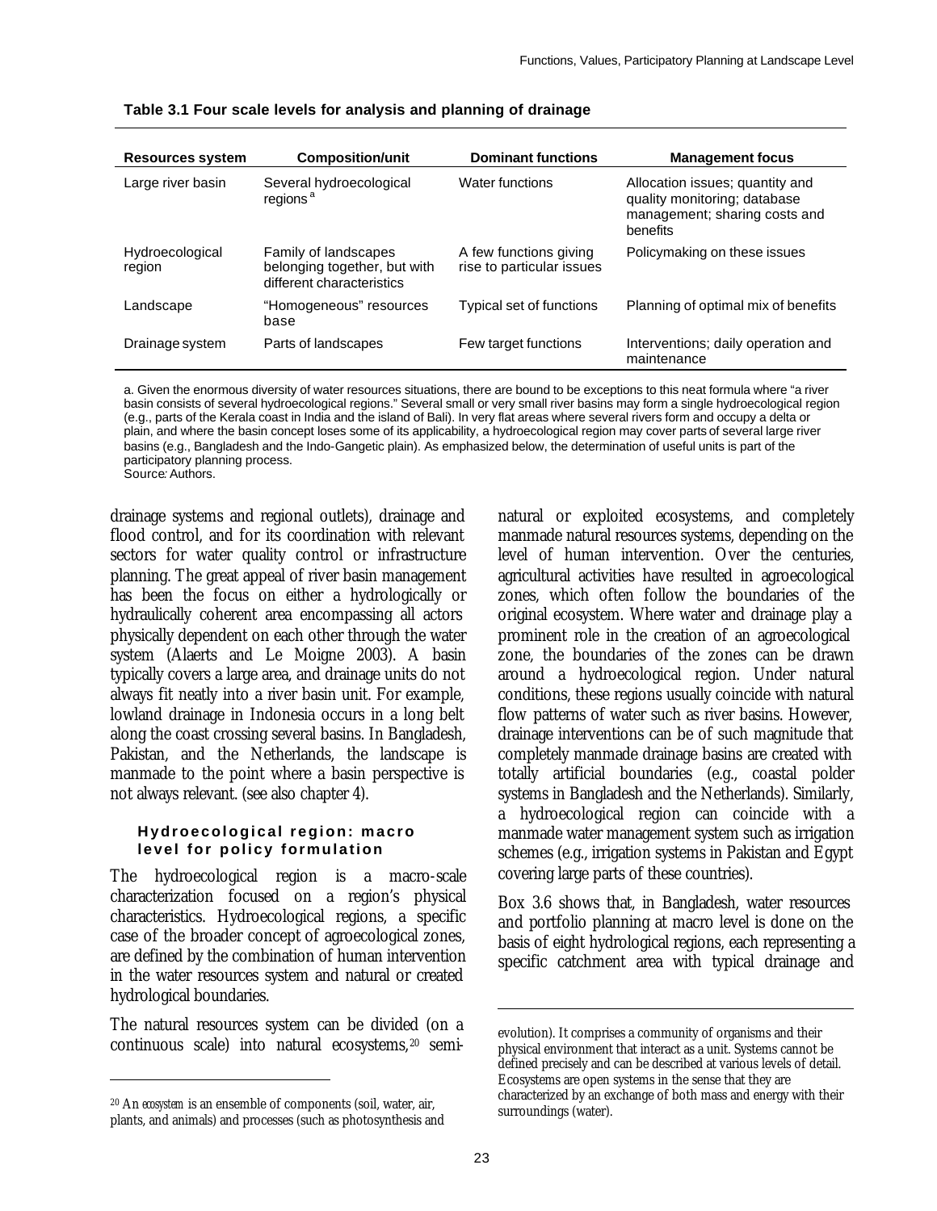**Table 3.1 Four scale levels for analysis and planning of drainage**

| Resources system | Composition/unit | Dominant functions | Management focus |
| --- | --- | --- | --- |
| Large river basin | Several hydroecological regions[a] | Water functions | Allocation issues; quantity and quality monitoring; database management; sharing costs and benefits |
| Hydroecological region | Family of landscapes belonging together, but with different characteristics | A few functions giving rise to particular issues | Policymaking on these issues |
| Landscape | "Homogeneous" resources base | Typical set of functions | Planning of optimal mix of benefits |
| Drainage system | Parts of landscapes | Few target functions | Interventions; daily operation and maintenance |

a. Given the enormous diversity of water resources situations, there are bound to be exceptions to this neat formula where "a river basin consists of several hydroecological regions." Several small or very small river basins may form a single hydroecological region (e.g., parts of the Kerala coast in India and the island of Bali). In very flat areas where several rivers form and occupy a delta or plain, and where the basin concept loses some of its applicability, a hydroecological region may cover parts of several large river basins (e.g., Bangladesh and the Indo-Gangetic plain). As emphasized below, the determination of useful units is part of the participatory planning process.

*Source:* Authors.

drainage systems and regional outlets), drainage and flood control, and for its coordination with relevant sectors for water quality control or infrastructure planning. The great appeal of river basin management has been the focus on either a hydrologically or hydraulically coherent area encompassing all actors physically dependent on each other through the water system (Alaerts and Le Moigne 2003). A basin typically covers a large area, and drainage units do not always fit neatly into a river basin unit. For example, lowland drainage in Indonesia occurs in a long belt along the coast crossing several basins. In Bangladesh, Pakistan, and the Netherlands, the landscape is manmade to the point where a basin perspective is not always relevant. (see also chapter 4).

#### Hydroecological region: macro level for policy formulation

The hydroecological region is a macro-scale characterization focused on a region's physical characteristics. Hydroecological regions, a specific case of the broader concept of agroecological zones, are defined by the combination of human intervention in the water resources system and natural or created hydrological boundaries.

The natural resources system can be divided (on a continuous scale) into natural ecosystems,[20] semi-natural or exploited ecosystems, and completely manmade natural resources systems, depending on the level of human intervention. Over the centuries, agricultural activities have resulted in agroecological zones, which often follow the boundaries of the original ecosystem. Where water and drainage play a prominent role in the creation of an agroecological zone, the boundaries of the zones can be drawn around a hydroecological region. Under natural conditions, these regions usually coincide with natural flow patterns of water such as river basins. However, drainage interventions can be of such magnitude that completely manmade drainage basins are created with totally artificial boundaries (e.g., coastal polder systems in Bangladesh and the Netherlands). Similarly, a hydroecological region can coincide with a manmade water management system such as irrigation schemes (e.g., irrigation systems in Pakistan and Egypt covering large parts of these countries).

Box 3.6 shows that, in Bangladesh, water resources and portfolio planning at macro level is done on the basis of eight hydrological regions, each representing a specific catchment area with typical drainage and

[20] An *ecosystem* is an ensemble of components (soil, water, air, plants, and animals) and processes (such as photosynthesis and evolution). It comprises a community of organisms and their physical environment that interact as a unit. Systems cannot be defined precisely and can be described at various levels of detail. Ecosystems are open systems in the sense that they are characterized by an exchange of both mass and energy with their surroundings (water).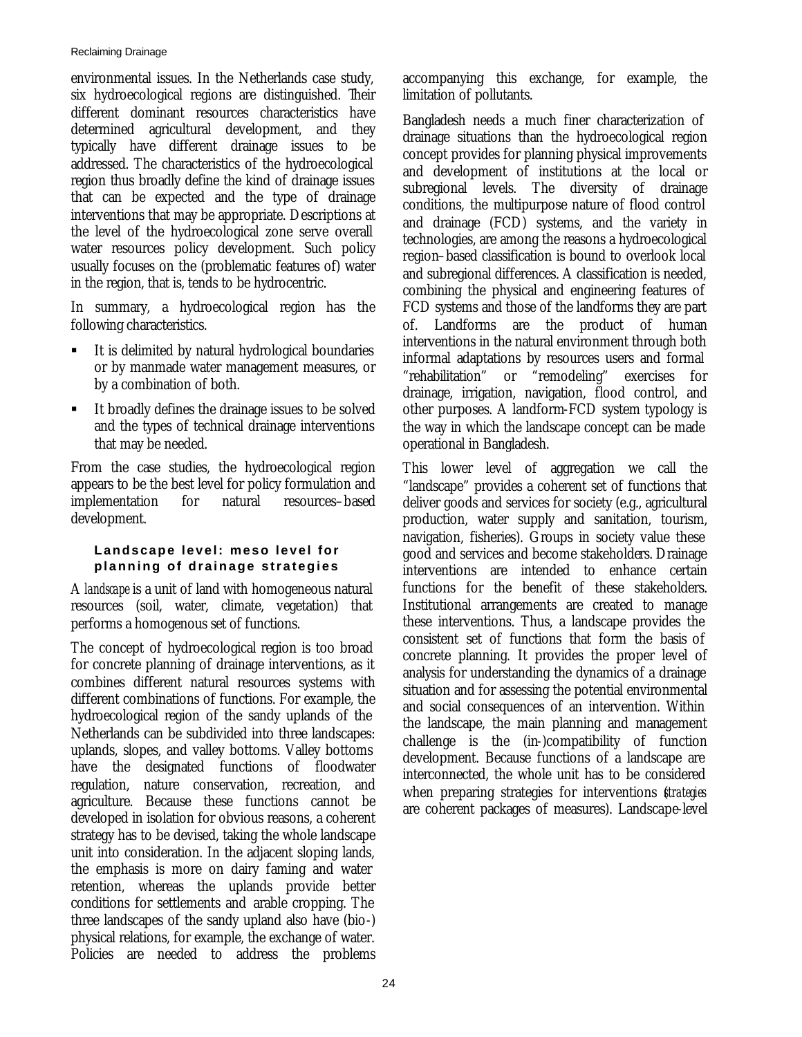environmental issues. In the Netherlands case study, six hydroecological regions are distinguished. Their different dominant resources characteristics have determined agricultural development, and they typically have different drainage issues to be addressed. The characteristics of the hydroecological region thus broadly define the kind of drainage issues that can be expected and the type of drainage interventions that may be appropriate. Descriptions at the level of the hydroecological zone serve overall water resources policy development. Such policy usually focuses on the (problematic features of) water in the region, that is, tends to be hydrocentric.

In summary, a hydroecological region has the following characteristics.

- It is delimited by natural hydrological boundaries or by manmade water management measures, or by a combination of both.
- It broadly defines the drainage issues to be solved and the types of technical drainage interventions that may be needed.

From the case studies, the hydroecological region appears to be the best level for policy formulation and implementation for natural resources–based development.

#### Landscape level: meso level for planning of drainage strategies

A *landscape* is a unit of land with homogeneous natural resources (soil, water, climate, vegetation) that performs a homogenous set of functions.

The concept of hydroecological region is too broad for concrete planning of drainage interventions, as it combines different natural resources systems with different combinations of functions. For example, the hydroecological region of the sandy uplands of the Netherlands can be subdivided into three landscapes: uplands, slopes, and valley bottoms. Valley bottoms have the designated functions of floodwater regulation, nature conservation, recreation, and agriculture. Because these functions cannot be developed in isolation for obvious reasons, a coherent strategy has to be devised, taking the whole landscape unit into consideration. In the adjacent sloping lands, the emphasis is more on dairy faming and water retention, whereas the uplands provide better conditions for settlements and arable cropping. The three landscapes of the sandy upland also have (bio-) physical relations, for example, the exchange of water. Policies are needed to address the problems accompanying this exchange, for example, the limitation of pollutants.

Bangladesh needs a much finer characterization of drainage situations than the hydroecological region concept provides for planning physical improvements and development of institutions at the local or subregional levels. The diversity of drainage conditions, the multipurpose nature of flood control and drainage (FCD) systems, and the variety in technologies, are among the reasons a hydroecological region–based classification is bound to overlook local and subregional differences. A classification is needed, combining the physical and engineering features of FCD systems and those of the landforms they are part of. Landforms are the product of human interventions in the natural environment through both informal adaptations by resources users and formal "rehabilitation" or "remodeling" exercises for drainage, irrigation, navigation, flood control, and other purposes. A landform-FCD system typology is the way in which the landscape concept can be made operational in Bangladesh.

This lower level of aggregation we call the "landscape" provides a coherent set of functions that deliver goods and services for society (e.g., agricultural production, water supply and sanitation, tourism, navigation, fisheries). Groups in society value these good and services and become stakeholders. Drainage interventions are intended to enhance certain functions for the benefit of these stakeholders. Institutional arrangements are created to manage these interventions. Thus, a landscape provides the consistent set of functions that form the basis of concrete planning. It provides the proper level of analysis for understanding the dynamics of a drainage situation and for assessing the potential environmental and social consequences of an intervention. Within the landscape, the main planning and management challenge is the (in-)compatibility of function development. Because functions of a landscape are interconnected, the whole unit has to be considered when preparing strategies for interventions (*strategies* are coherent packages of measures). Landscape-level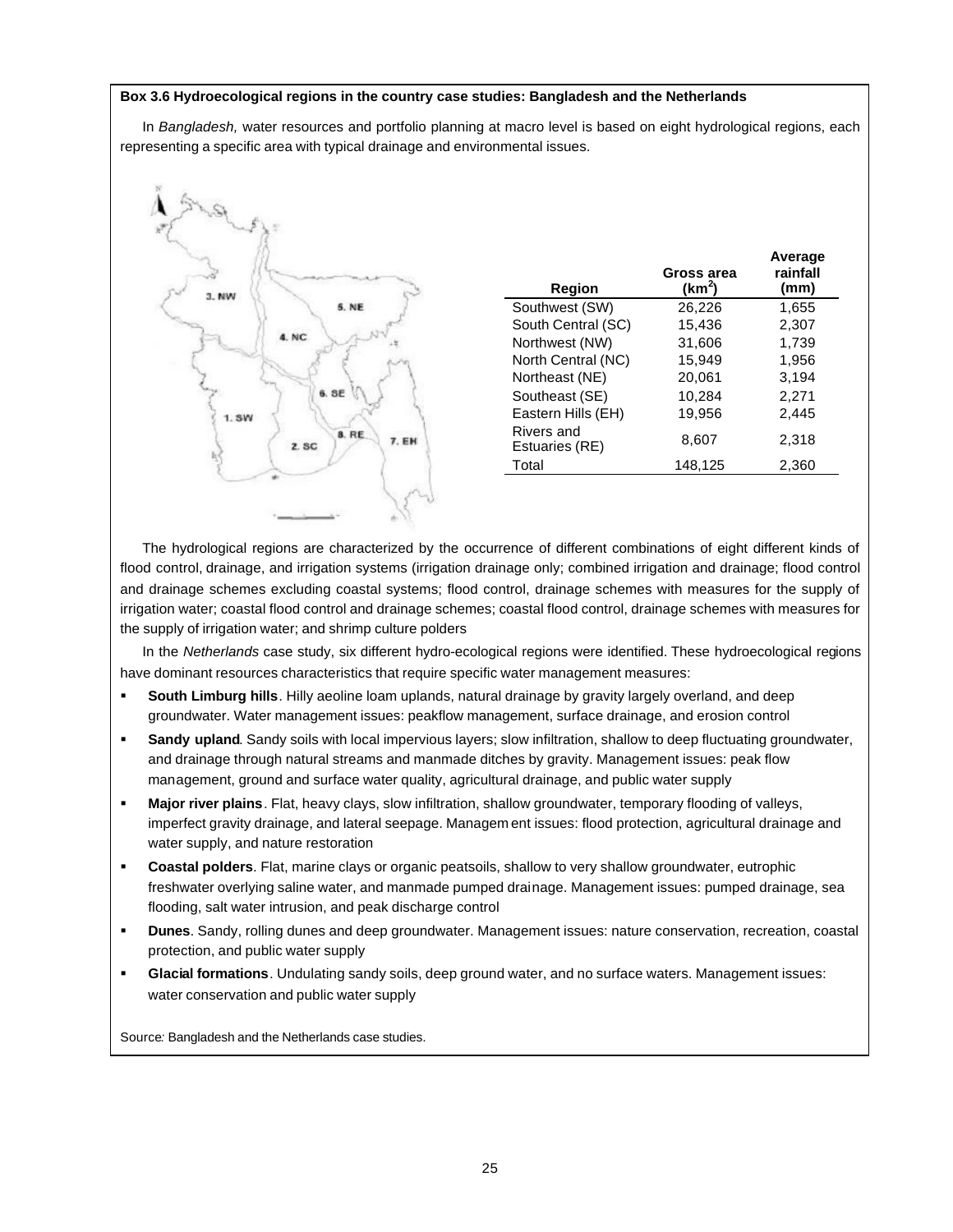**Box 3.6 Hydroecological regions in the country case studies: Bangladesh and the Netherlands**

In *Bangladesh,* water resources and portfolio planning at macro level is based on eight hydrological regions, each representing a specific area with typical drainage and environmental issues.

| Region | Gross area ($km^2$) | Average rainfall (mm) |
|---|---|---|
| Southwest (SW) | 26,226 | 1,655 |
| South Central (SC) | 15,436 | 2,307 |
| Northwest (NW) | 31,606 | 1,739 |
| North Central (NC) | 15,949 | 1,956 |
| Northeast (NE) | 20,061 | 3,194 |
| Southeast (SE) | 10,284 | 2,271 |
| Eastern Hills (EH) | 19,956 | 2,445 |
| Rivers and Estuaries (RE) | 8,607 | 2,318 |
| Total | 148,125 | 2,360 |

The hydrological regions are characterized by the occurrence of different combinations of eight different kinds of flood control, drainage, and irrigation systems (irrigation drainage only; combined irrigation and drainage; flood control and drainage schemes excluding coastal systems; flood control, drainage schemes with measures for the supply of irrigation water; coastal flood control and drainage schemes; coastal flood control, drainage schemes with measures for the supply of irrigation water; and shrimp culture polders

In the *Netherlands* case study, six different hydro-ecological regions were identified. These hydroecological regions have dominant resources characteristics that require specific water management measures:

- **South Limburg hills**. Hilly aeoline loam uplands, natural drainage by gravity largely overland, and deep groundwater. Water management issues: peakflow management, surface drainage, and erosion control
- **Sandy upland**. Sandy soils with local impervious layers; slow infiltration, shallow to deep fluctuating groundwater, and drainage through natural streams and manmade ditches by gravity. Management issues: peak flow management, ground and surface water quality, agricultural drainage, and public water supply
- **Major river plains**. Flat, heavy clays, slow infiltration, shallow groundwater, temporary flooding of valleys, imperfect gravity drainage, and lateral seepage. Management issues: flood protection, agricultural drainage and water supply, and nature restoration
- **Coastal polders**. Flat, marine clays or organic peatsoils, shallow to very shallow groundwater, eutrophic freshwater overlying saline water, and manmade pumped drainage. Management issues: pumped drainage, sea flooding, salt water intrusion, and peak discharge control
- **Dunes**. Sandy, rolling dunes and deep groundwater. Management issues: nature conservation, recreation, coastal protection, and public water supply
- **Glacial formations**. Undulating sandy soils, deep ground water, and no surface waters. Management issues: water conservation and public water supply

Source*:* Bangladesh and the Netherlands case studies.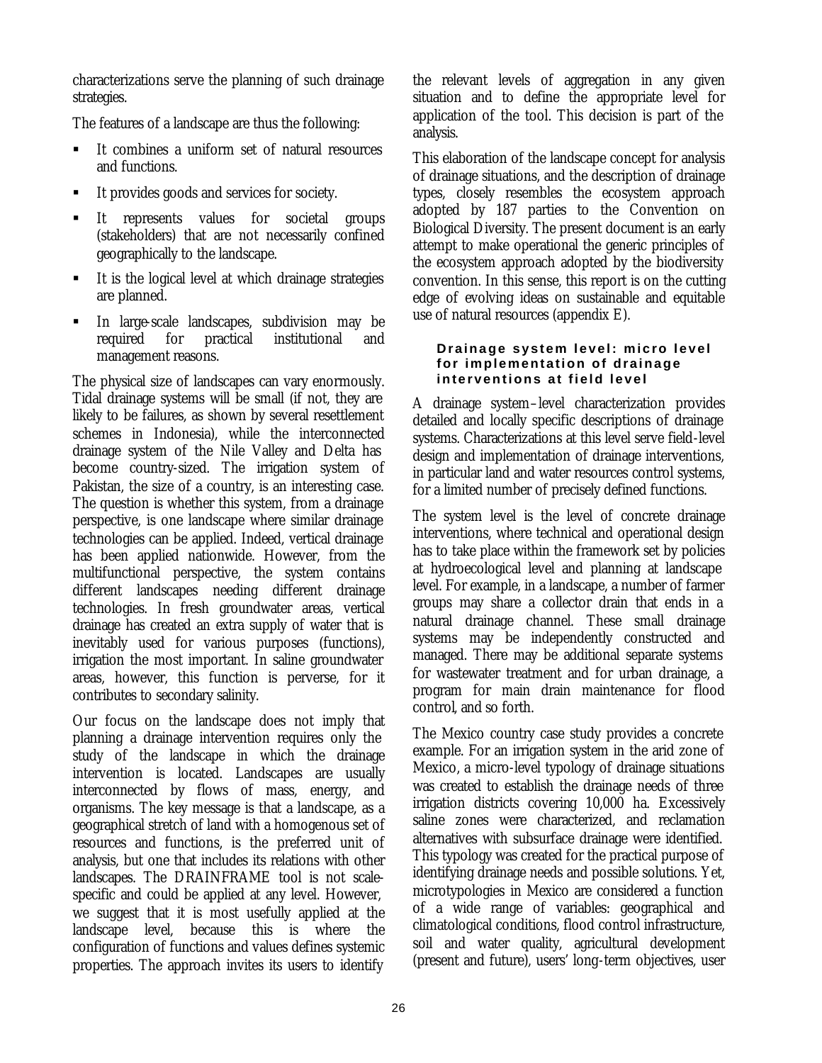characterizations serve the planning of such drainage strategies.

The features of a landscape are thus the following:

- It combines a uniform set of natural resources and functions.
- It provides goods and services for society.
- It represents values for societal groups (stakeholders) that are not necessarily confined geographically to the landscape.
- It is the logical level at which drainage strategies are planned.
- In large-scale landscapes, subdivision may be required for practical institutional and management reasons.

The physical size of landscapes can vary enormously. Tidal drainage systems will be small (if not, they are likely to be failures, as shown by several resettlement schemes in Indonesia), while the interconnected drainage system of the Nile Valley and Delta has become country-sized. The irrigation system of Pakistan, the size of a country, is an interesting case. The question is whether this system, from a drainage perspective, is one landscape where similar drainage technologies can be applied. Indeed, vertical drainage has been applied nationwide. However, from the multifunctional perspective, the system contains different landscapes needing different drainage technologies. In fresh groundwater areas, vertical drainage has created an extra supply of water that is inevitably used for various purposes (functions), irrigation the most important. In saline groundwater areas, however, this function is perverse, for it contributes to secondary salinity.

Our focus on the landscape does not imply that planning a drainage intervention requires only the study of the landscape in which the drainage intervention is located. Landscapes are usually interconnected by flows of mass, energy, and organisms. The key message is that a landscape, as a geographical stretch of land with a homogenous set of resources and functions, is the preferred unit of analysis, but one that includes its relations with other landscapes. The DRAINFRAME tool is not scale-specific and could be applied at any level. However, we suggest that it is most usefully applied at the landscape level, because this is where the configuration of functions and values defines systemic properties. The approach invites its users to identify the relevant levels of aggregation in any given situation and to define the appropriate level for application of the tool. This decision is part of the analysis.

This elaboration of the landscape concept for analysis of drainage situations, and the description of drainage types, closely resembles the ecosystem approach adopted by 187 parties to the Convention on Biological Diversity. The present document is an early attempt to make operational the generic principles of the ecosystem approach adopted by the biodiversity convention. In this sense, this report is on the cutting edge of evolving ideas on sustainable and equitable use of natural resources (appendix E).

#### Drainage system level: micro level for implementation of drainage interventions at field level

A drainage system–level characterization provides detailed and locally specific descriptions of drainage systems. Characterizations at this level serve field-level design and implementation of drainage interventions, in particular land and water resources control systems, for a limited number of precisely defined functions.

The system level is the level of concrete drainage interventions, where technical and operational design has to take place within the framework set by policies at hydroecological level and planning at landscape level. For example, in a landscape, a number of farmer groups may share a collector drain that ends in a natural drainage channel. These small drainage systems may be independently constructed and managed. There may be additional separate systems for wastewater treatment and for urban drainage, a program for main drain maintenance for flood control, and so forth.

The Mexico country case study provides a concrete example. For an irrigation system in the arid zone of Mexico, a micro-level typology of drainage situations was created to establish the drainage needs of three irrigation districts covering 10,000 ha. Excessively saline zones were characterized, and reclamation alternatives with subsurface drainage were identified. This typology was created for the practical purpose of identifying drainage needs and possible solutions. Yet, microtypologies in Mexico are considered a function of a wide range of variables: geographical and climatological conditions, flood control infrastructure, soil and water quality, agricultural development (present and future), users' long-term objectives, user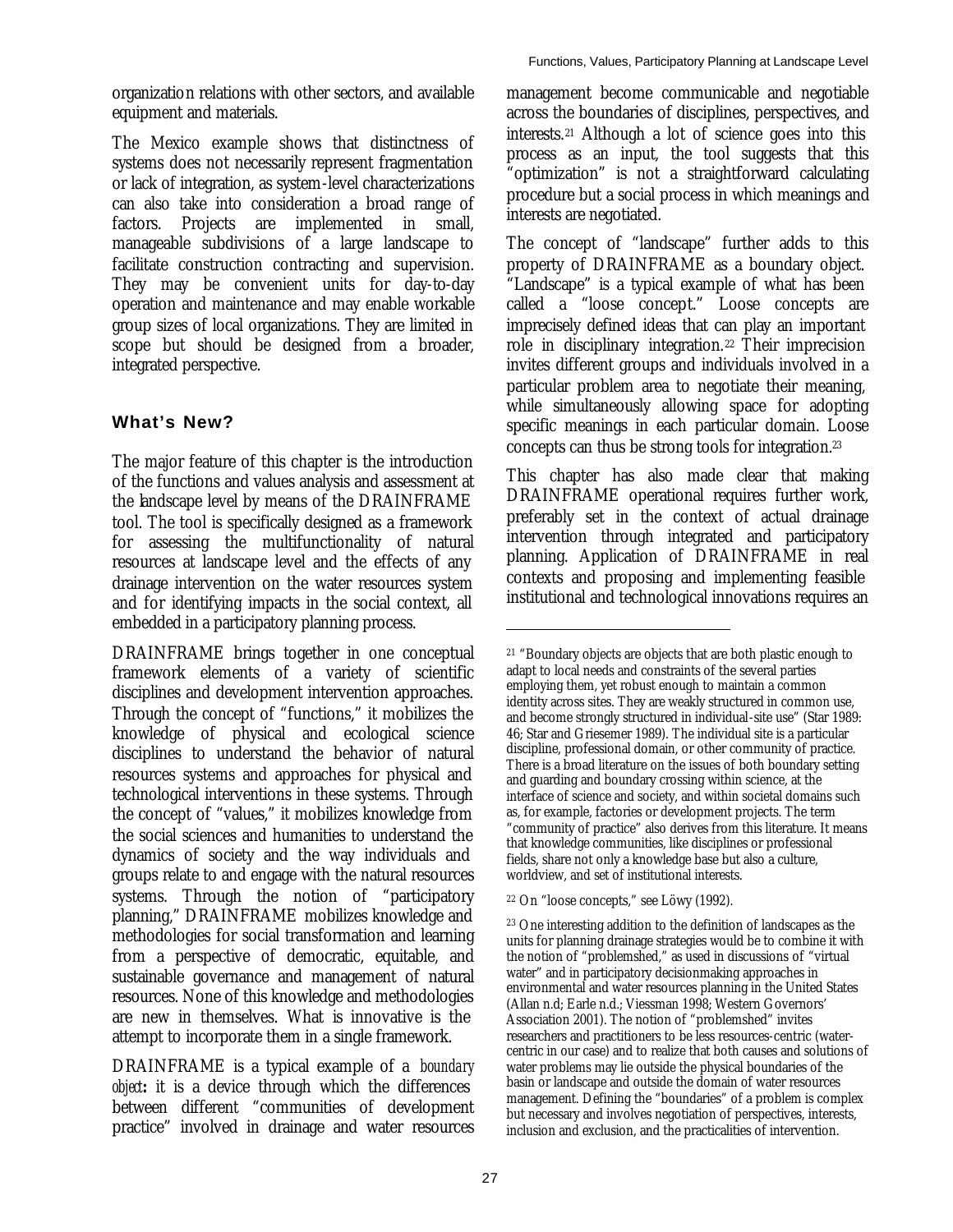organization relations with other sectors, and available equipment and materials.

The Mexico example shows that distinctness of systems does not necessarily represent fragmentation or lack of integration, as system-level characterizations can also take into consideration a broad range of factors. Projects are implemented in small, manageable subdivisions of a large landscape to facilitate construction contracting and supervision. They may be convenient units for day-to-day operation and maintenance and may enable workable group sizes of local organizations. They are limited in scope but should be designed from a broader, integrated perspective.

## What's New?

The major feature of this chapter is the introduction of the functions and values analysis and assessment at the landscape level by means of the DRAINFRAME tool. The tool is specifically designed as a framework for assessing the multifunctionality of natural resources at landscape level and the effects of any drainage intervention on the water resources system and for identifying impacts in the social context, all embedded in a participatory planning process.

DRAINFRAME brings together in one conceptual framework elements of a variety of scientific disciplines and development intervention approaches. Through the concept of "functions," it mobilizes the knowledge of physical and ecological science disciplines to understand the behavior of natural resources systems and approaches for physical and technological interventions in these systems. Through the concept of "values," it mobilizes knowledge from the social sciences and humanities to understand the dynamics of society and the way individuals and groups relate to and engage with the natural resources systems. Through the notion of "participatory planning," DRAINFRAME mobilizes knowledge and methodologies for social transformation and learning from a perspective of democratic, equitable, and sustainable governance and management of natural resources. None of this knowledge and methodologies are new in themselves. What is innovative is the attempt to incorporate them in a single framework.

DRAINFRAME is a typical example of a *boundary object*: it is a device through which the differences between different "communities of development practice" involved in drainage and water resources management become communicable and negotiable across the boundaries of disciplines, perspectives, and interests.[21] Although a lot of science goes into this process as an input, the tool suggests that this "optimization" is not a straightforward calculating procedure but a social process in which meanings and interests are negotiated.

The concept of "landscape" further adds to this property of DRAINFRAME as a boundary object. "Landscape" is a typical example of what has been called a "loose concept." Loose concepts are imprecisely defined ideas that can play an important role in disciplinary integration.[22] Their imprecision invites different groups and individuals involved in a particular problem area to negotiate their meaning, while simultaneously allowing space for adopting specific meanings in each particular domain. Loose concepts can thus be strong tools for integration.[23]

This chapter has also made clear that making DRAINFRAME operational requires further work, preferably set in the context of actual drainage intervention through integrated and participatory planning. Application of DRAINFRAME in real contexts and proposing and implementing feasible institutional and technological innovations requires an

---

[21] "Boundary objects are objects that are both plastic enough to adapt to local needs and constraints of the several parties employing them, yet robust enough to maintain a common identity across sites. They are weakly structured in common use, and become strongly structured in individual-site use" (Star 1989: 46; Star and Griesemer 1989). The individual site is a particular discipline, professional domain, or other community of practice. There is a broad literature on the issues of both boundary setting and guarding and boundary crossing within science, at the interface of science and society, and within societal domains such as, for example, factories or development projects. The term "community of practice" also derives from this literature. It means that knowledge communities, like disciplines or professional fields, share not only a knowledge base but also a culture, worldview, and set of institutional interests.

[22] On "loose concepts," see Löwy (1992).

[23] One interesting addition to the definition of landscapes as the units for planning drainage strategies would be to combine it with the notion of "problemshed," as used in discussions of "virtual water" and in participatory decisionmaking approaches in environmental and water resources planning in the United States (Allan n.d; Earle n.d.; Viessman 1998; Western Governors' Association 2001). The notion of "problemshed" invites researchers and practitioners to be less resources-centric (water-centric in our case) and to realize that both causes and solutions of water problems may lie outside the physical boundaries of the basin or landscape and outside the domain of water resources management. Defining the "boundaries" of a problem is complex but necessary and involves negotiation of perspectives, interests, inclusion and exclusion, and the practicalities of intervention.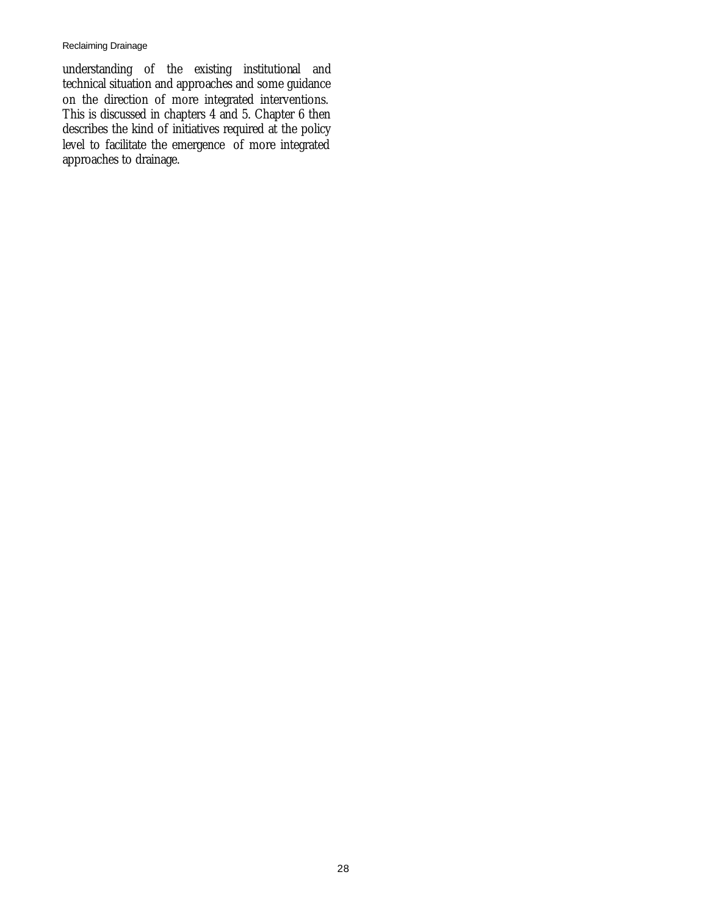understanding of the existing institutional and technical situation and approaches and some guidance on the direction of more integrated interventions. This is discussed in chapters 4 and 5. Chapter 6 then describes the kind of initiatives required at the policy level to facilitate the emergence of more integrated approaches to drainage.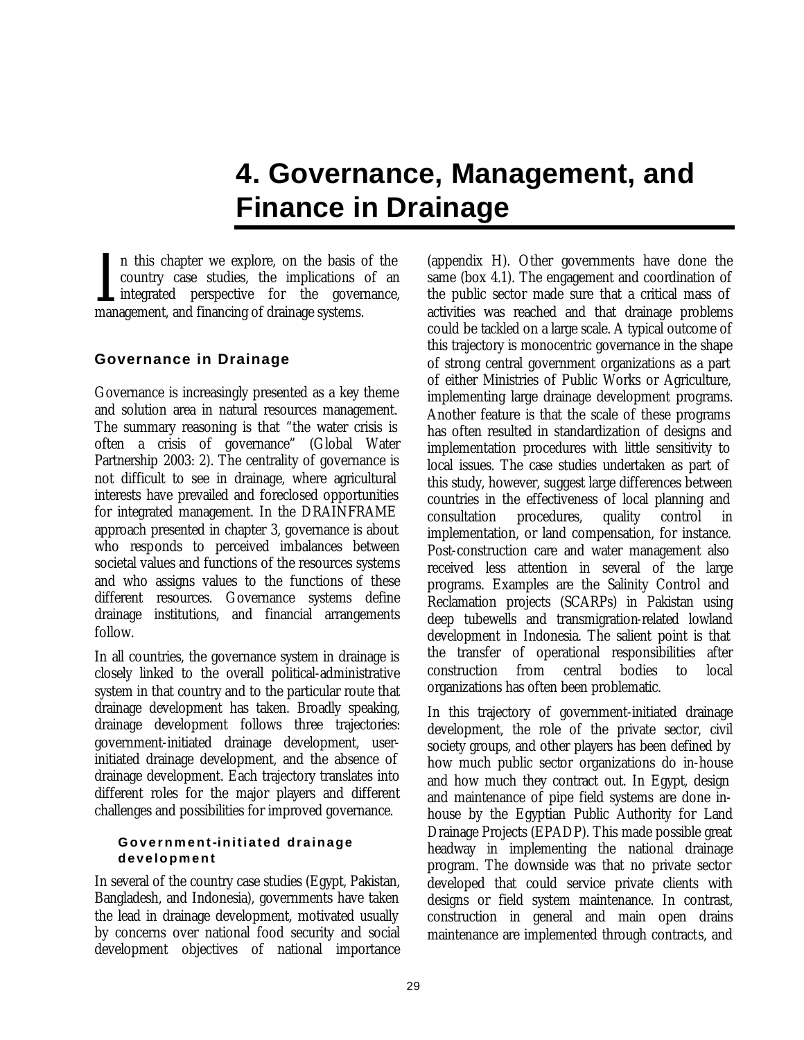# 4. Governance, Management, and Finance in Drainage

In this chapter we explore, on the basis of the country case studies, the implications of an integrated perspective for the governance, management, and financing of drainage systems.

## Governance in Drainage

Governance is increasingly presented as a key theme and solution area in natural resources management. The summary reasoning is that "the water crisis is often a crisis of governance" (Global Water Partnership 2003: 2). The centrality of governance is not difficult to see in drainage, where agricultural interests have prevailed and foreclosed opportunities for integrated management. In the DRAINFRAME approach presented in chapter 3, governance is about who responds to perceived imbalances between societal values and functions of the resources systems and who assigns values to the functions of these different resources. Governance systems define drainage institutions, and financial arrangements follow.

In all countries, the governance system in drainage is closely linked to the overall political-administrative system in that country and to the particular route that drainage development has taken. Broadly speaking, drainage development follows three trajectories: government-initiated drainage development, user-initiated drainage development, and the absence of drainage development. Each trajectory translates into different roles for the major players and different challenges and possibilities for improved governance.

### Government-initiated drainage development

In several of the country case studies (Egypt, Pakistan, Bangladesh, and Indonesia), governments have taken the lead in drainage development, motivated usually by concerns over national food security and social development objectives of national importance (appendix H). Other governments have done the same (box 4.1). The engagement and coordination of the public sector made sure that a critical mass of activities was reached and that drainage problems could be tackled on a large scale. A typical outcome of this trajectory is monocentric governance in the shape of strong central government organizations as a part of either Ministries of Public Works or Agriculture, implementing large drainage development programs. Another feature is that the scale of these programs has often resulted in standardization of designs and implementation procedures with little sensitivity to local issues. The case studies undertaken as part of this study, however, suggest large differences between countries in the effectiveness of local planning and consultation procedures, quality control in implementation, or land compensation, for instance. Post-construction care and water management also received less attention in several of the large programs. Examples are the Salinity Control and Reclamation projects (SCARPs) in Pakistan using deep tubewells and transmigration-related lowland development in Indonesia. The salient point is that the transfer of operational responsibilities after construction from central bodies to local organizations has often been problematic.

In this trajectory of government-initiated drainage development, the role of the private sector, civil society groups, and other players has been defined by how much public sector organizations do in-house and how much they contract out. In Egypt, design and maintenance of pipe field systems are done in-house by the Egyptian Public Authority for Land Drainage Projects (EPADP). This made possible great headway in implementing the national drainage program. The downside was that no private sector developed that could service private clients with designs or field system maintenance. In contrast, construction in general and main open drains maintenance are implemented through contracts, and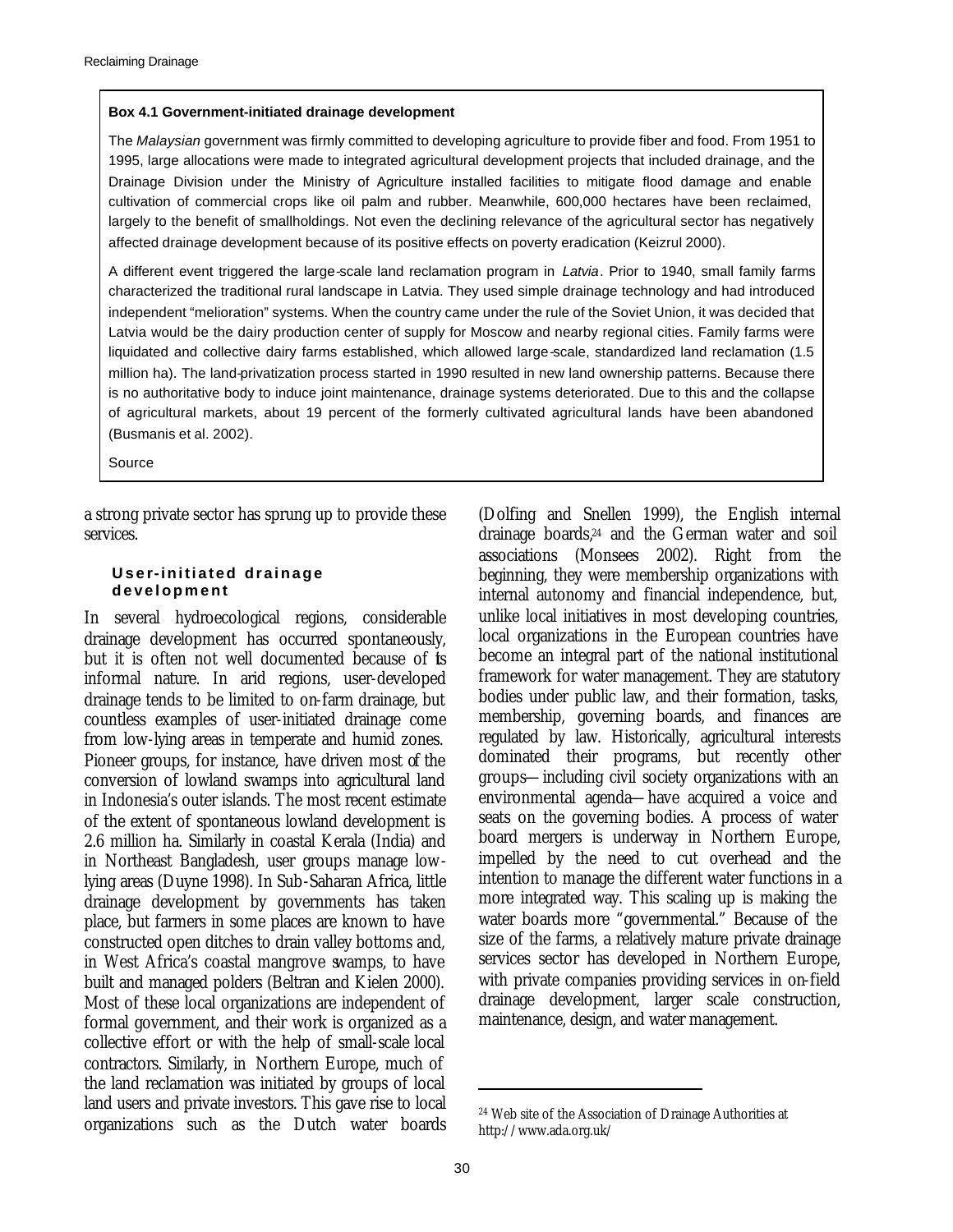**Box 4.1 Government-initiated drainage development**

The *Malaysian* government was firmly committed to developing agriculture to provide fiber and food. From 1951 to 1995, large allocations were made to integrated agricultural development projects that included drainage, and the Drainage Division under the Ministry of Agriculture installed facilities to mitigate flood damage and enable cultivation of commercial crops like oil palm and rubber. Meanwhile, 600,000 hectares have been reclaimed, largely to the benefit of smallholdings. Not even the declining relevance of the agricultural sector has negatively affected drainage development because of its positive effects on poverty eradication (Keizrul 2000).

A different event triggered the large-scale land reclamation program in *Latvia*. Prior to 1940, small family farms characterized the traditional rural landscape in Latvia. They used simple drainage technology and had introduced independent "melioration" systems. When the country came under the rule of the Soviet Union, it was decided that Latvia would be the dairy production center of supply for Moscow and nearby regional cities. Family farms were liquidated and collective dairy farms established, which allowed large-scale, standardized land reclamation (1.5 million ha). The land-privatization process started in 1990 resulted in new land ownership patterns. Because there is no authoritative body to induce joint maintenance, drainage systems deteriorated. Due to this and the collapse of agricultural markets, about 19 percent of the formerly cultivated agricultural lands have been abandoned (Busmanis et al. 2002).

Source

a strong private sector has sprung up to provide these services.

#### User-initiated drainage development

In several hydroecological regions, considerable drainage development has occurred spontaneously, but it is often not well documented because of its informal nature. In arid regions, user-developed drainage tends to be limited to on-farm drainage, but countless examples of user-initiated drainage come from low-lying areas in temperate and humid zones. Pioneer groups, for instance, have driven most of the conversion of lowland swamps into agricultural land in Indonesia's outer islands. The most recent estimate of the extent of spontaneous lowland development is 2.6 million ha. Similarly in coastal Kerala (India) and in Northeast Bangladesh, user groups manage low-lying areas (Duyne 1998). In Sub-Saharan Africa, little drainage development by governments has taken place, but farmers in some places are known to have constructed open ditches to drain valley bottoms and, in West Africa's coastal mangrove swamps, to have built and managed polders (Beltran and Kielen 2000). Most of these local organizations are independent of formal government, and their work is organized as a collective effort or with the help of small-scale local contractors. Similarly, in Northern Europe, much of the land reclamation was initiated by groups of local land users and private investors. This gave rise to local organizations such as the Dutch water boards (Dolfing and Snellen 1999), the English internal drainage boards,[24] and the German water and soil associations (Monsees 2002). Right from the beginning, they were membership organizations with internal autonomy and financial independence, but, unlike local initiatives in most developing countries, local organizations in the European countries have become an integral part of the national institutional framework for water management. They are statutory bodies under public law, and their formation, tasks, membership, governing boards, and finances are regulated by law. Historically, agricultural interests dominated their programs, but recently other groups—including civil society organizations with an environmental agenda—have acquired a voice and seats on the governing bodies. A process of water board mergers is underway in Northern Europe, impelled by the need to cut overhead and the intention to manage the different water functions in a more integrated way. This scaling up is making the water boards more "governmental." Because of the size of the farms, a relatively mature private drainage services sector has developed in Northern Europe, with private companies providing services in on-field drainage development, larger scale construction, maintenance, design, and water management.

[24] Web site of the Association of Drainage Authorities at http://www.ada.org.uk/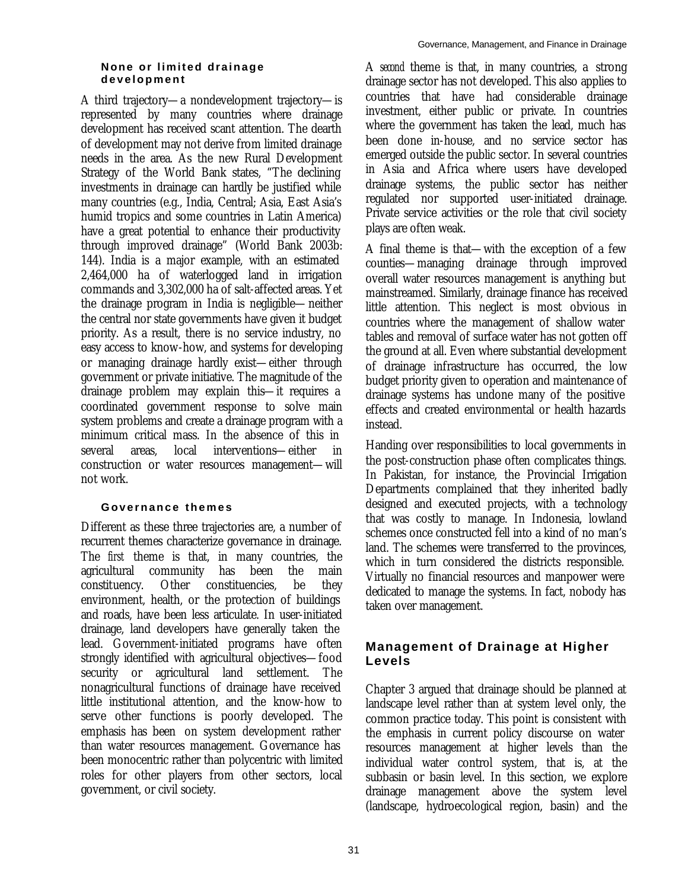### None or limited drainage development

A third trajectory—a nondevelopment trajectory—is represented by many countries where drainage development has received scant attention. The dearth of development may not derive from limited drainage needs in the area. As the new Rural Development Strategy of the World Bank states, "The declining investments in drainage can hardly be justified while many countries (e.g., India, Central; Asia, East Asia's humid tropics and some countries in Latin America) have a great potential to enhance their productivity through improved drainage" (World Bank 2003b: 144). India is a major example, with an estimated 2,464,000 ha of waterlogged land in irrigation commands and 3,302,000 ha of salt-affected areas. Yet the drainage program in India is negligible—neither the central nor state governments have given it budget priority. As a result, there is no service industry, no easy access to know-how, and systems for developing or managing drainage hardly exist—either through government or private initiative. The magnitude of the drainage problem may explain this—it requires a coordinated government response to solve main system problems and create a drainage program with a minimum critical mass. In the absence of this in several areas, local interventions—either in construction or water resources management—will not work.

### Governance themes

Different as these three trajectories are, a number of recurrent themes characterize governance in drainage. The *first* theme is that, in many countries, the agricultural community has been the main constituency. Other constituencies, be they environment, health, or the protection of buildings and roads, have been less articulate. In user-initiated drainage, land developers have generally taken the lead. Government-initiated programs have often strongly identified with agricultural objectives—food security or agricultural land settlement. The nonagricultural functions of drainage have received little institutional attention, and the know-how to serve other functions is poorly developed. The emphasis has been on system development rather than water resources management. Governance has been monocentric rather than polycentric with limited roles for other players from other sectors, local government, or civil society.

A *second* theme is that, in many countries, a strong drainage sector has not developed. This also applies to countries that have had considerable drainage investment, either public or private. In countries where the government has taken the lead, much has been done in-house, and no service sector has emerged outside the public sector. In several countries in Asia and Africa where users have developed drainage systems, the public sector has neither regulated nor supported user-initiated drainage. Private service activities or the role that civil society plays are often weak.

A final theme is that—with the exception of a few counties—managing drainage through improved overall water resources management is anything but mainstreamed. Similarly, drainage finance has received little attention. This neglect is most obvious in countries where the management of shallow water tables and removal of surface water has not gotten off the ground at all. Even where substantial development of drainage infrastructure has occurred, the low budget priority given to operation and maintenance of drainage systems has undone many of the positive effects and created environmental or health hazards instead.

Handing over responsibilities to local governments in the post-construction phase often complicates things. In Pakistan, for instance, the Provincial Irrigation Departments complained that they inherited badly designed and executed projects, with a technology that was costly to manage. In Indonesia, lowland schemes once constructed fell into a kind of no man's land. The schemes were transferred to the provinces, which in turn considered the districts responsible. Virtually no financial resources and manpower were dedicated to manage the systems. In fact, nobody has taken over management.

## Management of Drainage at Higher Levels

Chapter 3 argued that drainage should be planned at landscape level rather than at system level only, the common practice today. This point is consistent with the emphasis in current policy discourse on water resources management at higher levels than the individual water control system, that is, at the subbasin or basin level. In this section, we explore drainage management above the system level (landscape, hydroecological region, basin) and the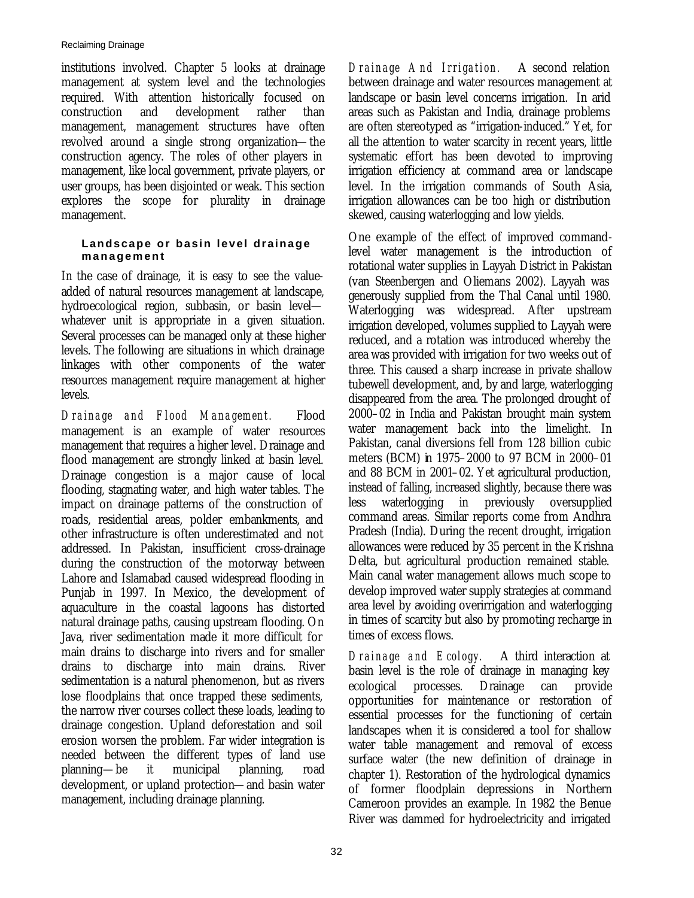institutions involved. Chapter 5 looks at drainage management at system level and the technologies required. With attention historically focused on construction and development rather than management, management structures have often revolved around a single strong organization—the construction agency. The roles of other players in management, like local government, private players, or user groups, has been disjointed or weak. This section explores the scope for plurality in drainage management.

#### Landscape or basin level drainage management

In the case of drainage, it is easy to see the value-added of natural resources management at landscape, hydroecological region, subbasin, or basin level—whatever unit is appropriate in a given situation. Several processes can be managed only at these higher levels. The following are situations in which drainage linkages with other components of the water resources management require management at higher levels.

*Drainage and Flood Management.* Flood management is an example of water resources management that requires a higher level. Drainage and flood management are strongly linked at basin level. Drainage congestion is a major cause of local flooding, stagnating water, and high water tables. The impact on drainage patterns of the construction of roads, residential areas, polder embankments, and other infrastructure is often underestimated and not addressed. In Pakistan, insufficient cross-drainage during the construction of the motorway between Lahore and Islamabad caused widespread flooding in Punjab in 1997. In Mexico, the development of aquaculture in the coastal lagoons has distorted natural drainage paths, causing upstream flooding. On Java, river sedimentation made it more difficult for main drains to discharge into rivers and for smaller drains to discharge into main drains. River sedimentation is a natural phenomenon, but as rivers lose floodplains that once trapped these sediments, the narrow river courses collect these loads, leading to drainage congestion. Upland deforestation and soil erosion worsen the problem. Far wider integration is needed between the different types of land use planning—be it municipal planning, road development, or upland protection—and basin water management, including drainage planning.

*Drainage And Irrigation.* A second relation between drainage and water resources management at landscape or basin level concerns irrigation. In arid areas such as Pakistan and India, drainage problems are often stereotyped as "irrigation-induced." Yet, for all the attention to water scarcity in recent years, little systematic effort has been devoted to improving irrigation efficiency at command area or landscape level. In the irrigation commands of South Asia, irrigation allowances can be too high or distribution skewed, causing waterlogging and low yields.

One example of the effect of improved command-level water management is the introduction of rotational water supplies in Layyah District in Pakistan (van Steenbergen and Oliemans 2002). Layyah was generously supplied from the Thal Canal until 1980. Waterlogging was widespread. After upstream irrigation developed, volumes supplied to Layyah were reduced, and a rotation was introduced whereby the area was provided with irrigation for two weeks out of three. This caused a sharp increase in private shallow tubewell development, and, by and large, waterlogging disappeared from the area. The prolonged drought of 2000–02 in India and Pakistan brought main system water management back into the limelight. In Pakistan, canal diversions fell from 128 billion cubic meters (BCM) in 1975–2000 to 97 BCM in 2000–01 and 88 BCM in 2001–02. Yet agricultural production, instead of falling, increased slightly, because there was less waterlogging in previously oversupplied command areas. Similar reports come from Andhra Pradesh (India). During the recent drought, irrigation allowances were reduced by 35 percent in the Krishna Delta, but agricultural production remained stable. Main canal water management allows much scope to develop improved water supply strategies at command area level by avoiding overirrigation and waterlogging in times of scarcity but also by promoting recharge in times of excess flows.

*Drainage and Ecology.* A third interaction at basin level is the role of drainage in managing key ecological processes. Drainage can provide opportunities for maintenance or restoration of essential processes for the functioning of certain landscapes when it is considered a tool for shallow water table management and removal of excess surface water (the new definition of drainage in chapter 1). Restoration of the hydrological dynamics of former floodplain depressions in Northern Cameroon provides an example. In 1982 the Benue River was dammed for hydroelectricity and irrigated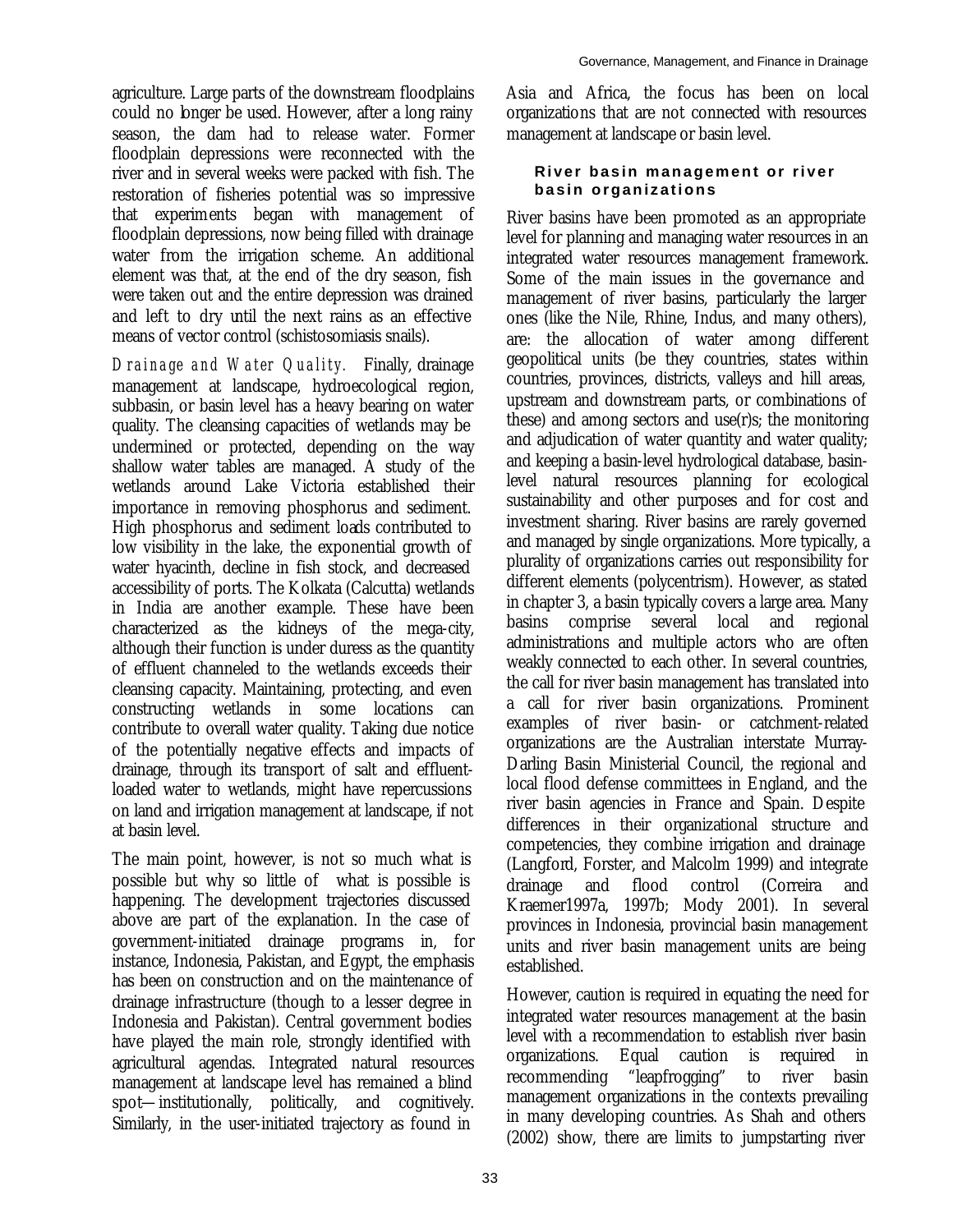agriculture. Large parts of the downstream floodplains could no longer be used. However, after a long rainy season, the dam had to release water. Former floodplain depressions were reconnected with the river and in several weeks were packed with fish. The restoration of fisheries potential was so impressive that experiments began with management of floodplain depressions, now being filled with drainage water from the irrigation scheme. An additional element was that, at the end of the dry season, fish were taken out and the entire depression was drained and left to dry until the next rains as an effective means of vector control (schistosomiasis snails).

*Drainage and Water Quality.* Finally, drainage management at landscape, hydroecological region, subbasin, or basin level has a heavy bearing on water quality. The cleansing capacities of wetlands may be undermined or protected, depending on the way shallow water tables are managed. A study of the wetlands around Lake Victoria established their importance in removing phosphorus and sediment. High phosphorus and sediment loads contributed to low visibility in the lake, the exponential growth of water hyacinth, decline in fish stock, and decreased accessibility of ports. The Kolkata (Calcutta) wetlands in India are another example. These have been characterized as the kidneys of the mega-city, although their function is under duress as the quantity of effluent channeled to the wetlands exceeds their cleansing capacity. Maintaining, protecting, and even constructing wetlands in some locations can contribute to overall water quality. Taking due notice of the potentially negative effects and impacts of drainage, through its transport of salt and effluent-loaded water to wetlands, might have repercussions on land and irrigation management at landscape, if not at basin level.

The main point, however, is not so much what is possible but why so little of what is possible is happening. The development trajectories discussed above are part of the explanation. In the case of government-initiated drainage programs in, for instance, Indonesia, Pakistan, and Egypt, the emphasis has been on construction and on the maintenance of drainage infrastructure (though to a lesser degree in Indonesia and Pakistan). Central government bodies have played the main role, strongly identified with agricultural agendas. Integrated natural resources management at landscape level has remained a blind spot—institutionally, politically, and cognitively. Similarly, in the user-initiated trajectory as found in Asia and Africa, the focus has been on local organizations that are not connected with resources management at landscape or basin level.

### River basin management or river basin organizations

River basins have been promoted as an appropriate level for planning and managing water resources in an integrated water resources management framework. Some of the main issues in the governance and management of river basins, particularly the larger ones (like the Nile, Rhine, Indus, and many others), are: the allocation of water among different geopolitical units (be they countries, states within countries, provinces, districts, valleys and hill areas, upstream and downstream parts, or combinations of these) and among sectors and use(r)s; the monitoring and adjudication of water quantity and water quality; and keeping a basin-level hydrological database, basin-level natural resources planning for ecological sustainability and other purposes and for cost and investment sharing. River basins are rarely governed and managed by single organizations. More typically, a plurality of organizations carries out responsibility for different elements (polycentrism). However, as stated in chapter 3, a basin typically covers a large area. Many basins comprise several local and regional administrations and multiple actors who are often weakly connected to each other. In several countries, the call for river basin management has translated into a call for river basin organizations. Prominent examples of river basin- or catchment-related organizations are the Australian interstate Murray-Darling Basin Ministerial Council, the regional and local flood defense committees in England, and the river basin agencies in France and Spain. Despite differences in their organizational structure and competencies, they combine irrigation and drainage (Langford, Forster, and Malcolm 1999) and integrate drainage and flood control (Correira and Kraemer1997a, 1997b; Mody 2001). In several provinces in Indonesia, provincial basin management units and river basin management units are being established.

However, caution is required in equating the need for integrated water resources management at the basin level with a recommendation to establish river basin organizations. Equal caution is required in recommending "leapfrogging" to river basin management organizations in the contexts prevailing in many developing countries. As Shah and others (2002) show, there are limits to jumpstarting river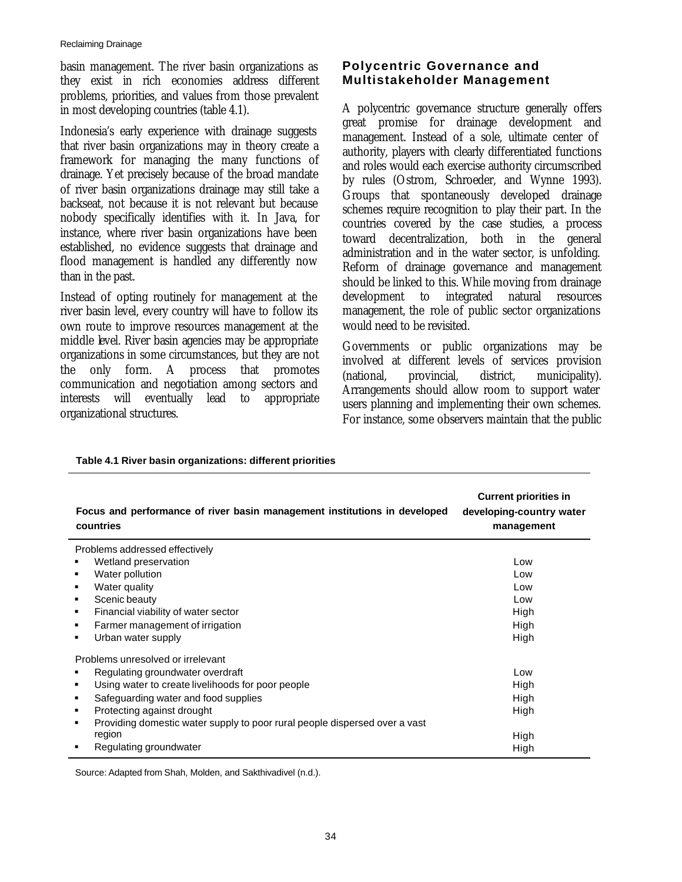basin management. The river basin organizations as they exist in rich economies address different problems, priorities, and values from those prevalent in most developing countries (table 4.1).

Indonesia's early experience with drainage suggests that river basin organizations may in theory create a framework for managing the many functions of drainage. Yet precisely because of the broad mandate of river basin organizations drainage may still take a backseat, not because it is not relevant but because nobody specifically identifies with it. In Java, for instance, where river basin organizations have been established, no evidence suggests that drainage and flood management is handled any differently now than in the past.

Instead of opting routinely for management at the river basin level, every country will have to follow its own route to improve resources management at the middle level. River basin agencies may be appropriate organizations in some circumstances, but they are not the only form. A process that promotes communication and negotiation among sectors and interests will eventually lead to appropriate organizational structures.

## Polycentric Governance and Multistakeholder Management

A polycentric governance structure generally offers great promise for drainage development and management. Instead of a sole, ultimate center of authority, players with clearly differentiated functions and roles would each exercise authority circumscribed by rules (Ostrom, Schroeder, and Wynne 1993). Groups that spontaneously developed drainage schemes require recognition to play their part. In the countries covered by the case studies, a process toward decentralization, both in the general administration and in the water sector, is unfolding. Reform of drainage governance and management should be linked to this. While moving from drainage development to integrated natural resources management, the role of public sector organizations would need to be revisited.

Governments or public organizations may be involved at different levels of services provision (national, provincial, district, municipality). Arrangements should allow room to support water users planning and implementing their own schemes. For instance, some observers maintain that the public

**Table 4.1 River basin organizations: different priorities**

| Focus and performance of river basin management institutions in developed countries | Current priorities in developing-country water management |
|---|---|
| Problems addressed effectively | |
| ▪ Wetland preservation | Low |
| ▪ Water pollution | Low |
| ▪ Water quality | Low |
| ▪ Scenic beauty | Low |
| ▪ Financial viability of water sector | High |
| ▪ Farmer management of irrigation | High |
| ▪ Urban water supply | High |
| Problems unresolved or irrelevant | |
| ▪ Regulating groundwater overdraft | Low |
| ▪ Using water to create livelihoods for poor people | High |
| ▪ Safeguarding water and food supplies | High |
| ▪ Protecting against drought | High |
| ▪ Providing domestic water supply to poor rural people dispersed over a vast region | High |
| ▪ Regulating groundwater | High |

Source: Adapted from Shah, Molden, and Sakthivadivel (n.d.).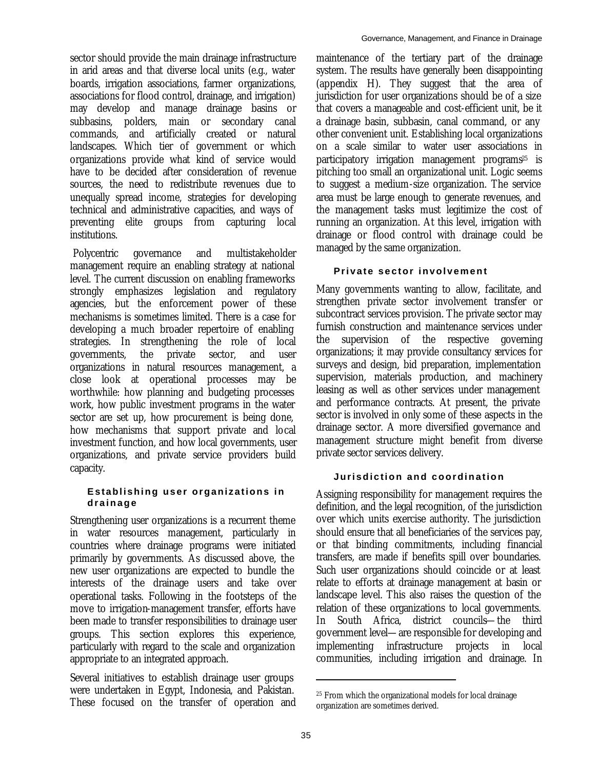sector should provide the main drainage infrastructure in arid areas and that diverse local units (e.g., water boards, irrigation associations, farmer organizations, associations for flood control, drainage, and irrigation) may develop and manage drainage basins or subbasins, polders, main or secondary canal commands, and artificially created or natural landscapes. Which tier of government or which organizations provide what kind of service would have to be decided after consideration of revenue sources, the need to redistribute revenues due to unequally spread income, strategies for developing technical and administrative capacities, and ways of preventing elite groups from capturing local institutions.

Polycentric governance and multistakeholder management require an enabling strategy at national level. The current discussion on enabling frameworks strongly emphasizes legislation and regulatory agencies, but the enforcement power of these mechanisms is sometimes limited. There is a case for developing a much broader repertoire of enabling strategies. In strengthening the role of local governments, the private sector, and user organizations in natural resources management, a close look at operational processes may be worthwhile: how planning and budgeting processes work, how public investment programs in the water sector are set up, how procurement is being done, how mechanisms that support private and local investment function, and how local governments, user organizations, and private service providers build capacity.

### Establishing user organizations in drainage

Strengthening user organizations is a recurrent theme in water resources management, particularly in countries where drainage programs were initiated primarily by governments. As discussed above, the new user organizations are expected to bundle the interests of the drainage users and take over operational tasks. Following in the footsteps of the move to irrigation-management transfer, efforts have been made to transfer responsibilities to drainage user groups. This section explores this experience, particularly with regard to the scale and organization appropriate to an integrated approach.

Several initiatives to establish drainage user groups were undertaken in Egypt, Indonesia, and Pakistan. These focused on the transfer of operation and maintenance of the tertiary part of the drainage system. The results have generally been disappointing (appendix H). They suggest that the area of jurisdiction for user organizations should be of a size that covers a manageable and cost-efficient unit, be it a drainage basin, subbasin, canal command, or any other convenient unit. Establishing local organizations on a scale similar to water user associations in participatory irrigation management programs[25] is pitching too small an organizational unit. Logic seems to suggest a medium-size organization. The service area must be large enough to generate revenues, and the management tasks must legitimize the cost of running an organization. At this level, irrigation with drainage or flood control with drainage could be managed by the same organization.

### Private sector involvement

Many governments wanting to allow, facilitate, and strengthen private sector involvement transfer or subcontract services provision. The private sector may furnish construction and maintenance services under the supervision of the respective governing organizations; it may provide consultancy services for surveys and design, bid preparation, implementation supervision, materials production, and machinery leasing as well as other services under management and performance contracts. At present, the private sector is involved in only some of these aspects in the drainage sector. A more diversified governance and management structure might benefit from diverse private sector services delivery.

### Jurisdiction and coordination

Assigning responsibility for management requires the definition, and the legal recognition, of the jurisdiction over which units exercise authority. The jurisdiction should ensure that all beneficiaries of the services pay, or that binding commitments, including financial transfers, are made if benefits spill over boundaries. Such user organizations should coincide or at least relate to efforts at drainage management at basin or landscape level. This also raises the question of the relation of these organizations to local governments. In South Africa, district councils—the third government level—are responsible for developing and implementing infrastructure projects in local communities, including irrigation and drainage. In

[25] From which the organizational models for local drainage organization are sometimes derived.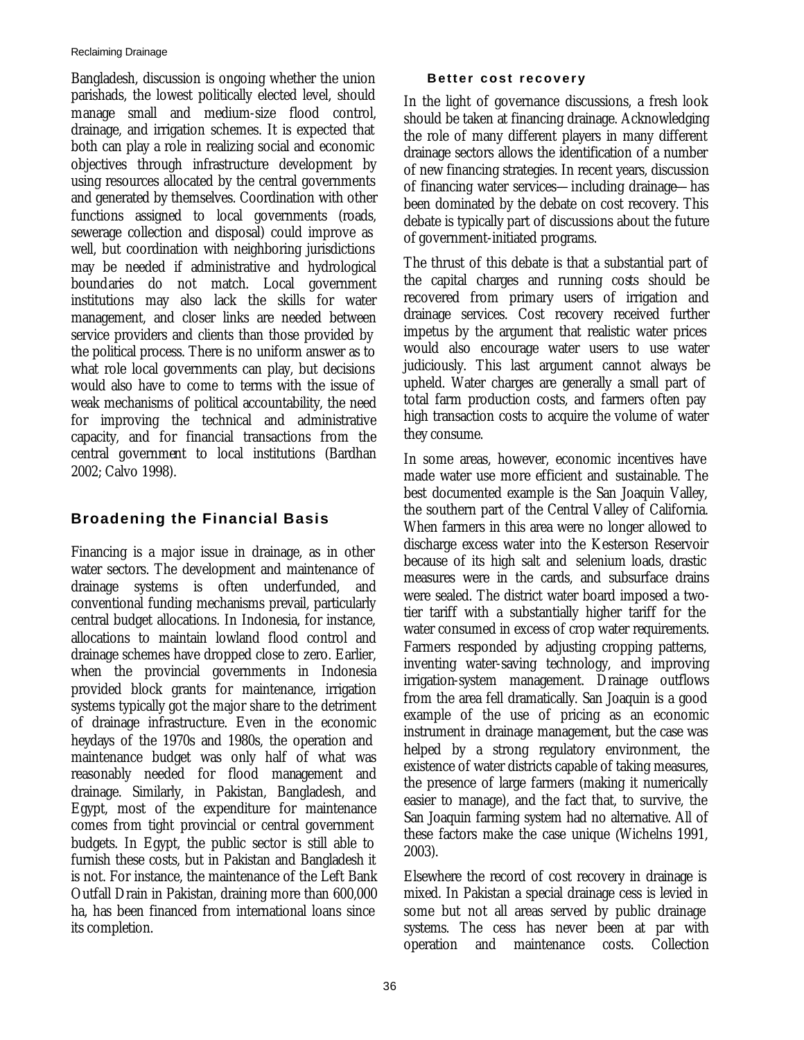Bangladesh, discussion is ongoing whether the union parishads, the lowest politically elected level, should manage small and medium-size flood control, drainage, and irrigation schemes. It is expected that both can play a role in realizing social and economic objectives through infrastructure development by using resources allocated by the central governments and generated by themselves. Coordination with other functions assigned to local governments (roads, sewerage collection and disposal) could improve as well, but coordination with neighboring jurisdictions may be needed if administrative and hydrological boundaries do not match. Local government institutions may also lack the skills for water management, and closer links are needed between service providers and clients than those provided by the political process. There is no uniform answer as to what role local governments can play, but decisions would also have to come to terms with the issue of weak mechanisms of political accountability, the need for improving the technical and administrative capacity, and for financial transactions from the central government to local institutions (Bardhan 2002; Calvo 1998).

## Broadening the Financial Basis

Financing is a major issue in drainage, as in other water sectors. The development and maintenance of drainage systems is often underfunded, and conventional funding mechanisms prevail, particularly central budget allocations. In Indonesia, for instance, allocations to maintain lowland flood control and drainage schemes have dropped close to zero. Earlier, when the provincial governments in Indonesia provided block grants for maintenance, irrigation systems typically got the major share to the detriment of drainage infrastructure. Even in the economic heydays of the 1970s and 1980s, the operation and maintenance budget was only half of what was reasonably needed for flood management and drainage. Similarly, in Pakistan, Bangladesh, and Egypt, most of the expenditure for maintenance comes from tight provincial or central government budgets. In Egypt, the public sector is still able to furnish these costs, but in Pakistan and Bangladesh it is not. For instance, the maintenance of the Left Bank Outfall Drain in Pakistan, draining more than 600,000 ha, has been financed from international loans since its completion.

### Better cost recovery

In the light of governance discussions, a fresh look should be taken at financing drainage. Acknowledging the role of many different players in many different drainage sectors allows the identification of a number of new financing strategies. In recent years, discussion of financing water services—including drainage—has been dominated by the debate on cost recovery. This debate is typically part of discussions about the future of government-initiated programs.

The thrust of this debate is that a substantial part of the capital charges and running costs should be recovered from primary users of irrigation and drainage services. Cost recovery received further impetus by the argument that realistic water prices would also encourage water users to use water judiciously. This last argument cannot always be upheld. Water charges are generally a small part of total farm production costs, and farmers often pay high transaction costs to acquire the volume of water they consume.

In some areas, however, economic incentives have made water use more efficient and sustainable. The best documented example is the San Joaquin Valley, the southern part of the Central Valley of California. When farmers in this area were no longer allowed to discharge excess water into the Kesterson Reservoir because of its high salt and selenium loads, drastic measures were in the cards, and subsurface drains were sealed. The district water board imposed a two-tier tariff with a substantially higher tariff for the water consumed in excess of crop water requirements. Farmers responded by adjusting cropping patterns, inventing water-saving technology, and improving irrigation-system management. Drainage outflows from the area fell dramatically. San Joaquin is a good example of the use of pricing as an economic instrument in drainage management, but the case was helped by a strong regulatory environment, the existence of water districts capable of taking measures, the presence of large farmers (making it numerically easier to manage), and the fact that, to survive, the San Joaquin farming system had no alternative. All of these factors make the case unique (Wichelns 1991, 2003).

Elsewhere the record of cost recovery in drainage is mixed. In Pakistan a special drainage cess is levied in some but not all areas served by public drainage systems. The cess has never been at par with operation and maintenance costs. Collection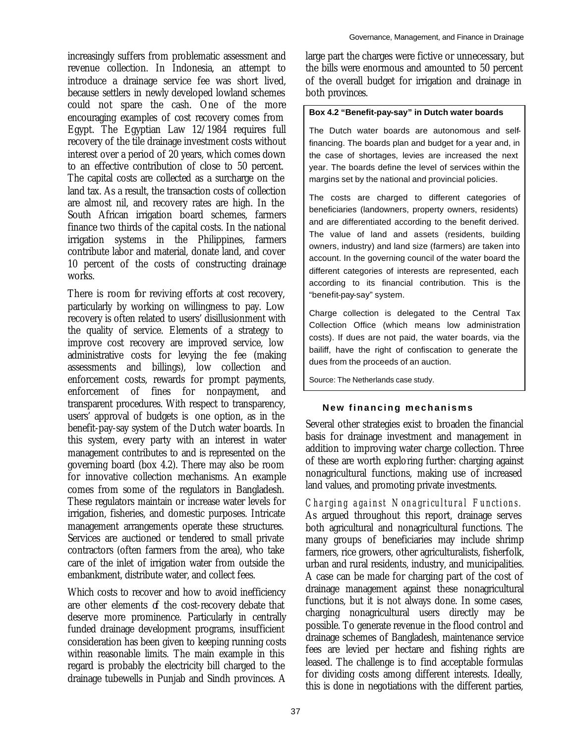increasingly suffers from problematic assessment and revenue collection. In Indonesia, an attempt to introduce a drainage service fee was short lived, because settlers in newly developed lowland schemes could not spare the cash. One of the more encouraging examples of cost recovery comes from Egypt. The Egyptian Law 12/1984 requires full recovery of the tile drainage investment costs without interest over a period of 20 years, which comes down to an effective contribution of close to 50 percent. The capital costs are collected as a surcharge on the land tax. As a result, the transaction costs of collection are almost nil, and recovery rates are high. In the South African irrigation board schemes, farmers finance two thirds of the capital costs. In the national irrigation systems in the Philippines, farmers contribute labor and material, donate land, and cover 10 percent of the costs of constructing drainage works.

There is room for reviving efforts at cost recovery, particularly by working on willingness to pay. Low recovery is often related to users' disillusionment with the quality of service. Elements of a strategy to improve cost recovery are improved service, low administrative costs for levying the fee (making assessments and billings), low collection and enforcement costs, rewards for prompt payments, enforcement of fines for nonpayment, and transparent procedures. With respect to transparency, users' approval of budgets is one option, as in the benefit-pay-say system of the Dutch water boards. In this system, every party with an interest in water management contributes to and is represented on the governing board (box 4.2). There may also be room for innovative collection mechanisms. An example comes from some of the regulators in Bangladesh. These regulators maintain or increase water levels for irrigation, fisheries, and domestic purposes. Intricate management arrangements operate these structures. Services are auctioned or tendered to small private contractors (often farmers from the area), who take care of the inlet of irrigation water from outside the embankment, distribute water, and collect fees.

Which costs to recover and how to avoid inefficiency are other elements of the cost-recovery debate that deserve more prominence. Particularly in centrally funded drainage development programs, insufficient consideration has been given to keeping running costs within reasonable limits. The main example in this regard is probably the electricity bill charged to the drainage tubewells in Punjab and Sindh provinces. A large part the charges were fictive or unnecessary, but the bills were enormous and amounted to 50 percent of the overall budget for irrigation and drainage in both provinces.

**Box 4.2 "Benefit-pay-say" in Dutch water boards**

The Dutch water boards are autonomous and self-financing. The boards plan and budget for a year and, in the case of shortages, levies are increased the next year. The boards define the level of services within the margins set by the national and provincial policies.

The costs are charged to different categories of beneficiaries (landowners, property owners, residents) and are differentiated according to the benefit derived. The value of land and assets (residents, building owners, industry) and land size (farmers) are taken into account. In the governing council of the water board the different categories of interests are represented, each according to its financial contribution. This is the "benefit-pay-say" system.

Charge collection is delegated to the Central Tax Collection Office (which means low administration costs). If dues are not paid, the water boards, via the bailiff, have the right of confiscation to generate the dues from the proceeds of an auction.

Source: The Netherlands case study.

### New financing mechanisms

Several other strategies exist to broaden the financial basis for drainage investment and management in addition to improving water charge collection. Three of these are worth exploring further: charging against nonagricultural functions, making use of increased land values, and promoting private investments.

*Charging against Nonagricultural Functions.* As argued throughout this report, drainage serves both agricultural and nonagricultural functions. The many groups of beneficiaries may include shrimp farmers, rice growers, other agriculturalists, fisherfolk, urban and rural residents, industry, and municipalities. A case can be made for charging part of the cost of drainage management against these nonagricultural functions, but it is not always done. In some cases, charging nonagricultural users directly may be possible. To generate revenue in the flood control and drainage schemes of Bangladesh, maintenance service fees are levied per hectare and fishing rights are leased. The challenge is to find acceptable formulas for dividing costs among different interests. Ideally, this is done in negotiations with the different parties,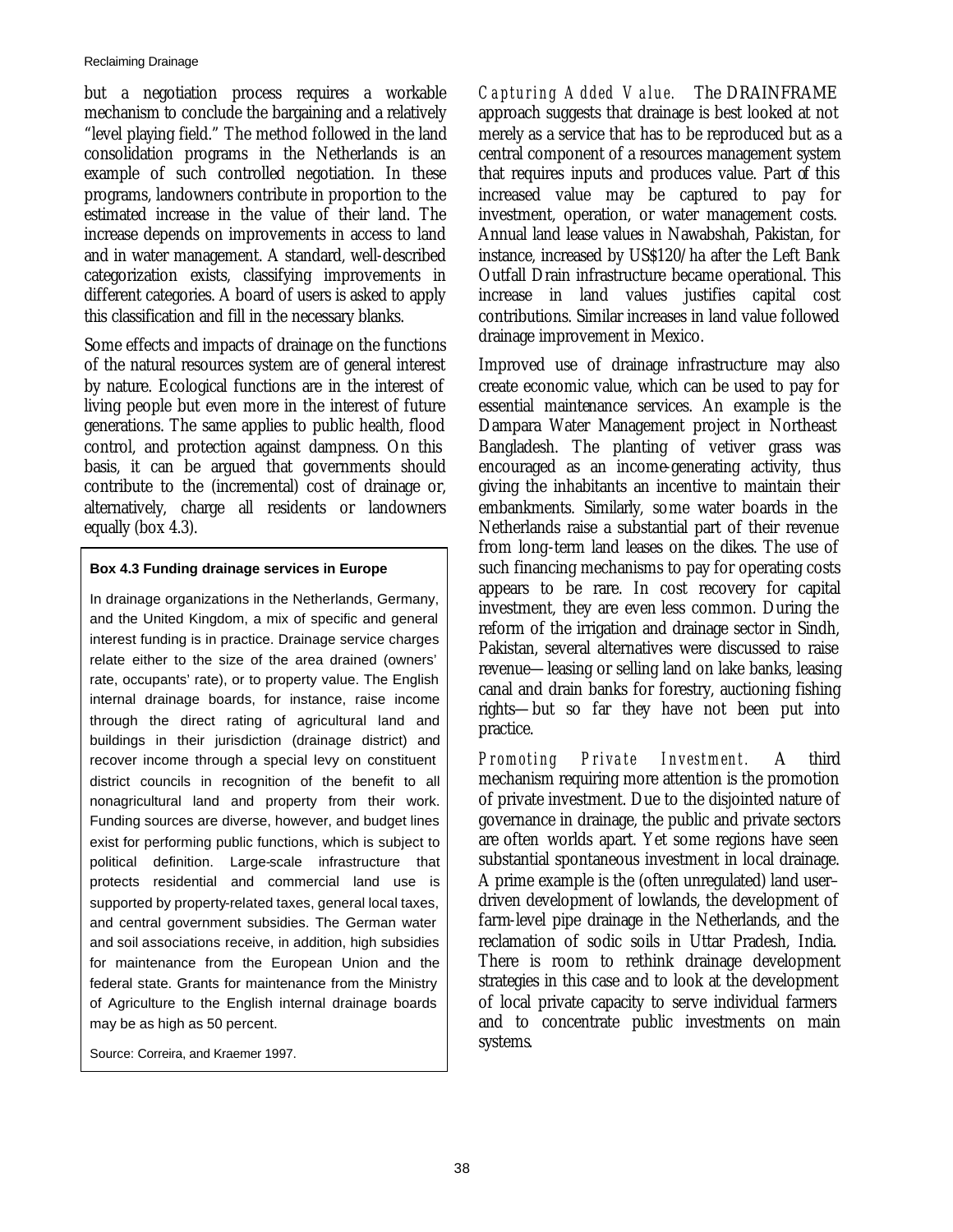but a negotiation process requires a workable mechanism to conclude the bargaining and a relatively "level playing field." The method followed in the land consolidation programs in the Netherlands is an example of such controlled negotiation. In these programs, landowners contribute in proportion to the estimated increase in the value of their land. The increase depends on improvements in access to land and in water management. A standard, well-described categorization exists, classifying improvements in different categories. A board of users is asked to apply this classification and fill in the necessary blanks.

Some effects and impacts of drainage on the functions of the natural resources system are of general interest by nature. Ecological functions are in the interest of living people but even more in the interest of future generations. The same applies to public health, flood control, and protection against dampness. On this basis, it can be argued that governments should contribute to the (incremental) cost of drainage or, alternatively, charge all residents or landowners equally (box 4.3).

> **Box 4.3 Funding drainage services in Europe**
>
> In drainage organizations in the Netherlands, Germany, and the United Kingdom, a mix of specific and general interest funding is in practice. Drainage service charges relate either to the size of the area drained (owners' rate, occupants' rate), or to property value. The English internal drainage boards, for instance, raise income through the direct rating of agricultural land and buildings in their jurisdiction (drainage district) and recover income through a special levy on constituent district councils in recognition of the benefit to all nonagricultural land and property from their work. Funding sources are diverse, however, and budget lines exist for performing public functions, which is subject to political definition. Large-scale infrastructure that protects residential and commercial land use is supported by property-related taxes, general local taxes, and central government subsidies. The German water and soil associations receive, in addition, high subsidies for maintenance from the European Union and the federal state. Grants for maintenance from the Ministry of Agriculture to the English internal drainage boards may be as high as 50 percent.
>
> Source: Correira, and Kraemer 1997.

*Capturing Added Value.* The DRAINFRAME approach suggests that drainage is best looked at not merely as a service that has to be reproduced but as a central component of a resources management system that requires inputs and produces value. Part of this increased value may be captured to pay for investment, operation, or water management costs. Annual land lease values in Nawabshah, Pakistan, for instance, increased by US$120/ha after the Left Bank Outfall Drain infrastructure became operational. This increase in land values justifies capital cost contributions. Similar increases in land value followed drainage improvement in Mexico.

Improved use of drainage infrastructure may also create economic value, which can be used to pay for essential maintenance services. An example is the Dampara Water Management project in Northeast Bangladesh. The planting of vetiver grass was encouraged as an income-generating activity, thus giving the inhabitants an incentive to maintain their embankments. Similarly, some water boards in the Netherlands raise a substantial part of their revenue from long-term land leases on the dikes. The use of such financing mechanisms to pay for operating costs appears to be rare. In cost recovery for capital investment, they are even less common. During the reform of the irrigation and drainage sector in Sindh, Pakistan, several alternatives were discussed to raise revenue—leasing or selling land on lake banks, leasing canal and drain banks for forestry, auctioning fishing rights—but so far they have not been put into practice.

*Promoting Private Investment.* A third mechanism requiring more attention is the promotion of private investment. Due to the disjointed nature of governance in drainage, the public and private sectors are often worlds apart. Yet some regions have seen substantial spontaneous investment in local drainage. A prime example is the (often unregulated) land user–driven development of lowlands, the development of farm-level pipe drainage in the Netherlands, and the reclamation of sodic soils in Uttar Pradesh, India. There is room to rethink drainage development strategies in this case and to look at the development of local private capacity to serve individual farmers and to concentrate public investments on main systems.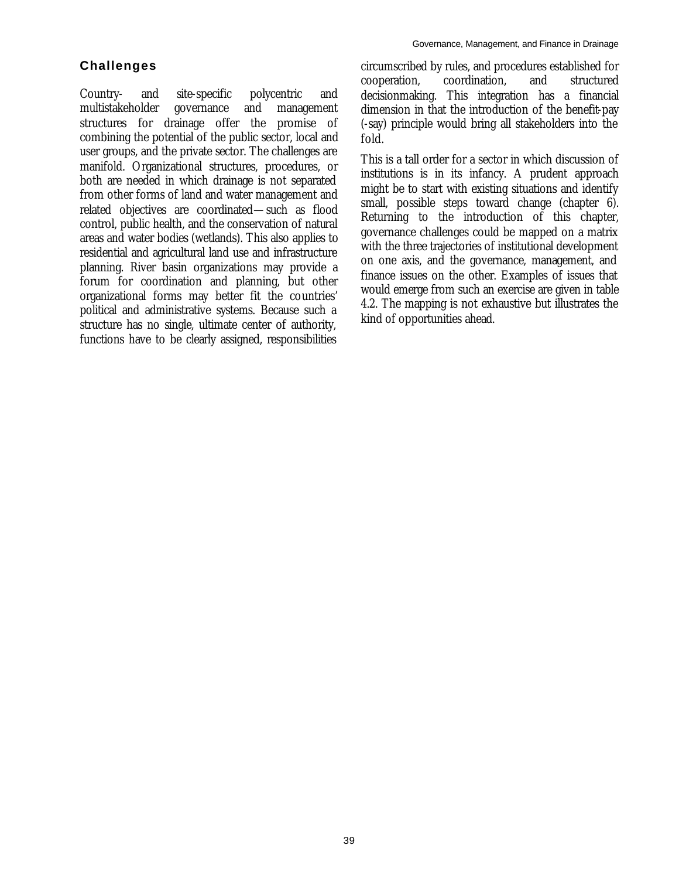### Challenges

Country- and site-specific polycentric and multistakeholder governance and management structures for drainage offer the promise of combining the potential of the public sector, local and user groups, and the private sector. The challenges are manifold. Organizational structures, procedures, or both are needed in which drainage is not separated from other forms of land and water management and related objectives are coordinated—such as flood control, public health, and the conservation of natural areas and water bodies (wetlands). This also applies to residential and agricultural land use and infrastructure planning. River basin organizations may provide a forum for coordination and planning, but other organizational forms may better fit the countries' political and administrative systems. Because such a structure has no single, ultimate center of authority, functions have to be clearly assigned, responsibilities circumscribed by rules, and procedures established for cooperation, coordination, and structured decisionmaking. This integration has a financial dimension in that the introduction of the benefit-pay (-say) principle would bring all stakeholders into the fold.

This is a tall order for a sector in which discussion of institutions is in its infancy. A prudent approach might be to start with existing situations and identify small, possible steps toward change (chapter 6). Returning to the introduction of this chapter, governance challenges could be mapped on a matrix with the three trajectories of institutional development on one axis, and the governance, management, and finance issues on the other. Examples of issues that would emerge from such an exercise are given in table 4.2. The mapping is not exhaustive but illustrates the kind of opportunities ahead.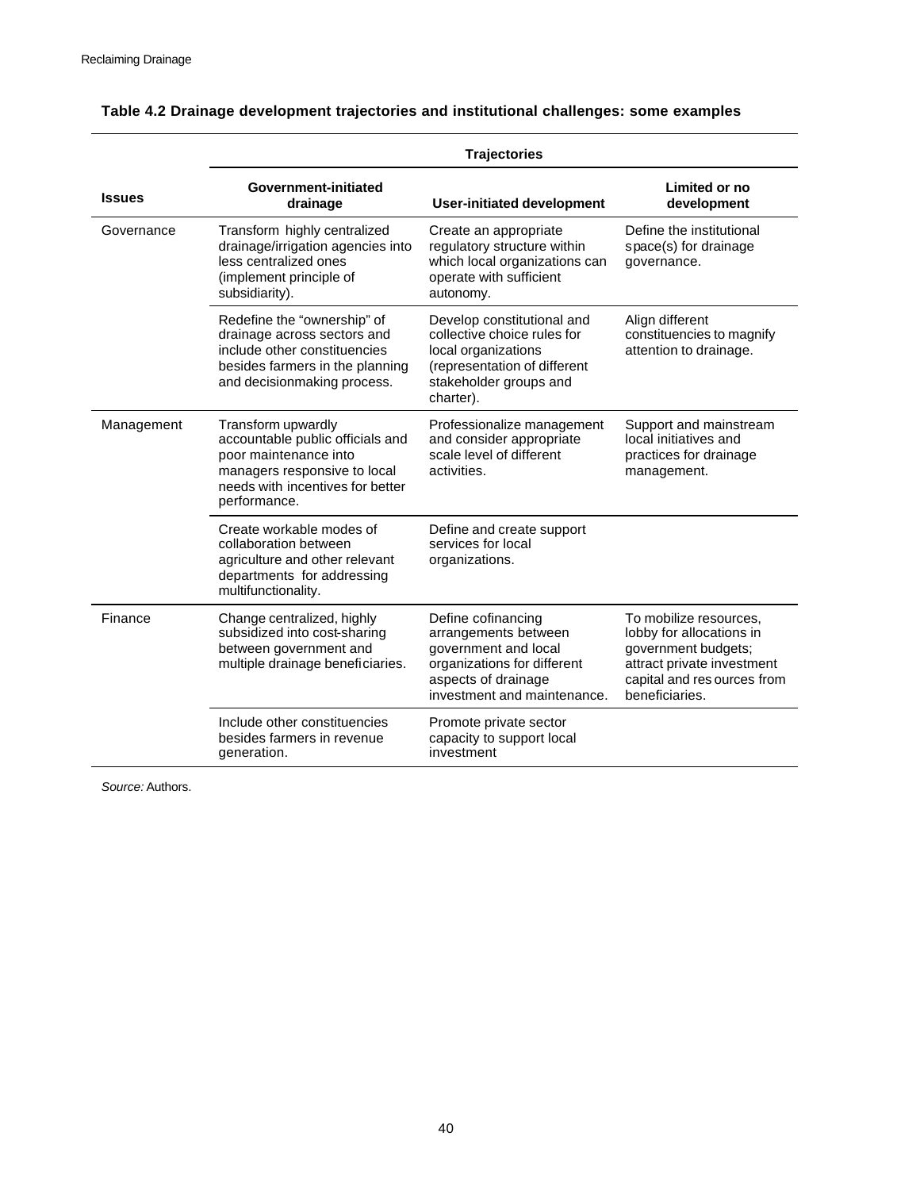**Table 4.2 Drainage development trajectories and institutional challenges: some examples**

| Issues | Trajectories | | |
|---|---|---|---|
| | **Government-initiated drainage** | **User-initiated development** | **Limited or no development** |
| Governance | Transform highly centralized drainage/irrigation agencies into less centralized ones (implement principle of subsidiarity). | Create an appropriate regulatory structure within which local organizations can operate with sufficient autonomy. | Define the institutional space(s) for drainage governance. |
| | Redefine the "ownership" of drainage across sectors and include other constituencies besides farmers in the planning and decisionmaking process. | Develop constitutional and collective choice rules for local organizations (representation of different stakeholder groups and charter). | Align different constituencies to magnify attention to drainage. |
| Management | Transform upwardly accountable public officials and poor maintenance into managers responsive to local needs with incentives for better performance. | Professionalize management and consider appropriate scale level of different activities. | Support and mainstream local initiatives and practices for drainage management. |
| | Create workable modes of collaboration between agriculture and other relevant departments for addressing multifunctionality. | Define and create support services for local organizations. | |
| Finance | Change centralized, highly subsidized into cost-sharing between government and multiple drainage beneficiaries. | Define cofinancing arrangements between government and local organizations for different aspects of drainage investment and maintenance. | To mobilize resources, lobby for allocations in government budgets; attract private investment capital and resources from beneficiaries. |
| | Include other constituencies besides farmers in revenue generation. | Promote private sector capacity to support local investment | |

*Source:* Authors.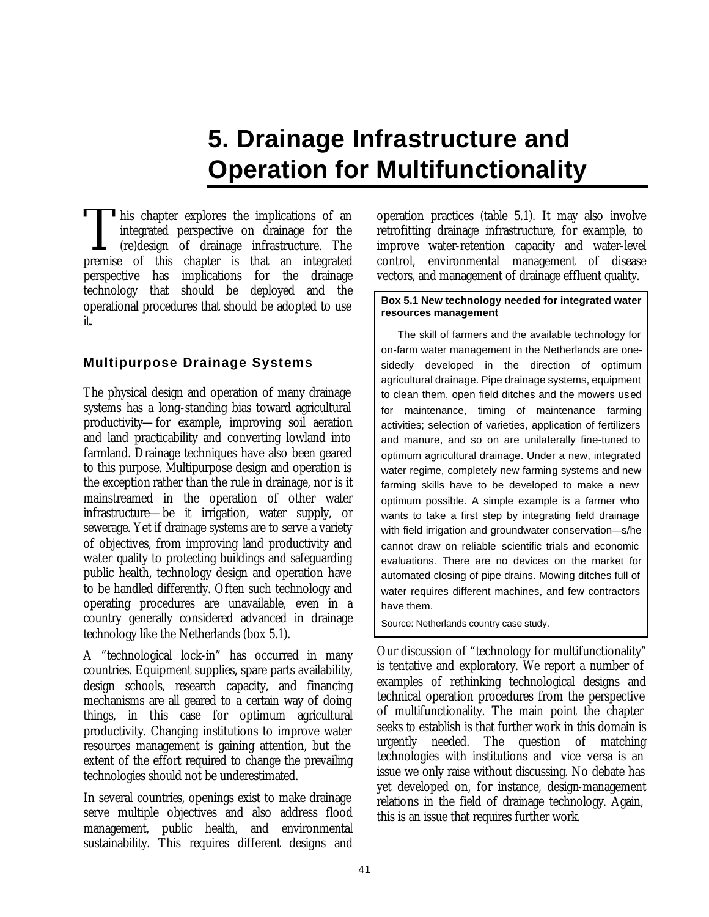# 5. Drainage Infrastructure and Operation for Multifunctionality

This chapter explores the implications of an integrated perspective on drainage for the (re)design of drainage infrastructure. The premise of this chapter is that an integrated perspective has implications for the drainage technology that should be deployed and the operational procedures that should be adopted to use it.

## Multipurpose Drainage Systems

The physical design and operation of many drainage systems has a long-standing bias toward agricultural productivity—for example, improving soil aeration and land practicability and converting lowland into farmland. Drainage techniques have also been geared to this purpose. Multipurpose design and operation is the exception rather than the rule in drainage, nor is it mainstreamed in the operation of other water infrastructure—be it irrigation, water supply, or sewerage. Yet if drainage systems are to serve a variety of objectives, from improving land productivity and water quality to protecting buildings and safeguarding public health, technology design and operation have to be handled differently. Often such technology and operating procedures are unavailable, even in a country generally considered advanced in drainage technology like the Netherlands (box 5.1).

A "technological lock-in" has occurred in many countries. Equipment supplies, spare parts availability, design schools, research capacity, and financing mechanisms are all geared to a certain way of doing things, in this case for optimum agricultural productivity. Changing institutions to improve water resources management is gaining attention, but the extent of the effort required to change the prevailing technologies should not be underestimated.

In several countries, openings exist to make drainage serve multiple objectives and also address flood management, public health, and environmental sustainability. This requires different designs and operation practices (table 5.1). It may also involve retrofitting drainage infrastructure, for example, to improve water-retention capacity and water-level control, environmental management of disease vectors, and management of drainage effluent quality.

> **Box 5.1 New technology needed for integrated water resources management**
>
> The skill of farmers and the available technology for on-farm water management in the Netherlands are one-sidedly developed in the direction of optimum agricultural drainage. Pipe drainage systems, equipment to clean them, open field ditches and the mowers used for maintenance, timing of maintenance farming activities; selection of varieties, application of fertilizers and manure, and so on are unilaterally fine-tuned to optimum agricultural drainage. Under a new, integrated water regime, completely new farming systems and new farming skills have to be developed to make a new optimum possible. A simple example is a farmer who wants to take a first step by integrating field drainage with field irrigation and groundwater conservation—s/he cannot draw on reliable scientific trials and economic evaluations. There are no devices on the market for automated closing of pipe drains. Mowing ditches full of water requires different machines, and few contractors have them.
>
> Source: Netherlands country case study.

Our discussion of "technology for multifunctionality" is tentative and exploratory. We report a number of examples of rethinking technological designs and technical operation procedures from the perspective of multifunctionality. The main point the chapter seeks to establish is that further work in this domain is urgently needed. The question of matching technologies with institutions and vice versa is an issue we only raise without discussing. No debate has yet developed on, for instance, design-management relations in the field of drainage technology. Again, this is an issue that requires further work.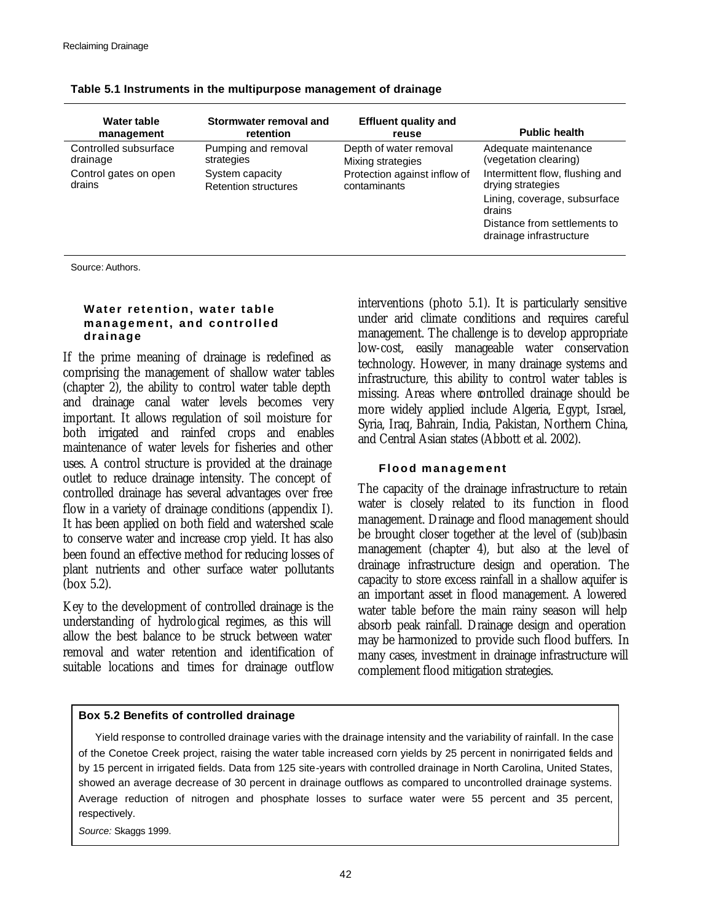**Table 5.1 Instruments in the multipurpose management of drainage**

| Water table management | Stormwater removal and retention | Effluent quality and reuse | Public health |
|---|---|---|---|
| Controlled subsurface drainage | Pumping and removal strategies | Depth of water removal | Adequate maintenance (vegetation clearing) |
| Control gates on open drains | System capacity | Mixing strategies | Intermittent flow, flushing and drying strategies |
| | Retention structures | Protection against inflow of contaminants | Lining, coverage, subsurface drains |
| | | | Distance from settlements to drainage infrastructure |

Source: Authors.

### Water retention, water table management, and controlled drainage

If the prime meaning of drainage is redefined as comprising the management of shallow water tables (chapter 2), the ability to control water table depth and drainage canal water levels becomes very important. It allows regulation of soil moisture for both irrigated and rainfed crops and enables maintenance of water levels for fisheries and other uses. A control structure is provided at the drainage outlet to reduce drainage intensity. The concept of controlled drainage has several advantages over free flow in a variety of drainage conditions (appendix I). It has been applied on both field and watershed scale to conserve water and increase crop yield. It has also been found an effective method for reducing losses of plant nutrients and other surface water pollutants (box 5.2).

Key to the development of controlled drainage is the understanding of hydrological regimes, as this will allow the best balance to be struck between water removal and water retention and identification of suitable locations and times for drainage outflow interventions (photo 5.1). It is particularly sensitive under arid climate conditions and requires careful management. The challenge is to develop appropriate low-cost, easily manageable water conservation technology. However, in many drainage systems and infrastructure, this ability to control water tables is missing. Areas where controlled drainage should be more widely applied include Algeria, Egypt, Israel, Syria, Iraq, Bahrain, India, Pakistan, Northern China, and Central Asian states (Abbott et al. 2002).

### Flood management

The capacity of the drainage infrastructure to retain water is closely related to its function in flood management. Drainage and flood management should be brought closer together at the level of (sub)basin management (chapter 4), but also at the level of drainage infrastructure design and operation. The capacity to store excess rainfall in a shallow aquifer is an important asset in flood management. A lowered water table before the main rainy season will help absorb peak rainfall. Drainage design and operation may be harmonized to provide such flood buffers. In many cases, investment in drainage infrastructure will complement flood mitigation strategies.

**Box 5.2 Benefits of controlled drainage**

Yield response to controlled drainage varies with the drainage intensity and the variability of rainfall. In the case of the Conetoe Creek project, raising the water table increased corn yields by 25 percent in nonirrigated fields and by 15 percent in irrigated fields. Data from 125 site-years with controlled drainage in North Carolina, United States, showed an average decrease of 30 percent in drainage outflows as compared to uncontrolled drainage systems. Average reduction of nitrogen and phosphate losses to surface water were 55 percent and 35 percent, respectively.

*Source:* Skaggs 1999.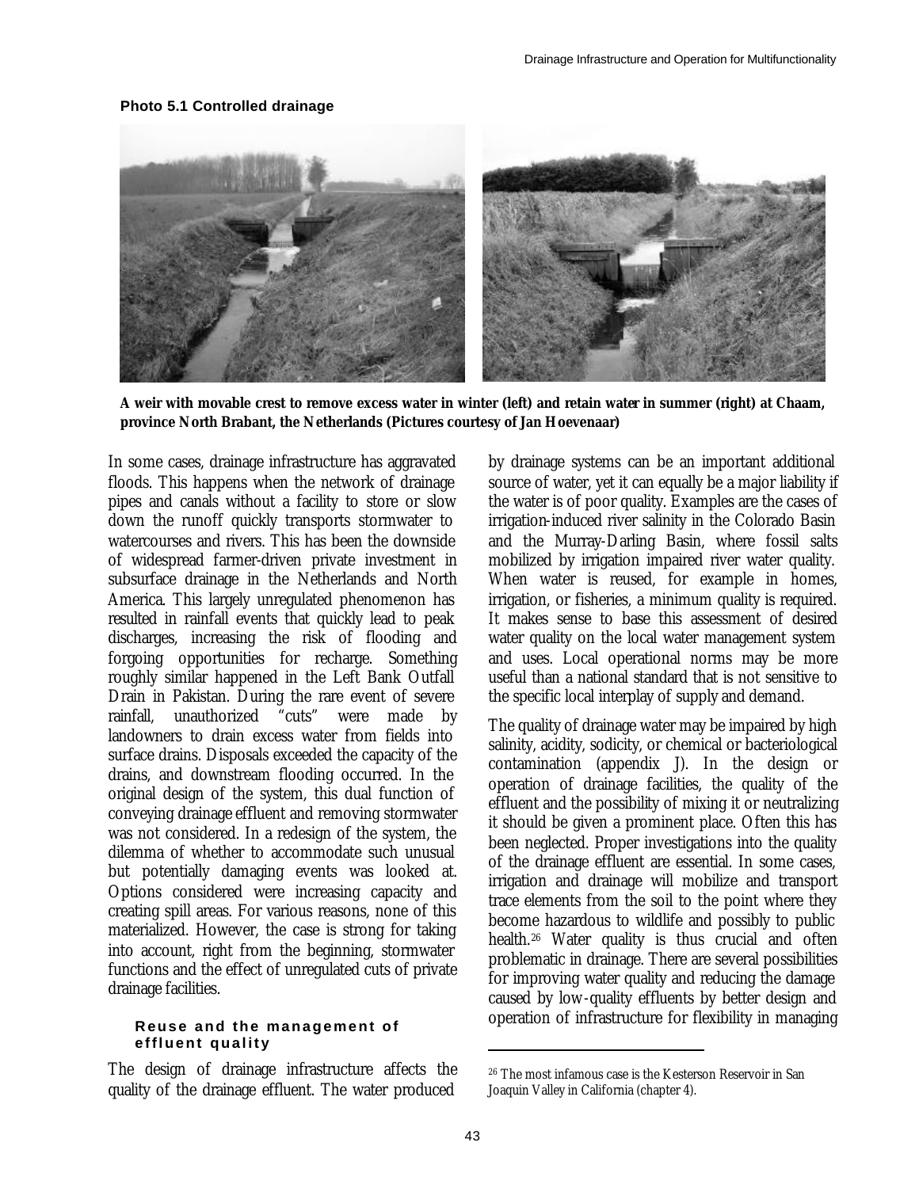**Photo 5.1 Controlled drainage**

**A weir with movable crest to remove excess water in winter (left) and retain water in summer (right) at Chaam, province North Brabant, the Netherlands (Pictures courtesy of Jan Hoevenaar)**

In some cases, drainage infrastructure has aggravated floods. This happens when the network of drainage pipes and canals without a facility to store or slow down the runoff quickly transports stormwater to watercourses and rivers. This has been the downside of widespread farmer-driven private investment in subsurface drainage in the Netherlands and North America. This largely unregulated phenomenon has resulted in rainfall events that quickly lead to peak discharges, increasing the risk of flooding and forgoing opportunities for recharge. Something roughly similar happened in the Left Bank Outfall Drain in Pakistan. During the rare event of severe rainfall, unauthorized "cuts" were made by landowners to drain excess water from fields into surface drains. Disposals exceeded the capacity of the drains, and downstream flooding occurred. In the original design of the system, this dual function of conveying drainage effluent and removing stormwater was not considered. In a redesign of the system, the dilemma of whether to accommodate such unusual but potentially damaging events was looked at. Options considered were increasing capacity and creating spill areas. For various reasons, none of this materialized. However, the case is strong for taking into account, right from the beginning, stormwater functions and the effect of unregulated cuts of private drainage facilities.

#### Reuse and the management of effluent quality

The design of drainage infrastructure affects the quality of the drainage effluent. The water produced by drainage systems can be an important additional source of water, yet it can equally be a major liability if the water is of poor quality. Examples are the cases of irrigation-induced river salinity in the Colorado Basin and the Murray-Darling Basin, where fossil salts mobilized by irrigation impaired river water quality. When water is reused, for example in homes, irrigation, or fisheries, a minimum quality is required. It makes sense to base this assessment of desired water quality on the local water management system and uses. Local operational norms may be more useful than a national standard that is not sensitive to the specific local interplay of supply and demand.

The quality of drainage water may be impaired by high salinity, acidity, sodicity, or chemical or bacteriological contamination (appendix J). In the design or operation of drainage facilities, the quality of the effluent and the possibility of mixing it or neutralizing it should be given a prominent place. Often this has been neglected. Proper investigations into the quality of the drainage effluent are essential. In some cases, irrigation and drainage will mobilize and transport trace elements from the soil to the point where they become hazardous to wildlife and possibly to public health.[26] Water quality is thus crucial and often problematic in drainage. There are several possibilities for improving water quality and reducing the damage caused by low-quality effluents by better design and operation of infrastructure for flexibility in managing

---

[26] The most infamous case is the Kesterson Reservoir in San Joaquin Valley in California (chapter 4).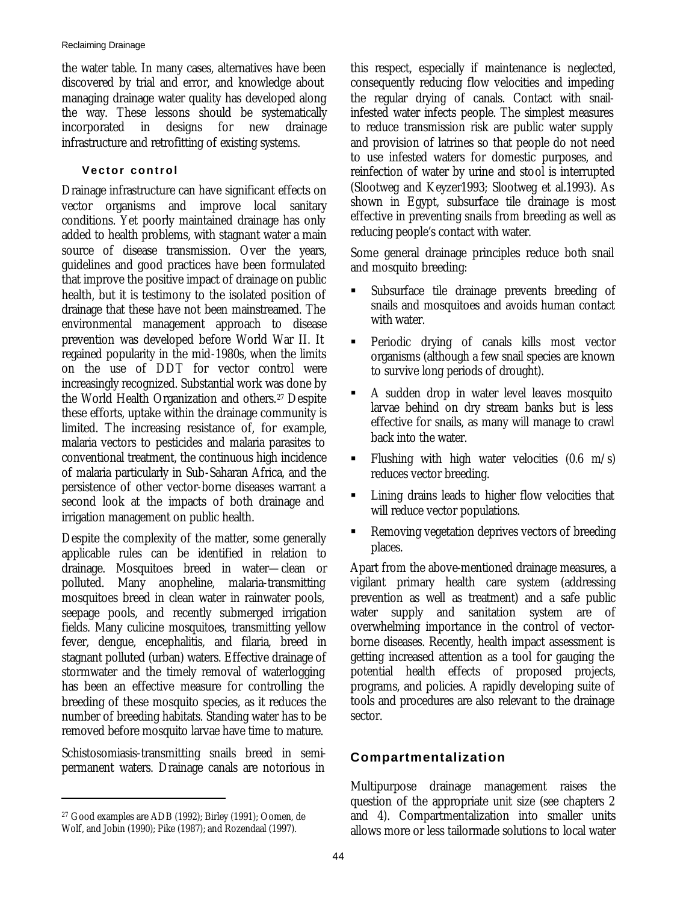the water table. In many cases, alternatives have been discovered by trial and error, and knowledge about managing drainage water quality has developed along the way. These lessons should be systematically incorporated in designs for new drainage infrastructure and retrofitting of existing systems.

### Vector control

Drainage infrastructure can have significant effects on vector organisms and improve local sanitary conditions. Yet poorly maintained drainage has only added to health problems, with stagnant water a main source of disease transmission. Over the years, guidelines and good practices have been formulated that improve the positive impact of drainage on public health, but it is testimony to the isolated position of drainage that these have not been mainstreamed. The environmental management approach to disease prevention was developed before World War II. It regained popularity in the mid-1980s, when the limits on the use of DDT for vector control were increasingly recognized. Substantial work was done by the World Health Organization and others.[27] Despite these efforts, uptake within the drainage community is limited. The increasing resistance of, for example, malaria vectors to pesticides and malaria parasites to conventional treatment, the continuous high incidence of malaria particularly in Sub-Saharan Africa, and the persistence of other vector-borne diseases warrant a second look at the impacts of both drainage and irrigation management on public health.

Despite the complexity of the matter, some generally applicable rules can be identified in relation to drainage. Mosquitoes breed in water—clean or polluted. Many anopheline, malaria-transmitting mosquitoes breed in clean water in rainwater pools, seepage pools, and recently submerged irrigation fields. Many culicine mosquitoes, transmitting yellow fever, dengue, encephalitis, and filaria, breed in stagnant polluted (urban) waters. Effective drainage of stormwater and the timely removal of waterlogging has been an effective measure for controlling the breeding of these mosquito species, as it reduces the number of breeding habitats. Standing water has to be removed before mosquito larvae have time to mature.

Schistosomiasis-transmitting snails breed in semi-permanent waters. Drainage canals are notorious in this respect, especially if maintenance is neglected, consequently reducing flow velocities and impeding the regular drying of canals. Contact with snail-infested water infects people. The simplest measures to reduce transmission risk are public water supply and provision of latrines so that people do not need to use infested waters for domestic purposes, and reinfection of water by urine and stool is interrupted (Slootweg and Keyzer1993; Slootweg et al.1993). As shown in Egypt, subsurface tile drainage is most effective in preventing snails from breeding as well as reducing people's contact with water.

Some general drainage principles reduce both snail and mosquito breeding:

- Subsurface tile drainage prevents breeding of snails and mosquitoes and avoids human contact with water.
- Periodic drying of canals kills most vector organisms (although a few snail species are known to survive long periods of drought).
- A sudden drop in water level leaves mosquito larvae behind on dry stream banks but is less effective for snails, as many will manage to crawl back into the water.
- Flushing with high water velocities (0.6 m/s) reduces vector breeding.
- Lining drains leads to higher flow velocities that will reduce vector populations.
- Removing vegetation deprives vectors of breeding places.

Apart from the above-mentioned drainage measures, a vigilant primary health care system (addressing prevention as well as treatment) and a safe public water supply and sanitation system are of overwhelming importance in the control of vector-borne diseases. Recently, health impact assessment is getting increased attention as a tool for gauging the potential health effects of proposed projects, programs, and policies. A rapidly developing suite of tools and procedures are also relevant to the drainage sector.

## Compartmentalization

Multipurpose drainage management raises the question of the appropriate unit size (see chapters 2 and 4). Compartmentalization into smaller units allows more or less tailormade solutions to local water

---

[27] Good examples are ADB (1992); Birley (1991); Oomen, de Wolf, and Jobin (1990); Pike (1987); and Rozendaal (1997).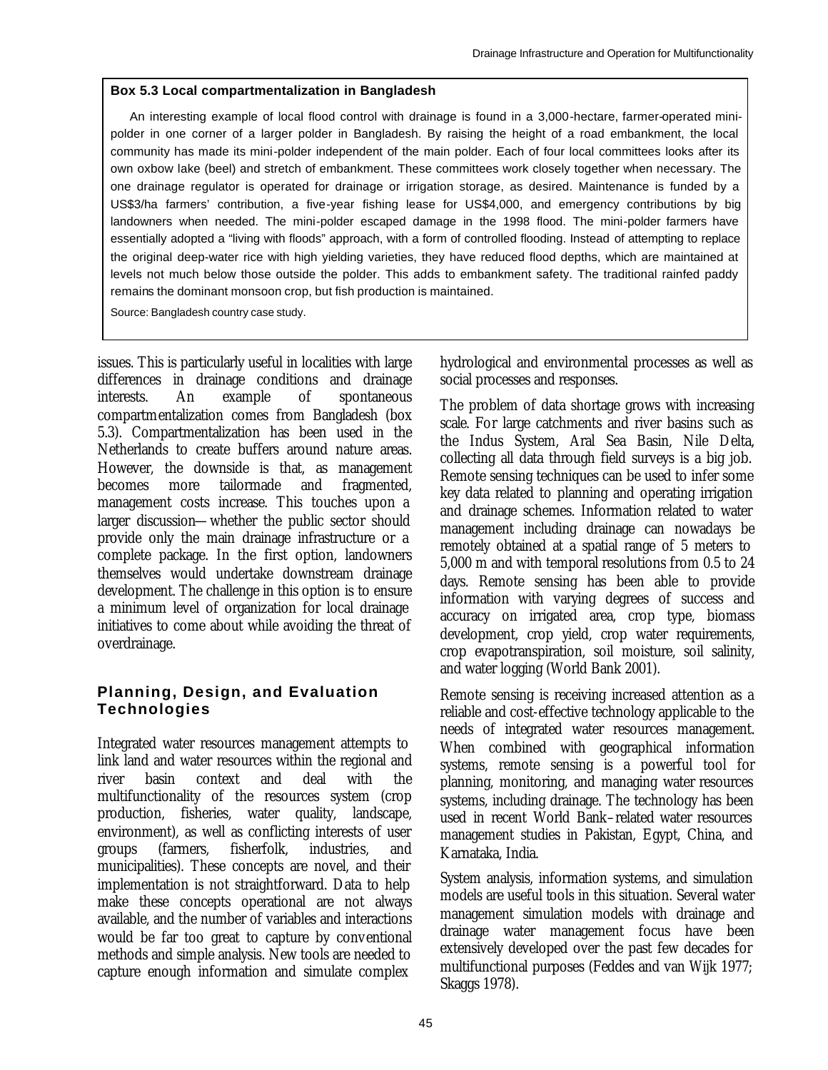**Box 5.3 Local compartmentalization in Bangladesh**

An interesting example of local flood control with drainage is found in a 3,000-hectare, farmer-operated mini-polder in one corner of a larger polder in Bangladesh. By raising the height of a road embankment, the local community has made its mini-polder independent of the main polder. Each of four local committees looks after its own oxbow lake (beel) and stretch of embankment. These committees work closely together when necessary. The one drainage regulator is operated for drainage or irrigation storage, as desired. Maintenance is funded by a US$3/ha farmers' contribution, a five-year fishing lease for US$4,000, and emergency contributions by big landowners when needed. The mini-polder escaped damage in the 1998 flood. The mini-polder farmers have essentially adopted a "living with floods" approach, with a form of controlled flooding. Instead of attempting to replace the original deep-water rice with high yielding varieties, they have reduced flood depths, which are maintained at levels not much below those outside the polder. This adds to embankment safety. The traditional rainfed paddy remains the dominant monsoon crop, but fish production is maintained.

Source: Bangladesh country case study.

issues. This is particularly useful in localities with large differences in drainage conditions and drainage interests. An example of spontaneous compartmentalization comes from Bangladesh (box 5.3). Compartmentalization has been used in the Netherlands to create buffers around nature areas. However, the downside is that, as management becomes more tailormade and fragmented, management costs increase. This touches upon a larger discussion—whether the public sector should provide only the main drainage infrastructure or a complete package. In the first option, landowners themselves would undertake downstream drainage development. The challenge in this option is to ensure a minimum level of organization for local drainage initiatives to come about while avoiding the threat of overdrainage.

## Planning, Design, and Evaluation Technologies

Integrated water resources management attempts to link land and water resources within the regional and river basin context and deal with the multifunctionality of the resources system (crop production, fisheries, water quality, landscape, environment), as well as conflicting interests of user groups (farmers, fisherfolk, industries, and municipalities). These concepts are novel, and their implementation is not straightforward. Data to help make these concepts operational are not always available, and the number of variables and interactions would be far too great to capture by conventional methods and simple analysis. New tools are needed to capture enough information and simulate complex hydrological and environmental processes as well as social processes and responses.

The problem of data shortage grows with increasing scale. For large catchments and river basins such as the Indus System, Aral Sea Basin, Nile Delta, collecting all data through field surveys is a big job. Remote sensing techniques can be used to infer some key data related to planning and operating irrigation and drainage schemes. Information related to water management including drainage can nowadays be remotely obtained at a spatial range of 5 meters to 5,000 m and with temporal resolutions from 0.5 to 24 days. Remote sensing has been able to provide information with varying degrees of success and accuracy on irrigated area, crop type, biomass development, crop yield, crop water requirements, crop evapotranspiration, soil moisture, soil salinity, and water logging (World Bank 2001).

Remote sensing is receiving increased attention as a reliable and cost-effective technology applicable to the needs of integrated water resources management. When combined with geographical information systems, remote sensing is a powerful tool for planning, monitoring, and managing water resources systems, including drainage. The technology has been used in recent World Bank–related water resources management studies in Pakistan, Egypt, China, and Karnataka, India.

System analysis, information systems, and simulation models are useful tools in this situation. Several water management simulation models with drainage and drainage water management focus have been extensively developed over the past few decades for multifunctional purposes (Feddes and van Wijk 1977; Skaggs 1978).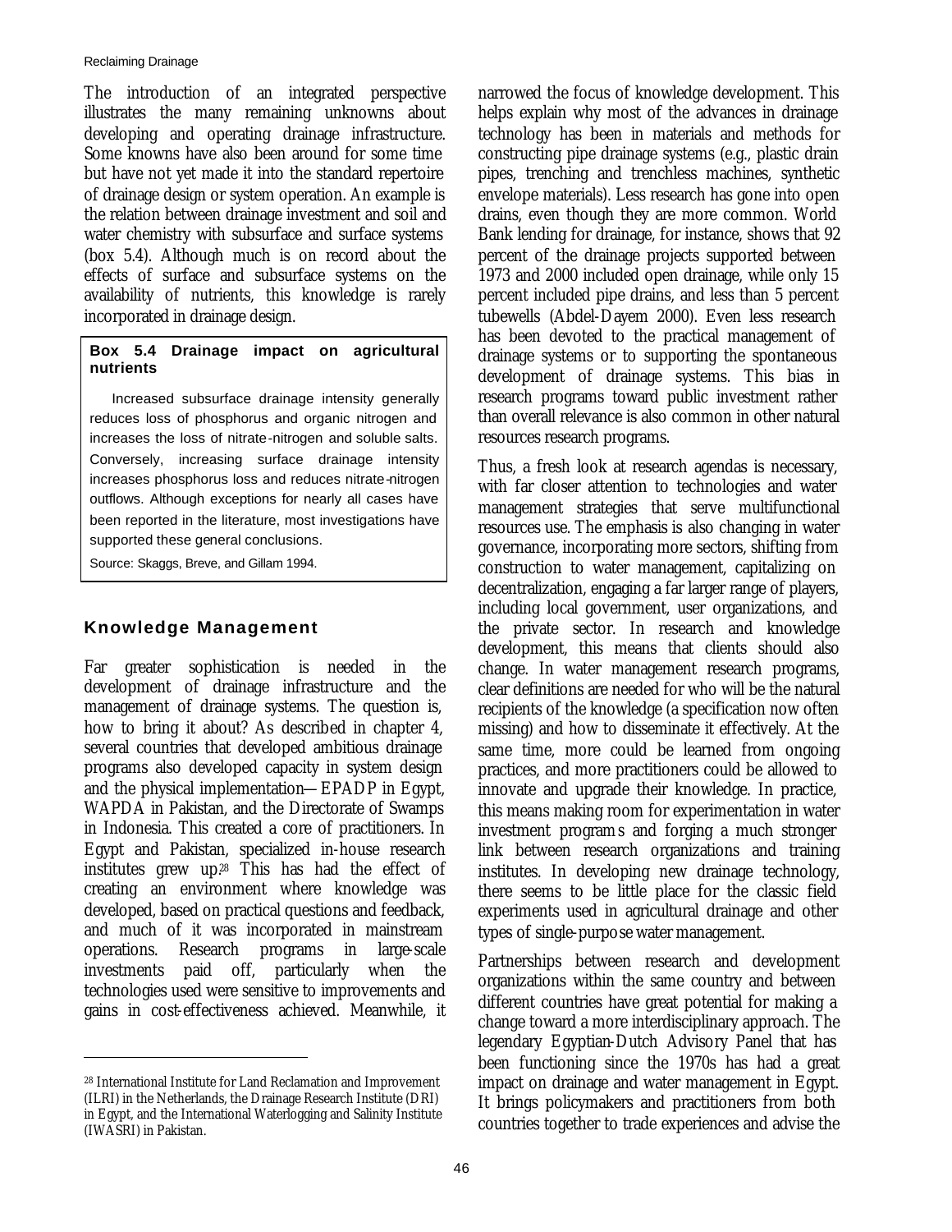The introduction of an integrated perspective illustrates the many remaining unknowns about developing and operating drainage infrastructure. Some knowns have also been around for some time but have not yet made it into the standard repertoire of drainage design or system operation. An example is the relation between drainage investment and soil and water chemistry with subsurface and surface systems (box 5.4). Although much is on record about the effects of surface and subsurface systems on the availability of nutrients, this knowledge is rarely incorporated in drainage design.

> **Box 5.4 Drainage impact on agricultural nutrients**
>
> Increased subsurface drainage intensity generally reduces loss of phosphorus and organic nitrogen and increases the loss of nitrate-nitrogen and soluble salts. Conversely, increasing surface drainage intensity increases phosphorus loss and reduces nitrate-nitrogen outflows. Although exceptions for nearly all cases have been reported in the literature, most investigations have supported these general conclusions.
>
> Source: Skaggs, Breve, and Gillam 1994.

## Knowledge Management

Far greater sophistication is needed in the development of drainage infrastructure and the management of drainage systems. The question is, how to bring it about? As described in chapter 4, several countries that developed ambitious drainage programs also developed capacity in system design and the physical implementation—EPADP in Egypt, WAPDA in Pakistan, and the Directorate of Swamps in Indonesia. This created a core of practitioners. In Egypt and Pakistan, specialized in-house research institutes grew up.[28] This has had the effect of creating an environment where knowledge was developed, based on practical questions and feedback, and much of it was incorporated in mainstream operations. Research programs in large-scale investments paid off, particularly when the technologies used were sensitive to improvements and gains in cost-effectiveness achieved. Meanwhile, it narrowed the focus of knowledge development. This helps explain why most of the advances in drainage technology has been in materials and methods for constructing pipe drainage systems (e.g., plastic drain pipes, trenching and trenchless machines, synthetic envelope materials). Less research has gone into open drains, even though they are more common. World Bank lending for drainage, for instance, shows that 92 percent of the drainage projects supported between 1973 and 2000 included open drainage, while only 15 percent included pipe drains, and less than 5 percent tubewells (Abdel-Dayem 2000). Even less research has been devoted to the practical management of drainage systems or to supporting the spontaneous development of drainage systems. This bias in research programs toward public investment rather than overall relevance is also common in other natural resources research programs.

Thus, a fresh look at research agendas is necessary, with far closer attention to technologies and water management strategies that serve multifunctional resources use. The emphasis is also changing in water governance, incorporating more sectors, shifting from construction to water management, capitalizing on decentralization, engaging a far larger range of players, including local government, user organizations, and the private sector. In research and knowledge development, this means that clients should also change. In water management research programs, clear definitions are needed for who will be the natural recipients of the knowledge (a specification now often missing) and how to disseminate it effectively. At the same time, more could be learned from ongoing practices, and more practitioners could be allowed to innovate and upgrade their knowledge. In practice, this means making room for experimentation in water investment programs and forging a much stronger link between research organizations and training institutes. In developing new drainage technology, there seems to be little place for the classic field experiments used in agricultural drainage and other types of single-purpose water management.

Partnerships between research and development organizations within the same country and between different countries have great potential for making a change toward a more interdisciplinary approach. The legendary Egyptian-Dutch Advisory Panel that has been functioning since the 1970s has had a great impact on drainage and water management in Egypt. It brings policymakers and practitioners from both countries together to trade experiences and advise the

---

[28] International Institute for Land Reclamation and Improvement (ILRI) in the Netherlands, the Drainage Research Institute (DRI) in Egypt, and the International Waterlogging and Salinity Institute (IWASRI) in Pakistan.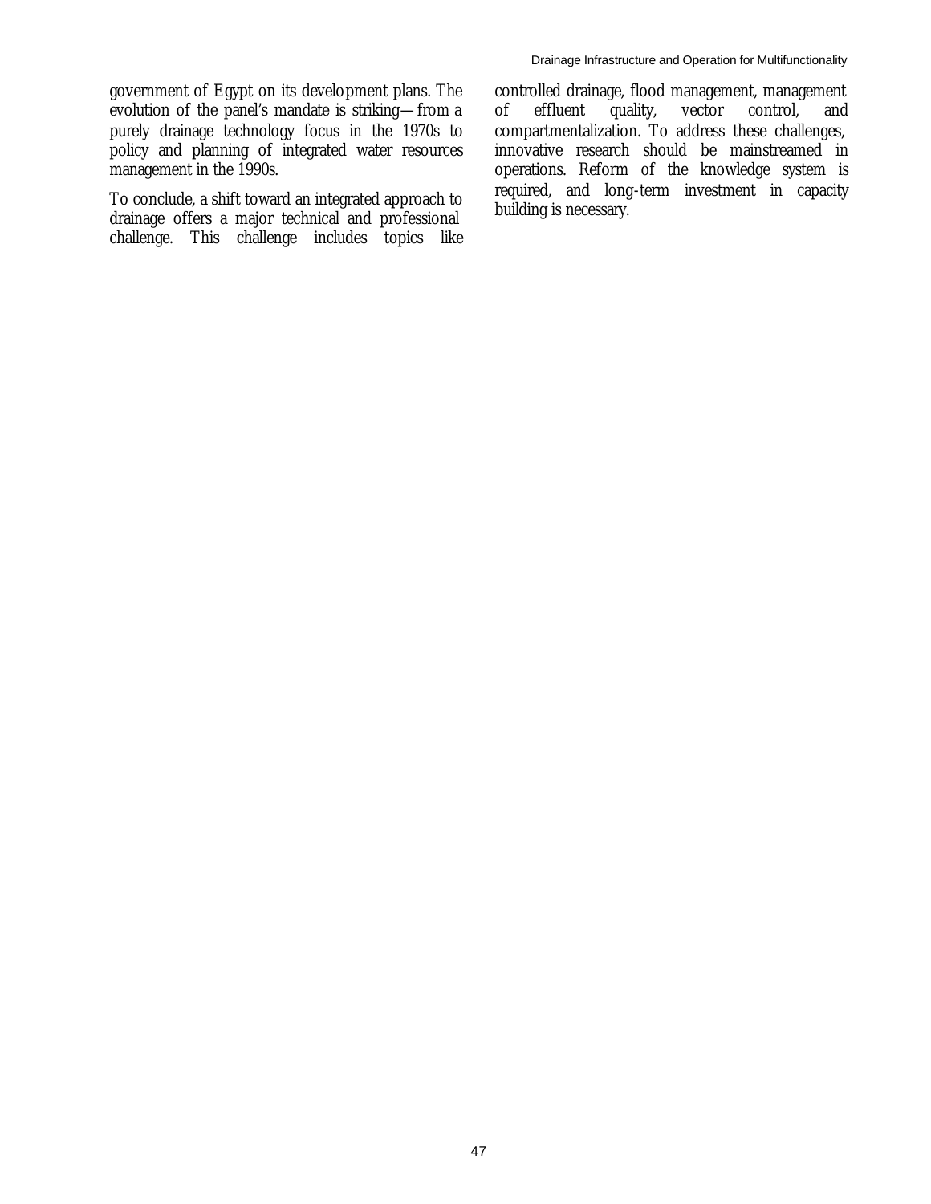government of Egypt on its development plans. The evolution of the panel's mandate is striking—from a purely drainage technology focus in the 1970s to policy and planning of integrated water resources management in the 1990s.

To conclude, a shift toward an integrated approach to drainage offers a major technical and professional challenge. This challenge includes topics like controlled drainage, flood management, management of effluent quality, vector control, and compartmentalization. To address these challenges, innovative research should be mainstreamed in operations. Reform of the knowledge system is required, and long-term investment in capacity building is necessary.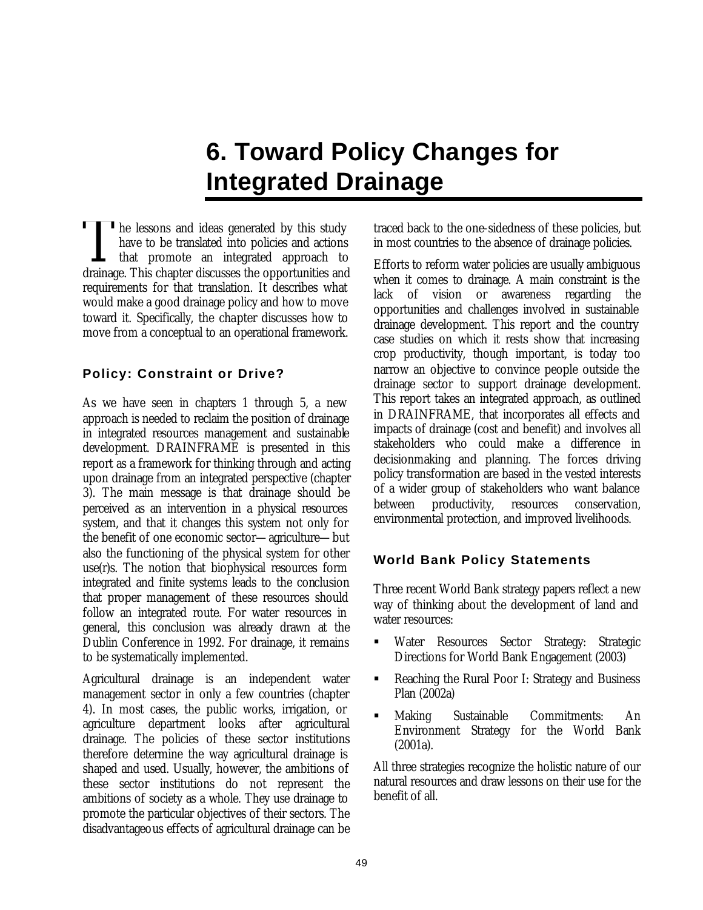# 6. Toward Policy Changes for Integrated Drainage

The lessons and ideas generated by this study have to be translated into policies and actions that promote an integrated approach to drainage. This chapter discusses the opportunities and requirements for that translation. It describes what would make a good drainage policy and how to move toward it. Specifically, the chapter discusses how to move from a conceptual to an operational framework.

## Policy: Constraint or Drive?

As we have seen in chapters 1 through 5, a new approach is needed to reclaim the position of drainage in integrated resources management and sustainable development. DRAINFRAME is presented in this report as a framework for thinking through and acting upon drainage from an integrated perspective (chapter 3). The main message is that drainage should be perceived as an intervention in a physical resources system, and that it changes this system not only for the benefit of one economic sector—agriculture—but also the functioning of the physical system for other use(r)s. The notion that biophysical resources form integrated and finite systems leads to the conclusion that proper management of these resources should follow an integrated route. For water resources in general, this conclusion was already drawn at the Dublin Conference in 1992. For drainage, it remains to be systematically implemented.

Agricultural drainage is an independent water management sector in only a few countries (chapter 4). In most cases, the public works, irrigation, or agriculture department looks after agricultural drainage. The policies of these sector institutions therefore determine the way agricultural drainage is shaped and used. Usually, however, the ambitions of these sector institutions do not represent the ambitions of society as a whole. They use drainage to promote the particular objectives of their sectors. The disadvantageous effects of agricultural drainage can be traced back to the one-sidedness of these policies, but in most countries to the absence of drainage policies.

Efforts to reform water policies are usually ambiguous when it comes to drainage. A main constraint is the lack of vision or awareness regarding the opportunities and challenges involved in sustainable drainage development. This report and the country case studies on which it rests show that increasing crop productivity, though important, is today too narrow an objective to convince people outside the drainage sector to support drainage development. This report takes an integrated approach, as outlined in DRAINFRAME, that incorporates all effects and impacts of drainage (cost and benefit) and involves all stakeholders who could make a difference in decisionmaking and planning. The forces driving policy transformation are based in the vested interests of a wider group of stakeholders who want balance between productivity, resources conservation, environmental protection, and improved livelihoods.

## World Bank Policy Statements

Three recent World Bank strategy papers reflect a new way of thinking about the development of land and water resources:

- Water Resources Sector Strategy: Strategic Directions for World Bank Engagement (2003)
- Reaching the Rural Poor I: Strategy and Business Plan (2002a)
- Making Sustainable Commitments: An Environment Strategy for the World Bank (2001a).

All three strategies recognize the holistic nature of our natural resources and draw lessons on their use for the benefit of all.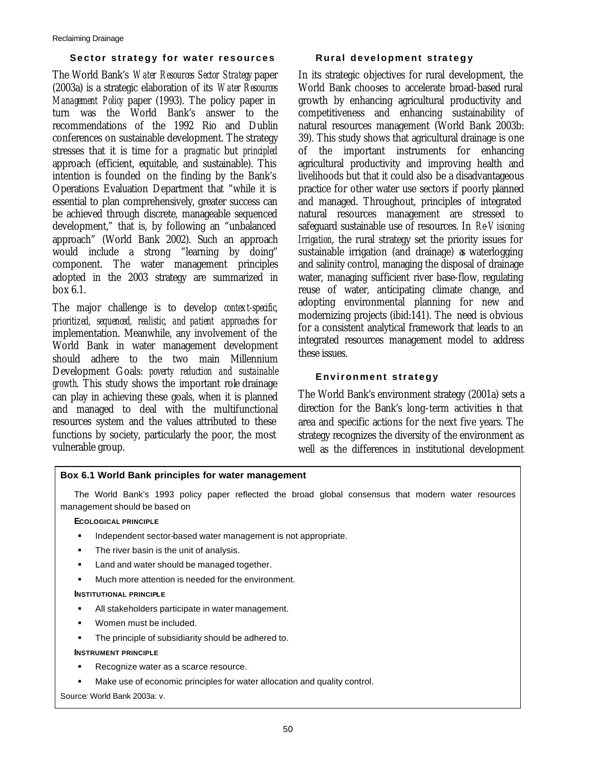### Sector strategy for water resources

The World Bank's *Water Resources Sector Strategy* paper (2003a) is a strategic elaboration of its *Water Resources Management Policy* paper (1993). The policy paper in turn was the World Bank's answer to the recommendations of the 1992 Rio and Dublin conferences on sustainable development. The strategy stresses that it is time for a *pragmatic* but *principled* approach (efficient, equitable, and sustainable). This intention is founded on the finding by the Bank's Operations Evaluation Department that "while it is essential to plan comprehensively, greater success can be achieved through discrete, manageable sequenced development," that is, by following an "unbalanced approach" (World Bank 2002). Such an approach would include a strong "learning by doing" component. The water management principles adopted in the 2003 strategy are summarized in box 6.1.

The major challenge is to develop *context-specific, prioritized, sequenced, realistic, and patient approaches* for implementation. Meanwhile, any involvement of the World Bank in water management development should adhere to the two main Millennium Development Goals: *poverty reduction and sustainable growth*. This study shows the important role drainage can play in achieving these goals, when it is planned and managed to deal with the multifunctional resources system and the values attributed to these functions by society, particularly the poor, the most vulnerable group.

### Rural development strategy

In its strategic objectives for rural development, the World Bank chooses to accelerate broad-based rural growth by enhancing agricultural productivity and competitiveness and enhancing sustainability of natural resources management (World Bank 2003b: 39). This study shows that agricultural drainage is one of the important instruments for enhancing agricultural productivity and improving health and livelihoods but that it could also be a disadvantageous practice for other water use sectors if poorly planned and managed. Throughout, principles of integrated natural resources management are stressed to safeguard sustainable use of resources. In *Re-Visioning Irrigation*, the rural strategy set the priority issues for sustainable irrigation (and drainage) as waterlogging and salinity control, managing the disposal of drainage water, managing sufficient river base-flow, regulating reuse of water, anticipating climate change, and adopting environmental planning for new and modernizing projects (ibid:141). The need is obvious for a consistent analytical framework that leads to an integrated resources management model to address these issues.

### Environment strategy

The World Bank's environment strategy (2001a) sets a direction for the Bank's long-term activities in that area and specific actions for the next five years. The strategy recognizes the diversity of the environment as well as the differences in institutional development

---

**Box 6.1 World Bank principles for water management**

The World Bank's 1993 policy paper reflected the broad global consensus that modern water resources management should be based on

**Ecological principle**

- Independent sector-based water management is not appropriate.
- The river basin is the unit of analysis.
- Land and water should be managed together.
- Much more attention is needed for the environment.

**Institutional principle**

- All stakeholders participate in water management.
- Women must be included.
- The principle of subsidiarity should be adhered to.

**Instrument principle**

- Recognize water as a scarce resource.
- Make use of economic principles for water allocation and quality control.

*Source:* World Bank 2003a: v.

---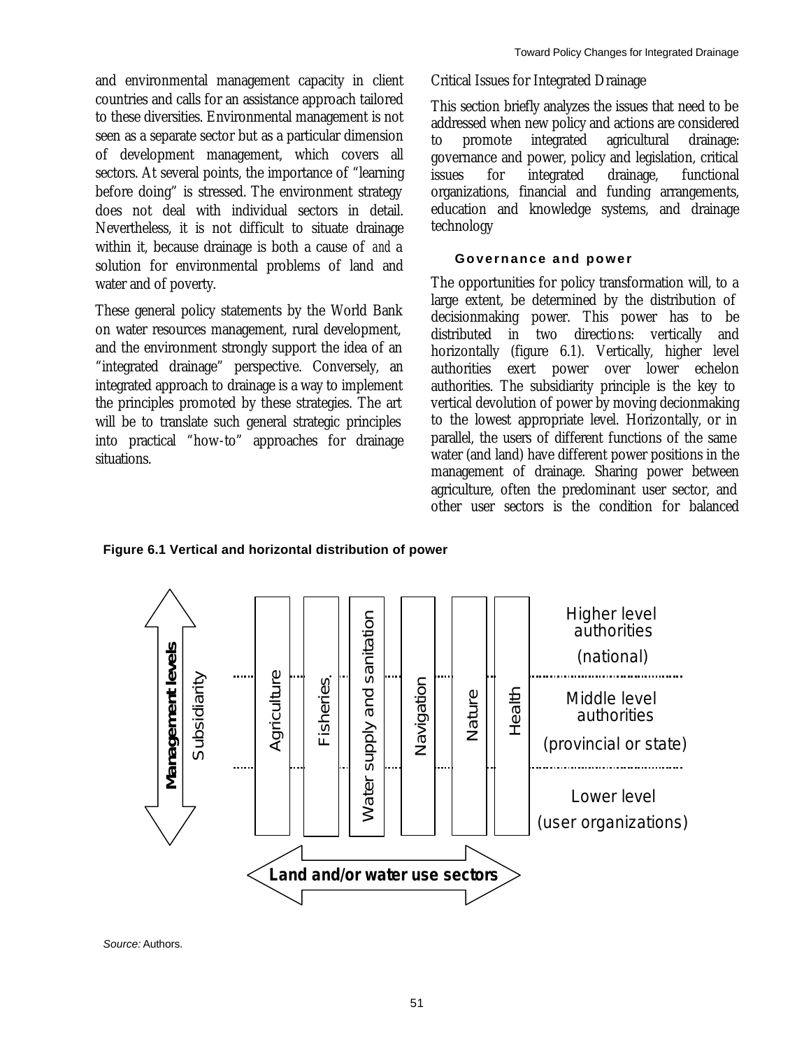and environmental management capacity in client countries and calls for an assistance approach tailored to these diversities. Environmental management is not seen as a separate sector but as a particular dimension of development management, which covers all sectors. At several points, the importance of "learning before doing" is stressed. The environment strategy does not deal with individual sectors in detail. Nevertheless, it is not difficult to situate drainage within it, because drainage is both a cause of *and* a solution for environmental problems of land and water and of poverty.

These general policy statements by the World Bank on water resources management, rural development, and the environment strongly support the idea of an "integrated drainage" perspective. Conversely, an integrated approach to drainage is a way to implement the principles promoted by these strategies. The art will be to translate such general strategic principles into practical "how-to" approaches for drainage situations.

## Critical Issues for Integrated Drainage

This section briefly analyzes the issues that need to be addressed when new policy and actions are considered to promote integrated agricultural drainage: governance and power, policy and legislation, critical issues for integrated drainage, functional organizations, financial and funding arrangements, education and knowledge systems, and drainage technology

### Governance and power

The opportunities for policy transformation will, to a large extent, be determined by the distribution of decisionmaking power. This power has to be distributed in two directions: vertically and horizontally (figure 6.1). Vertically, higher level authorities exert power over lower echelon authorities. The subsidiarity principle is the key to vertical devolution of power by moving decionmaking to the lowest appropriate level. Horizontally, or in parallel, the users of different functions of the same water (and land) have different power positions in the management of drainage. Sharing power between agriculture, often the predominant user sector, and other user sectors is the condition for balanced

**Figure 6.1 Vertical and horizontal distribution of power**

| Management levels / Subsidiarity | Agriculture | Fisheries | Water supply and sanitation | Navigation | Nature | Health | |
|---|---|---|---|---|---|---|---|
| | | | | | | | Higher level authorities (national) |
| | | | | | | | Middle level authorities (provincial or state) |
| | | | | | | | Lower level (user organizations) |

**Land and/or water use sectors**

*Source:* Authors.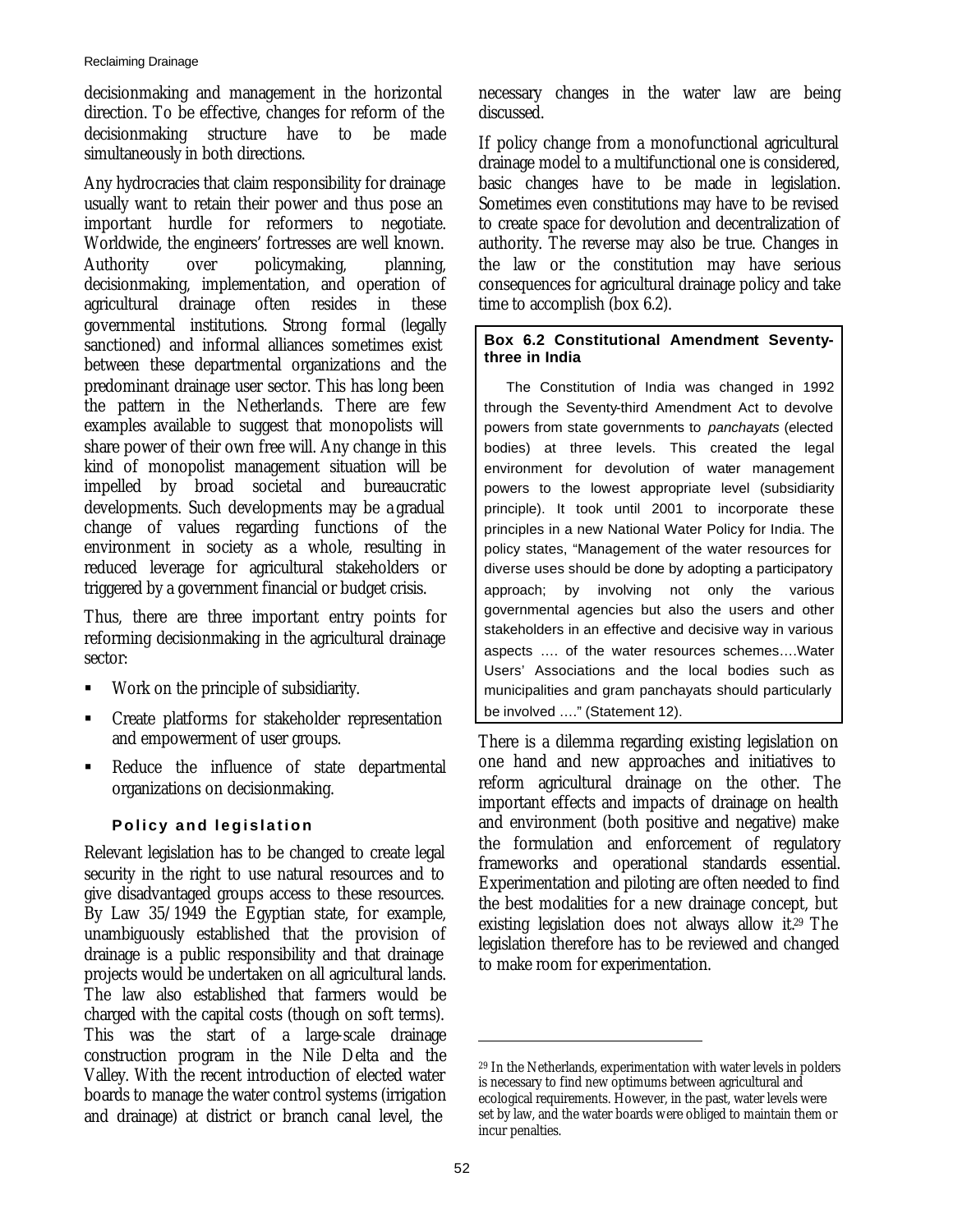decisionmaking and management in the horizontal direction. To be effective, changes for reform of the decisionmaking structure have to be made simultaneously in both directions.

Any hydrocracies that claim responsibility for drainage usually want to retain their power and thus pose an important hurdle for reformers to negotiate. Worldwide, the engineers' fortresses are well known. Authority over policymaking, planning, decisionmaking, implementation, and operation of agricultural drainage often resides in these governmental institutions. Strong formal (legally sanctioned) and informal alliances sometimes exist between these departmental organizations and the predominant drainage user sector. This has long been the pattern in the Netherlands. There are few examples available to suggest that monopolists will share power of their own free will. Any change in this kind of monopolist management situation will be impelled by broad societal and bureaucratic developments. Such developments may be a gradual change of values regarding functions of the environment in society as a whole, resulting in reduced leverage for agricultural stakeholders or triggered by a government financial or budget crisis.

Thus, there are three important entry points for reforming decisionmaking in the agricultural drainage sector:

- Work on the principle of subsidiarity.
- Create platforms for stakeholder representation and empowerment of user groups.
- Reduce the influence of state departmental organizations on decisionmaking.

### Policy and legislation

Relevant legislation has to be changed to create legal security in the right to use natural resources and to give disadvantaged groups access to these resources. By Law 35/1949 the Egyptian state, for example, unambiguously established that the provision of drainage is a public responsibility and that drainage projects would be undertaken on all agricultural lands. The law also established that farmers would be charged with the capital costs (though on soft terms). This was the start of a large-scale drainage construction program in the Nile Delta and the Valley. With the recent introduction of elected water boards to manage the water control systems (irrigation and drainage) at district or branch canal level, the necessary changes in the water law are being discussed.

If policy change from a monofunctional agricultural drainage model to a multifunctional one is considered, basic changes have to be made in legislation. Sometimes even constitutions may have to be revised to create space for devolution and decentralization of authority. The reverse may also be true. Changes in the law or the constitution may have serious consequences for agricultural drainage policy and take time to accomplish (box 6.2).

> **Box 6.2 Constitutional Amendment Seventy-three in India**
>
> The Constitution of India was changed in 1992 through the Seventy-third Amendment Act to devolve powers from state governments to *panchayats* (elected bodies) at three levels. This created the legal environment for devolution of water management powers to the lowest appropriate level (subsidiarity principle). It took until 2001 to incorporate these principles in a new National Water Policy for India. The policy states, "Management of the water resources for diverse uses should be done by adopting a participatory approach; by involving not only the various governmental agencies but also the users and other stakeholders in an effective and decisive way in various aspects …. of the water resources schemes….Water Users' Associations and the local bodies such as municipalities and gram panchayats should particularly be involved …." (Statement 12).

There is a dilemma regarding existing legislation on one hand and new approaches and initiatives to reform agricultural drainage on the other. The important effects and impacts of drainage on health and environment (both positive and negative) make the formulation and enforcement of regulatory frameworks and operational standards essential. Experimentation and piloting are often needed to find the best modalities for a new drainage concept, but existing legislation does not always allow it.[29] The legislation therefore has to be reviewed and changed to make room for experimentation.

---

[29] In the Netherlands, experimentation with water levels in polders is necessary to find new optimums between agricultural and ecological requirements. However, in the past, water levels were set by law, and the water boards were obliged to maintain them or incur penalties.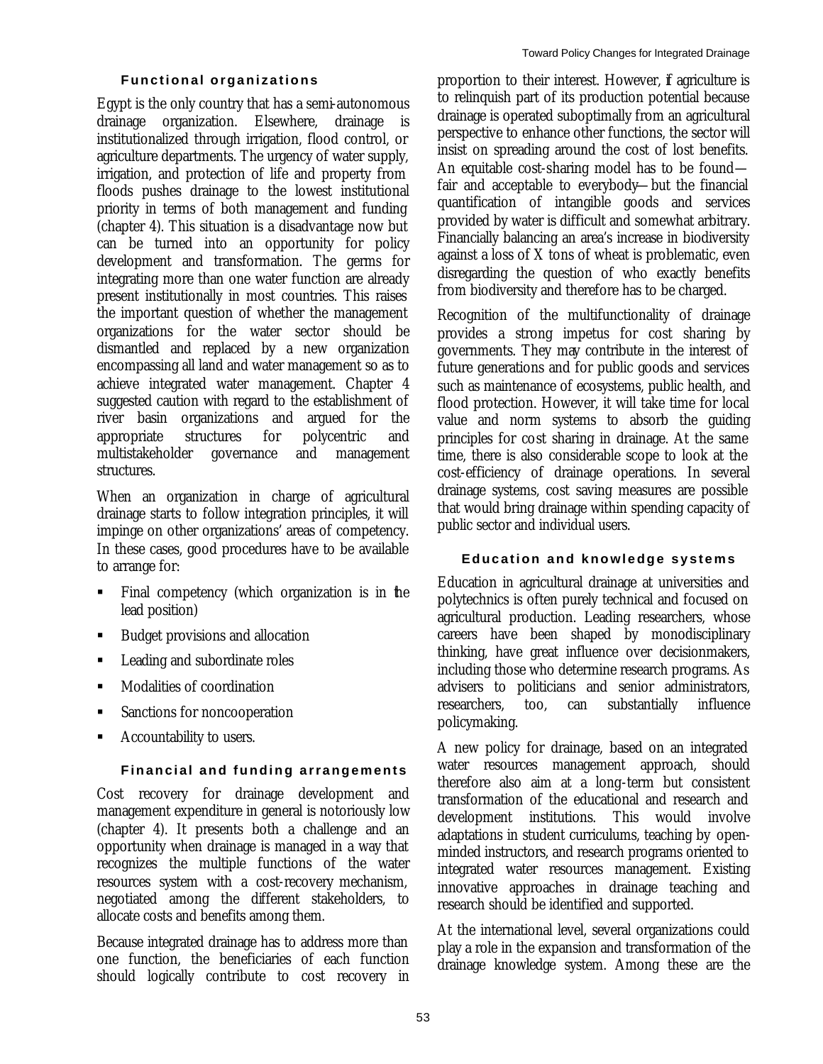### Functional organizations

Egypt is the only country that has a semi-autonomous drainage organization. Elsewhere, drainage is institutionalized through irrigation, flood control, or agriculture departments. The urgency of water supply, irrigation, and protection of life and property from floods pushes drainage to the lowest institutional priority in terms of both management and funding (chapter 4). This situation is a disadvantage now but can be turned into an opportunity for policy development and transformation. The germs for integrating more than one water function are already present institutionally in most countries. This raises the important question of whether the management organizations for the water sector should be dismantled and replaced by a new organization encompassing all land and water management so as to achieve integrated water management. Chapter 4 suggested caution with regard to the establishment of river basin organizations and argued for the appropriate structures for polycentric and multistakeholder governance and management structures.

When an organization in charge of agricultural drainage starts to follow integration principles, it will impinge on other organizations' areas of competency. In these cases, good procedures have to be available to arrange for:

- Final competency (which organization is in the lead position)
- Budget provisions and allocation
- Leading and subordinate roles
- Modalities of coordination
- Sanctions for noncooperation
- Accountability to users.

### Financial and funding arrangements

Cost recovery for drainage development and management expenditure in general is notoriously low (chapter 4). It presents both a challenge and an opportunity when drainage is managed in a way that recognizes the multiple functions of the water resources system with a cost-recovery mechanism, negotiated among the different stakeholders, to allocate costs and benefits among them.

Because integrated drainage has to address more than one function, the beneficiaries of each function should logically contribute to cost recovery in proportion to their interest. However, if agriculture is to relinquish part of its production potential because drainage is operated suboptimally from an agricultural perspective to enhance other functions, the sector will insist on spreading around the cost of lost benefits. An equitable cost-sharing model has to be found—fair and acceptable to everybody—but the financial quantification of intangible goods and services provided by water is difficult and somewhat arbitrary. Financially balancing an area's increase in biodiversity against a loss of X tons of wheat is problematic, even disregarding the question of who exactly benefits from biodiversity and therefore has to be charged.

Recognition of the multifunctionality of drainage provides a strong impetus for cost sharing by governments. They may contribute in the interest of future generations and for public goods and services such as maintenance of ecosystems, public health, and flood protection. However, it will take time for local value and norm systems to absorb the guiding principles for cost sharing in drainage. At the same time, there is also considerable scope to look at the cost-efficiency of drainage operations. In several drainage systems, cost saving measures are possible that would bring drainage within spending capacity of public sector and individual users.

### Education and knowledge systems

Education in agricultural drainage at universities and polytechnics is often purely technical and focused on agricultural production. Leading researchers, whose careers have been shaped by monodisciplinary thinking, have great influence over decisionmakers, including those who determine research programs. As advisers to politicians and senior administrators, researchers, too, can substantially influence policymaking.

A new policy for drainage, based on an integrated water resources management approach, should therefore also aim at a long-term but consistent transformation of the educational and research and development institutions. This would involve adaptations in student curriculums, teaching by open-minded instructors, and research programs oriented to integrated water resources management. Existing innovative approaches in drainage teaching and research should be identified and supported.

At the international level, several organizations could play a role in the expansion and transformation of the drainage knowledge system. Among these are the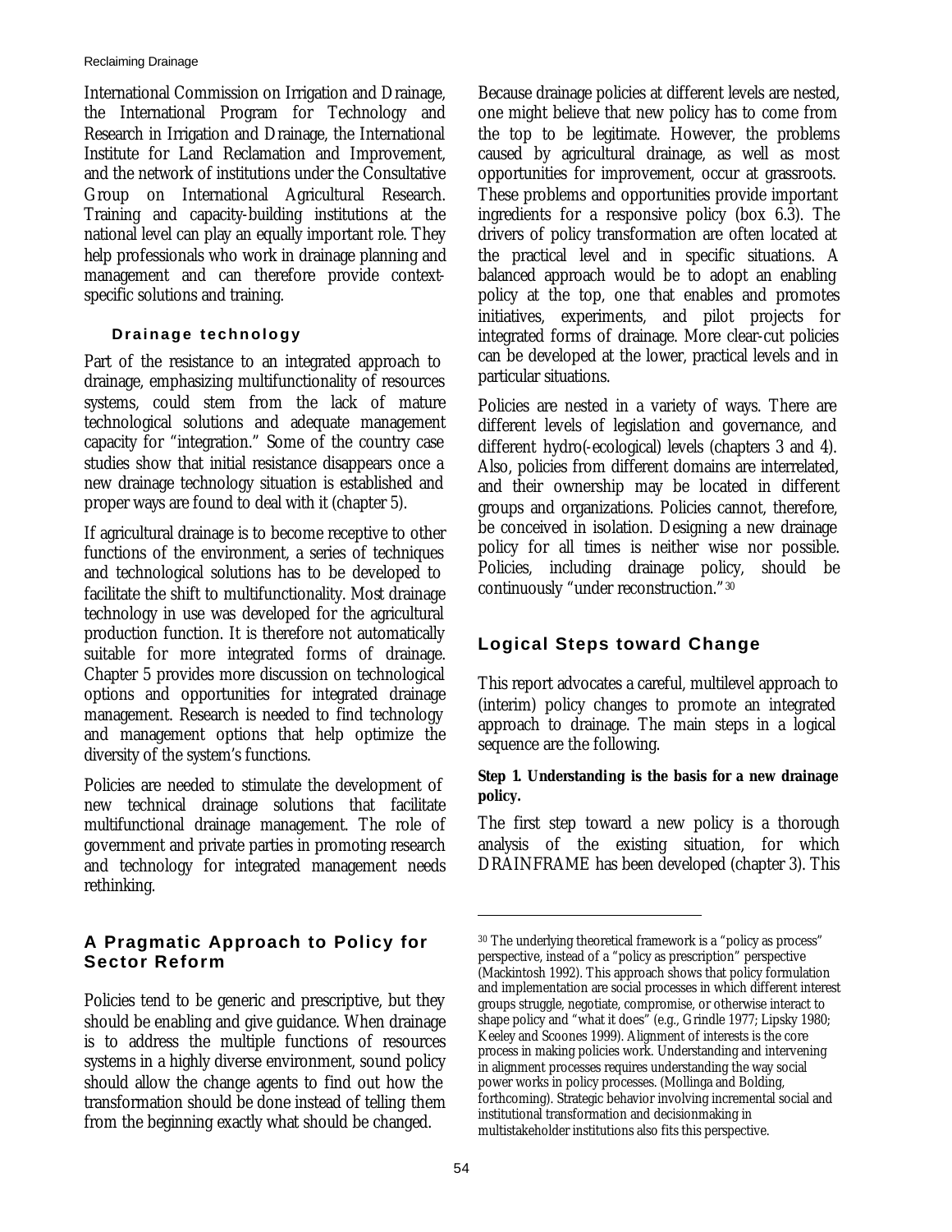International Commission on Irrigation and Drainage, the International Program for Technology and Research in Irrigation and Drainage, the International Institute for Land Reclamation and Improvement, and the network of institutions under the Consultative Group on International Agricultural Research. Training and capacity-building institutions at the national level can play an equally important role. They help professionals who work in drainage planning and management and can therefore provide context-specific solutions and training.

### Drainage technology

Part of the resistance to an integrated approach to drainage, emphasizing multifunctionality of resources systems, could stem from the lack of mature technological solutions and adequate management capacity for "integration." Some of the country case studies show that initial resistance disappears once a new drainage technology situation is established and proper ways are found to deal with it (chapter 5).

If agricultural drainage is to become receptive to other functions of the environment, a series of techniques and technological solutions has to be developed to facilitate the shift to multifunctionality. Most drainage technology in use was developed for the agricultural production function. It is therefore not automatically suitable for more integrated forms of drainage. Chapter 5 provides more discussion on technological options and opportunities for integrated drainage management. Research is needed to find technology and management options that help optimize the diversity of the system's functions.

Policies are needed to stimulate the development of new technical drainage solutions that facilitate multifunctional drainage management. The role of government and private parties in promoting research and technology for integrated management needs rethinking.

## A Pragmatic Approach to Policy for Sector Reform

Policies tend to be generic and prescriptive, but they should be enabling and give guidance. When drainage is to address the multiple functions of resources systems in a highly diverse environment, sound policy should allow the change agents to find out how the transformation should be done instead of telling them from the beginning exactly what should be changed.

Because drainage policies at different levels are nested, one might believe that new policy has to come from the top to be legitimate. However, the problems caused by agricultural drainage, as well as most opportunities for improvement, occur at grassroots. These problems and opportunities provide important ingredients for a responsive policy (box 6.3). The drivers of policy transformation are often located at the practical level and in specific situations. A balanced approach would be to adopt an enabling policy at the top, one that enables and promotes initiatives, experiments, and pilot projects for integrated forms of drainage. More clear-cut policies can be developed at the lower, practical levels and in particular situations.

Policies are nested in a variety of ways. There are different levels of legislation and governance, and different hydro(-ecological) levels (chapters 3 and 4). Also, policies from different domains are interrelated, and their ownership may be located in different groups and organizations. Policies cannot, therefore, be conceived in isolation. Designing a new drainage policy for all times is neither wise nor possible. Policies, including drainage policy, should be continuously "under reconstruction."[30]

## Logical Steps toward Change

This report advocates a careful, multilevel approach to (interim) policy changes to promote an integrated approach to drainage. The main steps in a logical sequence are the following.

**Step 1. Understanding is the basis for a new drainage policy.**

The first step toward a new policy is a thorough analysis of the existing situation, for which DRAINFRAME has been developed (chapter 3). This

[30] The underlying theoretical framework is a "policy as process" perspective, instead of a "policy as prescription" perspective (Mackintosh 1992). This approach shows that policy formulation and implementation are social processes in which different interest groups struggle, negotiate, compromise, or otherwise interact to shape policy and "what it does" (e.g., Grindle 1977; Lipsky 1980; Keeley and Scoones 1999). Alignment of interests is the core process in making policies work. Understanding and intervening in alignment processes requires understanding the way social power works in policy processes. (Mollinga and Bolding, forthcoming). Strategic behavior involving incremental social and institutional transformation and decisionmaking in multistakeholder institutions also fits this perspective.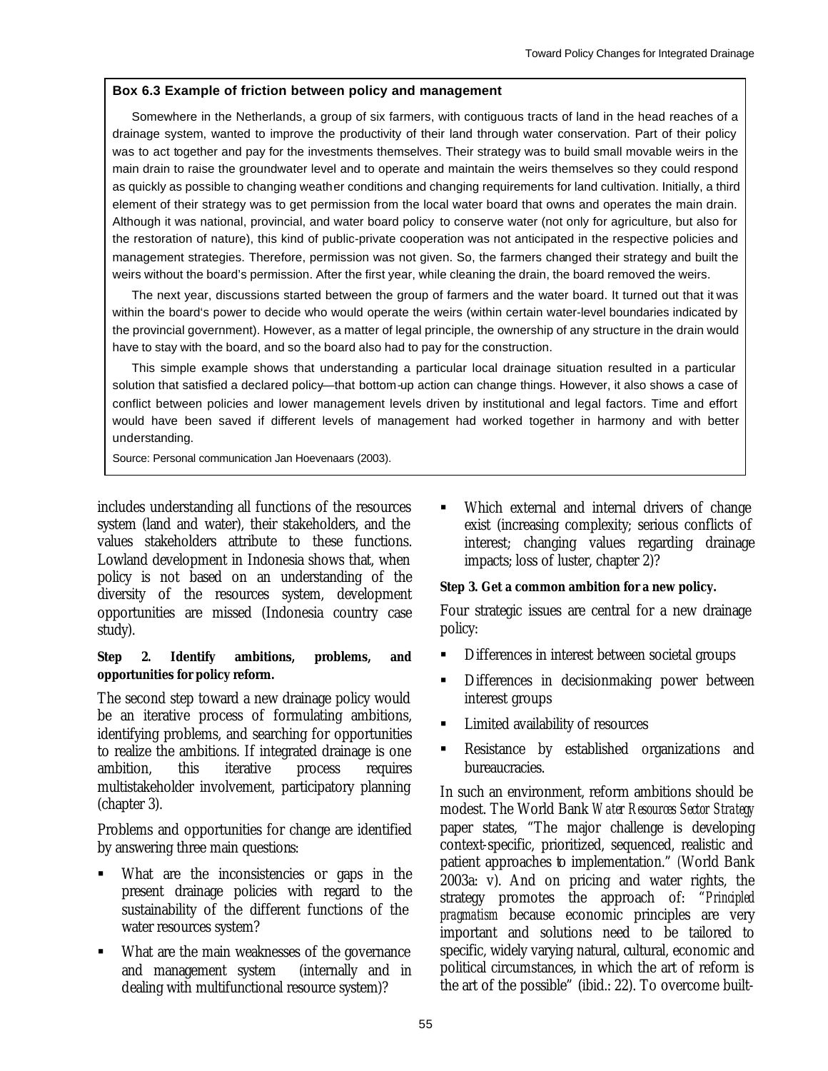**Box 6.3 Example of friction between policy and management**

Somewhere in the Netherlands, a group of six farmers, with contiguous tracts of land in the head reaches of a drainage system, wanted to improve the productivity of their land through water conservation. Part of their policy was to act together and pay for the investments themselves. Their strategy was to build small movable weirs in the main drain to raise the groundwater level and to operate and maintain the weirs themselves so they could respond as quickly as possible to changing weather conditions and changing requirements for land cultivation. Initially, a third element of their strategy was to get permission from the local water board that owns and operates the main drain. Although it was national, provincial, and water board policy to conserve water (not only for agriculture, but also for the restoration of nature), this kind of public-private cooperation was not anticipated in the respective policies and management strategies. Therefore, permission was not given. So, the farmers changed their strategy and built the weirs without the board's permission. After the first year, while cleaning the drain, the board removed the weirs.

The next year, discussions started between the group of farmers and the water board. It turned out that it was within the board's power to decide who would operate the weirs (within certain water-level boundaries indicated by the provincial government). However, as a matter of legal principle, the ownership of any structure in the drain would have to stay with the board, and so the board also had to pay for the construction.

This simple example shows that understanding a particular local drainage situation resulted in a particular solution that satisfied a declared policy—that bottom-up action can change things. However, it also shows a case of conflict between policies and lower management levels driven by institutional and legal factors. Time and effort would have been saved if different levels of management had worked together in harmony and with better understanding.

Source: Personal communication Jan Hoevenaars (2003).

includes understanding all functions of the resources system (land and water), their stakeholders, and the values stakeholders attribute to these functions. Lowland development in Indonesia shows that, when policy is not based on an understanding of the diversity of the resources system, development opportunities are missed (Indonesia country case study).

**Step 2. Identify ambitions, problems, and opportunities for policy reform.**

The second step toward a new drainage policy would be an iterative process of formulating ambitions, identifying problems, and searching for opportunities to realize the ambitions. If integrated drainage is one ambition, this iterative process requires multistakeholder involvement, participatory planning (chapter 3).

Problems and opportunities for change are identified by answering three main questions:

- What are the inconsistencies or gaps in the present drainage policies with regard to the sustainability of the different functions of the water resources system?
- What are the main weaknesses of the governance and management system (internally and in dealing with multifunctional resource system)?
- Which external and internal drivers of change exist (increasing complexity; serious conflicts of interest; changing values regarding drainage impacts; loss of luster, chapter 2)?

**Step 3. Get a common ambition for a new policy.**

Four strategic issues are central for a new drainage policy:

- Differences in interest between societal groups
- Differences in decisionmaking power between interest groups
- Limited availability of resources
- Resistance by established organizations and bureaucracies.

In such an environment, reform ambitions should be modest. The World Bank *Water Resources Sector Strategy* paper states, "The major challenge is developing context-specific, prioritized, sequenced, realistic and patient approaches to implementation." (World Bank 2003a: v). And on pricing and water rights, the strategy promotes the approach of: "*Principled pragmatism* because economic principles are very important and solutions need to be tailored to specific, widely varying natural, cultural, economic and political circumstances, in which the art of reform is the art of the possible" (ibid.: 22). To overcome built-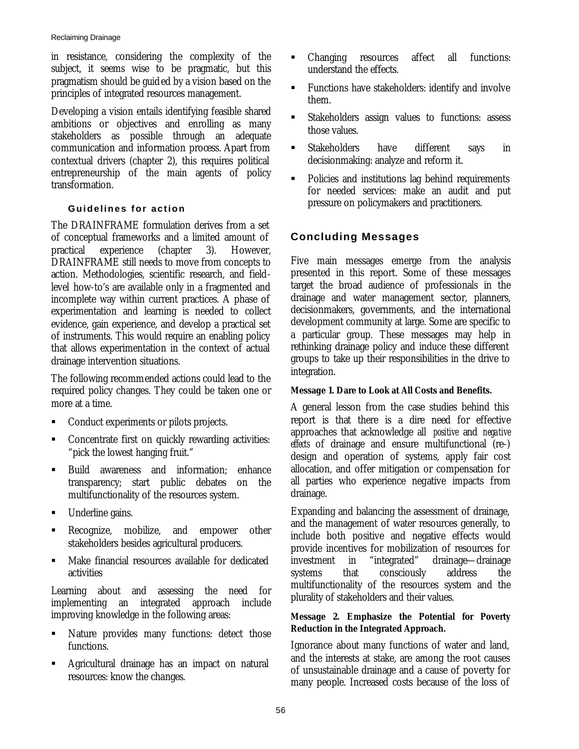in resistance, considering the complexity of the subject, it seems wise to be pragmatic, but this pragmatism should be guided by a vision based on the principles of integrated resources management.

Developing a vision entails identifying feasible shared ambitions or objectives and enrolling as many stakeholders as possible through an adequate communication and information process. Apart from contextual drivers (chapter 2), this requires political entrepreneurship of the main agents of policy transformation.

#### Guidelines for action

The DRAINFRAME formulation derives from a set of conceptual frameworks and a limited amount of practical experience (chapter 3). However, DRAINFRAME still needs to move from concepts to action. Methodologies, scientific research, and field-level how-to's are available only in a fragmented and incomplete way within current practices. A phase of experimentation and learning is needed to collect evidence, gain experience, and develop a practical set of instruments. This would require an enabling policy that allows experimentation in the context of actual drainage intervention situations.

The following recommended actions could lead to the required policy changes. They could be taken one or more at a time.

- Conduct experiments or pilots projects.
- Concentrate first on quickly rewarding activities: "pick the lowest hanging fruit."
- Build awareness and information; enhance transparency; start public debates on the multifunctionality of the resources system.
- Underline gains.
- Recognize, mobilize, and empower other stakeholders besides agricultural producers.
- Make financial resources available for dedicated activities

Learning about and assessing the need for implementing an integrated approach include improving knowledge in the following areas:

- Nature provides many functions: detect those functions.
- Agricultural drainage has an impact on natural resources: know the changes.
- Changing resources affect all functions: understand the effects.
- Functions have stakeholders: identify and involve them.
- Stakeholders assign values to functions: assess those values.
- Stakeholders have different says in decisionmaking: analyze and reform it.
- Policies and institutions lag behind requirements for needed services: make an audit and put pressure on policymakers and practitioners.

## Concluding Messages

Five main messages emerge from the analysis presented in this report. Some of these messages target the broad audience of professionals in the drainage and water management sector, planners, decisionmakers, governments, and the international development community at large. Some are specific to a particular group. These messages may help in rethinking drainage policy and induce these different groups to take up their responsibilities in the drive to integration.

**Message 1. Dare to Look at All Costs and Benefits.**

A general lesson from the case studies behind this report is that there is a dire need for effective approaches that acknowledge all *positive* and *negative effects* of drainage and ensure multifunctional (re-) design and operation of systems, apply fair cost allocation, and offer mitigation or compensation for all parties who experience negative impacts from drainage.

Expanding and balancing the assessment of drainage, and the management of water resources generally, to include both positive and negative effects would provide incentives for mobilization of resources for investment in "integrated" drainage—drainage systems that consciously address the multifunctionality of the resources system and the plurality of stakeholders and their values.

**Message 2. Emphasize the Potential for Poverty Reduction in the Integrated Approach.**

Ignorance about many functions of water and land, and the interests at stake, are among the root causes of unsustainable drainage and a cause of poverty for many people. Increased costs because of the loss of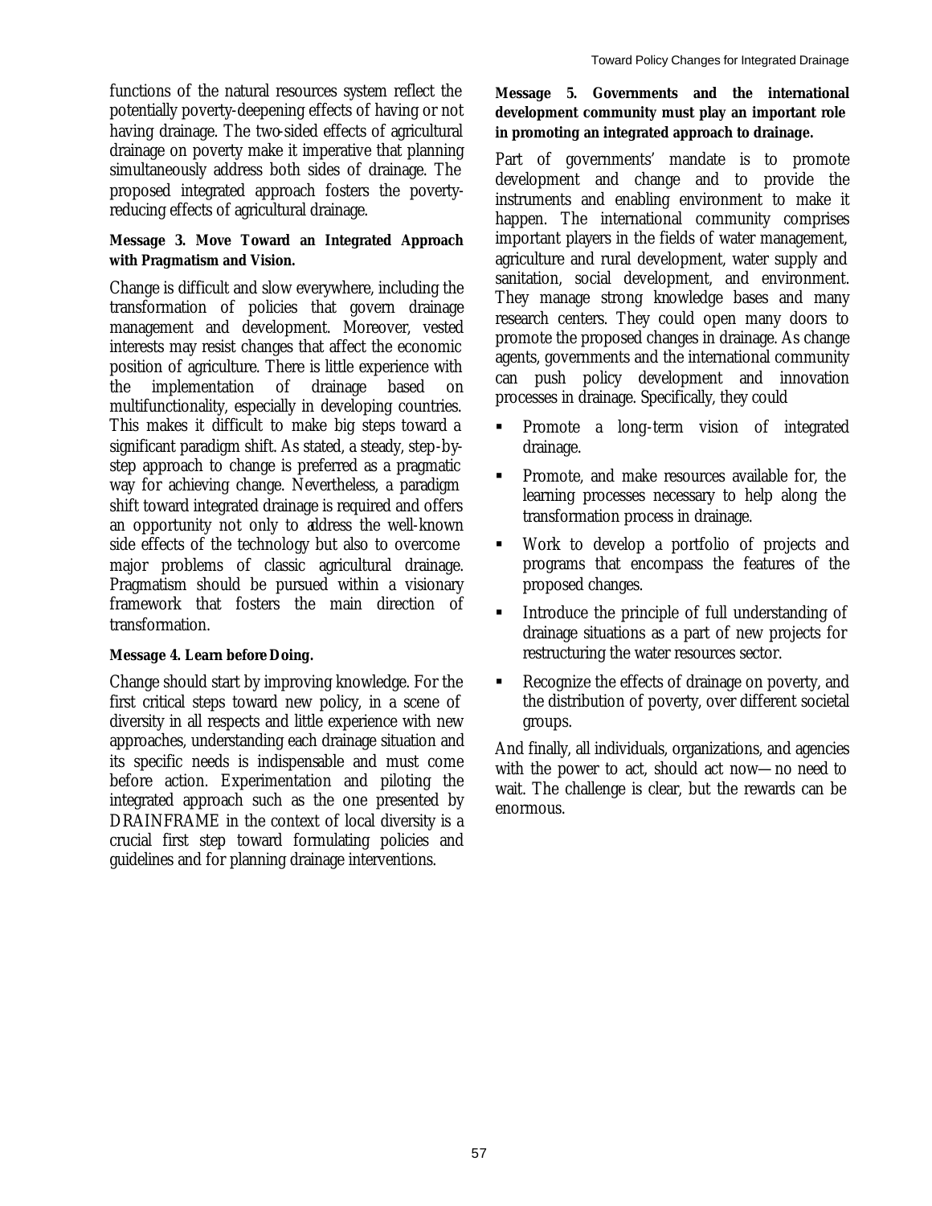functions of the natural resources system reflect the potentially poverty-deepening effects of having or not having drainage. The two-sided effects of agricultural drainage on poverty make it imperative that planning simultaneously address both sides of drainage. The proposed integrated approach fosters the poverty-reducing effects of agricultural drainage.

**Message 3. Move Toward an Integrated Approach with Pragmatism and Vision.**

Change is difficult and slow everywhere, including the transformation of policies that govern drainage management and development. Moreover, vested interests may resist changes that affect the economic position of agriculture. There is little experience with the implementation of drainage based on multifunctionality, especially in developing countries. This makes it difficult to make big steps toward a significant paradigm shift. As stated, a steady, step-by-step approach to change is preferred as a pragmatic way for achieving change. Nevertheless, a paradigm shift toward integrated drainage is required and offers an opportunity not only to address the well-known side effects of the technology but also to overcome major problems of classic agricultural drainage. Pragmatism should be pursued within a visionary framework that fosters the main direction of transformation.

**Message 4. Learn before Doing.**

Change should start by improving knowledge. For the first critical steps toward new policy, in a scene of diversity in all respects and little experience with new approaches, understanding each drainage situation and its specific needs is indispensable and must come before action. Experimentation and piloting the integrated approach such as the one presented by DRAINFRAME in the context of local diversity is a crucial first step toward formulating policies and guidelines and for planning drainage interventions.

**Message 5. Governments and the international development community must play an important role in promoting an integrated approach to drainage.**

Part of governments' mandate is to promote development and change and to provide the instruments and enabling environment to make it happen. The international community comprises important players in the fields of water management, agriculture and rural development, water supply and sanitation, social development, and environment. They manage strong knowledge bases and many research centers. They could open many doors to promote the proposed changes in drainage. As change agents, governments and the international community can push policy development and innovation processes in drainage. Specifically, they could

- Promote a long-term vision of integrated drainage.
- Promote, and make resources available for, the learning processes necessary to help along the transformation process in drainage.
- Work to develop a portfolio of projects and programs that encompass the features of the proposed changes.
- Introduce the principle of full understanding of drainage situations as a part of new projects for restructuring the water resources sector.
- Recognize the effects of drainage on poverty, and the distribution of poverty, over different societal groups.

And finally, all individuals, organizations, and agencies with the power to act, should act now—no need to wait. The challenge is clear, but the rewards can be enormous.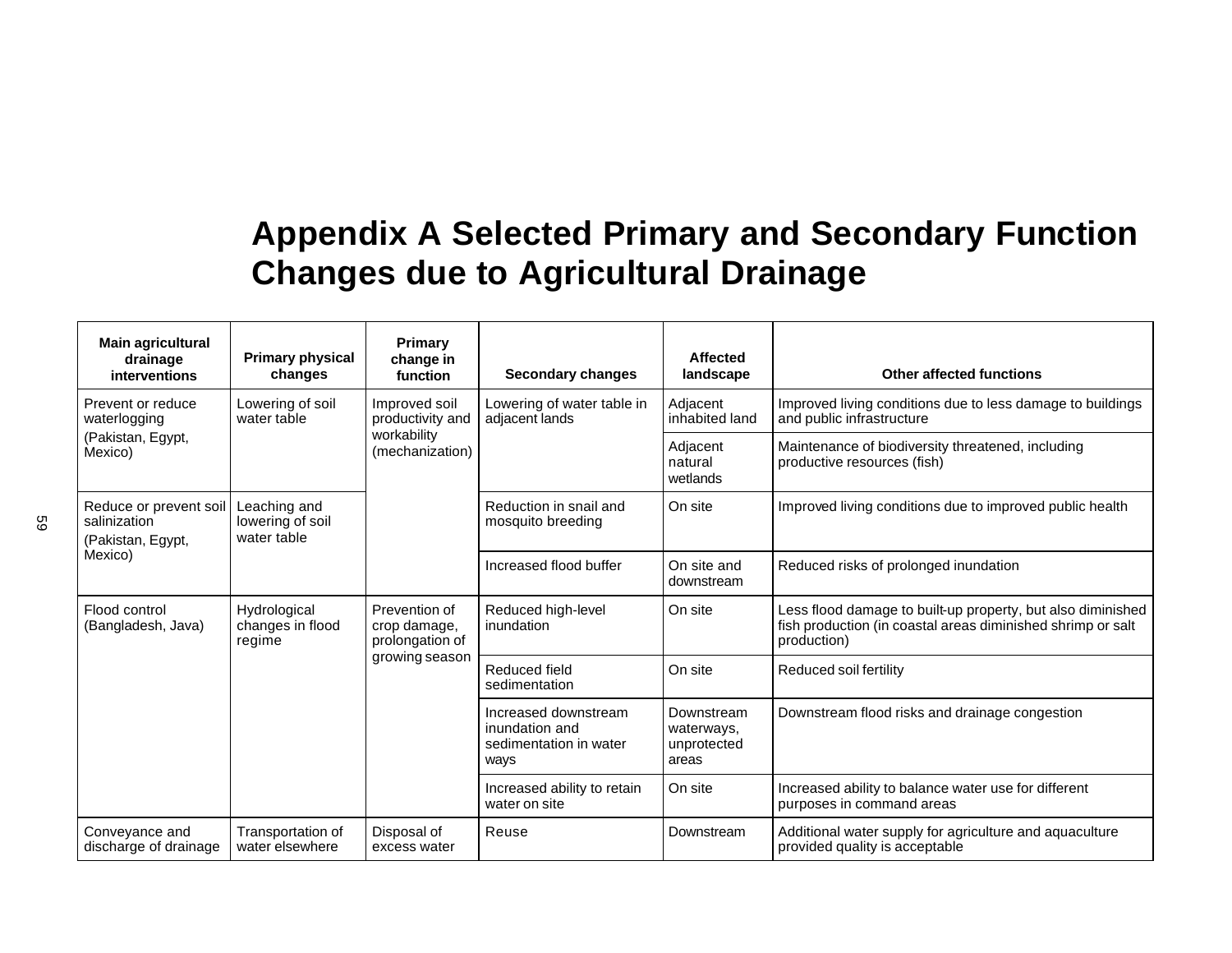# Appendix A Selected Primary and Secondary Function Changes due to Agricultural Drainage

| Main agricultural drainage interventions | Primary physical changes | Primary change in function | Secondary changes | Affected landscape | Other affected functions |
|---|---|---|---|---|---|
| Prevent or reduce waterlogging (Pakistan, Egypt, Mexico) | Lowering of soil water table | Improved soil productivity and workability (mechanization) | Lowering of water table in adjacent lands | Adjacent inhabited land | Improved living conditions due to less damage to buildings and public infrastructure |
| | | | | Adjacent natural wetlands | Maintenance of biodiversity threatened, including productive resources (fish) |
| Reduce or prevent soil salinization (Pakistan, Egypt, Mexico) | Leaching and lowering of soil water table | | Reduction in snail and mosquito breeding | On site | Improved living conditions due to improved public health |
| | | | Increased flood buffer | On site and downstream | Reduced risks of prolonged inundation |
| Flood control (Bangladesh, Java) | Hydrological changes in flood regime | Prevention of crop damage, prolongation of growing season | Reduced high-level inundation | On site | Less flood damage to built-up property, but also diminished fish production (in coastal areas diminished shrimp or salt production) |
| | | | Reduced field sedimentation | On site | Reduced soil fertility |
| | | | Increased downstream inundation and sedimentation in water ways | Downstream waterways, unprotected areas | Downstream flood risks and drainage congestion |
| | | | Increased ability to retain water on site | On site | Increased ability to balance water use for different purposes in command areas |
| Conveyance and discharge of drainage | Transportation of water elsewhere | Disposal of excess water | Reuse | Downstream | Additional water supply for agriculture and aquaculture provided quality is acceptable |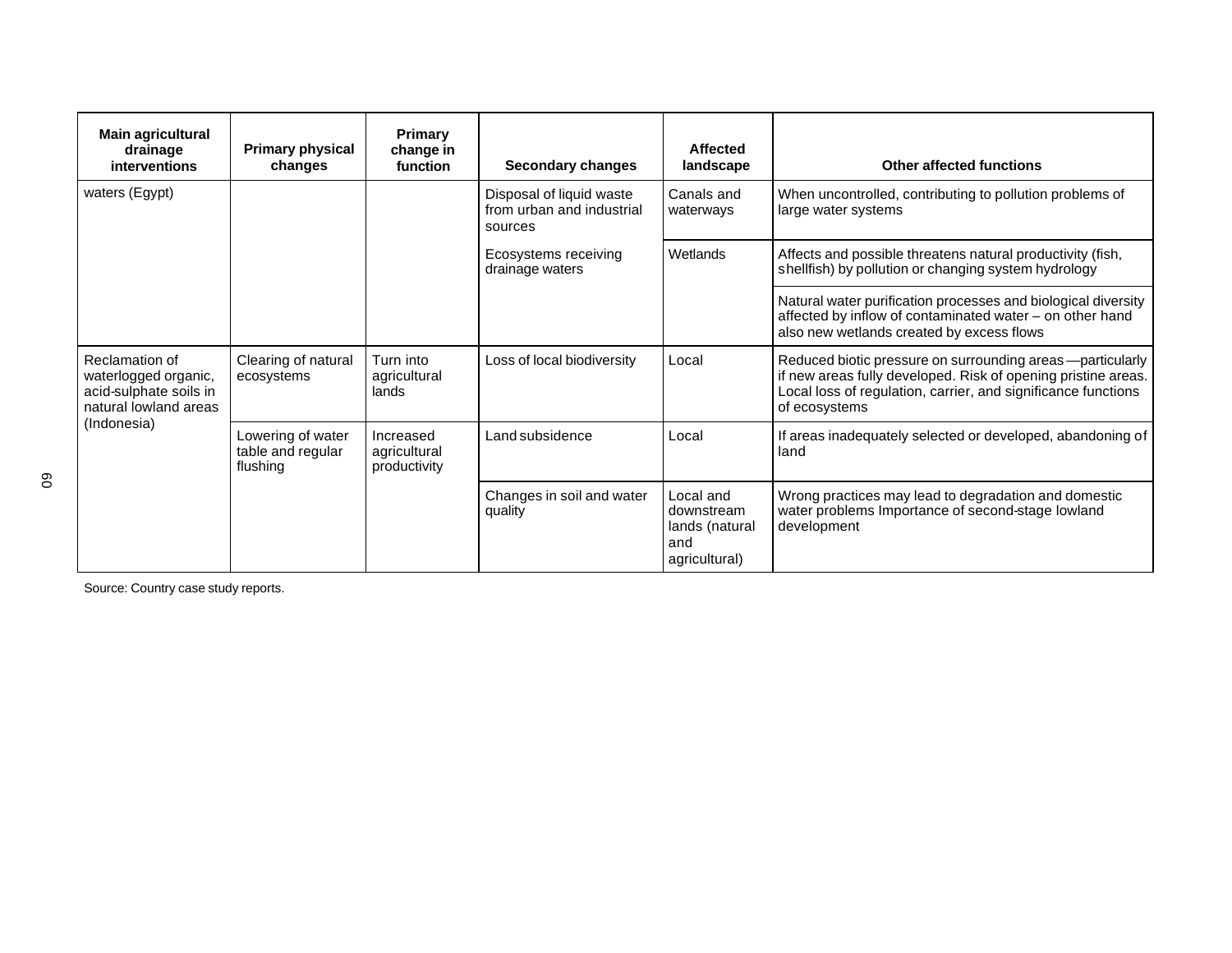| Main agricultural drainage interventions | Primary physical changes | Primary change in function | Secondary changes | Affected landscape | Other affected functions |
|---|---|---|---|---|---|
| waters (Egypt) | | | Disposal of liquid waste from urban and industrial sources | Canals and waterways | When uncontrolled, contributing to pollution problems of large water systems |
| | | | Ecosystems receiving drainage waters | Wetlands | Affects and possible threatens natural productivity (fish, shellfish) by pollution or changing system hydrology |
| | | | | | Natural water purification processes and biological diversity affected by inflow of contaminated water – on other hand also new wetlands created by excess flows |
| Reclamation of waterlogged organic, acid-sulphate soils in natural lowland areas (Indonesia) | Clearing of natural ecosystems | Turn into agricultural lands | Loss of local biodiversity | Local | Reduced biotic pressure on surrounding areas —particularly if new areas fully developed. Risk of opening pristine areas. Local loss of regulation, carrier, and significance functions of ecosystems |
| | Lowering of water table and regular flushing | Increased agricultural productivity | Land subsidence | Local | If areas inadequately selected or developed, abandoning of land |
| | | | Changes in soil and water quality | Local and downstream lands (natural and agricultural) | Wrong practices may lead to degradation and domestic water problems Importance of second-stage lowland development |

Source: Country case study reports.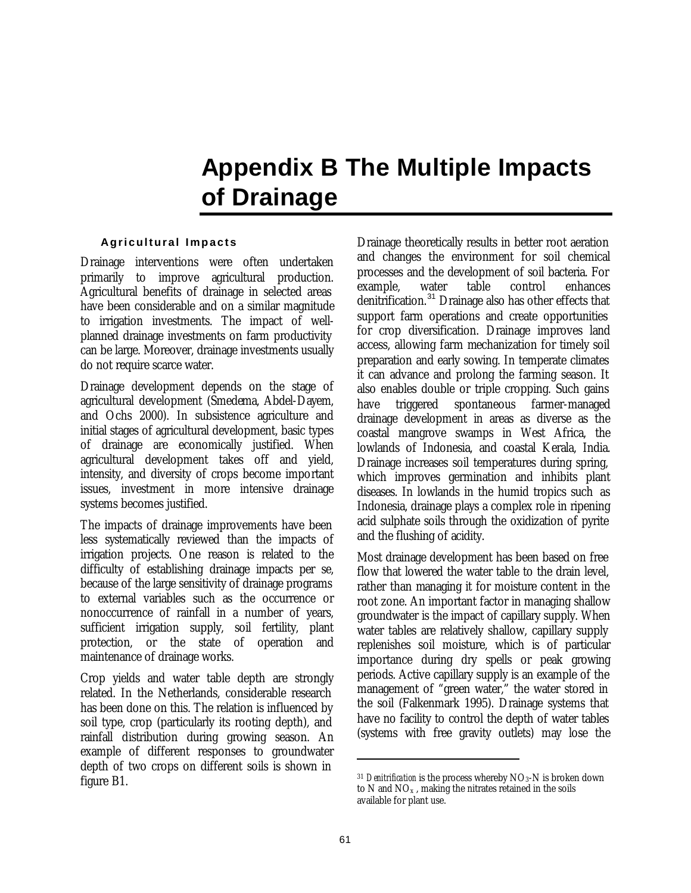# Appendix B The Multiple Impacts of Drainage

### Agricultural Impacts

Drainage interventions were often undertaken primarily to improve agricultural production. Agricultural benefits of drainage in selected areas have been considerable and on a similar magnitude to irrigation investments. The impact of well-planned drainage investments on farm productivity can be large. Moreover, drainage investments usually do not require scarce water.

Drainage development depends on the stage of agricultural development (Smedema, Abdel-Dayem, and Ochs 2000). In subsistence agriculture and initial stages of agricultural development, basic types of drainage are economically justified. When agricultural development takes off and yield, intensity, and diversity of crops become important issues, investment in more intensive drainage systems becomes justified.

The impacts of drainage improvements have been less systematically reviewed than the impacts of irrigation projects. One reason is related to the difficulty of establishing drainage impacts per se, because of the large sensitivity of drainage programs to external variables such as the occurrence or nonoccurrence of rainfall in a number of years, sufficient irrigation supply, soil fertility, plant protection, or the state of operation and maintenance of drainage works.

Crop yields and water table depth are strongly related. In the Netherlands, considerable research has been done on this. The relation is influenced by soil type, crop (particularly its rooting depth), and rainfall distribution during growing season. An example of different responses to groundwater depth of two crops on different soils is shown in figure B1.

Drainage theoretically results in better root aeration and changes the environment for soil chemical processes and the development of soil bacteria. For example, water table control enhances denitrification.[31] Drainage also has other effects that support farm operations and create opportunities for crop diversification. Drainage improves land access, allowing farm mechanization for timely soil preparation and early sowing. In temperate climates it can advance and prolong the farming season. It also enables double or triple cropping. Such gains have triggered spontaneous farmer-managed drainage development in areas as diverse as the coastal mangrove swamps in West Africa, the lowlands of Indonesia, and coastal Kerala, India. Drainage increases soil temperatures during spring, which improves germination and inhibits plant diseases. In lowlands in the humid tropics such as Indonesia, drainage plays a complex role in ripening acid sulphate soils through the oxidization of pyrite and the flushing of acidity.

Most drainage development has been based on free flow that lowered the water table to the drain level, rather than managing it for moisture content in the root zone. An important factor in managing shallow groundwater is the impact of capillary supply. When water tables are relatively shallow, capillary supply replenishes soil moisture, which is of particular importance during dry spells or peak growing periods. Active capillary supply is an example of the management of "green water," the water stored in the soil (Falkenmark 1995). Drainage systems that have no facility to control the depth of water tables (systems with free gravity outlets) may lose the

---

[31] *Denitrification* is the process whereby $NO_3$-N is broken down to N and $NO_x$, making the nitrates retained in the soils available for plant use.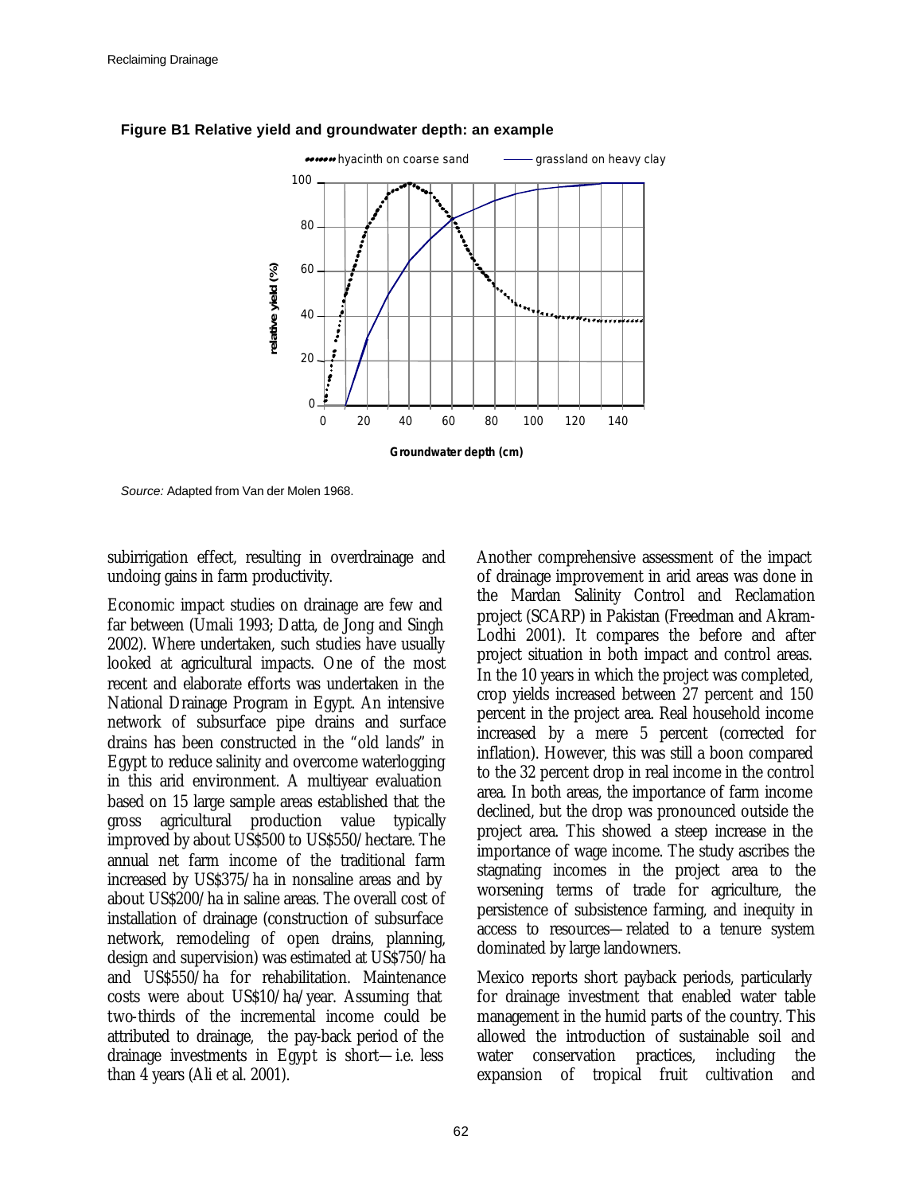**Figure B1 Relative yield and groundwater depth: an example**

*Source:* Adapted from Van der Molen 1968.

subirrigation effect, resulting in overdrainage and undoing gains in farm productivity.

Economic impact studies on drainage are few and far between (Umali 1993; Datta, de Jong and Singh 2002). Where undertaken, such studies have usually looked at agricultural impacts. One of the most recent and elaborate efforts was undertaken in the National Drainage Program in Egypt. An intensive network of subsurface pipe drains and surface drains has been constructed in the "old lands" in Egypt to reduce salinity and overcome waterlogging in this arid environment. A multiyear evaluation based on 15 large sample areas established that the gross agricultural production value typically improved by about US$500 to US$550/hectare. The annual net farm income of the traditional farm increased by US$375/ha in nonsaline areas and by about US$200/ha in saline areas. The overall cost of installation of drainage (construction of subsurface network, remodeling of open drains, planning, design and supervision) was estimated at US$750/ha and US$550/ha for rehabilitation. Maintenance costs were about US$10/ha/year. Assuming that two-thirds of the incremental income could be attributed to drainage, the pay-back period of the drainage investments in Egypt is short—i.e. less than 4 years (Ali et al. 2001).

Another comprehensive assessment of the impact of drainage improvement in arid areas was done in the Mardan Salinity Control and Reclamation project (SCARP) in Pakistan (Freedman and Akram-Lodhi 2001). It compares the before and after project situation in both impact and control areas. In the 10 years in which the project was completed, crop yields increased between 27 percent and 150 percent in the project area. Real household income increased by a mere 5 percent (corrected for inflation). However, this was still a boon compared to the 32 percent drop in real income in the control area. In both areas, the importance of farm income declined, but the drop was pronounced outside the project area. This showed a steep increase in the importance of wage income. The study ascribes the stagnating incomes in the project area to the worsening terms of trade for agriculture, the persistence of subsistence farming, and inequity in access to resources—related to a tenure system dominated by large landowners.

Mexico reports short payback periods, particularly for drainage investment that enabled water table management in the humid parts of the country. This allowed the introduction of sustainable soil and water conservation practices, including the expansion of tropical fruit cultivation and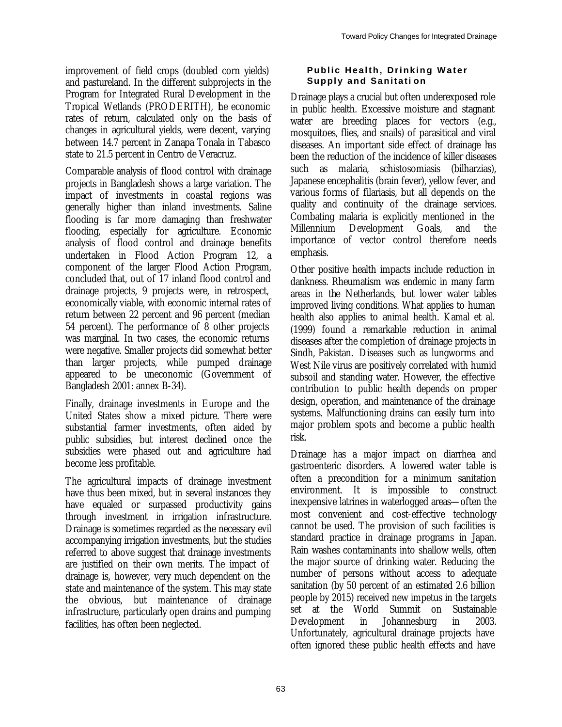improvement of field crops (doubled corn yields) and pastureland. In the different subprojects in the Program for Integrated Rural Development in the Tropical Wetlands (PRODERITH), the economic rates of return, calculated only on the basis of changes in agricultural yields, were decent, varying between 14.7 percent in Zanapa Tonala in Tabasco state to 21.5 percent in Centro de Veracruz.

Comparable analysis of flood control with drainage projects in Bangladesh shows a large variation. The impact of investments in coastal regions was generally higher than inland investments. Saline flooding is far more damaging than freshwater flooding, especially for agriculture. Economic analysis of flood control and drainage benefits undertaken in Flood Action Program 12, a component of the larger Flood Action Program, concluded that, out of 17 inland flood control and drainage projects, 9 projects were, in retrospect, economically viable, with economic internal rates of return between 22 percent and 96 percent (median 54 percent). The performance of 8 other projects was marginal. In two cases, the economic returns were negative. Smaller projects did somewhat better than larger projects, while pumped drainage appeared to be uneconomic (Government of Bangladesh 2001: annex B-34).

Finally, drainage investments in Europe and the United States show a mixed picture. There were substantial farmer investments, often aided by public subsidies, but interest declined once the subsidies were phased out and agriculture had become less profitable.

The agricultural impacts of drainage investment have thus been mixed, but in several instances they have equaled or surpassed productivity gains through investment in irrigation infrastructure. Drainage is sometimes regarded as the necessary evil accompanying irrigation investments, but the studies referred to above suggest that drainage investments are justified on their own merits. The impact of drainage is, however, very much dependent on the state and maintenance of the system. This may state the obvious, but maintenance of drainage infrastructure, particularly open drains and pumping facilities, has often been neglected.

### Public Health, Drinking Water Supply and Sanitation

Drainage plays a crucial but often underexposed role in public health. Excessive moisture and stagnant water are breeding places for vectors (e.g., mosquitoes, flies, and snails) of parasitical and viral diseases. An important side effect of drainage has been the reduction of the incidence of killer diseases such as malaria, schistosomiasis (bilharzias), Japanese encephalitis (brain fever), yellow fever, and various forms of filariasis, but all depends on the quality and continuity of the drainage services. Combating malaria is explicitly mentioned in the Millennium Development Goals, and the importance of vector control therefore needs emphasis.

Other positive health impacts include reduction in dankness. Rheumatism was endemic in many farm areas in the Netherlands, but lower water tables improved living conditions. What applies to human health also applies to animal health. Kamal et al. (1999) found a remarkable reduction in animal diseases after the completion of drainage projects in Sindh, Pakistan. Diseases such as lungworms and West Nile virus are positively correlated with humid subsoil and standing water. However, the effective contribution to public health depends on proper design, operation, and maintenance of the drainage systems. Malfunctioning drains can easily turn into major problem spots and become a public health risk.

Drainage has a major impact on diarrhea and gastroenteric disorders. A lowered water table is often a precondition for a minimum sanitation environment. It is impossible to construct inexpensive latrines in waterlogged areas—often the most convenient and cost-effective technology cannot be used. The provision of such facilities is standard practice in drainage programs in Japan. Rain washes contaminants into shallow wells, often the major source of drinking water. Reducing the number of persons without access to adequate sanitation (by 50 percent of an estimated 2.6 billion people by 2015) received new impetus in the targets set at the World Summit on Sustainable Development in Johannesburg in 2003. Unfortunately, agricultural drainage projects have often ignored these public health effects and have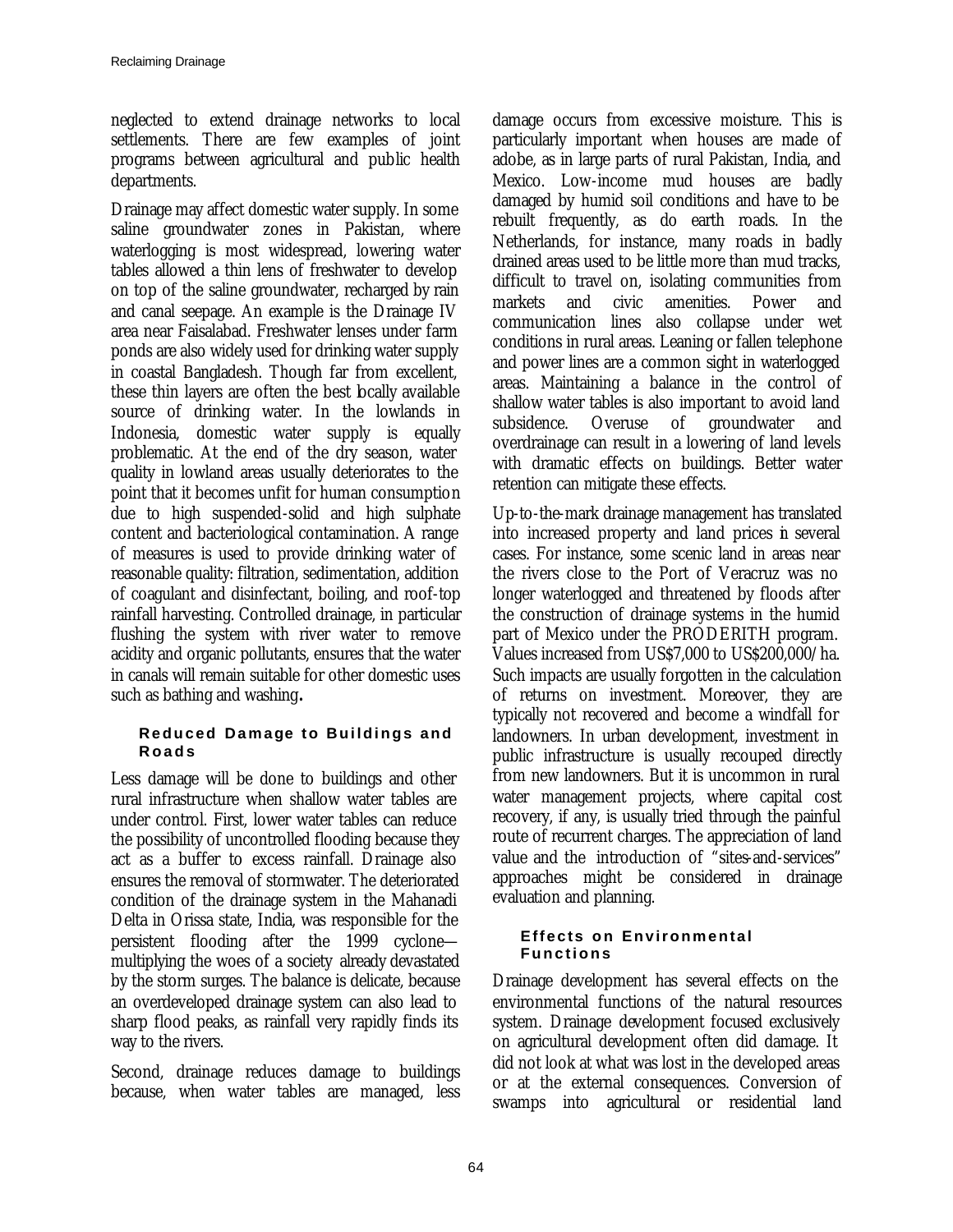neglected to extend drainage networks to local settlements. There are few examples of joint programs between agricultural and public health departments.

Drainage may affect domestic water supply. In some saline groundwater zones in Pakistan, where waterlogging is most widespread, lowering water tables allowed a thin lens of freshwater to develop on top of the saline groundwater, recharged by rain and canal seepage. An example is the Drainage IV area near Faisalabad. Freshwater lenses under farm ponds are also widely used for drinking water supply in coastal Bangladesh. Though far from excellent, these thin layers are often the best locally available source of drinking water. In the lowlands in Indonesia, domestic water supply is equally problematic. At the end of the dry season, water quality in lowland areas usually deteriorates to the point that it becomes unfit for human consumption due to high suspended-solid and high sulphate content and bacteriological contamination. A range of measures is used to provide drinking water of reasonable quality: filtration, sedimentation, addition of coagulant and disinfectant, boiling, and roof-top rainfall harvesting. Controlled drainage, in particular flushing the system with river water to remove acidity and organic pollutants, ensures that the water in canals will remain suitable for other domestic uses such as bathing and washing.

#### Reduced Damage to Buildings and Roads

Less damage will be done to buildings and other rural infrastructure when shallow water tables are under control. First, lower water tables can reduce the possibility of uncontrolled flooding because they act as a buffer to excess rainfall. Drainage also ensures the removal of stormwater. The deteriorated condition of the drainage system in the Mahanadi Delta in Orissa state, India, was responsible for the persistent flooding after the 1999 cyclone—multiplying the woes of a society already devastated by the storm surges. The balance is delicate, because an overdeveloped drainage system can also lead to sharp flood peaks, as rainfall very rapidly finds its way to the rivers.

Second, drainage reduces damage to buildings because, when water tables are managed, less damage occurs from excessive moisture. This is particularly important when houses are made of adobe, as in large parts of rural Pakistan, India, and Mexico. Low-income mud houses are badly damaged by humid soil conditions and have to be rebuilt frequently, as do earth roads. In the Netherlands, for instance, many roads in badly drained areas used to be little more than mud tracks, difficult to travel on, isolating communities from markets and civic amenities. Power and communication lines also collapse under wet conditions in rural areas. Leaning or fallen telephone and power lines are a common sight in waterlogged areas. Maintaining a balance in the control of shallow water tables is also important to avoid land subsidence. Overuse of groundwater and overdrainage can result in a lowering of land levels with dramatic effects on buildings. Better water retention can mitigate these effects.

Up-to-the-mark drainage management has translated into increased property and land prices in several cases. For instance, some scenic land in areas near the rivers close to the Port of Veracruz was no longer waterlogged and threatened by floods after the construction of drainage systems in the humid part of Mexico under the PRODERITH program. Values increased from US$7,000 to US$200,000/ha. Such impacts are usually forgotten in the calculation of returns on investment. Moreover, they are typically not recovered and become a windfall for landowners. In urban development, investment in public infrastructure is usually recouped directly from new landowners. But it is uncommon in rural water management projects, where capital cost recovery, if any, is usually tried through the painful route of recurrent charges. The appreciation of land value and the introduction of "sites-and-services" approaches might be considered in drainage evaluation and planning.

#### Effects on Environmental Functions

Drainage development has several effects on the environmental functions of the natural resources system. Drainage development focused exclusively on agricultural development often did damage. It did not look at what was lost in the developed areas or at the external consequences. Conversion of swamps into agricultural or residential land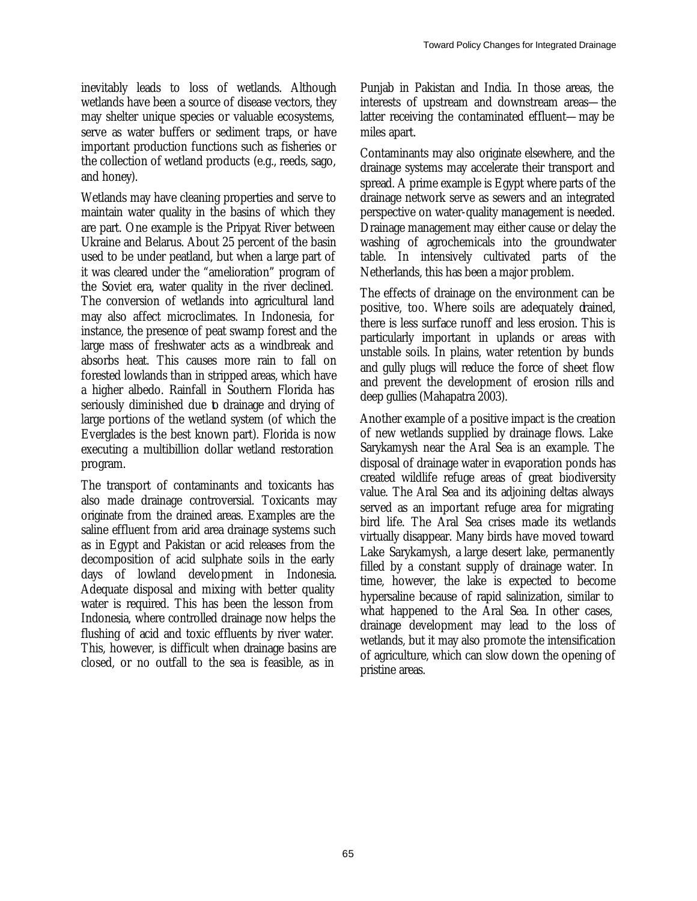inevitably leads to loss of wetlands. Although wetlands have been a source of disease vectors, they may shelter unique species or valuable ecosystems, serve as water buffers or sediment traps, or have important production functions such as fisheries or the collection of wetland products (e.g., reeds, sago, and honey).

Wetlands may have cleaning properties and serve to maintain water quality in the basins of which they are part. One example is the Pripyat River between Ukraine and Belarus. About 25 percent of the basin used to be under peatland, but when a large part of it was cleared under the "amelioration" program of the Soviet era, water quality in the river declined. The conversion of wetlands into agricultural land may also affect microclimates. In Indonesia, for instance, the presence of peat swamp forest and the large mass of freshwater acts as a windbreak and absorbs heat. This causes more rain to fall on forested lowlands than in stripped areas, which have a higher albedo. Rainfall in Southern Florida has seriously diminished due to drainage and drying of large portions of the wetland system (of which the Everglades is the best known part). Florida is now executing a multibillion dollar wetland restoration program.

The transport of contaminants and toxicants has also made drainage controversial. Toxicants may originate from the drained areas. Examples are the saline effluent from arid area drainage systems such as in Egypt and Pakistan or acid releases from the decomposition of acid sulphate soils in the early days of lowland development in Indonesia. Adequate disposal and mixing with better quality water is required. This has been the lesson from Indonesia, where controlled drainage now helps the flushing of acid and toxic effluents by river water. This, however, is difficult when drainage basins are closed, or no outfall to the sea is feasible, as in Punjab in Pakistan and India. In those areas, the interests of upstream and downstream areas—the latter receiving the contaminated effluent—may be miles apart.

Contaminants may also originate elsewhere, and the drainage systems may accelerate their transport and spread. A prime example is Egypt where parts of the drainage network serve as sewers and an integrated perspective on water-quality management is needed. Drainage management may either cause or delay the washing of agrochemicals into the groundwater table. In intensively cultivated parts of the Netherlands, this has been a major problem.

The effects of drainage on the environment can be positive, too. Where soils are adequately drained, there is less surface runoff and less erosion. This is particularly important in uplands or areas with unstable soils. In plains, water retention by bunds and gully plugs will reduce the force of sheet flow and prevent the development of erosion rills and deep gullies (Mahapatra 2003).

Another example of a positive impact is the creation of new wetlands supplied by drainage flows. Lake Sarykamysh near the Aral Sea is an example. The disposal of drainage water in evaporation ponds has created wildlife refuge areas of great biodiversity value. The Aral Sea and its adjoining deltas always served as an important refuge area for migrating bird life. The Aral Sea crises made its wetlands virtually disappear. Many birds have moved toward Lake Sarykamysh, a large desert lake, permanently filled by a constant supply of drainage water. In time, however, the lake is expected to become hypersaline because of rapid salinization, similar to what happened to the Aral Sea. In other cases, drainage development may lead to the loss of wetlands, but it may also promote the intensification of agriculture, which can slow down the opening of pristine areas.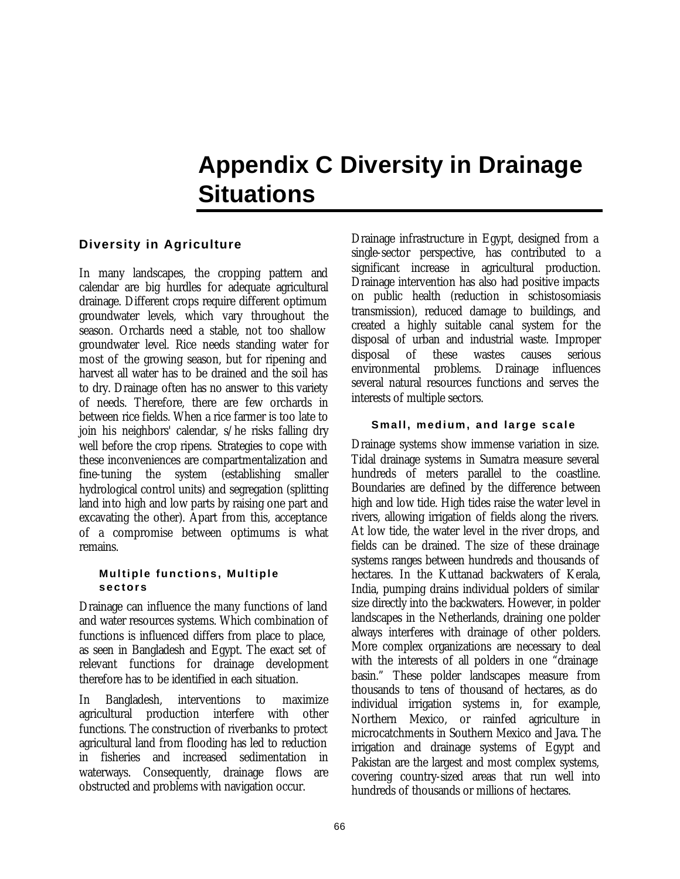# Appendix C Diversity in Drainage Situations

## Diversity in Agriculture

In many landscapes, the cropping pattern and calendar are big hurdles for adequate agricultural drainage. Different crops require different optimum groundwater levels, which vary throughout the season. Orchards need a stable, not too shallow groundwater level. Rice needs standing water for most of the growing season, but for ripening and harvest all water has to be drained and the soil has to dry. Drainage often has no answer to this variety of needs. Therefore, there are few orchards in between rice fields. When a rice farmer is too late to join his neighbors' calendar, s/he risks falling dry well before the crop ripens. Strategies to cope with these inconveniences are compartmentalization and fine-tuning the system (establishing smaller hydrological control units) and segregation (splitting land into high and low parts by raising one part and excavating the other). Apart from this, acceptance of a compromise between optimums is what remains.

### Multiple functions, Multiple sectors

Drainage can influence the many functions of land and water resources systems. Which combination of functions is influenced differs from place to place, as seen in Bangladesh and Egypt. The exact set of relevant functions for drainage development therefore has to be identified in each situation.

In Bangladesh, interventions to maximize agricultural production interfere with other functions. The construction of riverbanks to protect agricultural land from flooding has led to reduction in fisheries and increased sedimentation in waterways. Consequently, drainage flows are obstructed and problems with navigation occur.

Drainage infrastructure in Egypt, designed from a single-sector perspective, has contributed to a significant increase in agricultural production. Drainage intervention has also had positive impacts on public health (reduction in schistosomiasis transmission), reduced damage to buildings, and created a highly suitable canal system for the disposal of urban and industrial waste. Improper disposal of these wastes causes serious environmental problems. Drainage influences several natural resources functions and serves the interests of multiple sectors.

### Small, medium, and large scale

Drainage systems show immense variation in size. Tidal drainage systems in Sumatra measure several hundreds of meters parallel to the coastline. Boundaries are defined by the difference between high and low tide. High tides raise the water level in rivers, allowing irrigation of fields along the rivers. At low tide, the water level in the river drops, and fields can be drained. The size of these drainage systems ranges between hundreds and thousands of hectares. In the Kuttanad backwaters of Kerala, India, pumping drains individual polders of similar size directly into the backwaters. However, in polder landscapes in the Netherlands, draining one polder always interferes with drainage of other polders. More complex organizations are necessary to deal with the interests of all polders in one "drainage basin." These polder landscapes measure from thousands to tens of thousand of hectares, as do individual irrigation systems in, for example, Northern Mexico, or rainfed agriculture in microcatchments in Southern Mexico and Java. The irrigation and drainage systems of Egypt and Pakistan are the largest and most complex systems, covering country-sized areas that run well into hundreds of thousands or millions of hectares.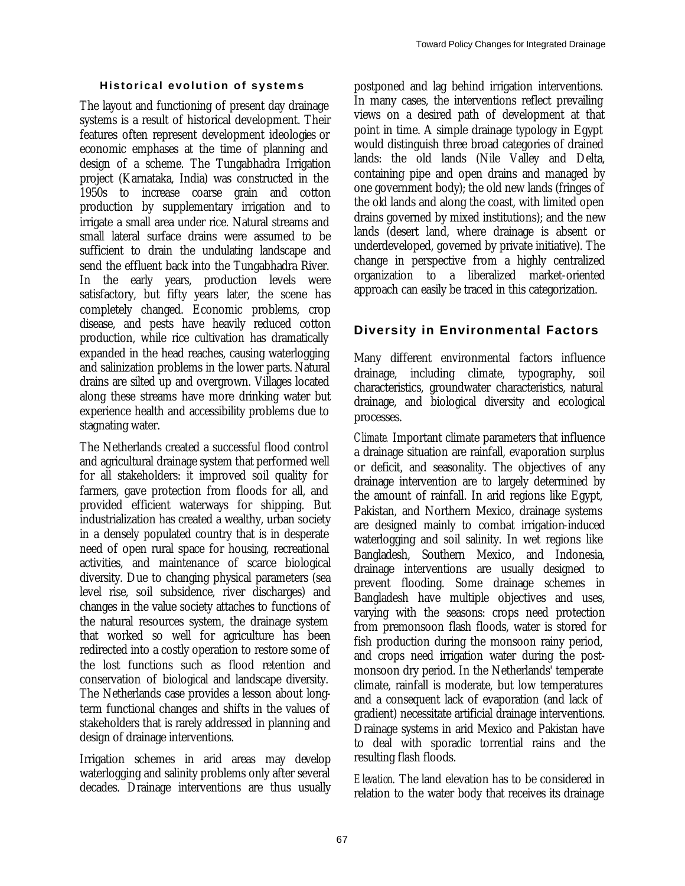### Historical evolution of systems

The layout and functioning of present day drainage systems is a result of historical development. Their features often represent development ideologies or economic emphases at the time of planning and design of a scheme. The Tungabhadra Irrigation project (Karnataka, India) was constructed in the 1950s to increase coarse grain and cotton production by supplementary irrigation and to irrigate a small area under rice. Natural streams and small lateral surface drains were assumed to be sufficient to drain the undulating landscape and send the effluent back into the Tungabhadra River. In the early years, production levels were satisfactory, but fifty years later, the scene has completely changed. Economic problems, crop disease, and pests have heavily reduced cotton production, while rice cultivation has dramatically expanded in the head reaches, causing waterlogging and salinization problems in the lower parts. Natural drains are silted up and overgrown. Villages located along these streams have more drinking water but experience health and accessibility problems due to stagnating water.

The Netherlands created a successful flood control and agricultural drainage system that performed well for all stakeholders: it improved soil quality for farmers, gave protection from floods for all, and provided efficient waterways for shipping. But industrialization has created a wealthy, urban society in a densely populated country that is in desperate need of open rural space for housing, recreational activities, and maintenance of scarce biological diversity. Due to changing physical parameters (sea level rise, soil subsidence, river discharges) and changes in the value society attaches to functions of the natural resources system, the drainage system that worked so well for agriculture has been redirected into a costly operation to restore some of the lost functions such as flood retention and conservation of biological and landscape diversity. The Netherlands case provides a lesson about long-term functional changes and shifts in the values of stakeholders that is rarely addressed in planning and design of drainage interventions.

Irrigation schemes in arid areas may develop waterlogging and salinity problems only after several decades. Drainage interventions are thus usually postponed and lag behind irrigation interventions. In many cases, the interventions reflect prevailing views on a desired path of development at that point in time. A simple drainage typology in Egypt would distinguish three broad categories of drained lands: the old lands (Nile Valley and Delta, containing pipe and open drains and managed by one government body); the old new lands (fringes of the old lands and along the coast, with limited open drains governed by mixed institutions); and the new lands (desert land, where drainage is absent or underdeveloped, governed by private initiative). The change in perspective from a highly centralized organization to a liberalized market-oriented approach can easily be traced in this categorization.

## Diversity in Environmental Factors

Many different environmental factors influence drainage, including climate, typography, soil characteristics, groundwater characteristics, natural drainage, and biological diversity and ecological processes.

*Climate.* Important climate parameters that influence a drainage situation are rainfall, evaporation surplus or deficit, and seasonality. The objectives of any drainage intervention are to largely determined by the amount of rainfall. In arid regions like Egypt, Pakistan, and Northern Mexico, drainage systems are designed mainly to combat irrigation-induced waterlogging and soil salinity. In wet regions like Bangladesh, Southern Mexico, and Indonesia, drainage interventions are usually designed to prevent flooding. Some drainage schemes in Bangladesh have multiple objectives and uses, varying with the seasons: crops need protection from premonsoon flash floods, water is stored for fish production during the monsoon rainy period, and crops need irrigation water during the post-monsoon dry period. In the Netherlands' temperate climate, rainfall is moderate, but low temperatures and a consequent lack of evaporation (and lack of gradient) necessitate artificial drainage interventions. Drainage systems in arid Mexico and Pakistan have to deal with sporadic torrential rains and the resulting flash floods.

*Elevation.* The land elevation has to be considered in relation to the water body that receives its drainage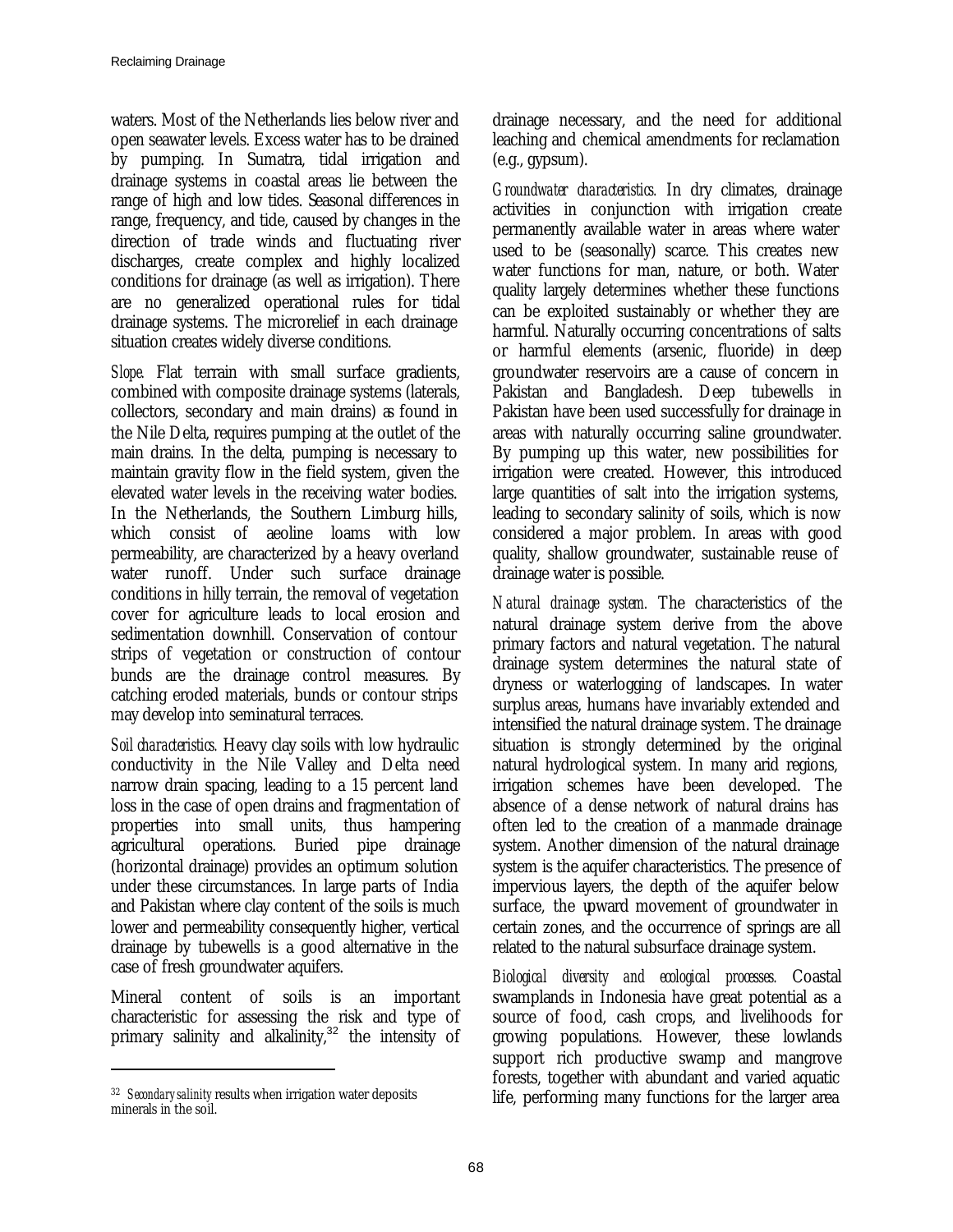waters. Most of the Netherlands lies below river and open seawater levels. Excess water has to be drained by pumping. In Sumatra, tidal irrigation and drainage systems in coastal areas lie between the range of high and low tides. Seasonal differences in range, frequency, and tide, caused by changes in the direction of trade winds and fluctuating river discharges, create complex and highly localized conditions for drainage (as well as irrigation). There are no generalized operational rules for tidal drainage systems. The microrelief in each drainage situation creates widely diverse conditions.

*Slope.* Flat terrain with small surface gradients, combined with composite drainage systems (laterals, collectors, secondary and main drains) as found in the Nile Delta, requires pumping at the outlet of the main drains. In the delta, pumping is necessary to maintain gravity flow in the field system, given the elevated water levels in the receiving water bodies. In the Netherlands, the Southern Limburg hills, which consist of aeoline loams with low permeability, are characterized by a heavy overland water runoff. Under such surface drainage conditions in hilly terrain, the removal of vegetation cover for agriculture leads to local erosion and sedimentation downhill. Conservation of contour strips of vegetation or construction of contour bunds are the drainage control measures. By catching eroded materials, bunds or contour strips may develop into seminatural terraces.

*Soil characteristics.* Heavy clay soils with low hydraulic conductivity in the Nile Valley and Delta need narrow drain spacing, leading to a 15 percent land loss in the case of open drains and fragmentation of properties into small units, thus hampering agricultural operations. Buried pipe drainage (horizontal drainage) provides an optimum solution under these circumstances. In large parts of India and Pakistan where clay content of the soils is much lower and permeability consequently higher, vertical drainage by tubewells is a good alternative in the case of fresh groundwater aquifers.

Mineral content of soils is an important characteristic for assessing the risk and type of primary salinity and alkalinity,[32] the intensity of drainage necessary, and the need for additional leaching and chemical amendments for reclamation (e.g., gypsum).

*Groundwater characteristics.* In dry climates, drainage activities in conjunction with irrigation create permanently available water in areas where water used to be (seasonally) scarce. This creates new water functions for man, nature, or both. Water quality largely determines whether these functions can be exploited sustainably or whether they are harmful. Naturally occurring concentrations of salts or harmful elements (arsenic, fluoride) in deep groundwater reservoirs are a cause of concern in Pakistan and Bangladesh. Deep tubewells in Pakistan have been used successfully for drainage in areas with naturally occurring saline groundwater. By pumping up this water, new possibilities for irrigation were created. However, this introduced large quantities of salt into the irrigation systems, leading to secondary salinity of soils, which is now considered a major problem. In areas with good quality, shallow groundwater, sustainable reuse of drainage water is possible.

*Natural drainage system.* The characteristics of the natural drainage system derive from the above primary factors and natural vegetation. The natural drainage system determines the natural state of dryness or waterlogging of landscapes. In water surplus areas, humans have invariably extended and intensified the natural drainage system. The drainage situation is strongly determined by the original natural hydrological system. In many arid regions, irrigation schemes have been developed. The absence of a dense network of natural drains has often led to the creation of a manmade drainage system. Another dimension of the natural drainage system is the aquifer characteristics. The presence of impervious layers, the depth of the aquifer below surface, the upward movement of groundwater in certain zones, and the occurrence of springs are all related to the natural subsurface drainage system.

*Biological diversity and ecological processes.* Coastal swamplands in Indonesia have great potential as a source of food, cash crops, and livelihoods for growing populations. However, these lowlands support rich productive swamp and mangrove forests, together with abundant and varied aquatic life, performing many functions for the larger area

[32] *Secondary salinity* results when irrigation water deposits minerals in the soil.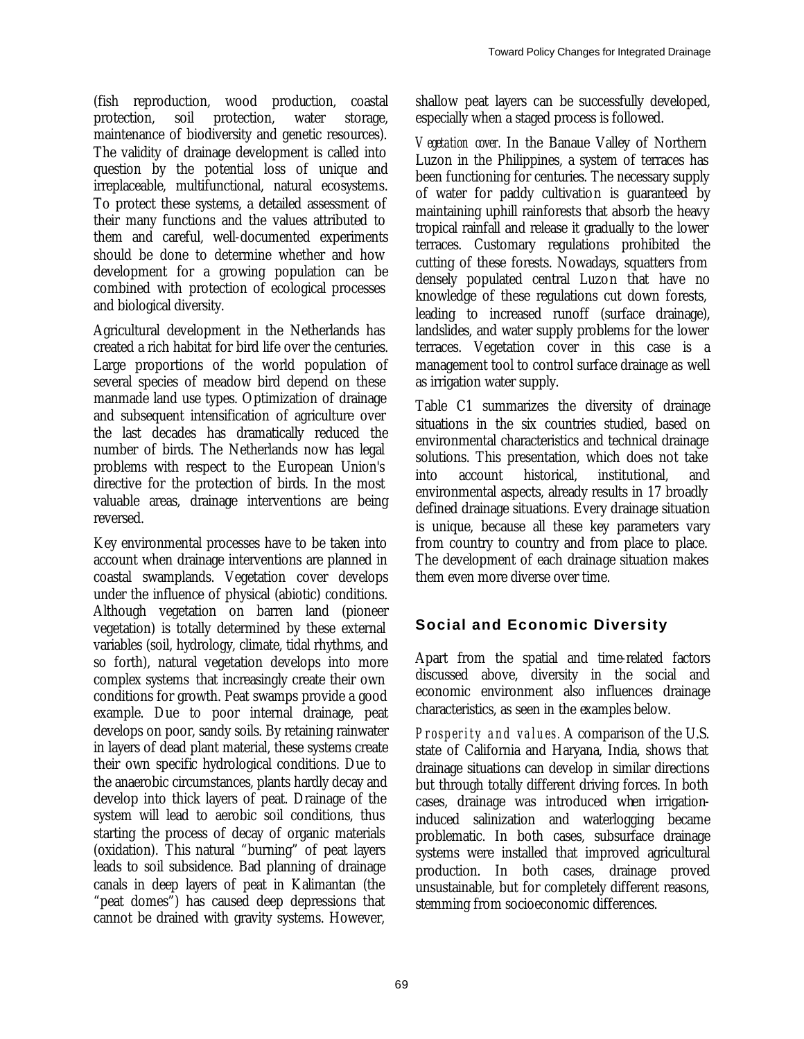(fish reproduction, wood production, coastal protection, soil protection, water storage, maintenance of biodiversity and genetic resources). The validity of drainage development is called into question by the potential loss of unique and irreplaceable, multifunctional, natural ecosystems. To protect these systems, a detailed assessment of their many functions and the values attributed to them and careful, well-documented experiments should be done to determine whether and how development for a growing population can be combined with protection of ecological processes and biological diversity.

Agricultural development in the Netherlands has created a rich habitat for bird life over the centuries. Large proportions of the world population of several species of meadow bird depend on these manmade land use types. Optimization of drainage and subsequent intensification of agriculture over the last decades has dramatically reduced the number of birds. The Netherlands now has legal problems with respect to the European Union's directive for the protection of birds. In the most valuable areas, drainage interventions are being reversed.

Key environmental processes have to be taken into account when drainage interventions are planned in coastal swamplands. Vegetation cover develops under the influence of physical (abiotic) conditions. Although vegetation on barren land (pioneer vegetation) is totally determined by these external variables (soil, hydrology, climate, tidal rhythms, and so forth), natural vegetation develops into more complex systems that increasingly create their own conditions for growth. Peat swamps provide a good example. Due to poor internal drainage, peat develops on poor, sandy soils. By retaining rainwater in layers of dead plant material, these systems create their own specific hydrological conditions. Due to the anaerobic circumstances, plants hardly decay and develop into thick layers of peat. Drainage of the system will lead to aerobic soil conditions, thus starting the process of decay of organic materials (oxidation). This natural "burning" of peat layers leads to soil subsidence. Bad planning of drainage canals in deep layers of peat in Kalimantan (the "peat domes") has caused deep depressions that cannot be drained with gravity systems. However, shallow peat layers can be successfully developed, especially when a staged process is followed.

*Vegetation cover.* In the Banaue Valley of Northern Luzon in the Philippines, a system of terraces has been functioning for centuries. The necessary supply of water for paddy cultivation is guaranteed by maintaining uphill rainforests that absorb the heavy tropical rainfall and release it gradually to the lower terraces. Customary regulations prohibited the cutting of these forests. Nowadays, squatters from densely populated central Luzon that have no knowledge of these regulations cut down forests, leading to increased runoff (surface drainage), landslides, and water supply problems for the lower terraces. Vegetation cover in this case is a management tool to control surface drainage as well as irrigation water supply.

Table C1 summarizes the diversity of drainage situations in the six countries studied, based on environmental characteristics and technical drainage solutions. This presentation, which does not take into account historical, institutional, and environmental aspects, already results in 17 broadly defined drainage situations. Every drainage situation is unique, because all these key parameters vary from country to country and from place to place. The development of each drainage situation makes them even more diverse over time.

## Social and Economic Diversity

Apart from the spatial and time-related factors discussed above, diversity in the social and economic environment also influences drainage characteristics, as seen in the examples below.

*Prosperity and values.* A comparison of the U.S. state of California and Haryana, India, shows that drainage situations can develop in similar directions but through totally different driving forces. In both cases, drainage was introduced when irrigation-induced salinization and waterlogging became problematic. In both cases, subsurface drainage systems were installed that improved agricultural production. In both cases, drainage proved unsustainable, but for completely different reasons, stemming from socioeconomic differences.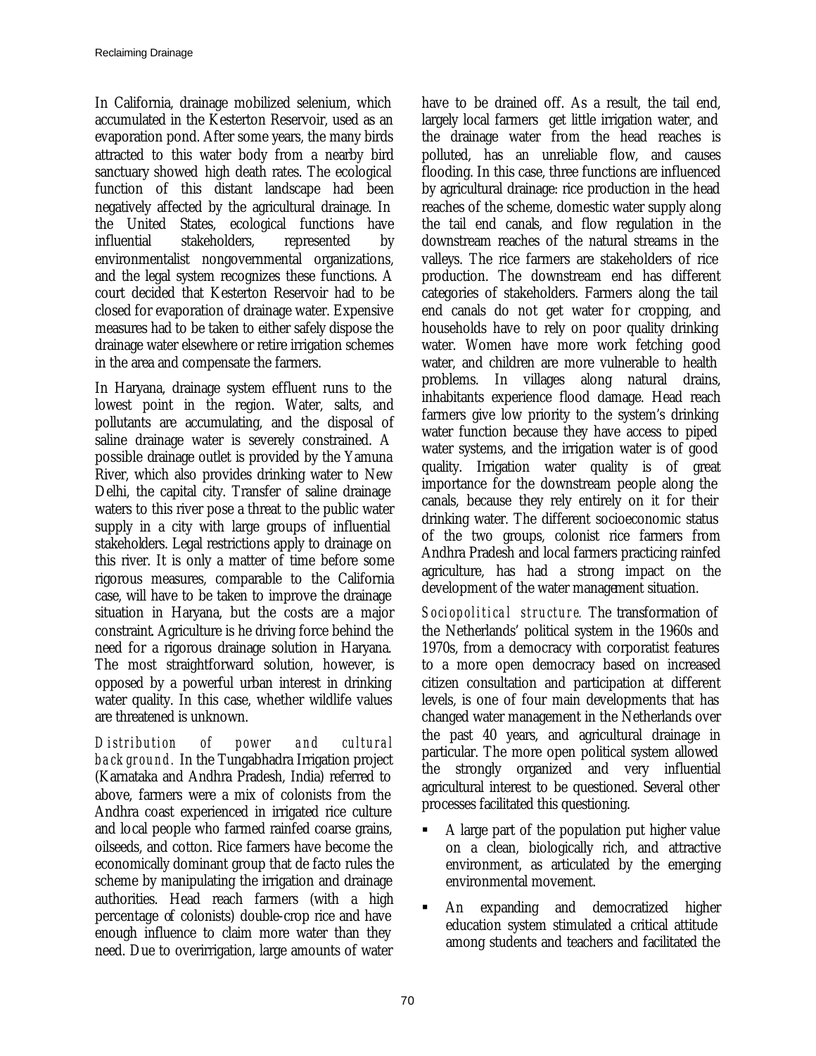In California, drainage mobilized selenium, which accumulated in the Kesterton Reservoir, used as an evaporation pond. After some years, the many birds attracted to this water body from a nearby bird sanctuary showed high death rates. The ecological function of this distant landscape had been negatively affected by the agricultural drainage. In the United States, ecological functions have influential stakeholders, represented by environmentalist nongovernmental organizations, and the legal system recognizes these functions. A court decided that Kesterton Reservoir had to be closed for evaporation of drainage water. Expensive measures had to be taken to either safely dispose the drainage water elsewhere or retire irrigation schemes in the area and compensate the farmers.

In Haryana, drainage system effluent runs to the lowest point in the region. Water, salts, and pollutants are accumulating, and the disposal of saline drainage water is severely constrained. A possible drainage outlet is provided by the Yamuna River, which also provides drinking water to New Delhi, the capital city. Transfer of saline drainage waters to this river pose a threat to the public water supply in a city with large groups of influential stakeholders. Legal restrictions apply to drainage on this river. It is only a matter of time before some rigorous measures, comparable to the California case, will have to be taken to improve the drainage situation in Haryana, but the costs are a major constraint. Agriculture is he driving force behind the need for a rigorous drainage solution in Haryana. The most straightforward solution, however, is opposed by a powerful urban interest in drinking water quality. In this case, whether wildlife values are threatened is unknown.

*Distribution of power and cultural background.* In the Tungabhadra Irrigation project (Karnataka and Andhra Pradesh, India) referred to above, farmers were a mix of colonists from the Andhra coast experienced in irrigated rice culture and local people who farmed rainfed coarse grains, oilseeds, and cotton. Rice farmers have become the economically dominant group that de facto rules the scheme by manipulating the irrigation and drainage authorities. Head reach farmers (with a high percentage of colonists) double-crop rice and have enough influence to claim more water than they need. Due to overirrigation, large amounts of water have to be drained off. As a result, the tail end, largely local farmers get little irrigation water, and the drainage water from the head reaches is polluted, has an unreliable flow, and causes flooding. In this case, three functions are influenced by agricultural drainage: rice production in the head reaches of the scheme, domestic water supply along the tail end canals, and flow regulation in the downstream reaches of the natural streams in the valleys. The rice farmers are stakeholders of rice production. The downstream end has different categories of stakeholders. Farmers along the tail end canals do not get water for cropping, and households have to rely on poor quality drinking water. Women have more work fetching good water, and children are more vulnerable to health problems. In villages along natural drains, inhabitants experience flood damage. Head reach farmers give low priority to the system's drinking water function because they have access to piped water systems, and the irrigation water is of good quality. Irrigation water quality is of great importance for the downstream people along the canals, because they rely entirely on it for their drinking water. The different socioeconomic status of the two groups, colonist rice farmers from Andhra Pradesh and local farmers practicing rainfed agriculture, has had a strong impact on the development of the water management situation.

*Sociopolitical structure.* The transformation of the Netherlands' political system in the 1960s and 1970s, from a democracy with corporatist features to a more open democracy based on increased citizen consultation and participation at different levels, is one of four main developments that has changed water management in the Netherlands over the past 40 years, and agricultural drainage in particular. The more open political system allowed the strongly organized and very influential agricultural interest to be questioned. Several other processes facilitated this questioning.

- A large part of the population put higher value on a clean, biologically rich, and attractive environment, as articulated by the emerging environmental movement.
- An expanding and democratized higher education system stimulated a critical attitude among students and teachers and facilitated the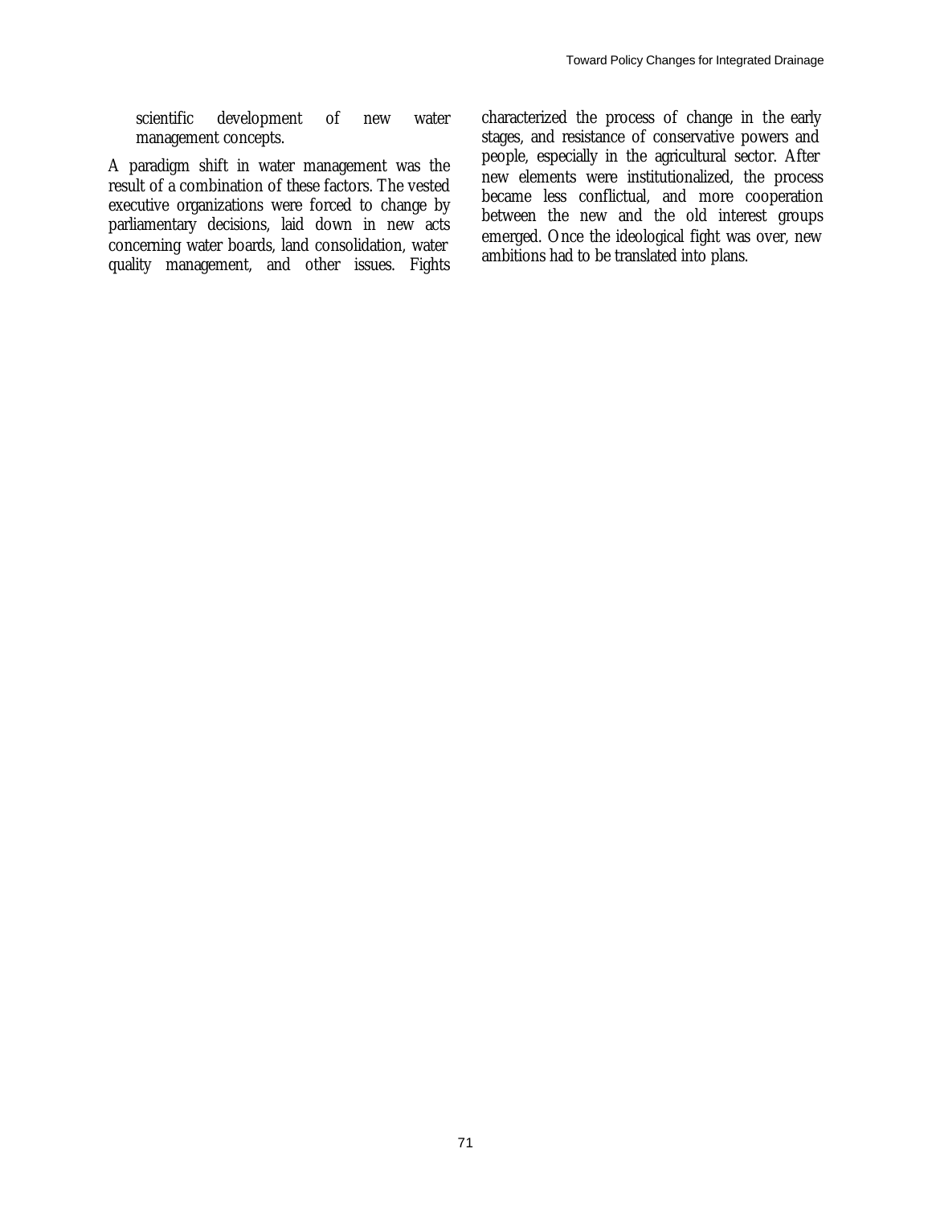scientific development of new water management concepts.

A paradigm shift in water management was the result of a combination of these factors. The vested executive organizations were forced to change by parliamentary decisions, laid down in new acts concerning water boards, land consolidation, water quality management, and other issues. Fights characterized the process of change in the early stages, and resistance of conservative powers and people, especially in the agricultural sector. After new elements were institutionalized, the process became less conflictual, and more cooperation between the new and the old interest groups emerged. Once the ideological fight was over, new ambitions had to be translated into plans.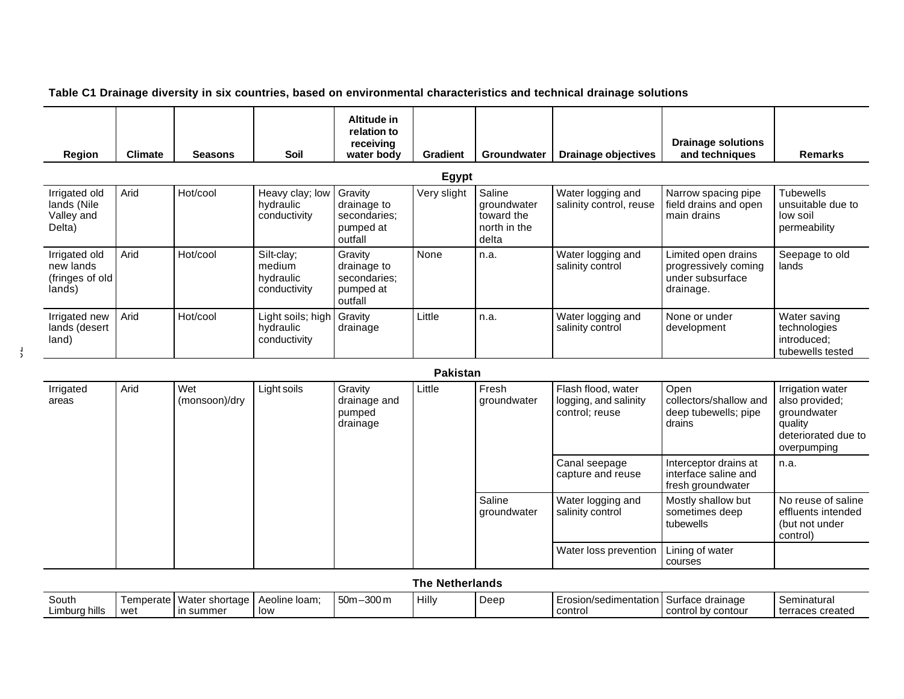**Table C1 Drainage diversity in six countries, based on environmental characteristics and technical drainage solutions**

| Region | Climate | Seasons | Soil | Altitude in relation to receiving water body | Gradient | Groundwater | Drainage objectives | Drainage solutions and techniques | Remarks |
|---|---|---|---|---|---|---|---|---|---|
| **Egypt** | | | | | | | | | |
| Irrigated old lands (Nile Valley and Delta) | Arid | Hot/cool | Heavy clay; low hydraulic conductivity | Gravity drainage to secondaries; pumped at outfall | Very slight | Saline groundwater toward the north in the delta | Water logging and salinity control, reuse | Narrow spacing pipe field drains and open main drains | Tubewells unsuitable due to low soil permeability |
| Irrigated old new lands (fringes of old lands) | Arid | Hot/cool | Silt-clay; medium hydraulic conductivity | Gravity drainage to secondaries; pumped at outfall | None | n.a. | Water logging and salinity control | Limited open drains progressively coming under subsurface drainage. | Seepage to old lands |
| Irrigated new lands (desert land) | Arid | Hot/cool | Light soils; high hydraulic conductivity | Gravity drainage | Little | n.a. | Water logging and salinity control | None or under development | Water saving technologies introduced; tubewells tested |
| **Pakistan** | | | | | | | | | |
| Irrigated areas | Arid | Wet (monsoon)/dry | Light soils | Gravity drainage and pumped drainage | Little | Fresh groundwater | Flash flood, water logging, and salinity control; reuse | Open collectors/shallow and deep tubewells; pipe drains | Irrigation water also provided; groundwater quality deteriorated due to overpumping |
| | | | | | | | Canal seepage capture and reuse | Interceptor drains at interface saline and fresh groundwater | n.a. |
| | | | | | | Saline groundwater | Water logging and salinity control | Mostly shallow but sometimes deep tubewells | No reuse of saline effluents intended (but not under control) |
| | | | | | | | Water loss prevention | Lining of water courses | |
| **The Netherlands** | | | | | | | | | |
| South Limburg hills | Temperate wet | Water shortage in summer | Aeoline loam; low | 50m–300m | Hilly | Deep | Erosion/sedimentation control | Surface drainage control by contour | Seminatural terraces created |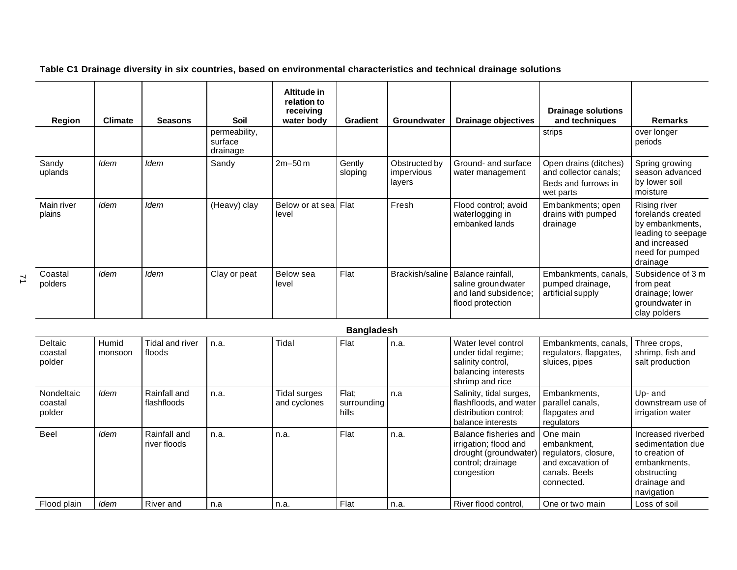**Table C1 Drainage diversity in six countries, based on environmental characteristics and technical drainage solutions**

| Region | Climate | Seasons | Soil | Altitude in relation to receiving water body | Gradient | Groundwater | Drainage objectives | Drainage solutions and techniques | Remarks |
|---|---|---|---|---|---|---|---|---|---|
| | | | permeability, surface drainage | | | | | strips | over longer periods |
| Sandy uplands | *Idem* | *Idem* | Sandy | 2m–50 m | Gently sloping | Obstructed by impervious layers | Ground- and surface water management | Open drains (ditches) and collector canals; Beds and furrows in wet parts | Spring growing season advanced by lower soil moisture |
| Main river plains | *Idem* | *Idem* | (Heavy) clay | Below or at sea level | Flat | Fresh | Flood control; avoid waterlogging in embanked lands | Embankments; open drains with pumped drainage | Rising river forelands created by embankments, leading to seepage and increased need for pumped drainage |
| Coastal polders | *Idem* | *Idem* | Clay or peat | Below sea level | Flat | Brackish/saline | Balance rainfall, saline groundwater and land subsidence; flood protection | Embankments, canals, pumped drainage, artificial supply | Subsidence of 3 m from peat drainage; lower groundwater in clay polders |
| | | | | | **Bangladesh** | | | | |
| Deltaic coastal polder | Humid monsoon | Tidal and river floods | n.a. | Tidal | Flat | n.a. | Water level control under tidal regime; salinity control, balancing interests shrimp and rice | Embankments, canals, regulators, flapgates, sluices, pipes | Three crops, shrimp, fish and salt production |
| Nondeltaic coastal polder | *Idem* | Rainfall and flashfloods | n.a. | Tidal surges and cyclones | Flat; surrounding hills | n.a | Salinity, tidal surges, flashfloods, and water distribution control; balance interests | Embankments, parallel canals, flapgates and regulators | Up- and downstream use of irrigation water |
| Beel | *Idem* | Rainfall and river floods | n.a. | n.a. | Flat | n.a. | Balance fisheries and irrigation; flood and drought (groundwater) control; drainage congestion | One main embankment, regulators, closure, and excavation of canals. Beels connected. | Increased riverbed sedimentation due to creation of embankments, obstructing drainage and navigation |
| Flood plain | *Idem* | River and | n.a | n.a. | Flat | n.a. | River flood control, | One or two main | Loss of soil |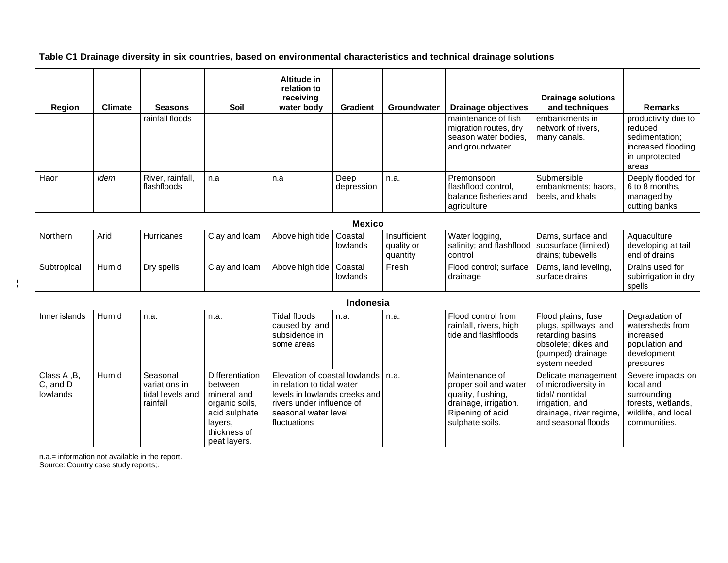**Table C1 Drainage diversity in six countries, based on environmental characteristics and technical drainage solutions**

| Region | Climate | Seasons | Soil | Altitude in relation to receiving water body | Gradient | Groundwater | Drainage objectives | Drainage solutions and techniques | Remarks |
|---|---|---|---|---|---|---|---|---|---|
| | | rainfall floods | | | | | maintenance of fish migration routes, dry season water bodies, and groundwater | embankments in network of rivers, many canals. | productivity due to reduced sedimentation; increased flooding in unprotected areas |
| Haor | *Idem* | River, rainfall, flashfloods | n.a | n.a | Deep depression | n.a. | Premonsoon flashflood control, balance fisheries and agriculture | Submersible embankments; haors, beels, and khals | Deeply flooded for 6 to 8 months, managed by cutting banks |
| **Mexico** | | | | | | | | | |
| Northern | Arid | Hurricanes | Clay and loam | Above high tide | Coastal lowlands | Insufficient quality or quantity | Water logging, salinity; and flashflood control | Dams, surface and subsurface (limited) drains; tubewells | Aquaculture developing at tail end of drains |
| Subtropical | Humid | Dry spells | Clay and loam | Above high tide | Coastal lowlands | Fresh | Flood control; surface drainage | Dams, land leveling, surface drains | Drains used for subirrigation in dry spells |
| **Indonesia** | | | | | | | | | |
| Inner islands | Humid | n.a. | n.a. | Tidal floods caused by land subsidence in some areas | n.a. | n.a. | Flood control from rainfall, rivers, high tide and flashfloods | Flood plains, fuse plugs, spillways, and retarding basins obsolete; dikes and (pumped) drainage system needed | Degradation of watersheds from increased population and development pressures |
| Class A ,B, C, and D lowlands | Humid | Seasonal variations in tidal levels and rainfall | Differentiation between mineral and organic soils, acid sulphate layers, thickness of peat layers. | Elevation of coastal lowlands in relation to tidal water levels in lowlands creeks and rivers under influence of seasonal water level fluctuations | | n.a. | Maintenance of proper soil and water quality, flushing, drainage, irrigation. Ripening of acid sulphate soils. | Delicate management of microdiversity in tidal/ nontidal irrigation, and drainage, river regime, and seasonal floods | Severe impacts on local and surrounding forests, wetlands, wildlife, and local communities. |

n.a.= information not available in the report.
Source: Country case study reports;.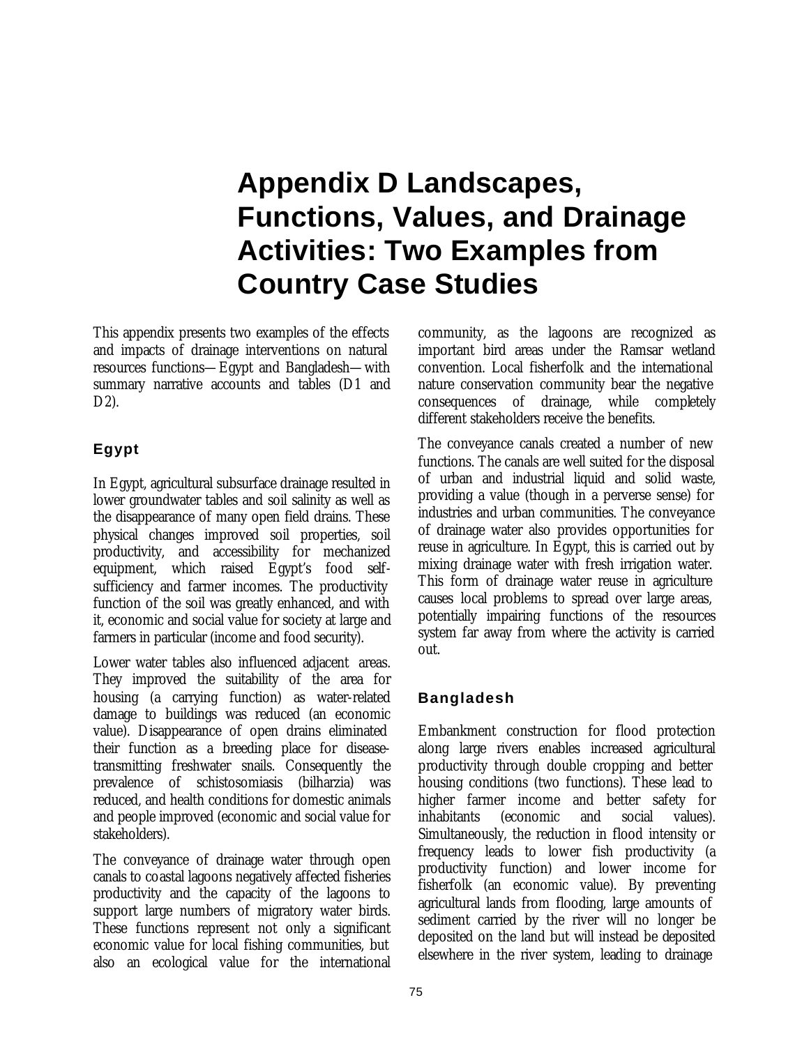# Appendix D Landscapes, Functions, Values, and Drainage Activities: Two Examples from Country Case Studies

This appendix presents two examples of the effects and impacts of drainage interventions on natural resources functions—Egypt and Bangladesh—with summary narrative accounts and tables (D1 and D2).

## Egypt

In Egypt, agricultural subsurface drainage resulted in lower groundwater tables and soil salinity as well as the disappearance of many open field drains. These physical changes improved soil properties, soil productivity, and accessibility for mechanized equipment, which raised Egypt's food self-sufficiency and farmer incomes. The productivity function of the soil was greatly enhanced, and with it, economic and social value for society at large and farmers in particular (income and food security).

Lower water tables also influenced adjacent areas. They improved the suitability of the area for housing (a carrying function) as water-related damage to buildings was reduced (an economic value). Disappearance of open drains eliminated their function as a breeding place for disease-transmitting freshwater snails. Consequently the prevalence of schistosomiasis (bilharzia) was reduced, and health conditions for domestic animals and people improved (economic and social value for stakeholders).

The conveyance of drainage water through open canals to coastal lagoons negatively affected fisheries productivity and the capacity of the lagoons to support large numbers of migratory water birds. These functions represent not only a significant economic value for local fishing communities, but also an ecological value for the international community, as the lagoons are recognized as important bird areas under the Ramsar wetland convention. Local fisherfolk and the international nature conservation community bear the negative consequences of drainage, while completely different stakeholders receive the benefits.

The conveyance canals created a number of new functions. The canals are well suited for the disposal of urban and industrial liquid and solid waste, providing a value (though in a perverse sense) for industries and urban communities. The conveyance of drainage water also provides opportunities for reuse in agriculture. In Egypt, this is carried out by mixing drainage water with fresh irrigation water. This form of drainage water reuse in agriculture causes local problems to spread over large areas, potentially impairing functions of the resources system far away from where the activity is carried out.

## Bangladesh

Embankment construction for flood protection along large rivers enables increased agricultural productivity through double cropping and better housing conditions (two functions). These lead to higher farmer income and better safety for inhabitants (economic and social values). Simultaneously, the reduction in flood intensity or frequency leads to lower fish productivity (a productivity function) and lower income for fisherfolk (an economic value). By preventing agricultural lands from flooding, large amounts of sediment carried by the river will no longer be deposited on the land but will instead be deposited elsewhere in the river system, leading to drainage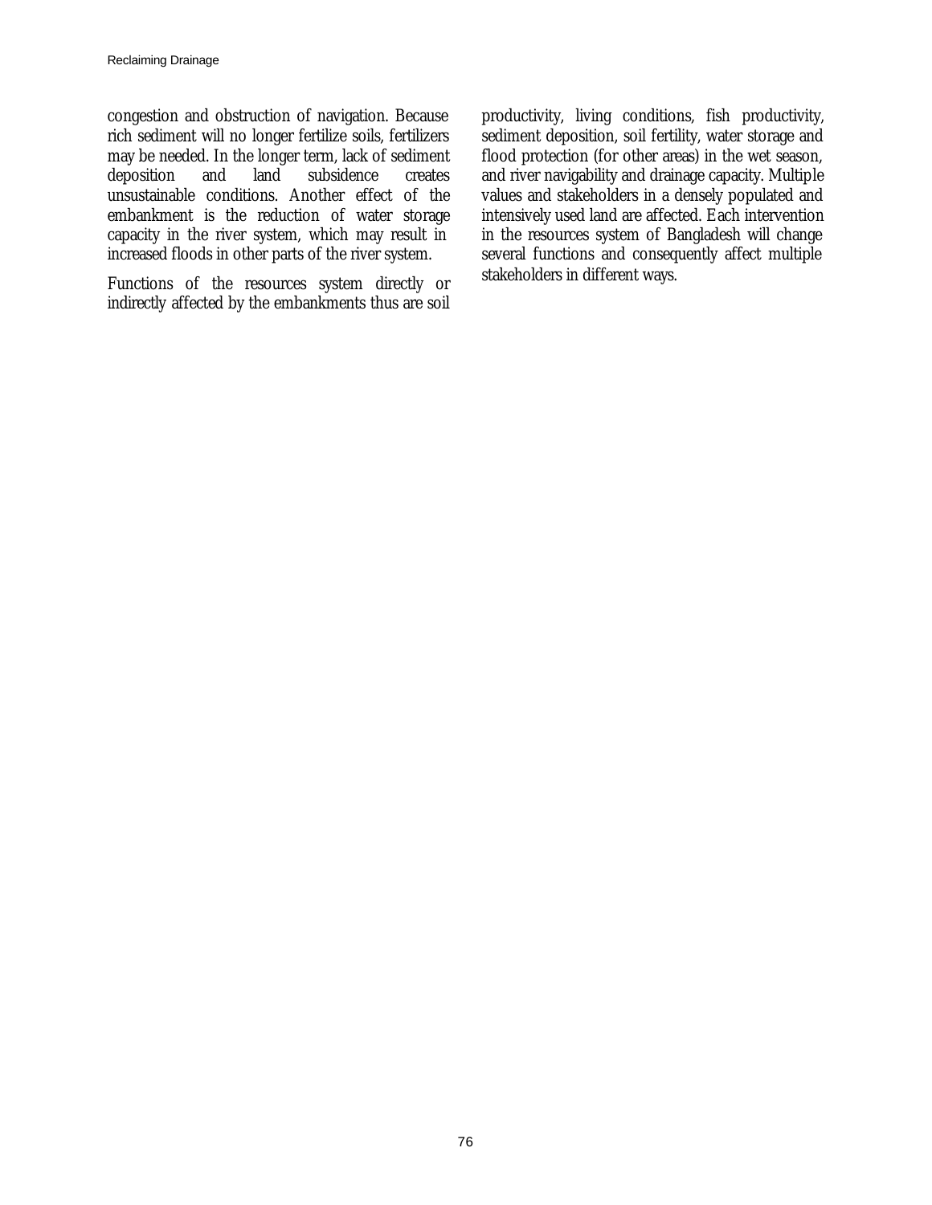congestion and obstruction of navigation. Because rich sediment will no longer fertilize soils, fertilizers may be needed. In the longer term, lack of sediment deposition and land subsidence creates unsustainable conditions. Another effect of the embankment is the reduction of water storage capacity in the river system, which may result in increased floods in other parts of the river system.

Functions of the resources system directly or indirectly affected by the embankments thus are soil productivity, living conditions, fish productivity, sediment deposition, soil fertility, water storage and flood protection (for other areas) in the wet season, and river navigability and drainage capacity. Multiple values and stakeholders in a densely populated and intensively used land are affected. Each intervention in the resources system of Bangladesh will change several functions and consequently affect multiple stakeholders in different ways.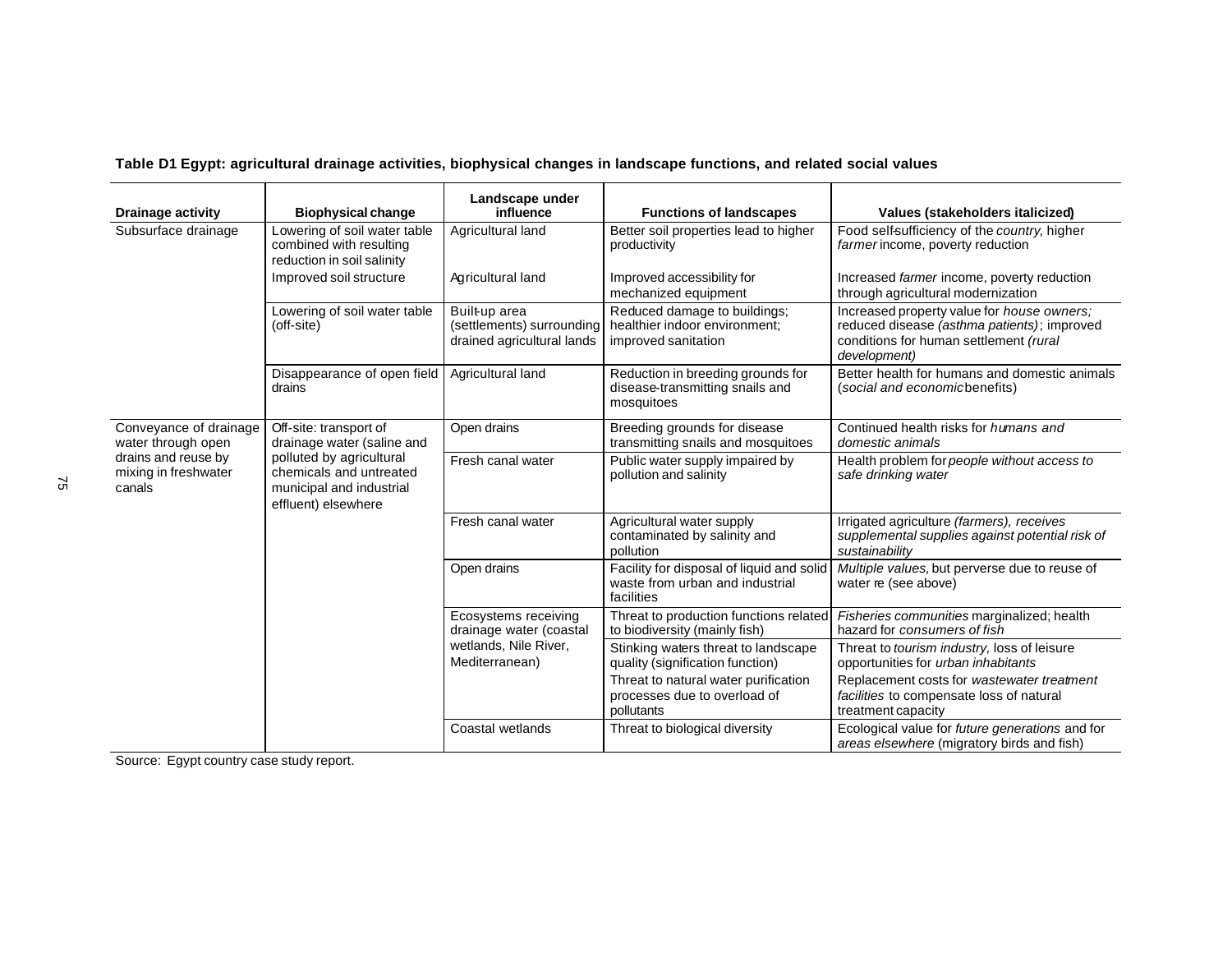**Table D1 Egypt: agricultural drainage activities, biophysical changes in landscape functions, and related social values**

| Drainage activity | Biophysical change | Landscape under influence | Functions of landscapes | Values (stakeholders italicized) |
|---|---|---|---|---|
| Subsurface drainage | Lowering of soil water table combined with resulting reduction in soil salinity | Agricultural land | Better soil properties lead to higher productivity | Food self-sufficiency of the *country*, higher *farmer* income, poverty reduction |
| | Improved soil structure | Agricultural land | Improved accessibility for mechanized equipment | Increased *farmer* income, poverty reduction through agricultural modernization |
| | Lowering of soil water table (off-site) | Built-up area (settlements) surrounding drained agricultural lands | Reduced damage to buildings; healthier indoor environment; improved sanitation | Increased property value for *house owners;* reduced disease *(asthma patients)*; improved conditions for human settlement *(rural development)* |
| | Disappearance of open field drains | Agricultural land | Reduction in breeding grounds for disease-transmitting snails and mosquitoes | Better health for humans and domestic animals (*social and economic* benefits) |
| Conveyance of drainage water through open drains and reuse by mixing in freshwater canals | Off-site: transport of drainage water (saline and polluted by agricultural chemicals and untreated municipal and industrial effluent) elsewhere | Open drains | Breeding grounds for disease transmitting snails and mosquitoes | Continued health risks for *humans and domestic animals* |
| | | Fresh canal water | Public water supply impaired by pollution and salinity | Health problem for *people without access to safe drinking water* |
| | | Fresh canal water | Agricultural water supply contaminated by salinity and pollution | Irrigated agriculture *(farmers), receives supplemental supplies against potential risk of sustainability* |
| | | Open drains | Facility for disposal of liquid and solid waste from urban and industrial facilities | *Multiple values,* but perverse due to reuse of water re (see above) |
| | | Ecosystems receiving drainage water (coastal wetlands, Nile River, Mediterranean) | Threat to production functions related to biodiversity (mainly fish) | *Fisheries communities* marginalized; health hazard for *consumers of fish* |
| | | | Stinking waters threat to landscape quality (signification function) | Threat to *tourism industry,* loss of leisure opportunities for *urban inhabitants* |
| | | | Threat to natural water purification processes due to overload of pollutants | Replacement costs for *wastewater treatment facilities* to compensate loss of natural treatment capacity |
| | | Coastal wetlands | Threat to biological diversity | Ecological value for *future generations* and for *areas elsewhere* (migratory birds and fish) |

Source: Egypt country case study report.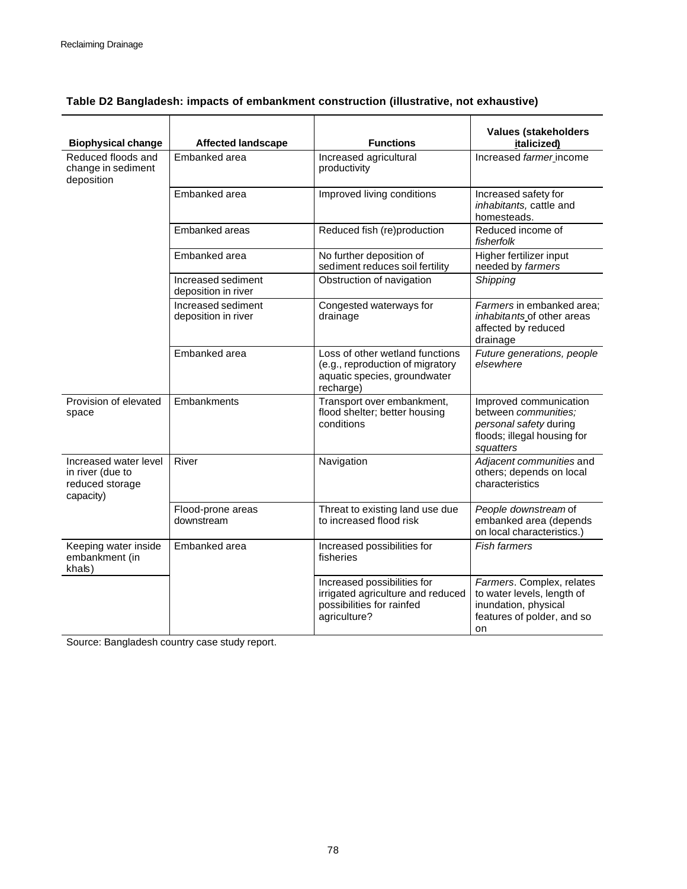**Table D2 Bangladesh: impacts of embankment construction (illustrative, not exhaustive)**

| Biophysical change | Affected landscape | Functions | Values (stakeholders *italicized*) |
|---|---|---|---|
| Reduced floods and change in sediment deposition | Embanked area | Increased agricultural productivity | Increased *farmer* income |
| | Embanked area | Improved living conditions | Increased safety for *inhabitants,* cattle and homesteads. |
| | Embanked areas | Reduced fish (re)production | Reduced income of *fisherfolk* |
| | Embanked area | No further deposition of sediment reduces soil fertility | Higher fertilizer input needed by *farmers* |
| | Increased sediment deposition in river | Obstruction of navigation | *Shipping* |
| | Increased sediment deposition in river | Congested waterways for drainage | *Farmers* in embanked area; *inhabitants* of other areas affected by reduced drainage |
| | Embanked area | Loss of other wetland functions (e.g., reproduction of migratory aquatic species, groundwater recharge) | *Future generations, people elsewhere* |
| Provision of elevated space | Embankments | Transport over embankment, flood shelter; better housing conditions | Improved communication between *communities; personal safety* during floods; illegal housing for *squatters* |
| Increased water level in river (due to reduced storage capacity) | River | Navigation | *Adjacent communities* and others; depends on local characteristics |
| | Flood-prone areas downstream | Threat to existing land use due to increased flood risk | *People downstream* of embanked area (depends on local characteristics.) |
| Keeping water inside embankment (in khals) | Embanked area | Increased possibilities for fisheries | *Fish farmers* |
| | | Increased possibilities for irrigated agriculture and reduced possibilities for rainfed agriculture? | *Farmers*. Complex, relates to water levels, length of inundation, physical features of polder, and so on |

Source: Bangladesh country case study report.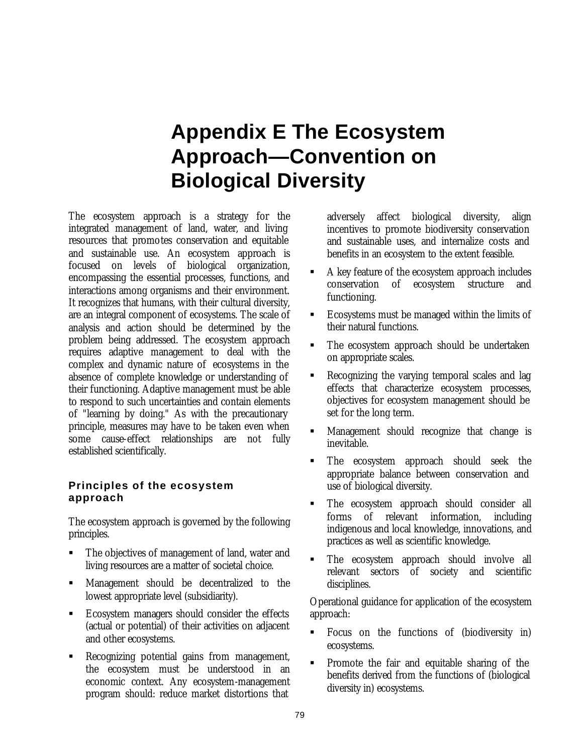# Appendix E The Ecosystem Approach—Convention on Biological Diversity

The ecosystem approach is a strategy for the integrated management of land, water, and living resources that promotes conservation and equitable and sustainable use. An ecosystem approach is focused on levels of biological organization, encompassing the essential processes, functions, and interactions among organisms and their environment. It recognizes that humans, with their cultural diversity, are an integral component of ecosystems. The scale of analysis and action should be determined by the problem being addressed. The ecosystem approach requires adaptive management to deal with the complex and dynamic nature of ecosystems in the absence of complete knowledge or understanding of their functioning. Adaptive management must be able to respond to such uncertainties and contain elements of "learning by doing." As with the precautionary principle, measures may have to be taken even when some cause-effect relationships are not fully established scientifically.

### Principles of the ecosystem approach

The ecosystem approach is governed by the following principles.

- The objectives of management of land, water and living resources are a matter of societal choice.
- Management should be decentralized to the lowest appropriate level (subsidiarity).
- Ecosystem managers should consider the effects (actual or potential) of their activities on adjacent and other ecosystems.
- Recognizing potential gains from management, the ecosystem must be understood in an economic context. Any ecosystem-management program should: reduce market distortions that adversely affect biological diversity, align incentives to promote biodiversity conservation and sustainable uses, and internalize costs and benefits in an ecosystem to the extent feasible.
- A key feature of the ecosystem approach includes conservation of ecosystem structure and functioning.
- Ecosystems must be managed within the limits of their natural functions.
- The ecosystem approach should be undertaken on appropriate scales.
- Recognizing the varying temporal scales and lag effects that characterize ecosystem processes, objectives for ecosystem management should be set for the long term.
- Management should recognize that change is inevitable.
- The ecosystem approach should seek the appropriate balance between conservation and use of biological diversity.
- The ecosystem approach should consider all forms of relevant information, including indigenous and local knowledge, innovations, and practices as well as scientific knowledge.
- The ecosystem approach should involve all relevant sectors of society and scientific disciplines.

Operational guidance for application of the ecosystem approach:

- Focus on the functions of (biodiversity in) ecosystems.
- Promote the fair and equitable sharing of the benefits derived from the functions of (biological diversity in) ecosystems.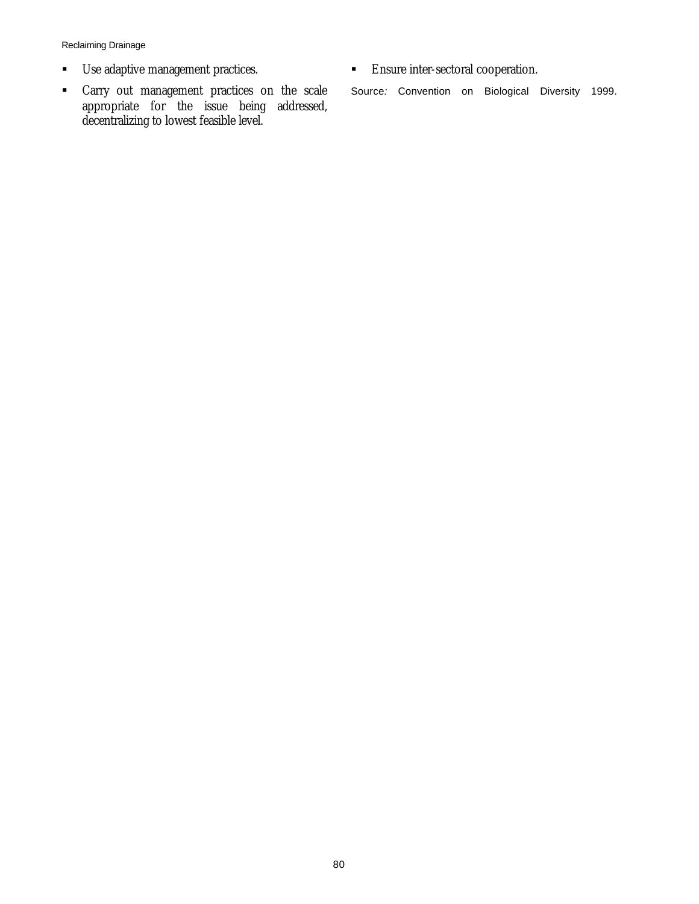- Use adaptive management practices.
- Carry out management practices on the scale appropriate for the issue being addressed, decentralizing to lowest feasible level.
- Ensure inter-sectoral cooperation.

*Source:* Convention on Biological Diversity 1999.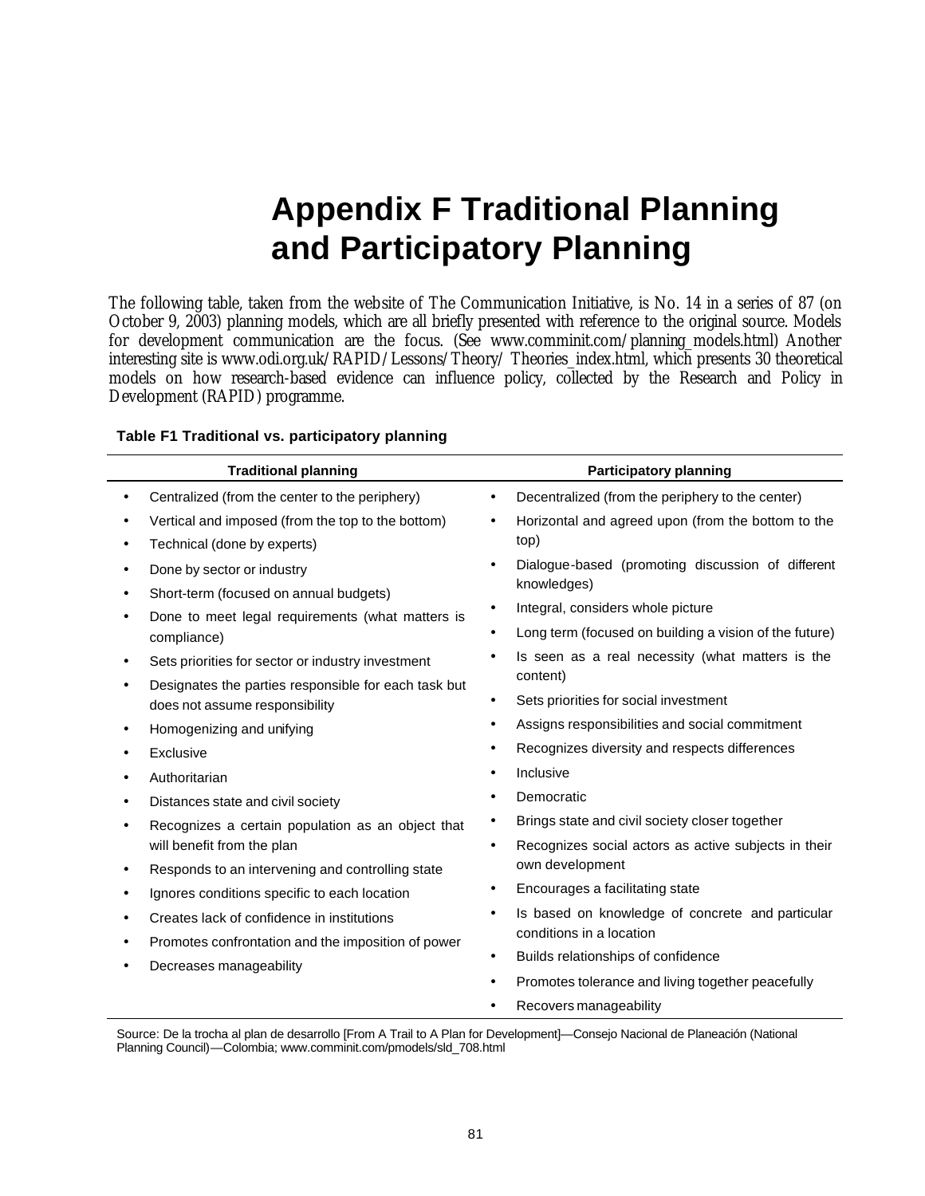# Appendix F Traditional Planning and Participatory Planning

The following table, taken from the website of The Communication Initiative, is No. 14 in a series of 87 (on October 9, 2003) planning models, which are all briefly presented with reference to the original source. Models for development communication are the focus. (See www.comminit.com/planning_models.html) Another interesting site is www.odi.org.uk/RAPID/Lessons/Theory/ Theories_index.html, which presents 30 theoretical models on how research-based evidence can influence policy, collected by the Research and Policy in Development (RAPID) programme.

**Table F1 Traditional vs. participatory planning**

| Traditional planning | Participatory planning |
|---|---|
| • Centralized (from the center to the periphery)<br>• Vertical and imposed (from the top to the bottom)<br>• Technical (done by experts)<br>• Done by sector or industry<br>• Short-term (focused on annual budgets)<br>• Done to meet legal requirements (what matters is compliance)<br>• Sets priorities for sector or industry investment<br>• Designates the parties responsible for each task but does not assume responsibility<br>• Homogenizing and unifying<br>• Exclusive<br>• Authoritarian<br>• Distances state and civil society<br>• Recognizes a certain population as an object that will benefit from the plan<br>• Responds to an intervening and controlling state<br>• Ignores conditions specific to each location<br>• Creates lack of confidence in institutions<br>• Promotes confrontation and the imposition of power<br>• Decreases manageability | • Decentralized (from the periphery to the center)<br>• Horizontal and agreed upon (from the bottom to the top)<br>• Dialogue-based (promoting discussion of different knowledges)<br>• Integral, considers whole picture<br>• Long term (focused on building a vision of the future)<br>• Is seen as a real necessity (what matters is the content)<br>• Sets priorities for social investment<br>• Assigns responsibilities and social commitment<br>• Recognizes diversity and respects differences<br>• Inclusive<br>• Democratic<br>• Brings state and civil society closer together<br>• Recognizes social actors as active subjects in their own development<br>• Encourages a facilitating state<br>• Is based on knowledge of concrete and particular conditions in a location<br>• Builds relationships of confidence<br>• Promotes tolerance and living together peacefully<br>• Recovers manageability |

Source: De la trocha al plan de desarrollo [From A Trail to A Plan for Development]—Consejo Nacional de Planeación (National Planning Council)—Colombia; www.comminit.com/pmodels/sld_708.html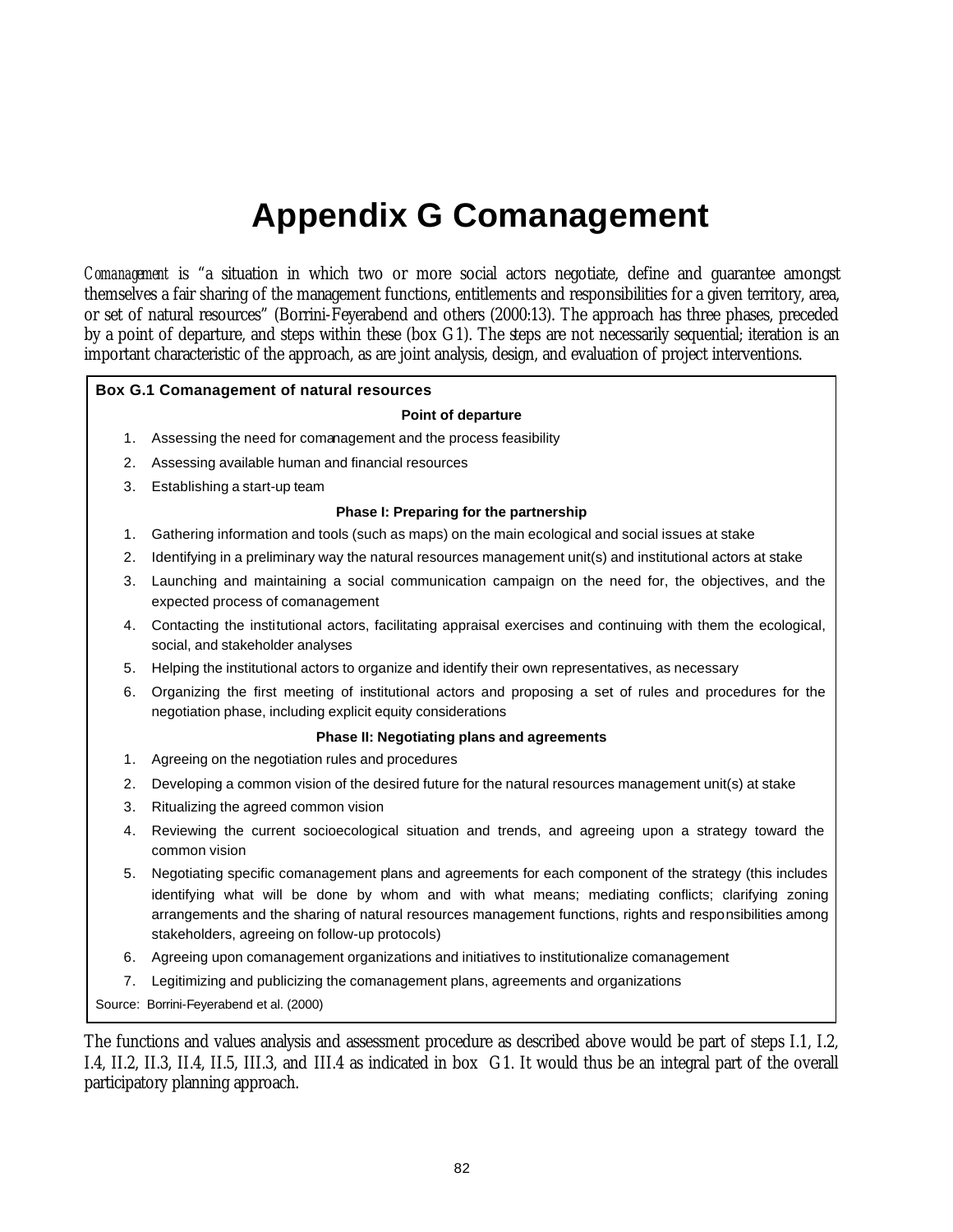# Appendix G Comanagement

*Comanagement* is "a situation in which two or more social actors negotiate, define and guarantee amongst themselves a fair sharing of the management functions, entitlements and responsibilities for a given territory, area, or set of natural resources" (Borrini-Feyerabend and others (2000:13). The approach has three phases, preceded by a point of departure, and steps within these (box G1). The steps are not necessarily sequential; iteration is an important characteristic of the approach, as are joint analysis, design, and evaluation of project interventions.

**Box G.1 Comanagement of natural resources**

**Point of departure**

1. Assessing the need for comanagement and the process feasibility
2. Assessing available human and financial resources
3. Establishing a start-up team

**Phase I: Preparing for the partnership**

1. Gathering information and tools (such as maps) on the main ecological and social issues at stake
2. Identifying in a preliminary way the natural resources management unit(s) and institutional actors at stake
3. Launching and maintaining a social communication campaign on the need for, the objectives, and the expected process of comanagement
4. Contacting the institutional actors, facilitating appraisal exercises and continuing with them the ecological, social, and stakeholder analyses
5. Helping the institutional actors to organize and identify their own representatives, as necessary
6. Organizing the first meeting of institutional actors and proposing a set of rules and procedures for the negotiation phase, including explicit equity considerations

**Phase II: Negotiating plans and agreements**

1. Agreeing on the negotiation rules and procedures
2. Developing a common vision of the desired future for the natural resources management unit(s) at stake
3. Ritualizing the agreed common vision
4. Reviewing the current socioecological situation and trends, and agreeing upon a strategy toward the common vision
5. Negotiating specific comanagement plans and agreements for each component of the strategy (this includes identifying what will be done by whom and with what means; mediating conflicts; clarifying zoning arrangements and the sharing of natural resources management functions, rights and responsibilities among stakeholders, agreeing on follow-up protocols)
6. Agreeing upon comanagement organizations and initiatives to institutionalize comanagement
7. Legitimizing and publicizing the comanagement plans, agreements and organizations

Source: Borrini-Feyerabend et al. (2000)

The functions and values analysis and assessment procedure as described above would be part of steps I.1, I.2, I.4, II.2, II.3, II.4, II.5, III.3, and III.4 as indicated in box G1. It would thus be an integral part of the overall participatory planning approach.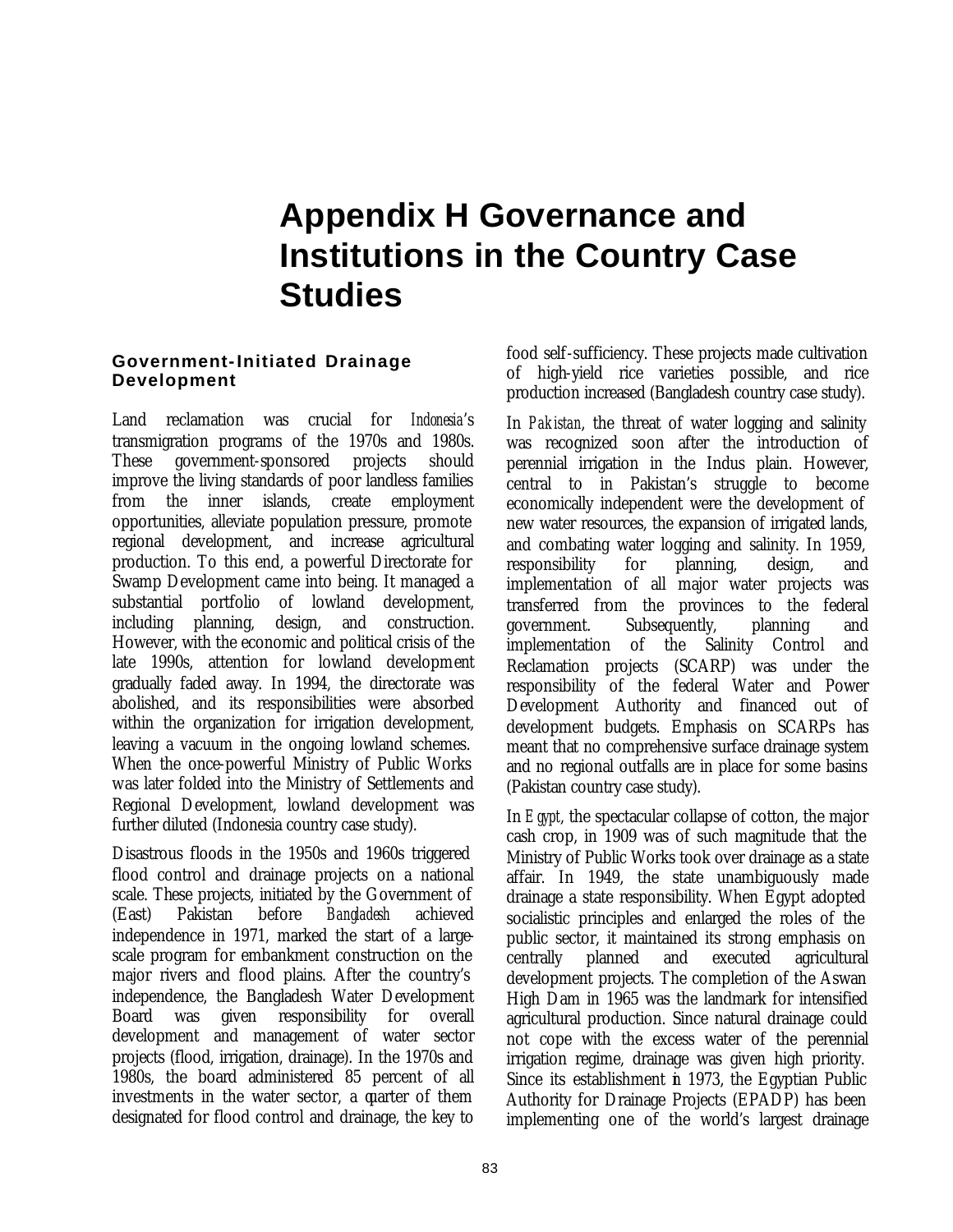# Appendix H Governance and Institutions in the Country Case Studies

### Government-Initiated Drainage Development

Land reclamation was crucial for *Indonesia*'s transmigration programs of the 1970s and 1980s. These government-sponsored projects should improve the living standards of poor landless families from the inner islands, create employment opportunities, alleviate population pressure, promote regional development, and increase agricultural production. To this end, a powerful Directorate for Swamp Development came into being. It managed a substantial portfolio of lowland development, including planning, design, and construction. However, with the economic and political crisis of the late 1990s, attention for lowland development gradually faded away. In 1994, the directorate was abolished, and its responsibilities were absorbed within the organization for irrigation development, leaving a vacuum in the ongoing lowland schemes. When the once-powerful Ministry of Public Works was later folded into the Ministry of Settlements and Regional Development, lowland development was further diluted (Indonesia country case study).

Disastrous floods in the 1950s and 1960s triggered flood control and drainage projects on a national scale. These projects, initiated by the Government of (East) Pakistan before *Bangladesh* achieved independence in 1971, marked the start of a large-scale program for embankment construction on the major rivers and flood plains. After the country's independence, the Bangladesh Water Development Board was given responsibility for overall development and management of water sector projects (flood, irrigation, drainage). In the 1970s and 1980s, the board administered 85 percent of all investments in the water sector, a quarter of them designated for flood control and drainage, the key to food self-sufficiency. These projects made cultivation of high-yield rice varieties possible, and rice production increased (Bangladesh country case study).

In *Pakistan*, the threat of water logging and salinity was recognized soon after the introduction of perennial irrigation in the Indus plain. However, central to in Pakistan's struggle to become economically independent were the development of new water resources, the expansion of irrigated lands, and combating water logging and salinity. In 1959, responsibility for planning, design, and implementation of all major water projects was transferred from the provinces to the federal government. Subsequently, planning and implementation of the Salinity Control and Reclamation projects (SCARP) was under the responsibility of the federal Water and Power Development Authority and financed out of development budgets. Emphasis on SCARPs has meant that no comprehensive surface drainage system and no regional outfalls are in place for some basins (Pakistan country case study).

In *Egypt*, the spectacular collapse of cotton, the major cash crop, in 1909 was of such magnitude that the Ministry of Public Works took over drainage as a state affair. In 1949, the state unambiguously made drainage a state responsibility. When Egypt adopted socialistic principles and enlarged the roles of the public sector, it maintained its strong emphasis on centrally planned and executed agricultural development projects. The completion of the Aswan High Dam in 1965 was the landmark for intensified agricultural production. Since natural drainage could not cope with the excess water of the perennial irrigation regime, drainage was given high priority. Since its establishment in 1973, the Egyptian Public Authority for Drainage Projects (EPADP) has been implementing one of the world's largest drainage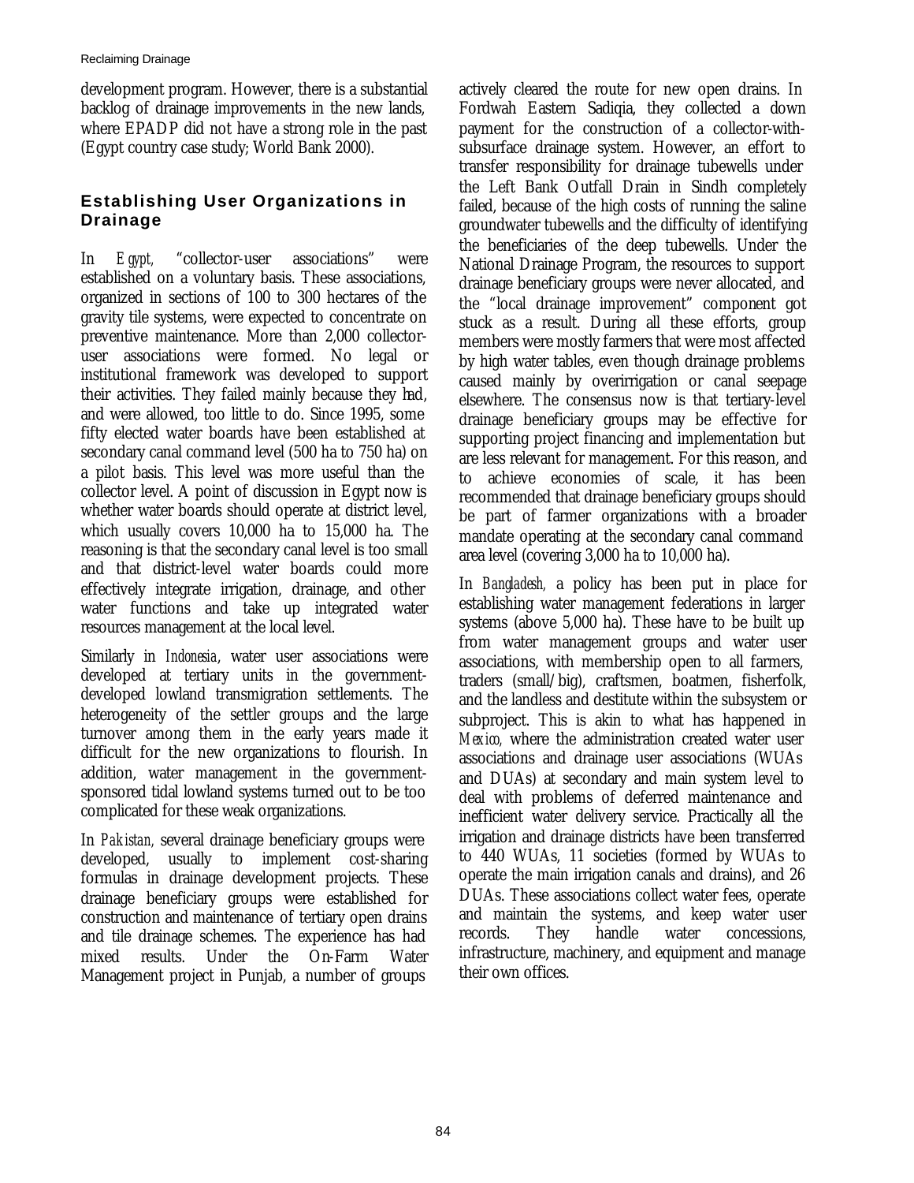development program. However, there is a substantial backlog of drainage improvements in the new lands, where EPADP did not have a strong role in the past (Egypt country case study; World Bank 2000).

## Establishing User Organizations in Drainage

In *Egypt,* "collector-user associations" were established on a voluntary basis. These associations, organized in sections of 100 to 300 hectares of the gravity tile systems, were expected to concentrate on preventive maintenance. More than 2,000 collector-user associations were formed. No legal or institutional framework was developed to support their activities. They failed mainly because they had, and were allowed, too little to do. Since 1995, some fifty elected water boards have been established at secondary canal command level (500 ha to 750 ha) on a pilot basis. This level was more useful than the collector level. A point of discussion in Egypt now is whether water boards should operate at district level, which usually covers 10,000 ha to 15,000 ha. The reasoning is that the secondary canal level is too small and that district-level water boards could more effectively integrate irrigation, drainage, and other water functions and take up integrated water resources management at the local level.

Similarly in *Indonesia*, water user associations were developed at tertiary units in the government-developed lowland transmigration settlements. The heterogeneity of the settler groups and the large turnover among them in the early years made it difficult for the new organizations to flourish. In addition, water management in the government-sponsored tidal lowland systems turned out to be too complicated for these weak organizations.

In *Pakistan,* several drainage beneficiary groups were developed, usually to implement cost-sharing formulas in drainage development projects. These drainage beneficiary groups were established for construction and maintenance of tertiary open drains and tile drainage schemes. The experience has had mixed results. Under the On-Farm Water Management project in Punjab, a number of groups actively cleared the route for new open drains. In Fordwah Eastern Sadiqia, they collected a down payment for the construction of a collector-with-subsurface drainage system. However, an effort to transfer responsibility for drainage tubewells under the Left Bank Outfall Drain in Sindh completely failed, because of the high costs of running the saline groundwater tubewells and the difficulty of identifying the beneficiaries of the deep tubewells. Under the National Drainage Program, the resources to support drainage beneficiary groups were never allocated, and the "local drainage improvement" component got stuck as a result. During all these efforts, group members were mostly farmers that were most affected by high water tables, even though drainage problems caused mainly by overirrigation or canal seepage elsewhere. The consensus now is that tertiary-level drainage beneficiary groups may be effective for supporting project financing and implementation but are less relevant for management. For this reason, and to achieve economies of scale, it has been recommended that drainage beneficiary groups should be part of farmer organizations with a broader mandate operating at the secondary canal command area level (covering 3,000 ha to 10,000 ha).

In *Bangladesh,* a policy has been put in place for establishing water management federations in larger systems (above 5,000 ha). These have to be built up from water management groups and water user associations, with membership open to all farmers, traders (small/big), craftsmen, boatmen, fisherfolk, and the landless and destitute within the subsystem or subproject. This is akin to what has happened in *Mexico,* where the administration created water user associations and drainage user associations (WUAs and DUAs) at secondary and main system level to deal with problems of deferred maintenance and inefficient water delivery service. Practically all the irrigation and drainage districts have been transferred to 440 WUAs, 11 societies (formed by WUAs to operate the main irrigation canals and drains), and 26 DUAs. These associations collect water fees, operate and maintain the systems, and keep water user records. They handle water concessions, infrastructure, machinery, and equipment and manage their own offices.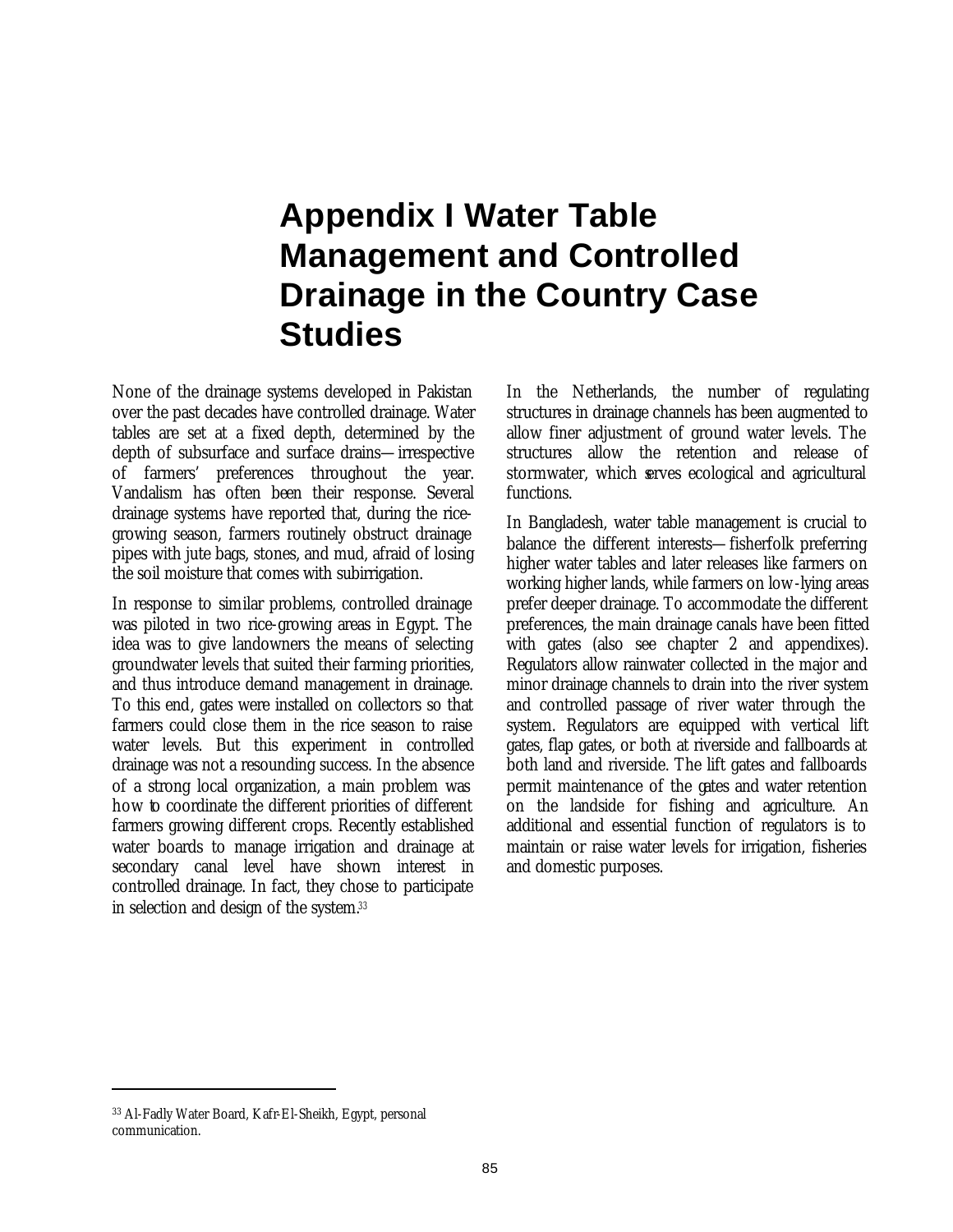# Appendix I Water Table Management and Controlled Drainage in the Country Case Studies

None of the drainage systems developed in Pakistan over the past decades have controlled drainage. Water tables are set at a fixed depth, determined by the depth of subsurface and surface drains—irrespective of farmers' preferences throughout the year. Vandalism has often been their response. Several drainage systems have reported that, during the rice-growing season, farmers routinely obstruct drainage pipes with jute bags, stones, and mud, afraid of losing the soil moisture that comes with subirrigation.

In response to similar problems, controlled drainage was piloted in two rice-growing areas in Egypt. The idea was to give landowners the means of selecting groundwater levels that suited their farming priorities, and thus introduce demand management in drainage. To this end, gates were installed on collectors so that farmers could close them in the rice season to raise water levels. But this experiment in controlled drainage was not a resounding success. In the absence of a strong local organization, a main problem was how to coordinate the different priorities of different farmers growing different crops. Recently established water boards to manage irrigation and drainage at secondary canal level have shown interest in controlled drainage. In fact, they chose to participate in selection and design of the system.[33]

In the Netherlands, the number of regulating structures in drainage channels has been augmented to allow finer adjustment of ground water levels. The structures allow the retention and release of stormwater, which serves ecological and agricultural functions.

In Bangladesh, water table management is crucial to balance the different interests—fisherfolk preferring higher water tables and later releases like farmers on working higher lands, while farmers on low-lying areas prefer deeper drainage. To accommodate the different preferences, the main drainage canals have been fitted with gates (also see chapter 2 and appendixes). Regulators allow rainwater collected in the major and minor drainage channels to drain into the river system and controlled passage of river water through the system. Regulators are equipped with vertical lift gates, flap gates, or both at riverside and fallboards at both land and riverside. The lift gates and fallboards permit maintenance of the gates and water retention on the landside for fishing and agriculture. An additional and essential function of regulators is to maintain or raise water levels for irrigation, fisheries and domestic purposes.

[33] Al-Fadly Water Board, Kafr-El-Sheikh, Egypt, personal communication.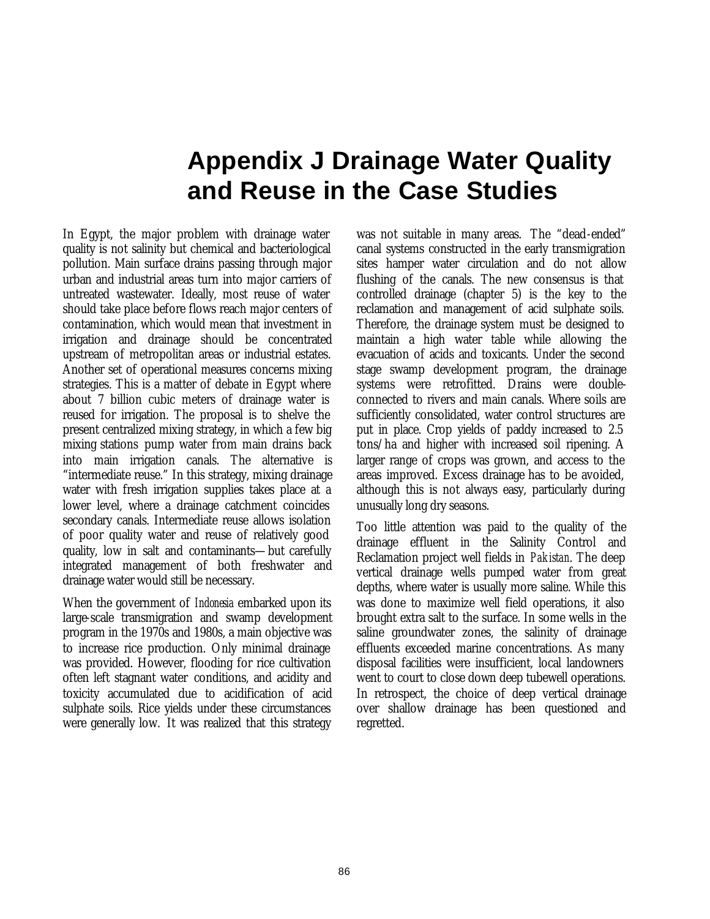# Appendix J Drainage Water Quality and Reuse in the Case Studies

In Egypt, the major problem with drainage water quality is not salinity but chemical and bacteriological pollution. Main surface drains passing through major urban and industrial areas turn into major carriers of untreated wastewater. Ideally, most reuse of water should take place before flows reach major centers of contamination, which would mean that investment in irrigation and drainage should be concentrated upstream of metropolitan areas or industrial estates. Another set of operational measures concerns mixing strategies. This is a matter of debate in Egypt where about 7 billion cubic meters of drainage water is reused for irrigation. The proposal is to shelve the present centralized mixing strategy, in which a few big mixing stations pump water from main drains back into main irrigation canals. The alternative is "intermediate reuse." In this strategy, mixing drainage water with fresh irrigation supplies takes place at a lower level, where a drainage catchment coincides secondary canals. Intermediate reuse allows isolation of poor quality water and reuse of relatively good quality, low in salt and contaminants—but carefully integrated management of both freshwater and drainage water would still be necessary.

When the government of *Indonesia* embarked upon its large-scale transmigration and swamp development program in the 1970s and 1980s, a main objective was to increase rice production. Only minimal drainage was provided. However, flooding for rice cultivation often left stagnant water conditions, and acidity and toxicity accumulated due to acidification of acid sulphate soils. Rice yields under these circumstances were generally low. It was realized that this strategy was not suitable in many areas. The "dead-ended" canal systems constructed in the early transmigration sites hamper water circulation and do not allow flushing of the canals. The new consensus is that controlled drainage (chapter 5) is the key to the reclamation and management of acid sulphate soils. Therefore, the drainage system must be designed to maintain a high water table while allowing the evacuation of acids and toxicants. Under the second stage swamp development program, the drainage systems were retrofitted. Drains were double-connected to rivers and main canals. Where soils are sufficiently consolidated, water control structures are put in place. Crop yields of paddy increased to 2.5 tons/ha and higher with increased soil ripening. A larger range of crops was grown, and access to the areas improved. Excess drainage has to be avoided, although this is not always easy, particularly during unusually long dry seasons.

Too little attention was paid to the quality of the drainage effluent in the Salinity Control and Reclamation project well fields in *Pakistan*. The deep vertical drainage wells pumped water from great depths, where water is usually more saline. While this was done to maximize well field operations, it also brought extra salt to the surface. In some wells in the saline groundwater zones, the salinity of drainage effluents exceeded marine concentrations. As many disposal facilities were insufficient, local landowners went to court to close down deep tubewell operations. In retrospect, the choice of deep vertical drainage over shallow drainage has been questioned and regretted.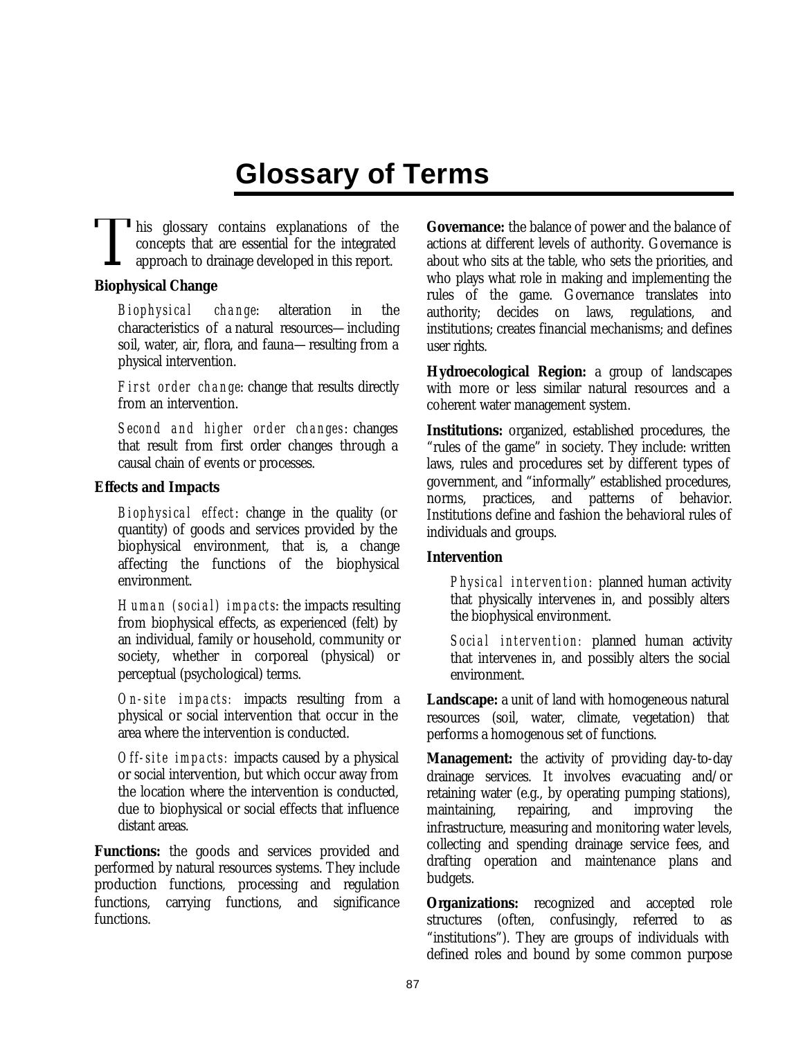# Glossary of Terms

This glossary contains explanations of the concepts that are essential for the integrated approach to drainage developed in this report.

**Biophysical Change**

*Biophysical change*: alteration in the characteristics of a natural resources—including soil, water, air, flora, and fauna—resulting from a physical intervention.

*First order change*: change that results directly from an intervention.

*Second and higher order changes*: changes that result from first order changes through a causal chain of events or processes.

**Effects and Impacts**

*Biophysical effect*: change in the quality (or quantity) of goods and services provided by the biophysical environment, that is, a change affecting the functions of the biophysical environment.

*Human (social) impacts*: the impacts resulting from biophysical effects, as experienced (felt) by an individual, family or household, community or society, whether in corporeal (physical) or perceptual (psychological) terms.

*On-site impacts:* impacts resulting from a physical or social intervention that occur in the area where the intervention is conducted.

*Off-site impacts:* impacts caused by a physical or social intervention, but which occur away from the location where the intervention is conducted, due to biophysical or social effects that influence distant areas.

**Functions:** the goods and services provided and performed by natural resources systems. They include production functions, processing and regulation functions, carrying functions, and significance functions.

**Governance:** the balance of power and the balance of actions at different levels of authority. Governance is about who sits at the table, who sets the priorities, and who plays what role in making and implementing the rules of the game. Governance translates into authority; decides on laws, regulations, and institutions; creates financial mechanisms; and defines user rights.

**Hydroecological Region:** a group of landscapes with more or less similar natural resources and a coherent water management system.

**Institutions:** organized, established procedures, the "rules of the game" in society. They include: written laws, rules and procedures set by different types of government, and "informally" established procedures, norms, practices, and patterns of behavior. Institutions define and fashion the behavioral rules of individuals and groups.

**Intervention**

*Physical intervention:* planned human activity that physically intervenes in, and possibly alters the biophysical environment.

*Social intervention:* planned human activity that intervenes in, and possibly alters the social environment.

**Landscape:** a unit of land with homogeneous natural resources (soil, water, climate, vegetation) that performs a homogenous set of functions.

**Management:** the activity of providing day-to-day drainage services. It involves evacuating and/or retaining water (e.g., by operating pumping stations), maintaining, repairing, and improving the infrastructure, measuring and monitoring water levels, collecting and spending drainage service fees, and drafting operation and maintenance plans and budgets.

**Organizations:** recognized and accepted role structures (often, confusingly, referred to as "institutions"). They are groups of individuals with defined roles and bound by some common purpose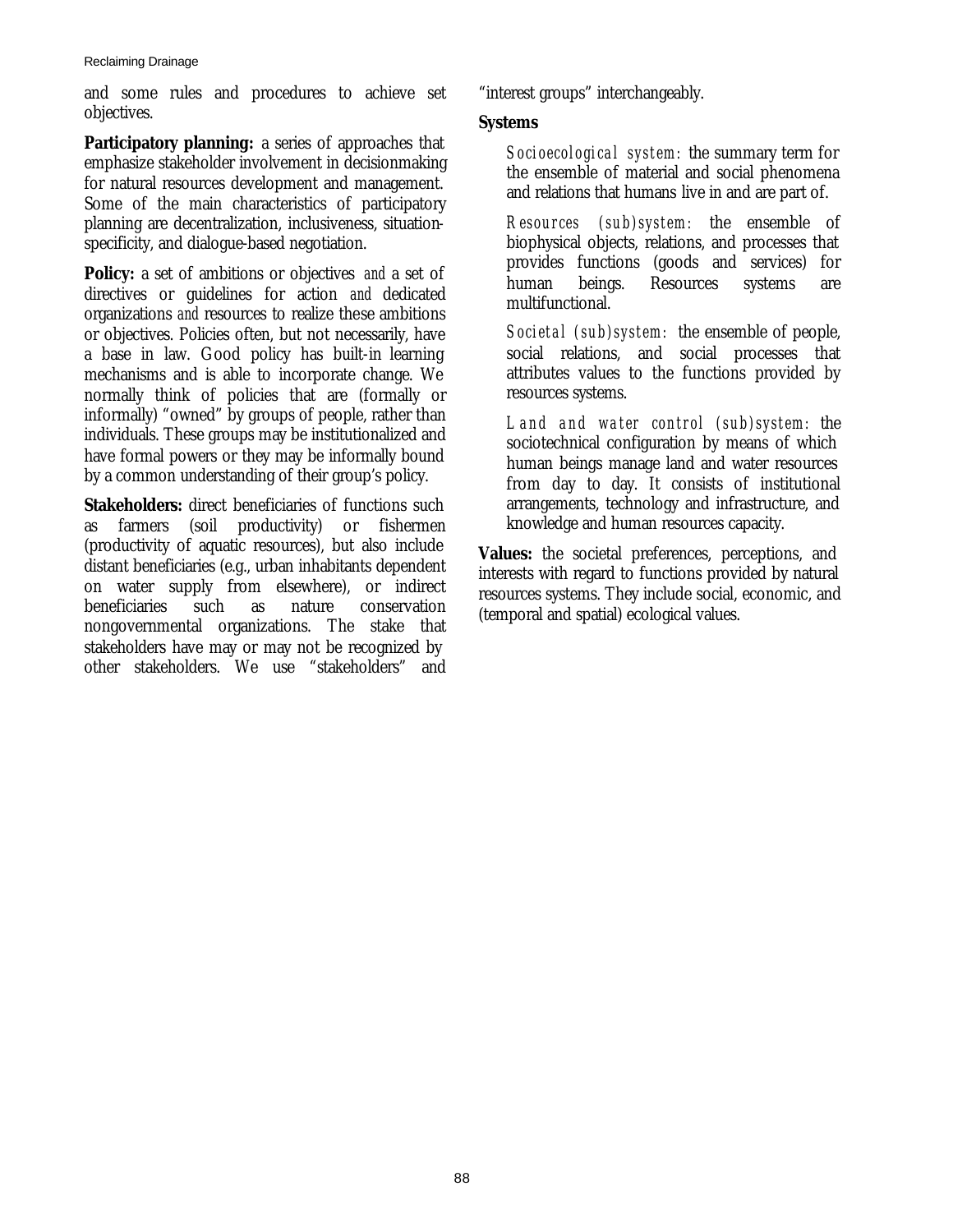and some rules and procedures to achieve set objectives.

**Participatory planning:** a series of approaches that emphasize stakeholder involvement in decisionmaking for natural resources development and management. Some of the main characteristics of participatory planning are decentralization, inclusiveness, situation-specificity, and dialogue-based negotiation.

**Policy:** a set of ambitions or objectives *and* a set of directives or guidelines for action *and* dedicated organizations *and* resources to realize these ambitions or objectives. Policies often, but not necessarily, have a base in law. Good policy has built-in learning mechanisms and is able to incorporate change. We normally think of policies that are (formally or informally) "owned" by groups of people, rather than individuals. These groups may be institutionalized and have formal powers or they may be informally bound by a common understanding of their group's policy.

**Stakeholders:** direct beneficiaries of functions such as farmers (soil productivity) or fishermen (productivity of aquatic resources), but also include distant beneficiaries (e.g., urban inhabitants dependent on water supply from elsewhere), or indirect beneficiaries such as nature conservation nongovernmental organizations. The stake that stakeholders have may or may not be recognized by other stakeholders. We use "stakeholders" and "interest groups" interchangeably.

**Systems**

*Socioecological system:* the summary term for the ensemble of material and social phenomena and relations that humans live in and are part of.

*Resources (sub)system:* the ensemble of biophysical objects, relations, and processes that provides functions (goods and services) for human beings. Resources systems are multifunctional.

*Societal (sub)system:* the ensemble of people, social relations, and social processes that attributes values to the functions provided by resources systems.

*Land and water control (sub)system:* the sociotechnical configuration by means of which human beings manage land and water resources from day to day. It consists of institutional arrangements, technology and infrastructure, and knowledge and human resources capacity.

**Values:** the societal preferences, perceptions, and interests with regard to functions provided by natural resources systems. They include social, economic, and (temporal and spatial) ecological values.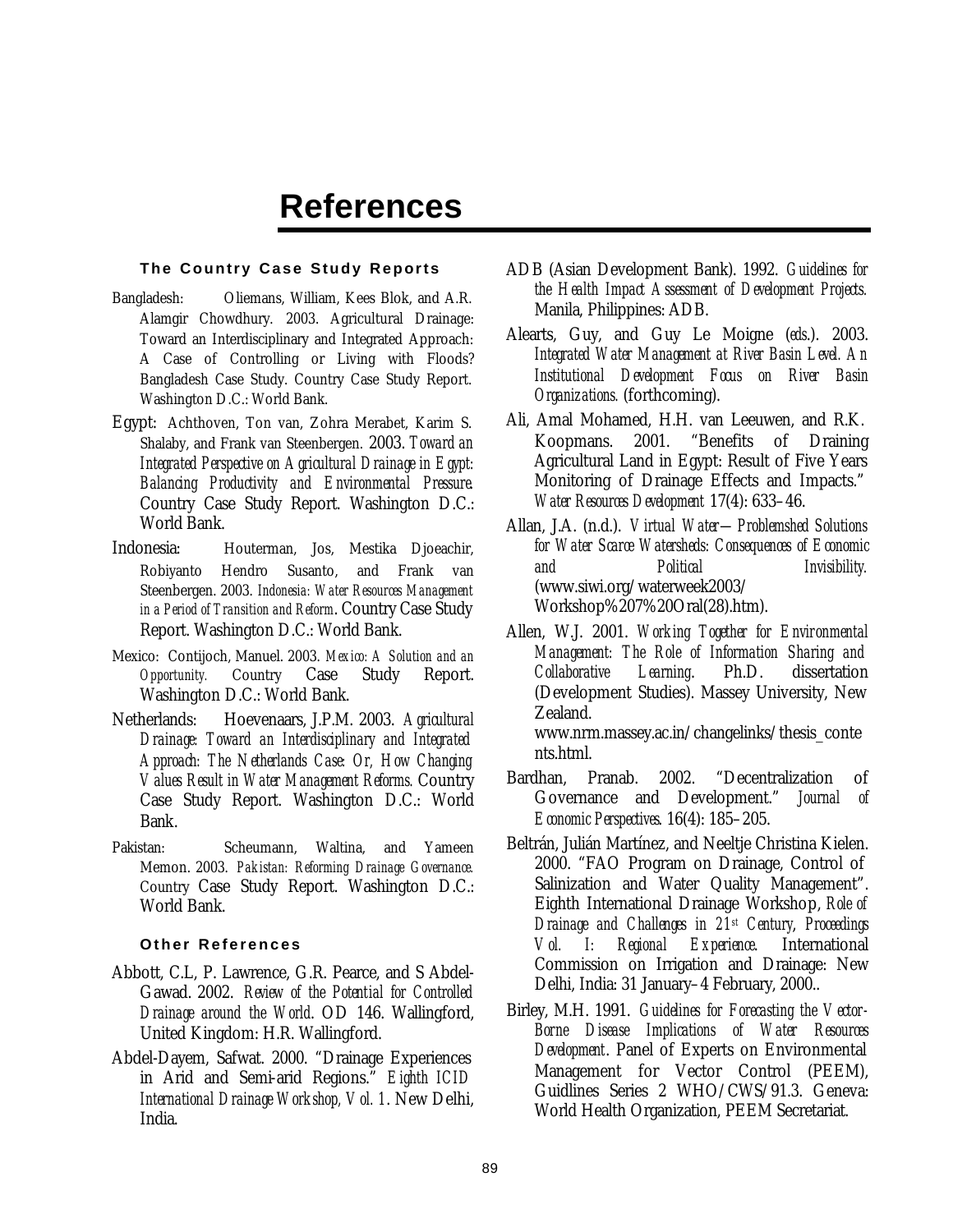# References

### The Country Case Study Reports

Bangladesh: Oliemans, William, Kees Blok, and A.R. Alamgir Chowdhury. 2003. Agricultural Drainage: Toward an Interdisciplinary and Integrated Approach: A Case of Controlling or Living with Floods? Bangladesh Case Study. Country Case Study Report. Washington D.C.: World Bank.

Egypt: Achthoven, Ton van, Zohra Merabet, Karim S. Shalaby, and Frank van Steenbergen. 2003. *Toward an Integrated Perspective on Agricultural Drainage in Egypt: Balancing Productivity and Environmental Pressure.* Country Case Study Report. Washington D.C.: World Bank.

Indonesia: Houterman, Jos, Mestika Djoeachir, Robiyanto Hendro Susanto, and Frank van Steenbergen. 2003. *Indonesia: Water Resources Management in a Period of Transition and Reform*. Country Case Study Report. Washington D.C.: World Bank.

Mexico: Contijoch, Manuel. 2003. *Mexico: A Solution and an Opportunity.* Country Case Study Report. Washington D.C.: World Bank.

Netherlands: Hoevenaars, J.P.M. 2003. *Agricultural Drainage: Toward an Interdisciplinary and Integrated Approach: The Netherlands Case: Or, How Changing Values Result in Water Management Reforms.* Country Case Study Report. Washington D.C.: World Bank.

Pakistan: Scheumann, Waltina, and Yameen Memon. 2003. *Pakistan: Reforming Drainage Governance.* Country Case Study Report. Washington D.C.: World Bank.

### Other References

Abbott, C.L, P. Lawrence, G.R. Pearce, and S Abdel-Gawad. 2002. *Review of the Potential for Controlled Drainage around the World*. OD 146. Wallingford, United Kingdom: H.R. Wallingford.

Abdel-Dayem, Safwat. 2000. "Drainage Experiences in Arid and Semi-arid Regions." *Eighth ICID International Drainage Workshop, Vol. 1*. New Delhi, India.

ADB (Asian Development Bank). 1992. *Guidelines for the Health Impact Assessment of Development Projects.* Manila, Philippines: ADB.

Alearts, Guy, and Guy Le Moigne (eds.). 2003. *Integrated Water Management at River Basin Level. An Institutional Development Focus on River Basin Organizations.* (forthcoming).

Ali, Amal Mohamed, H.H. van Leeuwen, and R.K. Koopmans. 2001. "Benefits of Draining Agricultural Land in Egypt: Result of Five Years Monitoring of Drainage Effects and Impacts." *Water Resources Development* 17(4): 633–46.

Allan, J.A. (n.d.). *Virtual Water—Problemshed Solutions for Water Scarce Watersheds: Consequences of Economic and Political Invisibility.* (www.siwi.org/waterweek2003/ Workshop%207%20Oral(28).htm).

Allen, W.J. 2001. *Working Together for Environmental Management: The Role of Information Sharing and Collaborative Learning*. Ph.D. dissertation (Development Studies). Massey University, New Zealand. www.nrm.massey.ac.in/changelinks/thesis_contents.html.

Bardhan, Pranab. 2002. "Decentralization of Governance and Development." *Journal of Economic Perspectives.* 16(4): 185–205.

Beltrán, Julián Martínez, and Neeltje Christina Kielen. 2000. "FAO Program on Drainage, Control of Salinization and Water Quality Management". Eighth International Drainage Workshop, *Role of Drainage and Challenges in 21st Century, Proceedings Vol. I: Regional Experience.* International Commission on Irrigation and Drainage: New Delhi, India: 31 January–4 February, 2000..

Birley, M.H. 1991. *Guidelines for Forecasting the Vector-Borne Disease Implications of Water Resources Development*. Panel of Experts on Environmental Management for Vector Control (PEEM), Guidlines Series 2 WHO/CWS/91.3. Geneva: World Health Organization, PEEM Secretariat.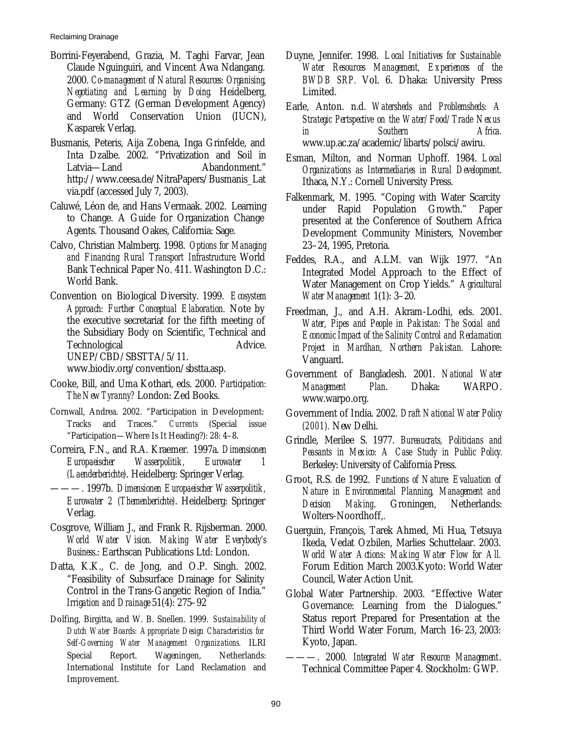Borrini-Feyerabend, Grazia, M. Taghi Farvar, Jean Claude Nguinguiri, and Vincent Awa Ndangang. 2000. *Co-management of Natural Resources: Organising, Negotiating and Learning by Doing.* Heidelberg, Germany: GTZ (German Development Agency) and World Conservation Union (IUCN), Kasparek Verlag.

Busmanis, Peteris, Aija Zobena, Inga Grinfelde, and Inta Dzalbe. 2002. "Privatization and Soil in Latvia—Land Abandonment." http://www.ceesa.de/NitraPapers/Busmanis_Latvia.pdf (accessed July 7, 2003).

Caluwé, Léon de, and Hans Vermaak. 2002. Learning to Change. A Guide for Organization Change Agents. Thousand Oakes, California: Sage.

Calvo, Christian Malmberg. 1998. *Options for Managing and Financing Rural Transport Infrastructure.* World Bank Technical Paper No. 411. Washington D.C.: World Bank.

Convention on Biological Diversity. 1999. *Ecosystem Approach: Further Conceptual Elaboration.* Note by the executive secretariat for the fifth meeting of the Subsidiary Body on Scientific, Technical and Technological Advice. UNEP/CBD/SBSTTA/5/11. www.biodiv.org/convention/sbstta.asp.

Cooke, Bill, and Uma Kothari, eds. 2000. *Participation: The New Tyranny?* London: Zed Books.

Cornwall, Andrea. 2002. "Participation in Development: Tracks and Traces." *Currents* (Special issue "Participation—Where Is It Heading?): 28: 4–8.

Correira, F.N., and R.A. Kraemer. 1997a. *Dimensionen Europaeischer Wasserpolitik, Eurowater 1 (Laenderberichte)*. Heidelberg: Springer Verlag.

———. 1997b. *Dimensionen Europaeischer Wasserpolitik, Eurowater 2 (Themenberichte)*. Heidelberg: Springer Verlag.

Cosgrove, William J., and Frank R. Rijsberman. 2000. *World Water Vision. Making Water Everybody's Business.*: Earthscan Publications Ltd: London.

Datta, K.K., C. de Jong, and O.P. Singh. 2002. "Feasibility of Subsurface Drainage for Salinity Control in the Trans-Gangetic Region of India." *Irrigation and Drainage* 51(4): 275–92

Dolfing, Birgitta, and W. B. Snellen. 1999. *Sustainability of Dutch Water Boards: Appropriate Design Characteristics for Self-Governing Water Management Organizations.* ILRI Special Report. Wageningen, Netherlands: International Institute for Land Reclamation and Improvement.

Duyne, Jennifer. 1998. *Local Initiatives for Sustainable Water Resources Management, Experiences of the BWDB SRP.* Vol. 6. Dhaka: University Press Limited.

Earle, Anton. n.d. *Watersheds and Problemsheds: A Strategic Pertspective on the Water/Food/Trade Nexus in Southern Africa.* www.up.ac.za/academic/libarts/polsci/awiru.

Esman, Milton, and Norman Uphoff. 1984. *Local Organizations as Intermediaries in Rural Development.* Ithaca, N.Y.: Cornell University Press.

Falkenmark, M. 1995. "Coping with Water Scarcity under Rapid Population Growth." Paper presented at the Conference of Southern Africa Development Community Ministers, November 23–24, 1995, Pretoria.

Feddes, R.A., and A.L.M. van Wijk 1977. "An Integrated Model Approach to the Effect of Water Management on Crop Yields." *Agricultural Water Management* 1(1): 3–20.

Freedman, J., and A.H. Akram-Lodhi, eds. 2001. *Water, Pipes and People in Pakistan: The Social and Economic Impact of the Salinity Control and Reclamation Project in Mardhan, Northern Pakistan.* Lahore: Vanguard.

Government of Bangladesh. 2001. *National Water Management Plan*. Dhaka: WARPO. www.warpo.org.

Government of India. 2002. *Draft National Water Policy (2001).* New Delhi.

Grindle, Merilee S. 1977. *Bureaucrats, Politicians and Peasants in Mexico: A Case Study in Public Policy.* Berkeley: University of California Press.

Groot, R.S. de 1992. *Functions of Nature: Evaluation of Nature in Environmental Planning, Management and Decision Making*. Groningen, Netherlands: Wolters-Noordhoff,.

Guerguin, François, Tarek Ahmed, Mi Hua, Tetsuya Ikeda, Vedat Ozbilen, Marlies Schuttelaar. 2003. *World Water Actions: Making Water Flow for All.* Forum Edition March 2003.Kyoto: World Water Council, Water Action Unit.

Global Water Partnership. 2003. "Effective Water Governance: Learning from the Dialogues." Status report Prepared for Presentation at the Third World Water Forum, March 16–23, 2003: Kyoto, Japan.

———. 2000. *Integrated Water Resource Management*. Technical Committee Paper 4. Stockholm: GWP.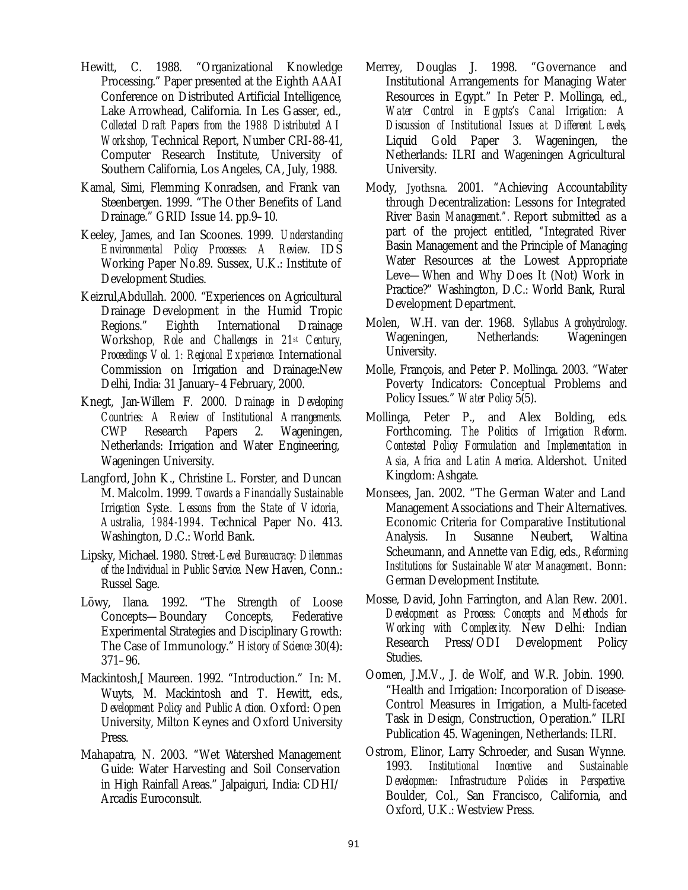Hewitt, C. 1988. "Organizational Knowledge Processing." Paper presented at the Eighth AAAI Conference on Distributed Artificial Intelligence, Lake Arrowhead, California. In Les Gasser, ed., *Collected Draft Papers from the 1988 Distributed AI Workshop*, Technical Report, Number CRI-88-41, Computer Research Institute, University of Southern California, Los Angeles, CA, July, 1988.

Kamal, Simi, Flemming Konradsen, and Frank van Steenbergen. 1999. "The Other Benefits of Land Drainage." GRID Issue 14. pp.9–10.

Keeley, James, and Ian Scoones. 1999. *Understanding Environmental Policy Processes: A Review.* IDS Working Paper No.89. Sussex, U.K.: Institute of Development Studies.

Keizrul,Abdullah. 2000. "Experiences on Agricultural Drainage Development in the Humid Tropic Regions." Eighth International Drainage Workshop, *Role and Challenges in 21st Century, Proceedings Vol. 1: Regional Experience.* International Commission on Irrigation and Drainage:New Delhi, India: 31 January–4 February, 2000.

Knegt, Jan-Willem F. 2000. *Drainage in Developing Countries: A Review of Institutional Arrangements.* CWP Research Papers 2. Wageningen, Netherlands: Irrigation and Water Engineering, Wageningen University.

Langford, John K., Christine L. Forster, and Duncan M. Malcolm. 1999. *Towards a Financially Sustainable Irrigation Syste:. Lessons from the State of Victoria, Australia, 1984-1994.* Technical Paper No. 413. Washington, D.C.: World Bank.

Lipsky, Michael. 1980. *Street-Level Bureaucracy: Dilemmas of the Individual in Public Service.* New Haven, Conn.: Russel Sage.

Löwy, Ilana. 1992. "The Strength of Loose Concepts—Boundary Concepts, Federative Experimental Strategies and Disciplinary Growth: The Case of Immunology." *History of Science* 30(4): 371–96.

Mackintosh,[ Maureen. 1992. "Introduction." In: M. Wuyts, M. Mackintosh and T. Hewitt, eds., *Development Policy and Public Action.* Oxford: Open University, Milton Keynes and Oxford University Press.

Mahapatra, N. 2003. "Wet Watershed Management Guide: Water Harvesting and Soil Conservation in High Rainfall Areas." Jalpaiguri, India: CDHI/ Arcadis Euroconsult.

Merrey, Douglas J. 1998. "Governance and Institutional Arrangements for Managing Water Resources in Egypt." In Peter P. Mollinga, ed., *Water Control in Egypts's Canal Irrigation: A Discussion of Institutional Issues at Different Levels,* Liquid Gold Paper 3. Wageningen, the Netherlands: ILRI and Wageningen Agricultural University.

Mody, Jyothsna. 2001. "Achieving Accountability through Decentralization: Lessons for Integrated River *Basin Management.".* Report submitted as a part of the project entitled, "Integrated River Basin Management and the Principle of Managing Water Resources at the Lowest Appropriate Leve—When and Why Does It (Not) Work in Practice?" Washington, D.C.: World Bank, Rural Development Department.

Molen, W.H. van der. 1968. *Syllabus Agrohydrology*. Wageningen, Netherlands: Wageningen University.

Molle, François, and Peter P. Mollinga. 2003. "Water Poverty Indicators: Conceptual Problems and Policy Issues." *Water Policy* 5(5).

Mollinga, Peter P., and Alex Bolding, eds. Forthcoming. *The Politics of Irrigation Reform. Contested Policy Formulation and Implementation in Asia, Africa and Latin America.* Aldershot. United Kingdom: Ashgate.

Monsees, Jan. 2002. "The German Water and Land Management Associations and Their Alternatives. Economic Criteria for Comparative Institutional Analysis. In Susanne Neubert, Waltina Scheumann, and Annette van Edig, eds., *Reforming Institutions for Sustainable Water Management*. Bonn: German Development Institute.

Mosse, David, John Farrington, and Alan Rew. 2001. *Development as Process: Concepts and Methods for Working with Complexity.* New Delhi: Indian Research Press/ODI Development Policy Studies.

Oomen, J.M.V., J. de Wolf, and W.R. Jobin. 1990. "Health and Irrigation: Incorporation of Disease-Control Measures in Irrigation, a Multi-faceted Task in Design, Construction, Operation." ILRI Publication 45. Wageningen, Netherlands: ILRI.

Ostrom, Elinor, Larry Schroeder, and Susan Wynne. 1993. *Institutional Incentive and Sustainable Developmen: Infrastructure Policies in Perspective.* Boulder, Col., San Francisco, California, and Oxford, U.K.: Westview Press.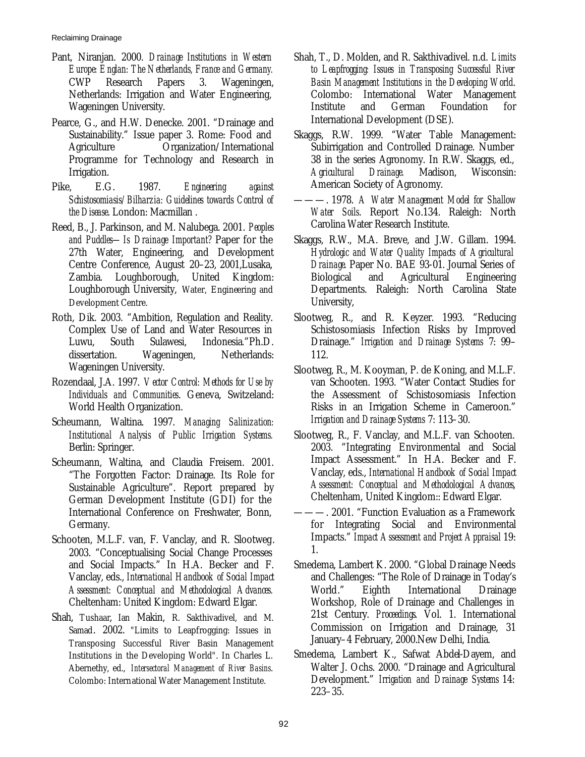Pant, Niranjan. 2000. *Drainage Institutions in Western Europe: Englan: The Netherlands, France and Germany.* CWP Research Papers 3. Wageningen, Netherlands: Irrigation and Water Engineering, Wageningen University.

Pearce, G., and H.W. Denecke. 2001. "Drainage and Sustainability." Issue paper 3. Rome: Food and Agriculture Organization/International Programme for Technology and Research in Irrigation.

Pike, E.G. 1987. *Engineering against Schistosomiasis/Bilharzia: Guidelines towards Control of the Disease*. London: Macmillan .

Reed, B., J. Parkinson, and M. Nalubega. 2001. *Peoples and Puddles—Is Drainage Important?* Paper for the 27th Water, Engineering, and Development Centre Conference, August 20–23, 2001,Lusaka, Zambia. Loughborough, United Kingdom: Loughborough University, Water, Engineering and Development Centre.

Roth, Dik. 2003. "Ambition, Regulation and Reality. Complex Use of Land and Water Resources in Luwu, South Sulawesi, Indonesia."Ph.D. dissertation. Wageningen, Netherlands: Wageningen University.

Rozendaal, J.A. 1997. *Vector Control: Methods for Use by Individuals and Communities*. Geneva, Switzerland: World Health Organization.

Scheumann, Waltina. 1997. *Managing Salinization: Institutional Analysis of Public Irrigation Systems.* Berlin: Springer.

Scheumann, Waltina, and Claudia Freisem. 2001. "The Forgotten Factor: Drainage. Its Role for Sustainable Agriculture". Report prepared by German Development Institute (GDI) for the International Conference on Freshwater, Bonn, Germany.

Schooten, M.L.F. van, F. Vanclay, and R. Slootweg. 2003. "Conceptualising Social Change Processes and Social Impacts." In H.A. Becker and F. Vanclay, eds., *International Handbook of Social Impact Assessment: Conceptual and Methodological Advances.* Cheltenham: United Kingdom: Edward Elgar.

Shah, Tushaar, Ian Makin, R. Sakthivadivel, and M. Samad. 2002. "Limits to Leapfrogging: Issues in Transposing Successful River Basin Management Institutions in the Developing World". In Charles L. Abernethy, ed., *Intersectoral Management of River Basins*. Colombo: International Water Management Institute.

Shah, T., D. Molden, and R. Sakthivadivel. n.d. *Limits to Leapfrogging: Issues in Transposing Successful River Basin Management Institutions in the Developing World*. Colombo: International Water Management Institute and German Foundation for International Development (DSE).

Skaggs, R.W. 1999. "Water Table Management: Subirrigation and Controlled Drainage. Number 38 in the series Agronomy. In R.W. Skaggs, ed., *Agricultural Drainage.* Madison, Wisconsin: American Society of Agronomy.

———. 1978. *A Water Management Model for Shallow Water Soils*. Report No.134. Raleigh: North Carolina Water Research Institute.

Skaggs, R.W., M.A. Breve, and J.W. Gillam. 1994. *Hydrologic and Water Quality Impacts of Agricultural Drainage.* Paper No. BAE 93-01. Journal Series of Biological and Agricultural Engineering Departments. Raleigh: North Carolina State University,

Slootweg, R., and R. Keyzer. 1993. "Reducing Schistosomiasis Infection Risks by Improved Drainage." *Irrigation and Drainage Systems* 7: 99–112.

Slootweg, R., M. Kooyman, P. de Koning, and M.L.F. van Schooten. 1993. "Water Contact Studies for the Assessment of Schistosomiasis Infection Risks in an Irrigation Scheme in Cameroon." *Irrigation and Drainage Systems* 7: 113–30.

Slootweg, R., F. Vanclay, and M.L.F. van Schooten. 2003. "Integrating Environmental and Social Impact Assessment." In H.A. Becker and F. Vanclay, eds., *International Handbook of Social Impact Assessment: Conceptual and Methodological Advances,* Cheltenham, United Kingdom:: Edward Elgar.

———. 2001. "Function Evaluation as a Framework for Integrating Social and Environmental Impacts." *Impact Assessment and Project Appraisal* 19: 1.

Smedema, Lambert K. 2000. "Global Drainage Needs and Challenges: "The Role of Drainage in Today's World." Eighth International Drainage Workshop, Role of Drainage and Challenges in 21st Century. *Proceedings.* Vol. 1. International Commission on Irrigation and Drainage, 31 January–4 February, 2000.New Delhi, India.

Smedema, Lambert K., Safwat Abdel-Dayem, and Walter J. Ochs. 2000. "Drainage and Agricultural Development." *Irrigation and Drainage Systems* 14: 223–35.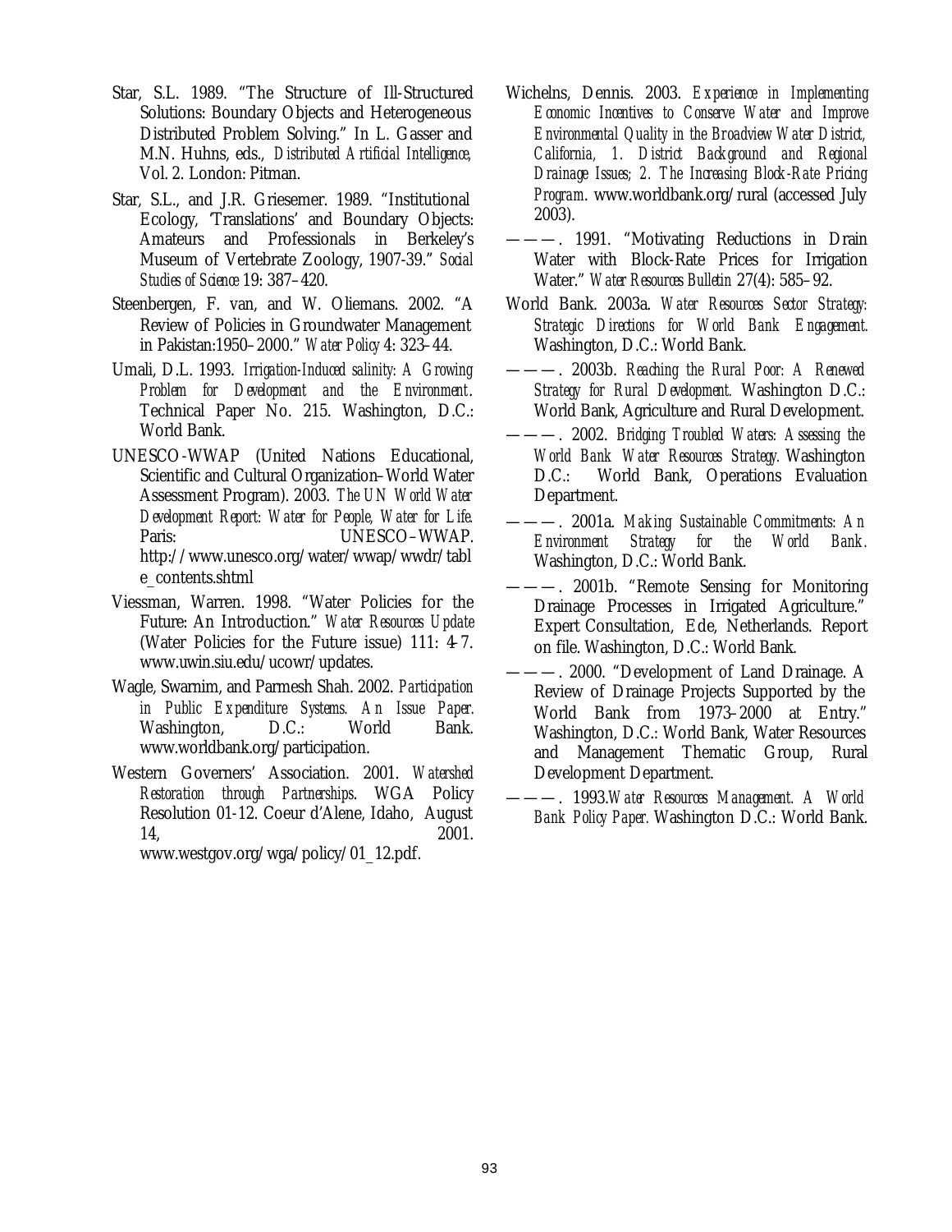Star, S.L. 1989. "The Structure of Ill-Structured Solutions: Boundary Objects and Heterogeneous Distributed Problem Solving." In L. Gasser and M.N. Huhns, eds., *Distributed Artificial Intelligence*, Vol. 2. London: Pitman.

Star, S.L., and J.R. Griesemer. 1989. "Institutional Ecology, 'Translations' and Boundary Objects: Amateurs and Professionals in Berkeley's Museum of Vertebrate Zoology, 1907-39." *Social Studies of Science* 19: 387–420.

Steenbergen, F. van, and W. Oliemans. 2002. "A Review of Policies in Groundwater Management in Pakistan:1950–2000." *Water Policy* 4: 323–44.

Umali, D.L. 1993. *Irrigation-Induced salinity: A Growing Problem for Development and the Environment*. Technical Paper No. 215. Washington, D.C.: World Bank.

UNESCO-WWAP (United Nations Educational, Scientific and Cultural Organization–World Water Assessment Program). 2003. *The UN World Water Development Report: Water for People, Water for Life.* Paris: UNESCO–WWAP. http://www.unesco.org/water/wwap/wwdr/table_contents.shtml

Viessman, Warren. 1998. "Water Policies for the Future: An Introduction." *Water Resources Update* (Water Policies for the Future issue) 111: 4-7. www.uwin.siu.edu/ucowr/updates.

Wagle, Swarnim, and Parmesh Shah. 2002. *Participation in Public Expenditure Systems. An Issue Paper.* Washington, D.C.: World Bank. www.worldbank.org/participation.

Western Governers' Association. 2001. *Watershed Restoration through Partnerships*. WGA Policy Resolution 01-12. Coeur d'Alene, Idaho, August 14, 2001. www.westgov.org/wga/policy/01_12.pdf.

Wichelns, Dennis. 2003. *Experience in Implementing Economic Incentives to Conserve Water and Improve Environmental Quality in the Broadview Water District, California, 1. District Background and Regional Drainage Issues; 2. The Increasing Block-Rate Pricing Program*. www.worldbank.org/rural (accessed July 2003).

———. 1991. "Motivating Reductions in Drain Water with Block-Rate Prices for Irrigation Water." *Water Resources Bulletin* 27(4): 585–92.

World Bank. 2003a. *Water Resources Sector Strategy: Strategic Directions for World Bank Engagement.* Washington, D.C.: World Bank.

———. 2003b. *Reaching the Rural Poor: A Renewed Strategy for Rural Development.* Washington D.C.: World Bank, Agriculture and Rural Development.

———. 2002. *Bridging Troubled Waters: Assessing the World Bank Water Resources Strategy.* Washington D.C.: World Bank, Operations Evaluation Department.

———. 2001a. *Making Sustainable Commitments: An Environment Strategy for the World Bank.* Washington, D.C.: World Bank.

———. 2001b. "Remote Sensing for Monitoring Drainage Processes in Irrigated Agriculture." Expert Consultation, Ede, Netherlands. Report on file. Washington, D.C.: World Bank.

———. 2000. "Development of Land Drainage. A Review of Drainage Projects Supported by the World Bank from 1973–2000 at Entry." Washington, D.C.: World Bank, Water Resources and Management Thematic Group, Rural Development Department.

———. 1993.*Water Resources Management. A World Bank Policy Paper.* Washington D.C.: World Bank.